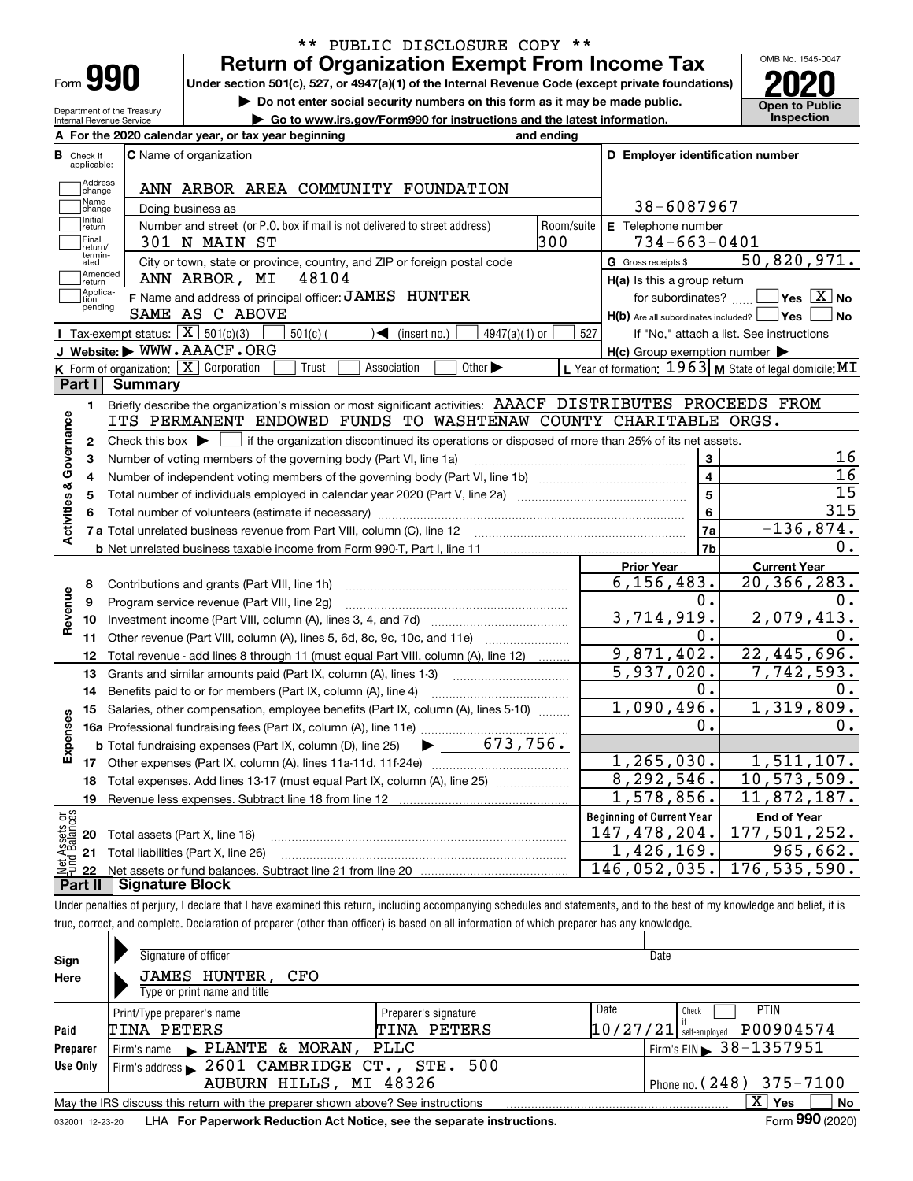\*\* PUBLIC DISCLOSURE COPY \*\*

# Form 990 — Return of Organization Exempt From Income Tax

Under section 501(c), 527, or 4947(a)(1) of the Internal Revenue Code (except private foundations)

▶ Do not enter social security numbers on this form as it may be made public.

▶ Go to www.irs.gov/Form990 for instructions and the latest information.

Department of the Treasury
Internal Revenue Service

OMB No. 1545-0047

**2020**

**Open to Public Inspection**

**A** For the 2020 calendar year, or tax year beginning and ending

**B** Check if applicable: Address change, Name change, Initial return, Final return/terminated, Amended return, Application pending

**C** Name of organization: ANN ARBOR AREA COMMUNITY FOUNDATION

Doing business as

Number and street (or P.O. box if mail is not delivered to street address): 301 N MAIN ST — Room/suite: 300

City or town, state or province, country, and ZIP or foreign postal code: ANN ARBOR, MI 48104

**D** Employer identification number: 38-6087967

**E** Telephone number: 734-663-0401

**G** Gross receipts $ 50,820,971.

**F** Name and address of principal officer: JAMES HUNTER
SAME AS C ABOVE

**H(a)** Is this a group return for subordinates? ☐ Yes ☒ No

**H(b)** Are all subordinates included? ☐ Yes ☐ No
If "No," attach a list. See instructions

**H(c)** Group exemption number ▶

**I** Tax-exempt status: ☒ 501(c)(3) ☐ 501(c) ( ) ◀ (insert no.) ☐ 4947(a)(1) or ☐ 527

**J** Website: ▶ WWW.AAACF.ORG

**K** Form of organization: ☒ Corporation ☐ Trust ☐ Association ☐ Other ▶

**L** Year of formation: 1963 **M** State of legal domicile: MI

## Part I Summary

**Activities & Governance**

1. Briefly describe the organization's mission or most significant activities: AAACF DISTRIBUTES PROCEEDS FROM ITS PERMANENT ENDOWED FUNDS TO WASHTENAW COUNTY CHARITABLE ORGS.
2. Check this box ▶ ☐ if the organization discontinued its operations or disposed of more than 25% of its net assets.

| | | | |
|---|---|---|---|
| 3 | Number of voting members of the governing body (Part VI, line 1a) | 3 | 16 |
| 4 | Number of independent voting members of the governing body (Part VI, line 1b) | 4 | 16 |
| 5 | Total number of individuals employed in calendar year 2020 (Part V, line 2a) | 5 | 15 |
| 6 | Total number of volunteers (estimate if necessary) | 6 | 315 |
| 7a | Total unrelated business revenue from Part VIII, column (C), line 12 | 7a | -136,874. |
| b | Net unrelated business taxable income from Form 990-T, Part I, line 11 | 7b | 0. |

| | | Prior Year | Current Year |
|---|---|---|---|
| **Revenue** | | | |
| 8 | Contributions and grants (Part VIII, line 1h) | 6,156,483. | 20,366,283. |
| 9 | Program service revenue (Part VIII, line 2g) | 0. | 0. |
| 10 | Investment income (Part VIII, column (A), lines 3, 4, and 7d) | 3,714,919. | 2,079,413. |
| 11 | Other revenue (Part VIII, column (A), lines 5, 6d, 8c, 9c, 10c, and 11e) | 0. | 0. |
| 12 | Total revenue - add lines 8 through 11 (must equal Part VIII, column (A), line 12) | 9,871,402. | 22,445,696. |
| **Expenses** | | | |
| 13 | Grants and similar amounts paid (Part IX, column (A), lines 1-3) | 5,937,020. | 7,742,593. |
| 14 | Benefits paid to or for members (Part IX, column (A), line 4) | 0. | 0. |
| 15 | Salaries, other compensation, employee benefits (Part IX, column (A), lines 5-10) | 1,090,496. | 1,319,809. |
| 16a | Professional fundraising fees (Part IX, column (A), line 11e) | 0. | 0. |
| b | Total fundraising expenses (Part IX, column (D), line 25) ▶ 673,756. | | |
| 17 | Other expenses (Part IX, column (A), lines 11a-11d, 11f-24e) | 1,265,030. | 1,511,107. |
| 18 | Total expenses. Add lines 13-17 (must equal Part IX, column (A), line 25) | 8,292,546. | 10,573,509. |
| 19 | Revenue less expenses. Subtract line 18 from line 12 | 1,578,856. | 11,872,187. |

| **Net Assets or Fund Balances** | | Beginning of Current Year | End of Year |
|---|---|---|---|
| 20 | Total assets (Part X, line 16) | 147,478,204. | 177,501,252. |
| 21 | Total liabilities (Part X, line 26) | 1,426,169. | 965,662. |
| 22 | Net assets or fund balances. Subtract line 21 from line 20 | 146,052,035. | 176,535,590. |

## Part II Signature Block

Under penalties of perjury, I declare that I have examined this return, including accompanying schedules and statements, and to the best of my knowledge and belief, it is true, correct, and complete. Declaration of preparer (other than officer) is based on all information of which preparer has any knowledge.

**Sign Here**

Signature of officer — Date

JAMES HUNTER, CFO
Type or print name and title

**Paid Preparer Use Only**

| Print/Type preparer's name | Preparer's signature | Date | Check ☐ if self-employed | PTIN |
|---|---|---|---|---|
| TINA PETERS | TINA PETERS | 10/27/21 | | P00904574 |

Firm's name ▶ PLANTE & MORAN, PLLC — Firm's EIN ▶ 38-1357951

Firm's address ▶ 2601 CAMBRIDGE CT., STE. 500, AUBURN HILLS, MI 48326 — Phone no. (248) 375-7100

May the IRS discuss this return with the preparer shown above? See instructions ☒ Yes ☐ No

032001 12-23-20 LHA For Paperwork Reduction Act Notice, see the separate instructions. Form **990** (2020)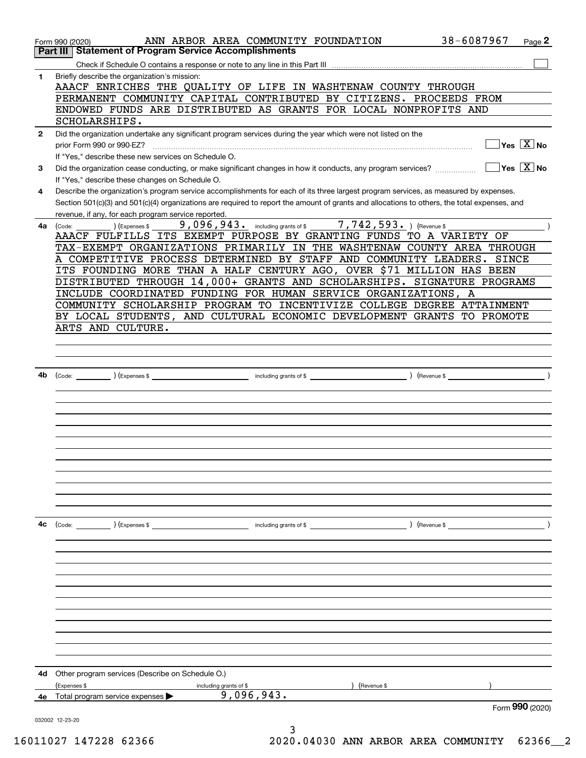Form 990 (2020) ANN ARBOR AREA COMMUNITY FOUNDATION 38-6087967 Page 2

**Part III Statement of Program Service Accomplishments**

Check if Schedule O contains a response or note to any line in this Part III

**1** Briefly describe the organization's mission:

AAACF ENRICHES THE QUALITY OF LIFE IN WASHTENAW COUNTY THROUGH PERMANENT COMMUNITY CAPITAL CONTRIBUTED BY CITIZENS. PROCEEDS FROM ENDOWED FUNDS ARE DISTRIBUTED AS GRANTS FOR LOCAL NONPROFITS AND SCHOLARSHIPS.

**2** Did the organization undertake any significant program services during the year which were not listed on the prior Form 990 or 990-EZ? Yes [ ] No [X]

If "Yes," describe these new services on Schedule O.

**3** Did the organization cease conducting, or make significant changes in how it conducts, any program services? Yes [ ] No [X]

If "Yes," describe these changes on Schedule O.

**4** Describe the organization's program service accomplishments for each of its three largest program services, as measured by expenses. Section 501(c)(3) and 501(c)(4) organizations are required to report the amount of grants and allocations to others, the total expenses, and revenue, if any, for each program service reported.

**4a** (Code: ) (Expenses $ 9,096,943. including grants of $ 7,742,593. ) (Revenue $ )

AAACF FULFILLS ITS EXEMPT PURPOSE BY GRANTING FUNDS TO A VARIETY OF TAX-EXEMPT ORGANIZATIONS PRIMARILY IN THE WASHTENAW COUNTY AREA THROUGH A COMPETITIVE PROCESS DETERMINED BY STAFF AND COMMUNITY LEADERS. SINCE ITS FOUNDING MORE THAN A HALF CENTURY AGO, OVER $71 MILLION HAS BEEN DISTRIBUTED THROUGH 14,000+ GRANTS AND SCHOLARSHIPS. SIGNATURE PROGRAMS INCLUDE COORDINATED FUNDING FOR HUMAN SERVICE ORGANIZATIONS, A COMMUNITY SCHOLARSHIP PROGRAM TO INCENTIVIZE COLLEGE DEGREE ATTAINMENT BY LOCAL STUDENTS, AND CULTURAL ECONOMIC DEVELOPMENT GRANTS TO PROMOTE ARTS AND CULTURE.

**4b** (Code: ) (Expenses $ including grants of $ ) (Revenue $ )

**4c** (Code: ) (Expenses $ including grants of $ ) (Revenue $ )

**4d** Other program services (Describe on Schedule O.)

(Expenses $ including grants of $ ) (Revenue $ )

**4e** Total program service expenses ▶ 9,096,943.

Form **990** (2020)

032002 12-23-20

16011027 147228 62366 2020.04030 ANN ARBOR AREA COMMUNITY 62366__2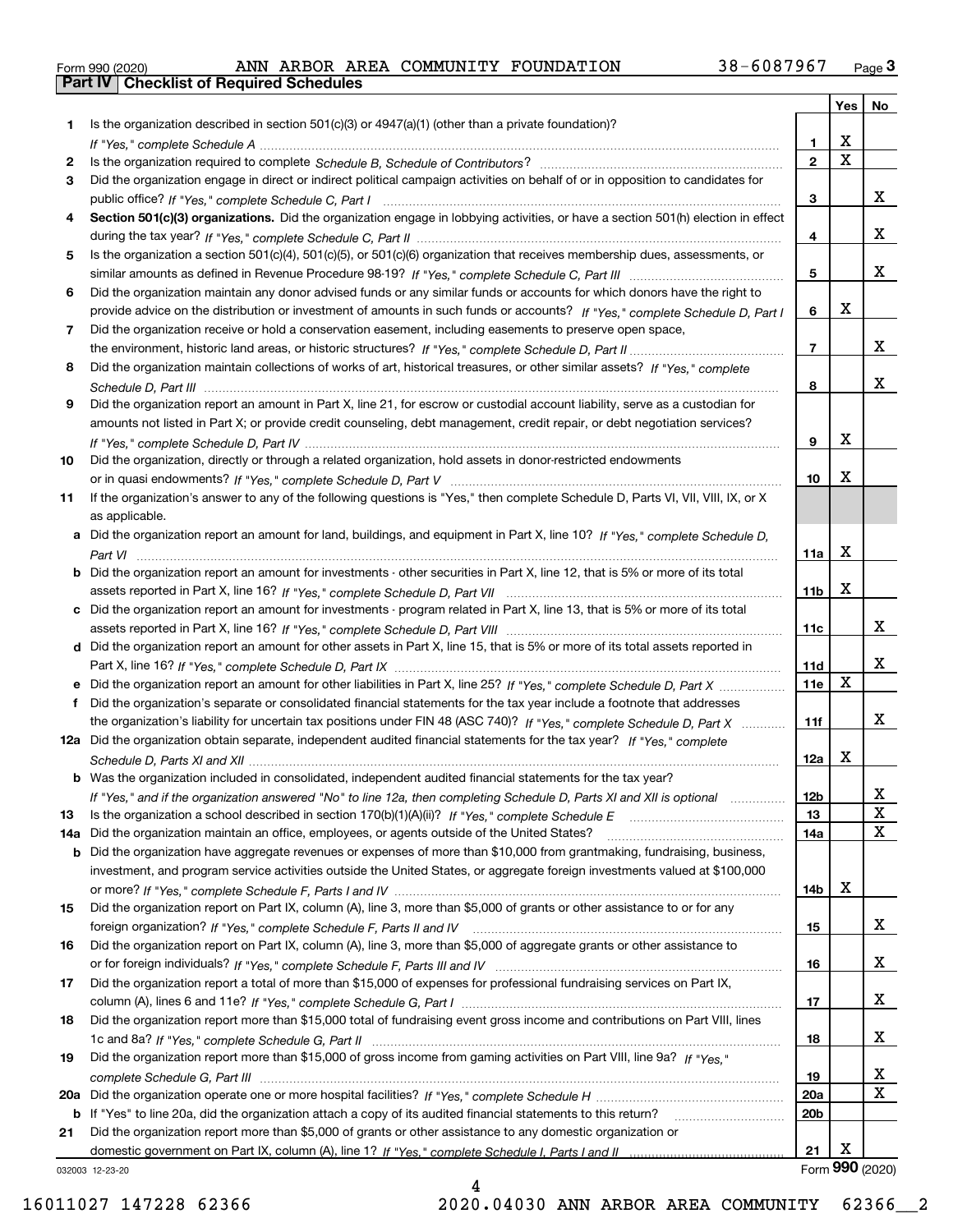Form 990 (2020) ANN ARBOR AREA COMMUNITY FOUNDATION 38-6087967

## Part IV Checklist of Required Schedules

| | | | Yes | No |
|---|---|---|---|---|
| 1 | Is the organization described in section 501(c)(3) or 4947(a)(1) (other than a private foundation)? *If "Yes," complete Schedule A* | 1 | X | |
| 2 | Is the organization required to complete *Schedule B, Schedule of Contributors*? | 2 | X | |
| 3 | Did the organization engage in direct or indirect political campaign activities on behalf of or in opposition to candidates for public office? *If "Yes," complete Schedule C, Part I* | 3 | | X |
| 4 | **Section 501(c)(3) organizations.** Did the organization engage in lobbying activities, or have a section 501(h) election in effect during the tax year? *If "Yes," complete Schedule C, Part II* | 4 | | X |
| 5 | Is the organization a section 501(c)(4), 501(c)(5), or 501(c)(6) organization that receives membership dues, assessments, or similar amounts as defined in Revenue Procedure 98-19? *If "Yes," complete Schedule C, Part III* | 5 | | X |
| 6 | Did the organization maintain any donor advised funds or any similar funds or accounts for which donors have the right to provide advice on the distribution or investment of amounts in such funds or accounts? *If "Yes," complete Schedule D, Part I* | 6 | X | |
| 7 | Did the organization receive or hold a conservation easement, including easements to preserve open space, the environment, historic land areas, or historic structures? *If "Yes," complete Schedule D, Part II* | 7 | | X |
| 8 | Did the organization maintain collections of works of art, historical treasures, or other similar assets? *If "Yes," complete Schedule D, Part III* | 8 | | X |
| 9 | Did the organization report an amount in Part X, line 21, for escrow or custodial account liability, serve as a custodian for amounts not listed in Part X; or provide credit counseling, debt management, credit repair, or debt negotiation services? *If "Yes," complete Schedule D, Part IV* | 9 | X | |
| 10 | Did the organization, directly or through a related organization, hold assets in donor-restricted endowments or in quasi endowments? *If "Yes," complete Schedule D, Part V* | 10 | X | |
| 11 | If the organization's answer to any of the following questions is "Yes," then complete Schedule D, Parts VI, VII, VIII, IX, or X as applicable. | | | |
| a | Did the organization report an amount for land, buildings, and equipment in Part X, line 10? *If "Yes," complete Schedule D, Part VI* | 11a | X | |
| b | Did the organization report an amount for investments - other securities in Part X, line 12, that is 5% or more of its total assets reported in Part X, line 16? *If "Yes," complete Schedule D, Part VII* | 11b | X | |
| c | Did the organization report an amount for investments - program related in Part X, line 13, that is 5% or more of its total assets reported in Part X, line 16? *If "Yes," complete Schedule D, Part VIII* | 11c | | X |
| d | Did the organization report an amount for other assets in Part X, line 15, that is 5% or more of its total assets reported in Part X, line 16? *If "Yes," complete Schedule D, Part IX* | 11d | | X |
| e | Did the organization report an amount for other liabilities in Part X, line 25? *If "Yes," complete Schedule D, Part X* | 11e | X | |
| f | Did the organization's separate or consolidated financial statements for the tax year include a footnote that addresses the organization's liability for uncertain tax positions under FIN 48 (ASC 740)? *If "Yes," complete Schedule D, Part X* | 11f | | X |
| 12a | Did the organization obtain separate, independent audited financial statements for the tax year? *If "Yes," complete Schedule D, Parts XI and XII* | 12a | X | |
| b | Was the organization included in consolidated, independent audited financial statements for the tax year? *If "Yes," and if the organization answered "No" to line 12a, then completing Schedule D, Parts XI and XII is optional* | 12b | | X |
| 13 | Is the organization a school described in section 170(b)(1)(A)(ii)? *If "Yes," complete Schedule E* | 13 | | X |
| 14a | Did the organization maintain an office, employees, or agents outside of the United States? | 14a | | X |
| b | Did the organization have aggregate revenues or expenses of more than $10,000 from grantmaking, fundraising, business, investment, and program service activities outside the United States, or aggregate foreign investments valued at $100,000 or more? *If "Yes," complete Schedule F, Parts I and IV* | 14b | X | |
| 15 | Did the organization report on Part IX, column (A), line 3, more than $5,000 of grants or other assistance to or for any foreign organization? *If "Yes," complete Schedule F, Parts II and IV* | 15 | | X |
| 16 | Did the organization report on Part IX, column (A), line 3, more than $5,000 of aggregate grants or other assistance to or for foreign individuals? *If "Yes," complete Schedule F, Parts III and IV* | 16 | | X |
| 17 | Did the organization report a total of more than $15,000 of expenses for professional fundraising services on Part IX, column (A), lines 6 and 11e? *If "Yes," complete Schedule G, Part I* | 17 | | X |
| 18 | Did the organization report more than $15,000 total of fundraising event gross income and contributions on Part VIII, lines 1c and 8a? *If "Yes," complete Schedule G, Part II* | 18 | | X |
| 19 | Did the organization report more than $15,000 of gross income from gaming activities on Part VIII, line 9a? *If "Yes," complete Schedule G, Part III* | 19 | | X |
| 20a | Did the organization operate one or more hospital facilities? *If "Yes," complete Schedule H* | 20a | | X |
| b | If "Yes" to line 20a, did the organization attach a copy of its audited financial statements to this return? | 20b | | |
| 21 | Did the organization report more than $5,000 of grants or other assistance to any domestic organization or domestic government on Part IX, column (A), line 1? *If "Yes," complete Schedule I, Parts I and II* | 21 | X | |

032003 12-23-20 Form **990** (2020)

16011027 147228 62366 2020.04030 ANN ARBOR AREA COMMUNITY 62366__2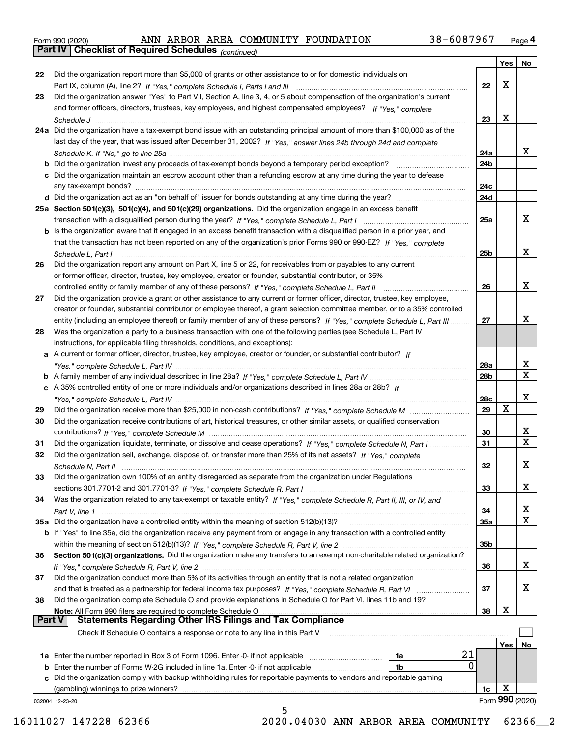Form 990 (2020) ANN ARBOR AREA COMMUNITY FOUNDATION 38-6087967

## Part IV Checklist of Required Schedules *(continued)*

| | | | Yes | No |
|---|---|---|---|---|
| 22 | Did the organization report more than $5,000 of grants or other assistance to or for domestic individuals on Part IX, column (A), line 2? *If "Yes," complete Schedule I, Parts I and III* | 22 | X | |
| 23 | Did the organization answer "Yes" to Part VII, Section A, line 3, 4, or 5 about compensation of the organization's current and former officers, directors, trustees, key employees, and highest compensated employees? *If "Yes," complete Schedule J* | 23 | X | |
| 24a | Did the organization have a tax-exempt bond issue with an outstanding principal amount of more than $100,000 as of the last day of the year, that was issued after December 31, 2002? *If "Yes," answer lines 24b through 24d and complete Schedule K. If "No," go to line 25a* | 24a | | X |
| b | Did the organization invest any proceeds of tax-exempt bonds beyond a temporary period exception? | 24b | | |
| c | Did the organization maintain an escrow account other than a refunding escrow at any time during the year to defease any tax-exempt bonds? | 24c | | |
| d | Did the organization act as an "on behalf of" issuer for bonds outstanding at any time during the year? | 24d | | |
| 25a | **Section 501(c)(3), 501(c)(4), and 501(c)(29) organizations.** Did the organization engage in an excess benefit transaction with a disqualified person during the year? *If "Yes," complete Schedule L, Part I* | 25a | | X |
| b | Is the organization aware that it engaged in an excess benefit transaction with a disqualified person in a prior year, and that the transaction has not been reported on any of the organization's prior Forms 990 or 990-EZ? *If "Yes," complete Schedule L, Part I* | 25b | | X |
| 26 | Did the organization report any amount on Part X, line 5 or 22, for receivables from or payables to any current or former officer, director, trustee, key employee, creator or founder, substantial contributor, or 35% controlled entity or family member of any of these persons? *If "Yes," complete Schedule L, Part II* | 26 | | X |
| 27 | Did the organization provide a grant or other assistance to any current or former officer, director, trustee, key employee, creator or founder, substantial contributor or employee thereof, a grant selection committee member, or to a 35% controlled entity (including an employee thereof) or family member of any of these persons? *If "Yes," complete Schedule L, Part III* | 27 | | X |
| 28 | Was the organization a party to a business transaction with one of the following parties (see Schedule L, Part IV instructions, for applicable filing thresholds, conditions, and exceptions): | | | |
| a | A current or former officer, director, trustee, key employee, creator or founder, or substantial contributor? *If "Yes," complete Schedule L, Part IV* | 28a | | X |
| b | A family member of any individual described in line 28a? *If "Yes," complete Schedule L, Part IV* | 28b | | X |
| c | A 35% controlled entity of one or more individuals and/or organizations described in lines 28a or 28b? *If "Yes," complete Schedule L, Part IV* | 28c | | X |
| 29 | Did the organization receive more than $25,000 in non-cash contributions? *If "Yes," complete Schedule M* | 29 | X | |
| 30 | Did the organization receive contributions of art, historical treasures, or other similar assets, or qualified conservation contributions? *If "Yes," complete Schedule M* | 30 | | X |
| 31 | Did the organization liquidate, terminate, or dissolve and cease operations? *If "Yes," complete Schedule N, Part I* | 31 | | X |
| 32 | Did the organization sell, exchange, dispose of, or transfer more than 25% of its net assets? *If "Yes," complete Schedule N, Part II* | 32 | | X |
| 33 | Did the organization own 100% of an entity disregarded as separate from the organization under Regulations sections 301.7701-2 and 301.7701-3? *If "Yes," complete Schedule R, Part I* | 33 | | X |
| 34 | Was the organization related to any tax-exempt or taxable entity? *If "Yes," complete Schedule R, Part II, III, or IV, and Part V, line 1* | 34 | | X |
| 35a | Did the organization have a controlled entity within the meaning of section 512(b)(13)? | 35a | | X |
| b | If "Yes" to line 35a, did the organization receive any payment from or engage in any transaction with a controlled entity within the meaning of section 512(b)(13)? *If "Yes," complete Schedule R, Part V, line 2* | 35b | | |
| 36 | **Section 501(c)(3) organizations.** Did the organization make any transfers to an exempt non-charitable related organization? *If "Yes," complete Schedule R, Part V, line 2* | 36 | | X |
| 37 | Did the organization conduct more than 5% of its activities through an entity that is not a related organization and that is treated as a partnership for federal income tax purposes? *If "Yes," complete Schedule R, Part VI* | 37 | | X |
| 38 | Did the organization complete Schedule O and provide explanations in Schedule O for Part VI, lines 11b and 19? **Note:** All Form 990 filers are required to complete Schedule O | 38 | X | |

## Part V Statements Regarding Other IRS Filings and Tax Compliance

Check if Schedule O contains a response or note to any line in this Part V ☐

| | | | | | Yes | No |
|---|---|---|---|---|---|---|
| 1a | Enter the number reported in Box 3 of Form 1096. Enter -0- if not applicable | 1a | 21 | | | |
| b | Enter the number of Forms W-2G included in line 1a. Enter -0- if not applicable | 1b | 0 | | | |
| c | Did the organization comply with backup withholding rules for reportable payments to vendors and reportable gaming (gambling) winnings to prize winners? | | | 1c | X | |

Form **990** (2020)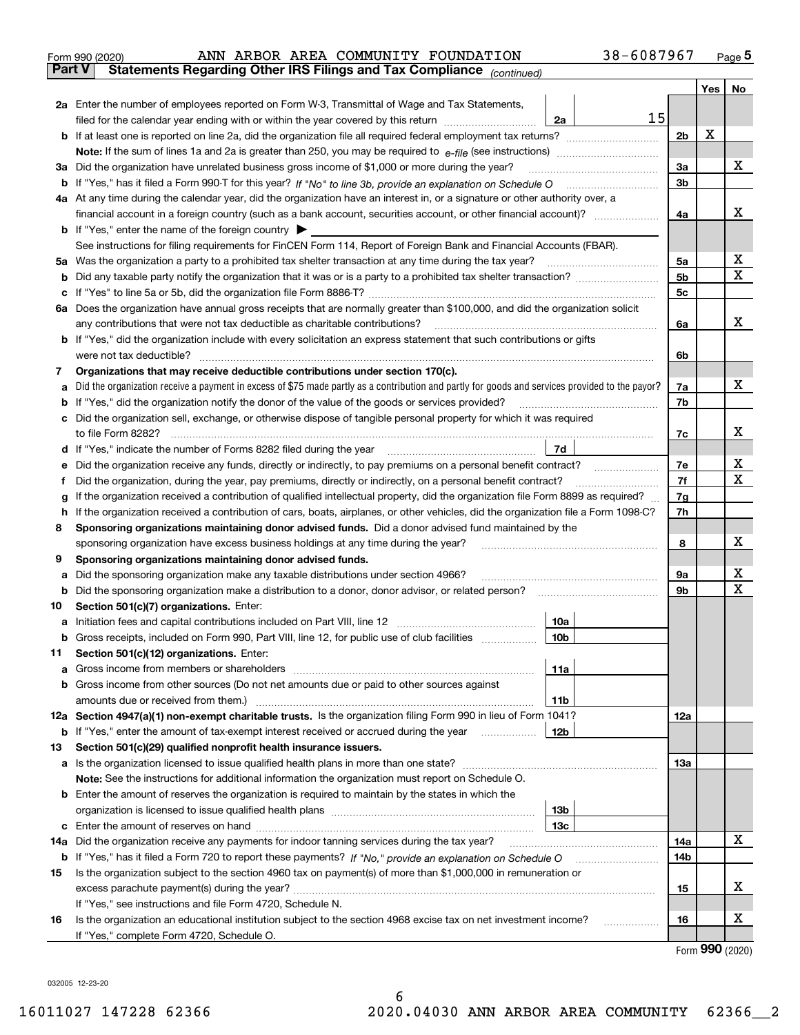Form 990 (2020) ANN ARBOR AREA COMMUNITY FOUNDATION 38-6087967 Page 5

**Part V Statements Regarding Other IRS Filings and Tax Compliance** *(continued)*

| | | | | | Yes | No |
|---|---|---|---|---|---|---|
| **2a** | Enter the number of employees reported on Form W-3, Transmittal of Wage and Tax Statements, filed for the calendar year ending with or within the year covered by this return | 2a | 15 | | | |
| **b** | If at least one is reported on line 2a, did the organization file all required federal employment tax returns? | | | 2b | X | |
| | **Note:** If the sum of lines 1a and 2a is greater than 250, you may be required to *e-file* (see instructions) | | | | | |
| **3a** | Did the organization have unrelated business gross income of $1,000 or more during the year? | | | 3a | | X |
| **b** | If "Yes," has it filed a Form 990-T for this year? *If "No" to line 3b, provide an explanation on Schedule O* | | | 3b | | |
| **4a** | At any time during the calendar year, did the organization have an interest in, or a signature or other authority over, a financial account in a foreign country (such as a bank account, securities account, or other financial account)? | | | 4a | | X |
| **b** | If "Yes," enter the name of the foreign country ▶ | | | | | |
| | See instructions for filing requirements for FinCEN Form 114, Report of Foreign Bank and Financial Accounts (FBAR). | | | | | |
| **5a** | Was the organization a party to a prohibited tax shelter transaction at any time during the tax year? | | | 5a | | X |
| **b** | Did any taxable party notify the organization that it was or is a party to a prohibited tax shelter transaction? | | | 5b | | X |
| **c** | If "Yes" to line 5a or 5b, did the organization file Form 8886-T? | | | 5c | | |
| **6a** | Does the organization have annual gross receipts that are normally greater than $100,000, and did the organization solicit any contributions that were not tax deductible as charitable contributions? | | | 6a | | X |
| **b** | If "Yes," did the organization include with every solicitation an express statement that such contributions or gifts were not tax deductible? | | | 6b | | |
| **7** | **Organizations that may receive deductible contributions under section 170(c).** | | | | | |
| **a** | Did the organization receive a payment in excess of $75 made partly as a contribution and partly for goods and services provided to the payor? | | | 7a | | X |
| **b** | If "Yes," did the organization notify the donor of the value of the goods or services provided? | | | 7b | | |
| **c** | Did the organization sell, exchange, or otherwise dispose of tangible personal property for which it was required to file Form 8282? | | | 7c | | X |
| **d** | If "Yes," indicate the number of Forms 8282 filed during the year | 7d | | | | |
| **e** | Did the organization receive any funds, directly or indirectly, to pay premiums on a personal benefit contract? | | | 7e | | X |
| **f** | Did the organization, during the year, pay premiums, directly or indirectly, on a personal benefit contract? | | | 7f | | X |
| **g** | If the organization received a contribution of qualified intellectual property, did the organization file Form 8899 as required? | | | 7g | | |
| **h** | If the organization received a contribution of cars, boats, airplanes, or other vehicles, did the organization file a Form 1098-C? | | | 7h | | |
| **8** | **Sponsoring organizations maintaining donor advised funds.** Did a donor advised fund maintained by the sponsoring organization have excess business holdings at any time during the year? | | | 8 | | X |
| **9** | **Sponsoring organizations maintaining donor advised funds.** | | | | | |
| **a** | Did the sponsoring organization make any taxable distributions under section 4966? | | | 9a | | X |
| **b** | Did the sponsoring organization make a distribution to a donor, donor advisor, or related person? | | | 9b | | X |
| **10** | **Section 501(c)(7) organizations.** Enter: | | | | | |
| **a** | Initiation fees and capital contributions included on Part VIII, line 12 | 10a | | | | |
| **b** | Gross receipts, included on Form 990, Part VIII, line 12, for public use of club facilities | 10b | | | | |
| **11** | **Section 501(c)(12) organizations.** Enter: | | | | | |
| **a** | Gross income from members or shareholders | 11a | | | | |
| **b** | Gross income from other sources (Do not net amounts due or paid to other sources against amounts due or received from them.) | 11b | | | | |
| **12a** | **Section 4947(a)(1) non-exempt charitable trusts.** Is the organization filing Form 990 in lieu of Form 1041? | | | 12a | | |
| **b** | If "Yes," enter the amount of tax-exempt interest received or accrued during the year | 12b | | | | |
| **13** | **Section 501(c)(29) qualified nonprofit health insurance issuers.** | | | | | |
| **a** | Is the organization licensed to issue qualified health plans in more than one state? | | | 13a | | |
| | **Note:** See the instructions for additional information the organization must report on Schedule O. | | | | | |
| **b** | Enter the amount of reserves the organization is required to maintain by the states in which the organization is licensed to issue qualified health plans | 13b | | | | |
| **c** | Enter the amount of reserves on hand | 13c | | | | |
| **14a** | Did the organization receive any payments for indoor tanning services during the tax year? | | | 14a | | X |
| **b** | If "Yes," has it filed a Form 720 to report these payments? *If "No," provide an explanation on Schedule O* | | | 14b | | |
| **15** | Is the organization subject to the section 4960 tax on payment(s) of more than $1,000,000 in remuneration or excess parachute payment(s) during the year? | | | 15 | | X |
| | If "Yes," see instructions and file Form 4720, Schedule N. | | | | | |
| **16** | Is the organization an educational institution subject to the section 4968 excise tax on net investment income? | | | 16 | | X |
| | If "Yes," complete Form 4720, Schedule O. | | | | | |

Form **990** (2020)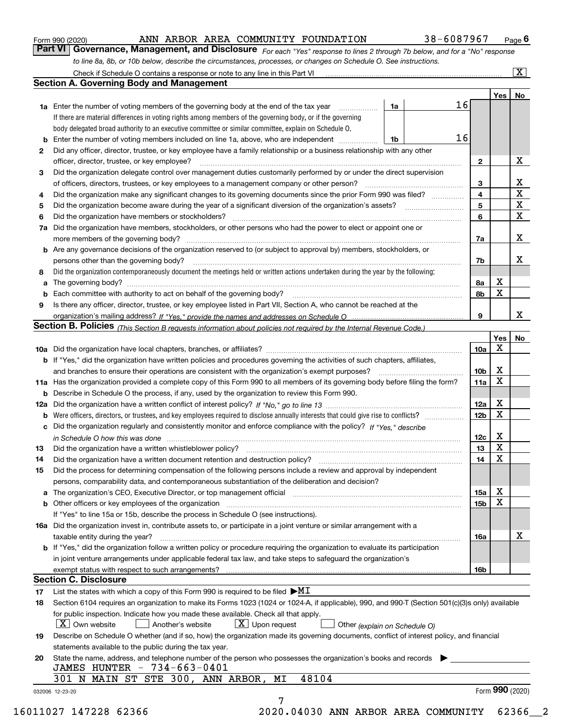Form 990 (2020) ANN ARBOR AREA COMMUNITY FOUNDATION 38-6087967 Page 6

**Part VI Governance, Management, and Disclosure** *For each "Yes" response to lines 2 through 7b below, and for a "No" response to line 8a, 8b, or 10b below, describe the circumstances, processes, or changes on Schedule O. See instructions.*

Check if Schedule O contains a response or note to any line in this Part VI .......... [X]

## Section A. Governing Body and Management

| | | | | Yes | No |
|---|---|---|---|---|---|
| **1a** | Enter the number of voting members of the governing body at the end of the tax year. If there are material differences in voting rights among members of the governing body, or if the governing body delegated broad authority to an executive committee or similar committee, explain on Schedule O. | 1a | 16 | | |
| **b** | Enter the number of voting members included on line 1a, above, who are independent | 1b | 16 | | |
| **2** | Did any officer, director, trustee, or key employee have a family relationship or a business relationship with any other officer, director, trustee, or key employee? | 2 | | | X |
| **3** | Did the organization delegate control over management duties customarily performed by or under the direct supervision of officers, directors, trustees, or key employees to a management company or other person? | 3 | | | X |
| **4** | Did the organization make any significant changes to its governing documents since the prior Form 990 was filed? | 4 | | | X |
| **5** | Did the organization become aware during the year of a significant diversion of the organization's assets? | 5 | | | X |
| **6** | Did the organization have members or stockholders? | 6 | | | X |
| **7a** | Did the organization have members, stockholders, or other persons who had the power to elect or appoint one or more members of the governing body? | 7a | | | X |
| **b** | Are any governance decisions of the organization reserved to (or subject to approval by) members, stockholders, or persons other than the governing body? | 7b | | | X |
| **8** | Did the organization contemporaneously document the meetings held or written actions undertaken during the year by the following: | | | | |
| **a** | The governing body? | 8a | | X | |
| **b** | Each committee with authority to act on behalf of the governing body? | 8b | | X | |
| **9** | Is there any officer, director, trustee, or key employee listed in Part VII, Section A, who cannot be reached at the organization's mailing address? *If "Yes," provide the names and addresses on Schedule O* | 9 | | | X |

## Section B. Policies *(This Section B requests information about policies not required by the Internal Revenue Code.)*

| | | | Yes | No |
|---|---|---|---|---|
| **10a** | Did the organization have local chapters, branches, or affiliates? | 10a | X | |
| **b** | If "Yes," did the organization have written policies and procedures governing the activities of such chapters, affiliates, and branches to ensure their operations are consistent with the organization's exempt purposes? | 10b | X | |
| **11a** | Has the organization provided a complete copy of this Form 990 to all members of its governing body before filing the form? | 11a | X | |
| **b** | Describe in Schedule O the process, if any, used by the organization to review this Form 990. | | | |
| **12a** | Did the organization have a written conflict of interest policy? *If "No," go to line 13* | 12a | X | |
| **b** | Were officers, directors, or trustees, and key employees required to disclose annually interests that could give rise to conflicts? | 12b | X | |
| **c** | Did the organization regularly and consistently monitor and enforce compliance with the policy? *If "Yes," describe in Schedule O how this was done* | 12c | X | |
| **13** | Did the organization have a written whistleblower policy? | 13 | X | |
| **14** | Did the organization have a written document retention and destruction policy? | 14 | X | |
| **15** | Did the process for determining compensation of the following persons include a review and approval by independent persons, comparability data, and contemporaneous substantiation of the deliberation and decision? | | | |
| **a** | The organization's CEO, Executive Director, or top management official | 15a | X | |
| **b** | Other officers or key employees of the organization | 15b | X | |
| | If "Yes" to line 15a or 15b, describe the process in Schedule O (see instructions). | | | |
| **16a** | Did the organization invest in, contribute assets to, or participate in a joint venture or similar arrangement with a taxable entity during the year? | 16a | | X |
| **b** | If "Yes," did the organization follow a written policy or procedure requiring the organization to evaluate its participation in joint venture arrangements under applicable federal tax law, and take steps to safeguard the organization's exempt status with respect to such arrangements? | 16b | | |

## Section C. Disclosure

**17** List the states with which a copy of this Form 990 is required to be filed ▶MI

**18** Section 6104 requires an organization to make its Forms 1023 (1024 or 1024-A, if applicable), 990, and 990-T (Section 501(c)(3)s only) available for public inspection. Indicate how you made these available. Check all that apply.

[X] Own website [ ] Another's website [X] Upon request [ ] Other *(explain on Schedule O)*

**19** Describe on Schedule O whether (and if so, how) the organization made its governing documents, conflict of interest policy, and financial statements available to the public during the tax year.

**20** State the name, address, and telephone number of the person who possesses the organization's books and records ▶

JAMES HUNTER - 734-663-0401
301 N MAIN ST STE 300, ANN ARBOR, MI 48104

032006 12-23-20 Form **990** (2020)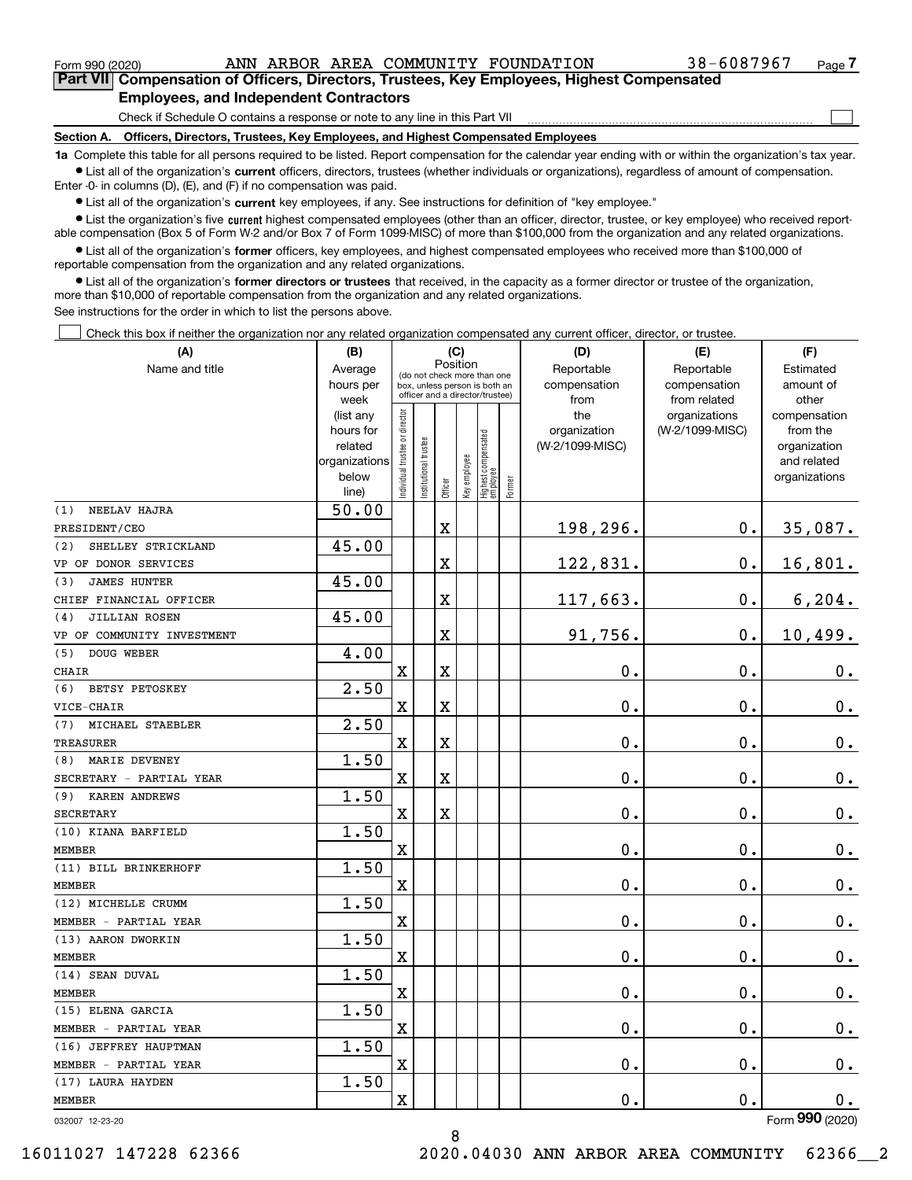Form 990 (2020) ANN ARBOR AREA COMMUNITY FOUNDATION 38-6087967 Page 7

**Part VII Compensation of Officers, Directors, Trustees, Key Employees, Highest Compensated Employees, and Independent Contractors**

Check if Schedule O contains a response or note to any line in this Part VII

**Section A. Officers, Directors, Trustees, Key Employees, and Highest Compensated Employees**

**1a** Complete this table for all persons required to be listed. Report compensation for the calendar year ending with or within the organization's tax year.

- List all of the organization's **current** officers, directors, trustees (whether individuals or organizations), regardless of amount of compensation. Enter -0- in columns (D), (E), and (F) if no compensation was paid.
- List all of the organization's **current** key employees, if any. See instructions for definition of "key employee."
- List the organization's five **current** highest compensated employees (other than an officer, director, trustee, or key employee) who received reportable compensation (Box 5 of Form W-2 and/or Box 7 of Form 1099-MISC) of more than $100,000 from the organization and any related organizations.
- List all of the organization's **former** officers, key employees, and highest compensated employees who received more than $100,000 of reportable compensation from the organization and any related organizations.
- List all of the organization's **former directors or trustees** that received, in the capacity as a former director or trustee of the organization, more than $10,000 of reportable compensation from the organization and any related organizations.

See instructions for the order in which to list the persons above.

Check this box if neither the organization nor any related organization compensated any current officer, director, or trustee.

| (A) Name and title | (B) Average hours per week (list any hours for related organizations below line) | (C) Position: Individual trustee or director | Institutional trustee | Officer | Key employee | Highest compensated employee | Former | (D) Reportable compensation from the organization (W-2/1099-MISC) | (E) Reportable compensation from related organizations (W-2/1099-MISC) | (F) Estimated amount of other compensation from the organization and related organizations |
|---|---|---|---|---|---|---|---|---|---|---|
| (1) NEELAV HAJRA<br>PRESIDENT/CEO | 50.00 | | | X | | | | 198,296. | 0. | 35,087. |
| (2) SHELLEY STRICKLAND<br>VP OF DONOR SERVICES | 45.00 | | | X | | | | 122,831. | 0. | 16,801. |
| (3) JAMES HUNTER<br>CHIEF FINANCIAL OFFICER | 45.00 | | | X | | | | 117,663. | 0. | 6,204. |
| (4) JILLIAN ROSEN<br>VP OF COMMUNITY INVESTMENT | 45.00 | | | X | | | | 91,756. | 0. | 10,499. |
| (5) DOUG WEBER<br>CHAIR | 4.00 | X | | X | | | | 0. | 0. | 0. |
| (6) BETSY PETOSKEY<br>VICE-CHAIR | 2.50 | X | | X | | | | 0. | 0. | 0. |
| (7) MICHAEL STAEBLER<br>TREASURER | 2.50 | X | | X | | | | 0. | 0. | 0. |
| (8) MARIE DEVENEY<br>SECRETARY - PARTIAL YEAR | 1.50 | X | | X | | | | 0. | 0. | 0. |
| (9) KAREN ANDREWS<br>SECRETARY | 1.50 | X | | X | | | | 0. | 0. | 0. |
| (10) KIANA BARFIELD<br>MEMBER | 1.50 | X | | | | | | 0. | 0. | 0. |
| (11) BILL BRINKERHOFF<br>MEMBER | 1.50 | X | | | | | | 0. | 0. | 0. |
| (12) MICHELLE CRUMM<br>MEMBER - PARTIAL YEAR | 1.50 | X | | | | | | 0. | 0. | 0. |
| (13) AARON DWORKIN<br>MEMBER | 1.50 | X | | | | | | 0. | 0. | 0. |
| (14) SEAN DUVAL<br>MEMBER | 1.50 | X | | | | | | 0. | 0. | 0. |
| (15) ELENA GARCIA<br>MEMBER - PARTIAL YEAR | 1.50 | X | | | | | | 0. | 0. | 0. |
| (16) JEFFREY HAUPTMAN<br>MEMBER - PARTIAL YEAR | 1.50 | X | | | | | | 0. | 0. | 0. |
| (17) LAURA HAYDEN<br>MEMBER | 1.50 | X | | | | | | 0. | 0. | 0. |

032007 12-23-20 Form 990 (2020)

16011027 147228 62366 2020.04030 ANN ARBOR AREA COMMUNITY 62366__2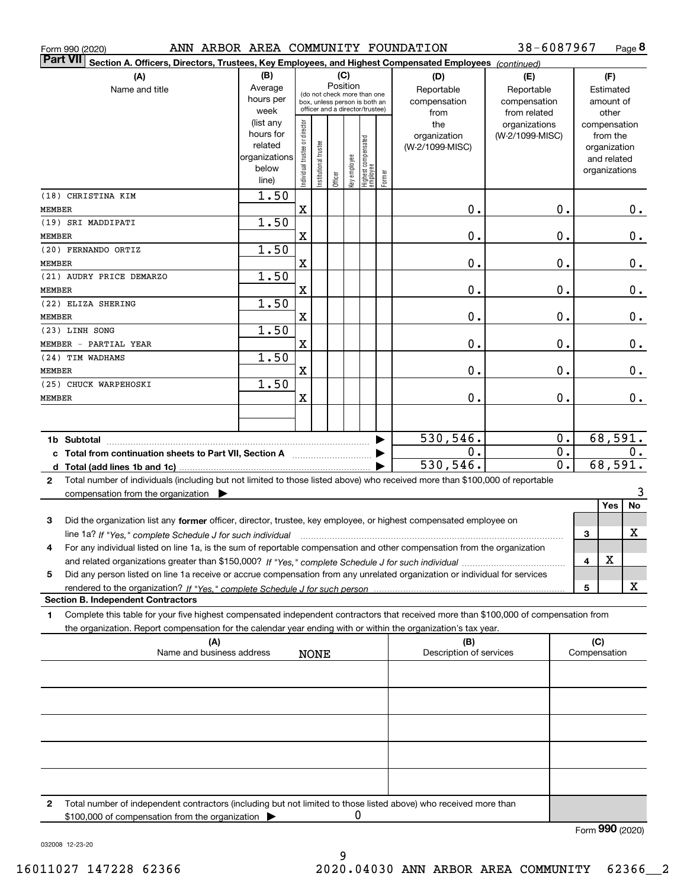Form 990 (2020) ANN ARBOR AREA COMMUNITY FOUNDATION 38-6087967

## Part VII Section A. Officers, Directors, Trustees, Key Employees, and Highest Compensated Employees *(continued)*

| (A) Name and title | (B) Average hours per week (list any hours for related organizations below line) | (C) Position: Individual trustee or director | Institutional trustee | Officer | Key employee | Highest compensated employee | Former | (D) Reportable compensation from the organization (W-2/1099-MISC) | (E) Reportable compensation from related organizations (W-2/1099-MISC) | (F) Estimated amount of other compensation from the organization and related organizations |
|---|---|---|---|---|---|---|---|---|---|---|
| (18) CHRISTINA KIM<br>MEMBER | 1.50 | X | | | | | | 0. | 0. | 0. |
| (19) SRI MADDIPATI<br>MEMBER | 1.50 | X | | | | | | 0. | 0. | 0. |
| (20) FERNANDO ORTIZ<br>MEMBER | 1.50 | X | | | | | | 0. | 0. | 0. |
| (21) AUDRY PRICE DEMARZO<br>MEMBER | 1.50 | X | | | | | | 0. | 0. | 0. |
| (22) ELIZA SHERING<br>MEMBER | 1.50 | X | | | | | | 0. | 0. | 0. |
| (23) LINH SONG<br>MEMBER - PARTIAL YEAR | 1.50 | X | | | | | | 0. | 0. | 0. |
| (24) TIM WADHAMS<br>MEMBER | 1.50 | X | | | | | | 0. | 0. | 0. |
| (25) CHUCK WARPEHOSKI<br>MEMBER | 1.50 | X | | | | | | 0. | 0. | 0. |
| **1b Subtotal** | | | | | | | | 530,546. | 0. | 68,591. |
| **c Total from continuation sheets to Part VII, Section A** | | | | | | | | 0. | 0. | 0. |
| **d Total (add lines 1b and 1c)** | | | | | | | | 530,546. | 0. | 68,591. |

**2** Total number of individuals (including but not limited to those listed above) who received more than $100,000 of reportable compensation from the organization ▶ 3

| | | Yes | No |
|---|---|---|---|
| **3** Did the organization list any **former** officer, director, trustee, key employee, or highest compensated employee on line 1a? *If "Yes," complete Schedule J for such individual* | 3 | | X |
| **4** For any individual listed on line 1a, is the sum of reportable compensation and other compensation from the organization and related organizations greater than $150,000? *If "Yes," complete Schedule J for such individual* | 4 | X | |
| **5** Did any person listed on line 1a receive or accrue compensation from any unrelated organization or individual for services rendered to the organization? *If "Yes," complete Schedule J for such person* | 5 | | X |

### Section B. Independent Contractors

**1** Complete this table for your five highest compensated independent contractors that received more than $100,000 of compensation from the organization. Report compensation for the calendar year ending with or within the organization's tax year.

| (A) Name and business address | (B) Description of services | (C) Compensation |
|---|---|---|
| NONE | | |
| | | |
| | | |
| | | |
| | | |

**2** Total number of independent contractors (including but not limited to those listed above) who received more than $100,000 of compensation from the organization ▶ 0

Form **990** (2020)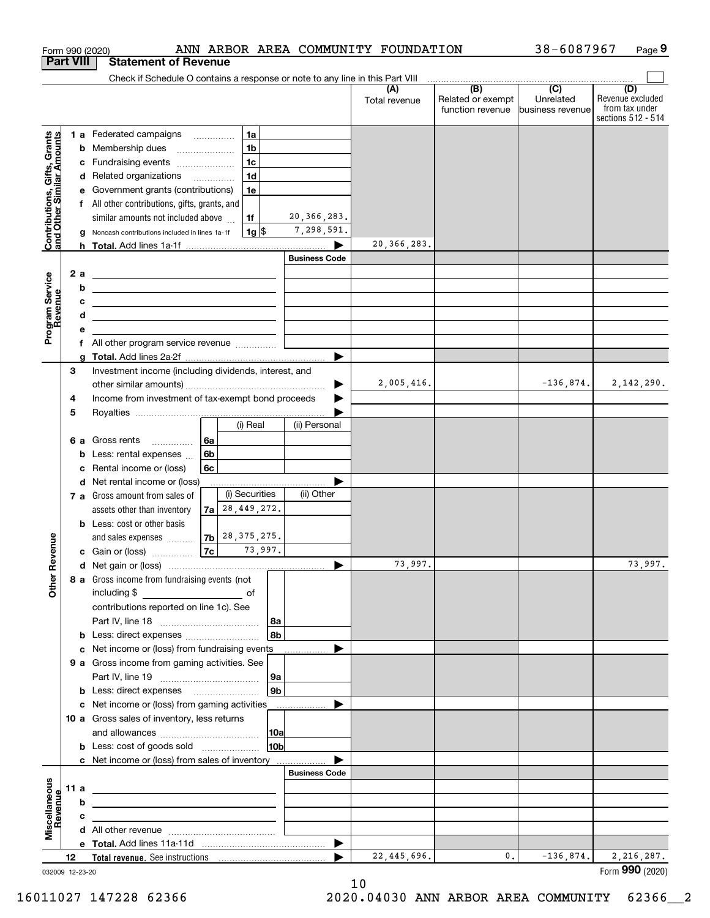Form 990 (2020) ANN ARBOR AREA COMMUNITY FOUNDATION 38-6087967

## Part VIII Statement of Revenue

Check if Schedule O contains a response or note to any line in this Part VIII

| | | | | (A) Total revenue | (B) Related or exempt function revenue | (C) Unrelated business revenue | (D) Revenue excluded from tax under sections 512 - 514 |
|---|---|---|---|---|---|---|---|
| **Contributions, Gifts, Grants and Other Similar Amounts** | 1 a Federated campaigns | 1a | | | | | |
| | b Membership dues | 1b | | | | | |
| | c Fundraising events | 1c | | | | | |
| | d Related organizations | 1d | | | | | |
| | e Government grants (contributions) | 1e | | | | | |
| | f All other contributions, gifts, grants, and similar amounts not included above | 1f | 20,366,283. | | | | |
| | g Noncash contributions included in lines 1a-1f | 1g | $ 7,298,591. | | | | |
| | h **Total.** Add lines 1a-1f | | | 20,366,283. | | | |
| **Program Service Revenue** | | | Business Code | | | | |
| | 2 a | | | | | | |
| | b | | | | | | |
| | c | | | | | | |
| | d | | | | | | |
| | e | | | | | | |
| | f All other program service revenue | | | | | | |
| | g **Total.** Add lines 2a-2f | | | | | | |
| **Other Revenue** | 3 Investment income (including dividends, interest, and other similar amounts) | | | 2,005,416. | | -136,874. | 2,142,290. |
| | 4 Income from investment of tax-exempt bond proceeds | | | | | | |
| | 5 Royalties | | | | | | |
| | | (i) Real | (ii) Personal | | | | |
| | 6 a Gross rents 6a | | | | | | |
| | b Less: rental expenses 6b | | | | | | |
| | c Rental income or (loss) 6c | | | | | | |
| | d Net rental income or (loss) | | | | | | |
| | | (i) Securities | (ii) Other | | | | |
| | 7 a Gross amount from sales of assets other than inventory 7a | 28,449,272. | | | | | |
| | b Less: cost or other basis and sales expenses 7b | 28,375,275. | | | | | |
| | c Gain or (loss) 7c | 73,997. | | | | | |
| | d Net gain or (loss) | | | 73,997. | | | 73,997. |
| | 8 a Gross income from fundraising events (not including $ ____ of contributions reported on line 1c). See Part IV, line 18 | 8a | | | | | |
| | b Less: direct expenses | 8b | | | | | |
| | c Net income or (loss) from fundraising events | | | | | | |
| | 9 a Gross income from gaming activities. See Part IV, line 19 | 9a | | | | | |
| | b Less: direct expenses | 9b | | | | | |
| | c Net income or (loss) from gaming activities | | | | | | |
| | 10 a Gross sales of inventory, less returns and allowances | 10a | | | | | |
| | b Less: cost of goods sold | 10b | | | | | |
| | c Net income or (loss) from sales of inventory | | | | | | |
| **Miscellaneous Revenue** | | | Business Code | | | | |
| | 11 a | | | | | | |
| | b | | | | | | |
| | c | | | | | | |
| | d All other revenue | | | | | | |
| | e **Total.** Add lines 11a-11d | | | | | | |
| | 12 **Total revenue.** See instructions | | | 22,445,696. | 0. | -136,874. | 2,216,287. |

032009 12-23-20

Form **990** (2020)

16011027 147228 62366 2020.04030 ANN ARBOR AREA COMMUNITY 62366__2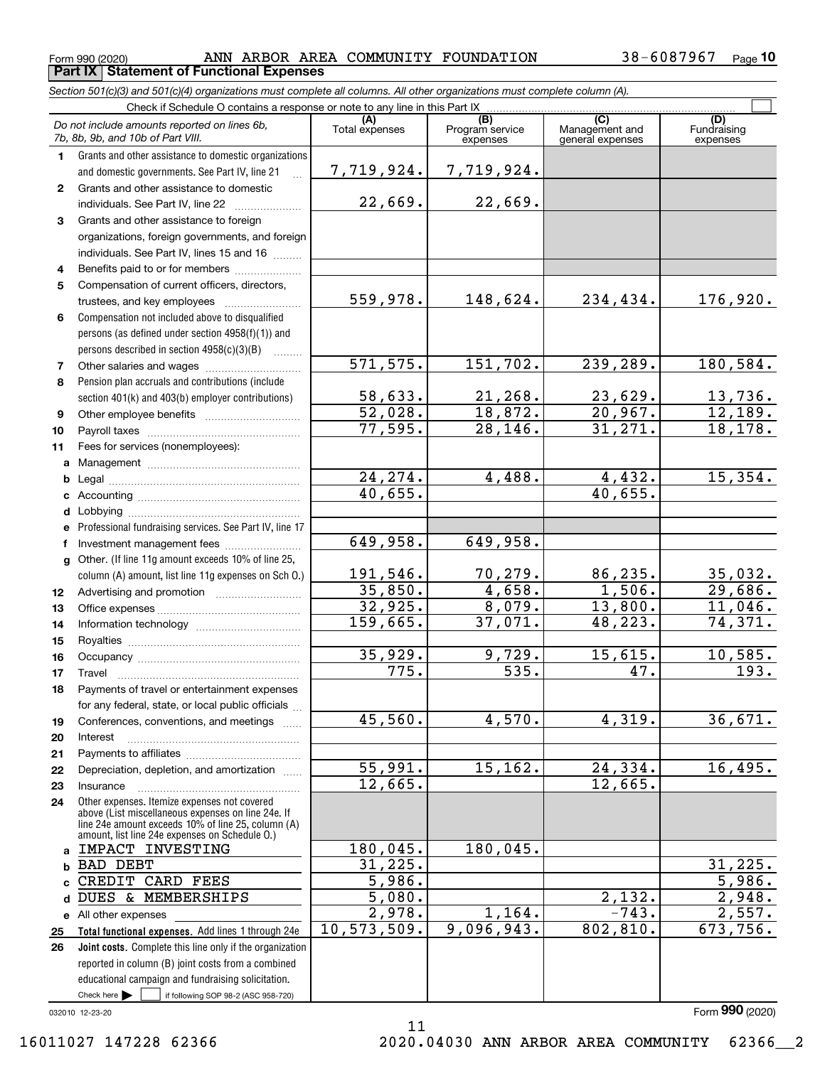Form 990 (2020) ANN ARBOR AREA COMMUNITY FOUNDATION 38-6087967

## Part IX Statement of Functional Expenses

*Section 501(c)(3) and 501(c)(4) organizations must complete all columns. All other organizations must complete column (A).*

Check if Schedule O contains a response or note to any line in this Part IX ☐

| | *Do not include amounts reported on lines 6b, 7b, 8b, 9b, and 10b of Part VIII.* | (A) Total expenses | (B) Program service expenses | (C) Management and general expenses | (D) Fundraising expenses |
|---|---|---|---|---|---|
| 1 | Grants and other assistance to domestic organizations and domestic governments. See Part IV, line 21 | 7,719,924. | 7,719,924. | | |
| 2 | Grants and other assistance to domestic individuals. See Part IV, line 22 | 22,669. | 22,669. | | |
| 3 | Grants and other assistance to foreign organizations, foreign governments, and foreign individuals. See Part IV, lines 15 and 16 | | | | |
| 4 | Benefits paid to or for members | | | | |
| 5 | Compensation of current officers, directors, trustees, and key employees | 559,978. | 148,624. | 234,434. | 176,920. |
| 6 | Compensation not included above to disqualified persons (as defined under section 4958(f)(1)) and persons described in section 4958(c)(3)(B) | | | | |
| 7 | Other salaries and wages | 571,575. | 151,702. | 239,289. | 180,584. |
| 8 | Pension plan accruals and contributions (include section 401(k) and 403(b) employer contributions) | 58,633. | 21,268. | 23,629. | 13,736. |
| 9 | Other employee benefits | 52,028. | 18,872. | 20,967. | 12,189. |
| 10 | Payroll taxes | 77,595. | 28,146. | 31,271. | 18,178. |
| 11 | Fees for services (nonemployees): | | | | |
| a | Management | | | | |
| b | Legal | 24,274. | 4,488. | 4,432. | 15,354. |
| c | Accounting | 40,655. | | 40,655. | |
| d | Lobbying | | | | |
| e | Professional fundraising services. See Part IV, line 17 | | | | |
| f | Investment management fees | 649,958. | 649,958. | | |
| g | Other. (If line 11g amount exceeds 10% of line 25, column (A) amount, list line 11g expenses on Sch O.) | 191,546. | 70,279. | 86,235. | 35,032. |
| 12 | Advertising and promotion | 35,850. | 4,658. | 1,506. | 29,686. |
| 13 | Office expenses | 32,925. | 8,079. | 13,800. | 11,046. |
| 14 | Information technology | 159,665. | 37,071. | 48,223. | 74,371. |
| 15 | Royalties | | | | |
| 16 | Occupancy | 35,929. | 9,729. | 15,615. | 10,585. |
| 17 | Travel | 775. | 535. | 47. | 193. |
| 18 | Payments of travel or entertainment expenses for any federal, state, or local public officials | | | | |
| 19 | Conferences, conventions, and meetings | 45,560. | 4,570. | 4,319. | 36,671. |
| 20 | Interest | | | | |
| 21 | Payments to affiliates | | | | |
| 22 | Depreciation, depletion, and amortization | 55,991. | 15,162. | 24,334. | 16,495. |
| 23 | Insurance | 12,665. | | 12,665. | |
| 24 | Other expenses. Itemize expenses not covered above (List miscellaneous expenses on line 24e. If line 24e amount exceeds 10% of line 25, column (A) amount, list line 24e expenses on Schedule O.) | | | | |
| a | IMPACT INVESTING | 180,045. | 180,045. | | |
| b | BAD DEBT | 31,225. | | | 31,225. |
| c | CREDIT CARD FEES | 5,986. | | | 5,986. |
| d | DUES & MEMBERSHIPS | 5,080. | | 2,132. | 2,948. |
| e | All other expenses | 2,978. | 1,164. | -743. | 2,557. |
| 25 | **Total functional expenses.** Add lines 1 through 24e | 10,573,509. | 9,096,943. | 802,810. | 673,756. |
| 26 | **Joint costs.** Complete this line only if the organization reported in column (B) joint costs from a combined educational campaign and fundraising solicitation. Check here ☐ if following SOP 98-2 (ASC 958-720) | | | | |

032010 12-23-20

Form **990** (2020)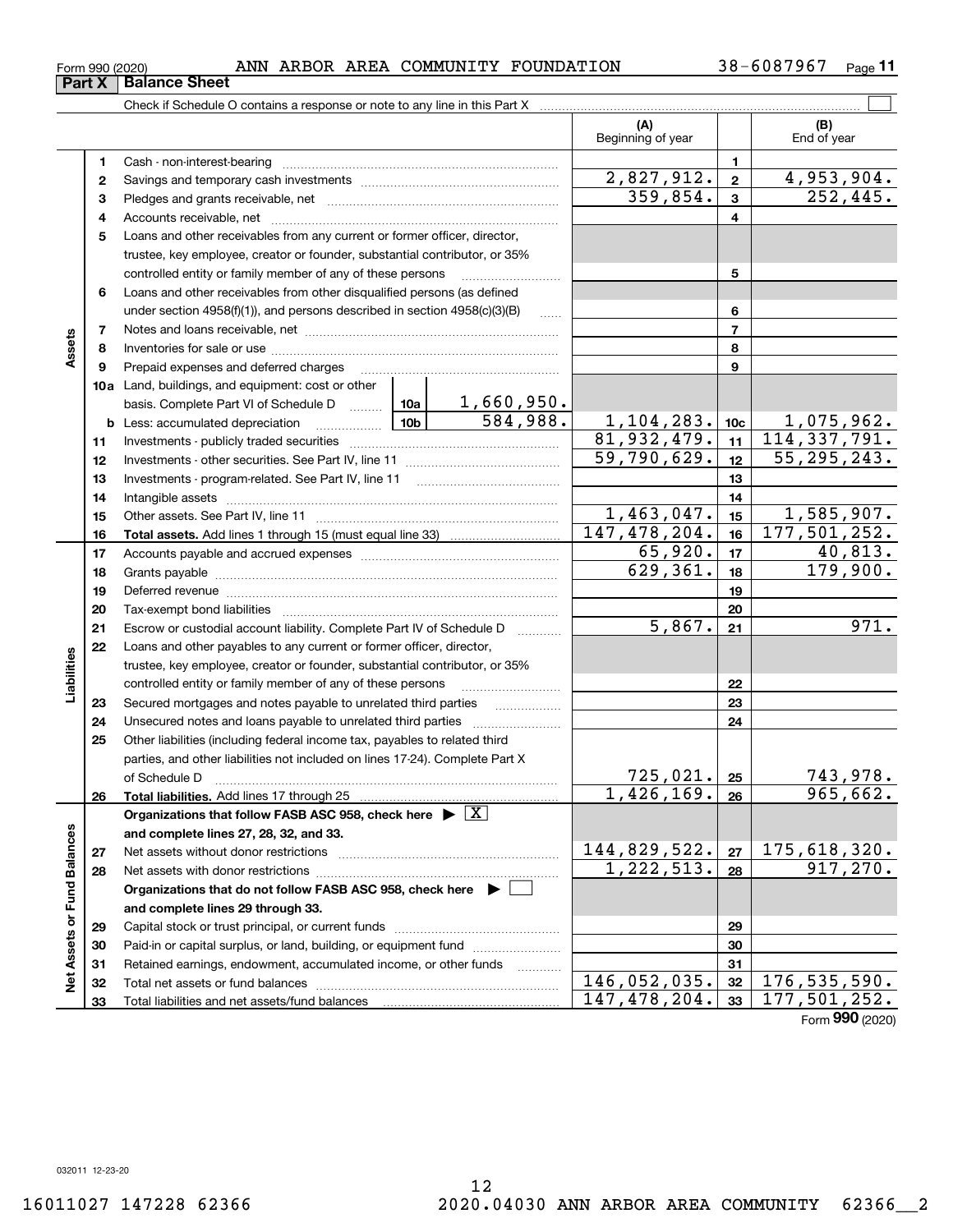Form 990 (2020) ANN ARBOR AREA COMMUNITY FOUNDATION 38-6087967

## Part X Balance Sheet

Check if Schedule O contains a response or note to any line in this Part X

| | | Description | | | (A) Beginning of year | | (B) End of year |
|---|---|---|---|---|---|---|---|
| Assets | 1 | Cash - non-interest-bearing | | | | 1 | |
| | 2 | Savings and temporary cash investments | | | 2,827,912. | 2 | 4,953,904. |
| | 3 | Pledges and grants receivable, net | | | 359,854. | 3 | 252,445. |
| | 4 | Accounts receivable, net | | | | 4 | |
| | 5 | Loans and other receivables from any current or former officer, director, trustee, key employee, creator or founder, substantial contributor, or 35% controlled entity or family member of any of these persons | | | | 5 | |
| | 6 | Loans and other receivables from other disqualified persons (as defined under section 4958(f)(1)), and persons described in section 4958(c)(3)(B) | | | | 6 | |
| | 7 | Notes and loans receivable, net | | | | 7 | |
| | 8 | Inventories for sale or use | | | | 8 | |
| | 9 | Prepaid expenses and deferred charges | | | | 9 | |
| | 10a | Land, buildings, and equipment: cost or other basis. Complete Part VI of Schedule D | 10a | 1,660,950. | | | |
| | b | Less: accumulated depreciation | 10b | 584,988. | 1,104,283. | 10c | 1,075,962. |
| | 11 | Investments - publicly traded securities | | | 81,932,479. | 11 | 114,337,791. |
| | 12 | Investments - other securities. See Part IV, line 11 | | | 59,790,629. | 12 | 55,295,243. |
| | 13 | Investments - program-related. See Part IV, line 11 | | | | 13 | |
| | 14 | Intangible assets | | | | 14 | |
| | 15 | Other assets. See Part IV, line 11 | | | 1,463,047. | 15 | 1,585,907. |
| | 16 | **Total assets.** Add lines 1 through 15 (must equal line 33) | | | 147,478,204. | 16 | 177,501,252. |
| Liabilities | 17 | Accounts payable and accrued expenses | | | 65,920. | 17 | 40,813. |
| | 18 | Grants payable | | | 629,361. | 18 | 179,900. |
| | 19 | Deferred revenue | | | | 19 | |
| | 20 | Tax-exempt bond liabilities | | | | 20 | |
| | 21 | Escrow or custodial account liability. Complete Part IV of Schedule D | | | 5,867. | 21 | 971. |
| | 22 | Loans and other payables to any current or former officer, director, trustee, key employee, creator or founder, substantial contributor, or 35% controlled entity or family member of any of these persons | | | | 22 | |
| | 23 | Secured mortgages and notes payable to unrelated third parties | | | | 23 | |
| | 24 | Unsecured notes and loans payable to unrelated third parties | | | | 24 | |
| | 25 | Other liabilities (including federal income tax, payables to related third parties, and other liabilities not included on lines 17-24). Complete Part X of Schedule D | | | 725,021. | 25 | 743,978. |
| | 26 | **Total liabilities.** Add lines 17 through 25 | | | 1,426,169. | 26 | 965,662. |
| Net Assets or Fund Balances | | **Organizations that follow FASB ASC 958, check here** ▶ [X] **and complete lines 27, 28, 32, and 33.** | | | | | |
| | 27 | Net assets without donor restrictions | | | 144,829,522. | 27 | 175,618,320. |
| | 28 | Net assets with donor restrictions | | | 1,222,513. | 28 | 917,270. |
| | | **Organizations that do not follow FASB ASC 958, check here** ▶ [ ] **and complete lines 29 through 33.** | | | | | |
| | 29 | Capital stock or trust principal, or current funds | | | | 29 | |
| | 30 | Paid-in or capital surplus, or land, building, or equipment fund | | | | 30 | |
| | 31 | Retained earnings, endowment, accumulated income, or other funds | | | | 31 | |
| | 32 | Total net assets or fund balances | | | 146,052,035. | 32 | 176,535,590. |
| | 33 | Total liabilities and net assets/fund balances | | | 147,478,204. | 33 | 177,501,252. |

Form **990** (2020)

032011 12-23-20

16011027 147228 62366 2020.04030 ANN ARBOR AREA COMMUNITY 62366__2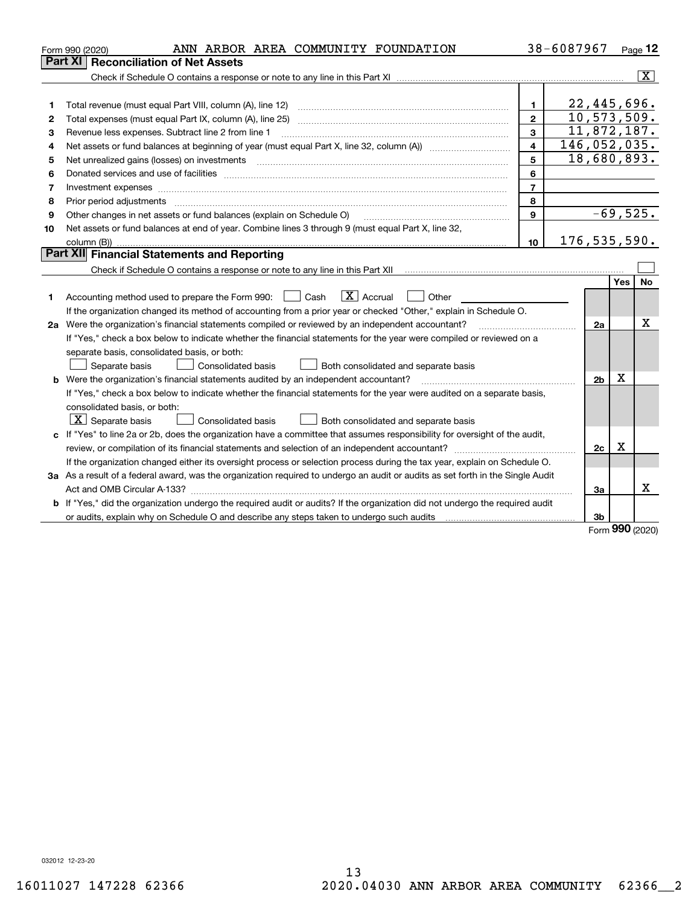Form 990 (2020) ANN ARBOR AREA COMMUNITY FOUNDATION 38-6087967 Page 12

## Part XI Reconciliation of Net Assets

Check if Schedule O contains a response or note to any line in this Part XI [X]

| | | | |
|---|---|---|---|
| 1 | Total revenue (must equal Part VIII, column (A), line 12) | 1 | 22,445,696. |
| 2 | Total expenses (must equal Part IX, column (A), line 25) | 2 | 10,573,509. |
| 3 | Revenue less expenses. Subtract line 2 from line 1 | 3 | 11,872,187. |
| 4 | Net assets or fund balances at beginning of year (must equal Part X, line 32, column (A)) | 4 | 146,052,035. |
| 5 | Net unrealized gains (losses) on investments | 5 | 18,680,893. |
| 6 | Donated services and use of facilities | 6 | |
| 7 | Investment expenses | 7 | |
| 8 | Prior period adjustments | 8 | |
| 9 | Other changes in net assets or fund balances (explain on Schedule O) | 9 | -69,525. |
| 10 | Net assets or fund balances at end of year. Combine lines 3 through 9 (must equal Part X, line 32, column (B)) | 10 | 176,535,590. |

## Part XII Financial Statements and Reporting

Check if Schedule O contains a response or note to any line in this Part XII [ ]

| | | | Yes | No |
|---|---|---|---|---|
| 1 | Accounting method used to prepare the Form 990: [ ] Cash [X] Accrual [ ] Other<br>If the organization changed its method of accounting from a prior year or checked "Other," explain in Schedule O. | | | |
| 2a | Were the organization's financial statements compiled or reviewed by an independent accountant?<br>If "Yes," check a box below to indicate whether the financial statements for the year were compiled or reviewed on a separate basis, consolidated basis, or both:<br>[ ] Separate basis [ ] Consolidated basis [ ] Both consolidated and separate basis | 2a | | X |
| b | Were the organization's financial statements audited by an independent accountant?<br>If "Yes," check a box below to indicate whether the financial statements for the year were audited on a separate basis, consolidated basis, or both:<br>[X] Separate basis [ ] Consolidated basis [ ] Both consolidated and separate basis | 2b | X | |
| c | If "Yes" to line 2a or 2b, does the organization have a committee that assumes responsibility for oversight of the audit, review, or compilation of its financial statements and selection of an independent accountant?<br>If the organization changed either its oversight process or selection process during the tax year, explain on Schedule O. | 2c | X | |
| 3a | As a result of a federal award, was the organization required to undergo an audit or audits as set forth in the Single Audit Act and OMB Circular A-133? | 3a | | X |
| b | If "Yes," did the organization undergo the required audit or audits? If the organization did not undergo the required audit or audits, explain why on Schedule O and describe any steps taken to undergo such audits | 3b | | |

Form 990 (2020)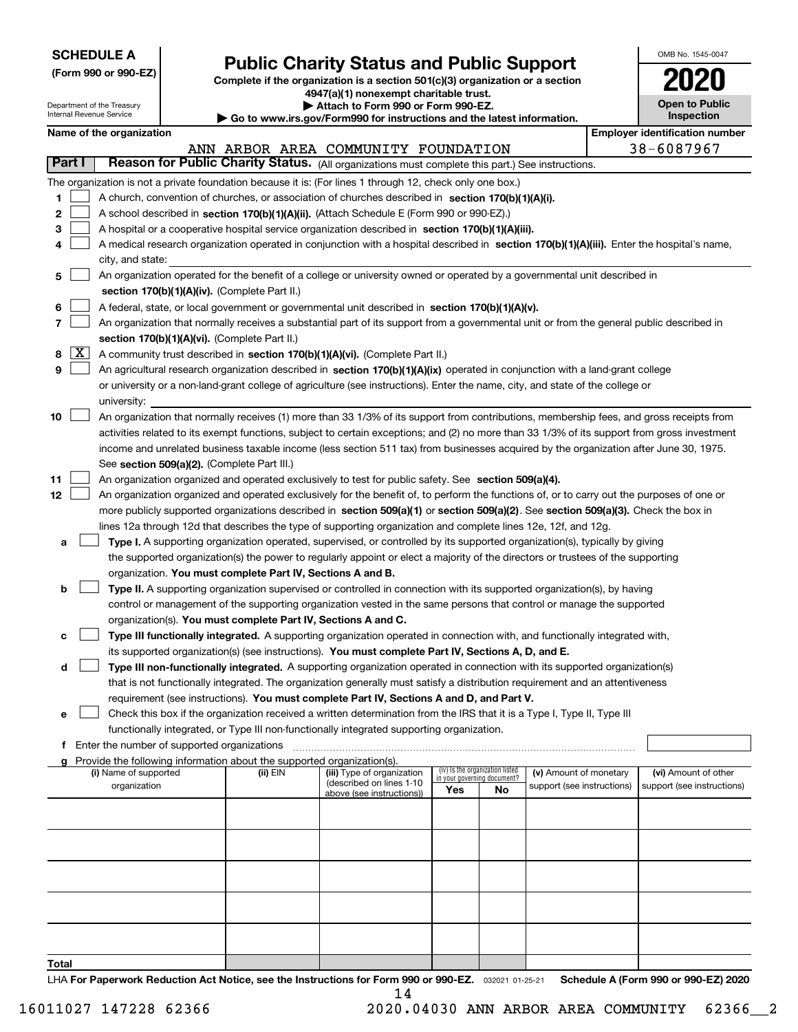**SCHEDULE A**
**(Form 990 or 990-EZ)**

Department of the Treasury
Internal Revenue Service

# Public Charity Status and Public Support

**Complete if the organization is a section 501(c)(3) organization or a section 4947(a)(1) nonexempt charitable trust.**
**▶ Attach to Form 990 or Form 990-EZ.**
**▶ Go to www.irs.gov/Form990 for instructions and the latest information.**

OMB No. 1545-0047

**2020**

**Open to Public Inspection**

**Name of the organization**
ANN ARBOR AREA COMMUNITY FOUNDATION

**Employer identification number**
38-6087967

## Part I — Reason for Public Charity Status. (All organizations must complete this part.) See instructions.

The organization is not a private foundation because it is: (For lines 1 through 12, check only one box.)

1. ☐ A church, convention of churches, or association of churches described in **section 170(b)(1)(A)(i).**
2. ☐ A school described in **section 170(b)(1)(A)(ii).** (Attach Schedule E (Form 990 or 990-EZ).)
3. ☐ A hospital or a cooperative hospital service organization described in **section 170(b)(1)(A)(iii).**
4. ☐ A medical research organization operated in conjunction with a hospital described in **section 170(b)(1)(A)(iii).** Enter the hospital's name, city, and state:
5. ☐ An organization operated for the benefit of a college or university owned or operated by a governmental unit described in **section 170(b)(1)(A)(iv).** (Complete Part II.)
6. ☐ A federal, state, or local government or governmental unit described in **section 170(b)(1)(A)(v).**
7. ☐ An organization that normally receives a substantial part of its support from a governmental unit or from the general public described in **section 170(b)(1)(A)(vi).** (Complete Part II.)
8. ☒ A community trust described in **section 170(b)(1)(A)(vi).** (Complete Part II.)
9. ☐ An agricultural research organization described in **section 170(b)(1)(A)(ix)** operated in conjunction with a land-grant college or university or a non-land-grant college of agriculture (see instructions). Enter the name, city, and state of the college or university:
10. ☐ An organization that normally receives (1) more than 33 1/3% of its support from contributions, membership fees, and gross receipts from activities related to its exempt functions, subject to certain exceptions; and (2) no more than 33 1/3% of its support from gross investment income and unrelated business taxable income (less section 511 tax) from businesses acquired by the organization after June 30, 1975. See **section 509(a)(2).** (Complete Part III.)
11. ☐ An organization organized and operated exclusively to test for public safety. See **section 509(a)(4).**
12. ☐ An organization organized and operated exclusively for the benefit of, to perform the functions of, or to carry out the purposes of one or more publicly supported organizations described in **section 509(a)(1)** or **section 509(a)(2).** See **section 509(a)(3).** Check the box in lines 12a through 12d that describes the type of supporting organization and complete lines 12e, 12f, and 12g.
   - **a** ☐ **Type I.** A supporting organization operated, supervised, or controlled by its supported organization(s), typically by giving the supported organization(s) the power to regularly appoint or elect a majority of the directors or trustees of the supporting organization. **You must complete Part IV, Sections A and B.**
   - **b** ☐ **Type II.** A supporting organization supervised or controlled in connection with its supported organization(s), by having control or management of the supporting organization vested in the same persons that control or manage the supported organization(s). **You must complete Part IV, Sections A and C.**
   - **c** ☐ **Type III functionally integrated.** A supporting organization operated in connection with, and functionally integrated with, its supported organization(s) (see instructions). **You must complete Part IV, Sections A, D, and E.**
   - **d** ☐ **Type III non-functionally integrated.** A supporting organization operated in connection with its supported organization(s) that is not functionally integrated. The organization generally must satisfy a distribution requirement and an attentiveness requirement (see instructions). **You must complete Part IV, Sections A and D, and Part V.**
   - **e** ☐ Check this box if the organization received a written determination from the IRS that it is a Type I, Type II, Type III functionally integrated, or Type III non-functionally integrated supporting organization.
   - **f** Enter the number of supported organizations
   - **g** Provide the following information about the supported organization(s).

| (i) Name of supported organization | (ii) EIN | (iii) Type of organization (described on lines 1-10 above (see instructions)) | (iv) Is the organization listed in your governing document? Yes | No | (v) Amount of monetary support (see instructions) | (vi) Amount of other support (see instructions) |
|---|---|---|---|---|---|---|
| | | | | | | |
| | | | | | | |
| | | | | | | |
| | | | | | | |
| | | | | | | |
| **Total** | | | | | | |

LHA **For Paperwork Reduction Act Notice, see the Instructions for Form 990 or 990-EZ.** 032021 01-25-21 **Schedule A (Form 990 or 990-EZ) 2020**

16011027 147228 62366 2020.04030 ANN ARBOR AREA COMMUNITY 62366__2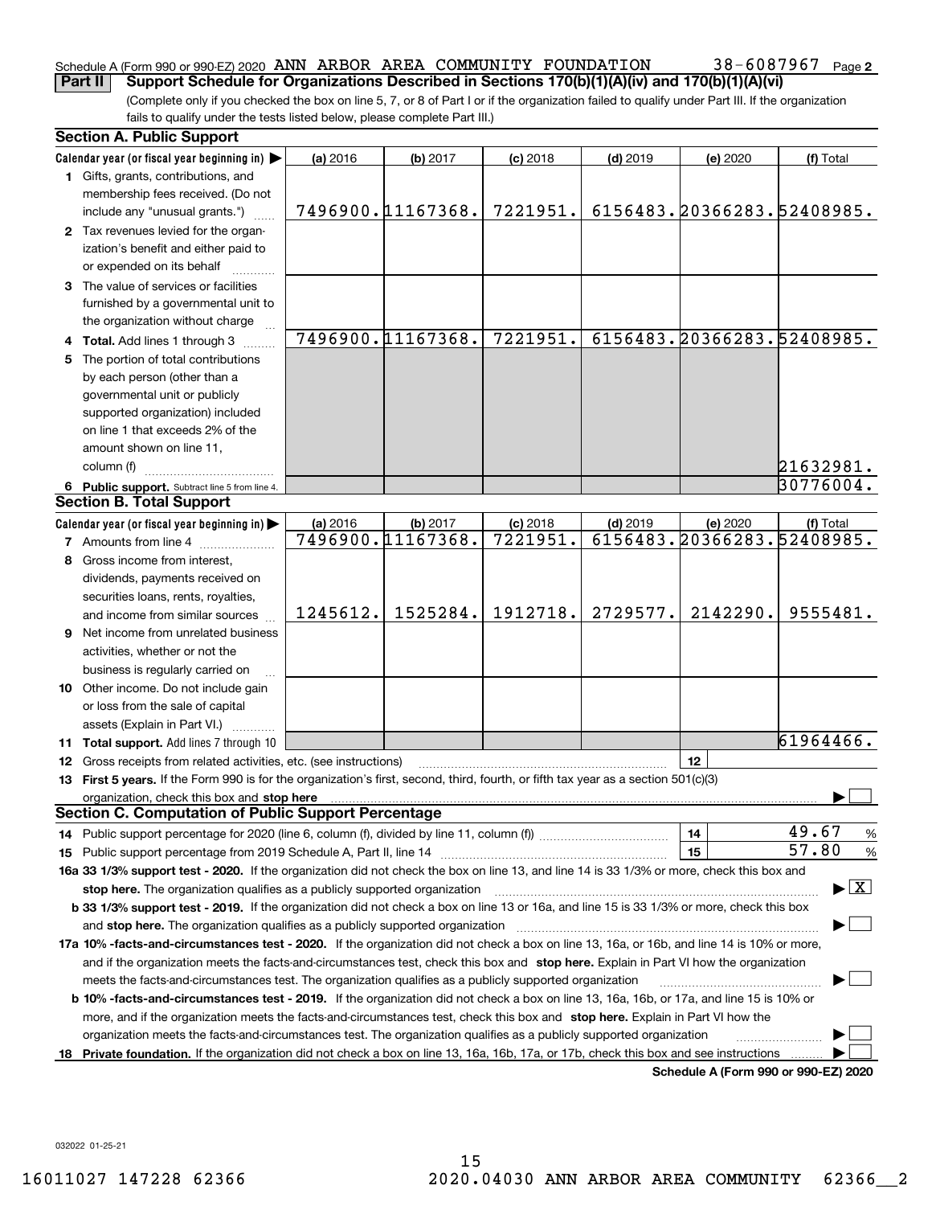Schedule A (Form 990 or 990-EZ) 2020 ANN ARBOR AREA COMMUNITY FOUNDATION 38-6087967 Page 2

**Part II Support Schedule for Organizations Described in Sections 170(b)(1)(A)(iv) and 170(b)(1)(A)(vi)**

(Complete only if you checked the box on line 5, 7, or 8 of Part I or if the organization failed to qualify under Part III. If the organization fails to qualify under the tests listed below, please complete Part III.)

**Section A. Public Support**

| Calendar year (or fiscal year beginning in) ▶ | (a) 2016 | (b) 2017 | (c) 2018 | (d) 2019 | (e) 2020 | (f) Total |
|---|---|---|---|---|---|---|
| 1 Gifts, grants, contributions, and membership fees received. (Do not include any "unusual grants.") | 7496900. | 11167368. | 7221951. | 6156483. | 20366283. | 52408985. |
| 2 Tax revenues levied for the organization's benefit and either paid to or expended on its behalf | | | | | | |
| 3 The value of services or facilities furnished by a governmental unit to the organization without charge | | | | | | |
| 4 Total. Add lines 1 through 3 | 7496900. | 11167368. | 7221951. | 6156483. | 20366283. | 52408985. |
| 5 The portion of total contributions by each person (other than a governmental unit or publicly supported organization) included on line 1 that exceeds 2% of the amount shown on line 11, column (f) | | | | | | 21632981. |
| 6 Public support. Subtract line 5 from line 4. | | | | | | 30776004. |

**Section B. Total Support**

| Calendar year (or fiscal year beginning in) ▶ | (a) 2016 | (b) 2017 | (c) 2018 | (d) 2019 | (e) 2020 | (f) Total |
|---|---|---|---|---|---|---|
| 7 Amounts from line 4 | 7496900. | 11167368. | 7221951. | 6156483. | 20366283. | 52408985. |
| 8 Gross income from interest, dividends, payments received on securities loans, rents, royalties, and income from similar sources | 1245612. | 1525284. | 1912718. | 2729577. | 2142290. | 9555481. |
| 9 Net income from unrelated business activities, whether or not the business is regularly carried on | | | | | | |
| 10 Other income. Do not include gain or loss from the sale of capital assets (Explain in Part VI.) | | | | | | |
| 11 Total support. Add lines 7 through 10 | | | | | | 61964466. |

12 Gross receipts from related activities, etc. (see instructions) | 12 |

13 **First 5 years.** If the Form 990 is for the organization's first, second, third, fourth, or fifth tax year as a section 501(c)(3) organization, check this box and **stop here** ▶ ☐

**Section C. Computation of Public Support Percentage**

14 Public support percentage for 2020 (line 6, column (f), divided by line 11, column (f)) | 14 | 49.67 %

15 Public support percentage from 2019 Schedule A, Part II, line 14 | 15 | 57.80 %

**16a 33 1/3% support test - 2020.** If the organization did not check the box on line 13, and line 14 is 33 1/3% or more, check this box and **stop here.** The organization qualifies as a publicly supported organization ▶ ☒

**b 33 1/3% support test - 2019.** If the organization did not check a box on line 13 or 16a, and line 15 is 33 1/3% or more, check this box and **stop here.** The organization qualifies as a publicly supported organization ▶ ☐

**17a 10% -facts-and-circumstances test - 2020.** If the organization did not check a box on line 13, 16a, or 16b, and line 14 is 10% or more, and if the organization meets the facts-and-circumstances test, check this box and **stop here.** Explain in Part VI how the organization meets the facts-and-circumstances test. The organization qualifies as a publicly supported organization ▶ ☐

**b 10% -facts-and-circumstances test - 2019.** If the organization did not check a box on line 13, 16a, 16b, or 17a, and line 15 is 10% or more, and if the organization meets the facts-and-circumstances test, check this box and **stop here.** Explain in Part VI how the organization meets the facts-and-circumstances test. The organization qualifies as a publicly supported organization ▶ ☐

**18 Private foundation.** If the organization did not check a box on line 13, 16a, 16b, 17a, or 17b, check this box and see instructions ▶ ☐

**Schedule A (Form 990 or 990-EZ) 2020**

032022 01-25-21

16011027 147228 62366 2020.04030 ANN ARBOR AREA COMMUNITY 62366__2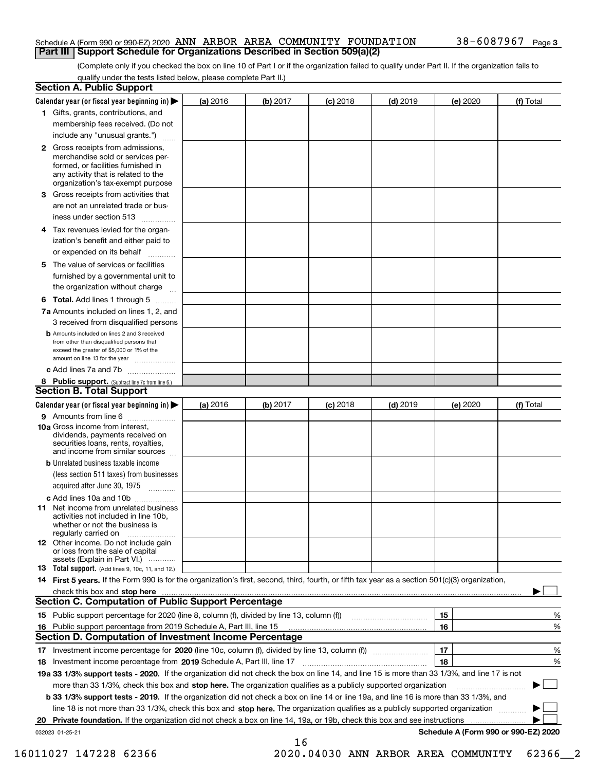Schedule A (Form 990 or 990-EZ) 2020 ANN ARBOR AREA COMMUNITY FOUNDATION 38-6087967 Page 3

## Part III Support Schedule for Organizations Described in Section 509(a)(2)

(Complete only if you checked the box on line 10 of Part I or if the organization failed to qualify under Part II. If the organization fails to qualify under the tests listed below, please complete Part II.)

### Section A. Public Support

| Calendar year (or fiscal year beginning in) ▶ | (a) 2016 | (b) 2017 | (c) 2018 | (d) 2019 | (e) 2020 | (f) Total |
|---|---|---|---|---|---|---|
| 1 Gifts, grants, contributions, and membership fees received. (Do not include any "unusual grants.") | | | | | | |
| 2 Gross receipts from admissions, merchandise sold or services performed, or facilities furnished in any activity that is related to the organization's tax-exempt purpose | | | | | | |
| 3 Gross receipts from activities that are not an unrelated trade or business under section 513 | | | | | | |
| 4 Tax revenues levied for the organization's benefit and either paid to or expended on its behalf | | | | | | |
| 5 The value of services or facilities furnished by a governmental unit to the organization without charge | | | | | | |
| 6 **Total.** Add lines 1 through 5 | | | | | | |
| 7a Amounts included on lines 1, 2, and 3 received from disqualified persons | | | | | | |
| b Amounts included on lines 2 and 3 received from other than disqualified persons that exceed the greater of $5,000 or 1% of the amount on line 13 for the year | | | | | | |
| c Add lines 7a and 7b | | | | | | |
| 8 **Public support.** (Subtract line 7c from line 6.) | | | | | | |

### Section B. Total Support

| Calendar year (or fiscal year beginning in) ▶ | (a) 2016 | (b) 2017 | (c) 2018 | (d) 2019 | (e) 2020 | (f) Total |
|---|---|---|---|---|---|---|
| 9 Amounts from line 6 | | | | | | |
| 10a Gross income from interest, dividends, payments received on securities loans, rents, royalties, and income from similar sources | | | | | | |
| b Unrelated business taxable income (less section 511 taxes) from businesses acquired after June 30, 1975 | | | | | | |
| c Add lines 10a and 10b | | | | | | |
| 11 Net income from unrelated business activities not included in line 10b, whether or not the business is regularly carried on | | | | | | |
| 12 Other income. Do not include gain or loss from the sale of capital assets (Explain in Part VI.) | | | | | | |
| 13 **Total support.** (Add lines 9, 10c, 11, and 12.) | | | | | | |

14 **First 5 years.** If the Form 990 is for the organization's first, second, third, fourth, or fifth tax year as a section 501(c)(3) organization, check this box and **stop here** ▶ ☐

### Section C. Computation of Public Support Percentage

| | | | |
|---|---|---|---|
| 15 | Public support percentage for 2020 (line 8, column (f), divided by line 13, column (f)) | 15 | % |
| 16 | Public support percentage from 2019 Schedule A, Part III, line 15 | 16 | % |

### Section D. Computation of Investment Income Percentage

| | | | |
|---|---|---|---|
| 17 | Investment income percentage for **2020** (line 10c, column (f), divided by line 13, column (f)) | 17 | % |
| 18 | Investment income percentage from **2019** Schedule A, Part III, line 17 | 18 | % |

**19a 33 1/3% support tests - 2020.** If the organization did not check the box on line 14, and line 15 is more than 33 1/3%, and line 17 is not more than 33 1/3%, check this box and **stop here.** The organization qualifies as a publicly supported organization ▶ ☐

**b 33 1/3% support tests - 2019.** If the organization did not check a box on line 14 or line 19a, and line 16 is more than 33 1/3%, and line 18 is not more than 33 1/3%, check this box and **stop here.** The organization qualifies as a publicly supported organization ▶ ☐

**20 Private foundation.** If the organization did not check a box on line 14, 19a, or 19b, check this box and see instructions ▶ ☐

032023 01-25-21 **Schedule A (Form 990 or 990-EZ) 2020**

16011027 147228 62366 2020.04030 ANN ARBOR AREA COMMUNITY 62366__2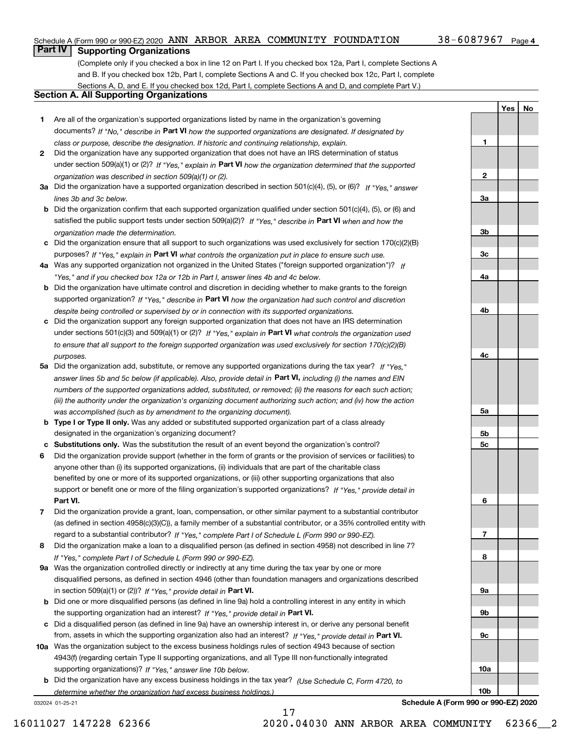Schedule A (Form 990 or 990-EZ) 2020 ANN ARBOR AREA COMMUNITY FOUNDATION 38-6087967 Page 4

## Part IV Supporting Organizations

(Complete only if you checked a box in line 12 on Part I. If you checked box 12a, Part I, complete Sections A and B. If you checked box 12b, Part I, complete Sections A and C. If you checked box 12c, Part I, complete Sections A, D, and E. If you checked box 12d, Part I, complete Sections A and D, and complete Part V.)

### Section A. All Supporting Organizations

| | | | Yes | No |
|---|---|---|---|---|
| **1** | Are all of the organization's supported organizations listed by name in the organization's governing documents? *If "No," describe in* **Part VI** *how the supported organizations are designated. If designated by class or purpose, describe the designation. If historic and continuing relationship, explain.* | 1 | | |
| **2** | Did the organization have any supported organization that does not have an IRS determination of status under section 509(a)(1) or (2)? *If "Yes," explain in* **Part VI** *how the organization determined that the supported organization was described in section 509(a)(1) or (2).* | 2 | | |
| **3a** | Did the organization have a supported organization described in section 501(c)(4), (5), or (6)? *If "Yes," answer lines 3b and 3c below.* | 3a | | |
| **b** | Did the organization confirm that each supported organization qualified under section 501(c)(4), (5), or (6) and satisfied the public support tests under section 509(a)(2)? *If "Yes," describe in* **Part VI** *when and how the organization made the determination.* | 3b | | |
| **c** | Did the organization ensure that all support to such organizations was used exclusively for section 170(c)(2)(B) purposes? *If "Yes," explain in* **Part VI** *what controls the organization put in place to ensure such use.* | 3c | | |
| **4a** | Was any supported organization not organized in the United States ("foreign supported organization")? *If "Yes," and if you checked box 12a or 12b in Part I, answer lines 4b and 4c below.* | 4a | | |
| **b** | Did the organization have ultimate control and discretion in deciding whether to make grants to the foreign supported organization? *If "Yes," describe in* **Part VI** *how the organization had such control and discretion despite being controlled or supervised by or in connection with its supported organizations.* | 4b | | |
| **c** | Did the organization support any foreign supported organization that does not have an IRS determination under sections 501(c)(3) and 509(a)(1) or (2)? *If "Yes," explain in* **Part VI** *what controls the organization used to ensure that all support to the foreign supported organization was used exclusively for section 170(c)(2)(B) purposes.* | 4c | | |
| **5a** | Did the organization add, substitute, or remove any supported organizations during the tax year? *If "Yes," answer lines 5b and 5c below (if applicable). Also, provide detail in* **Part VI,** *including (i) the names and EIN numbers of the supported organizations added, substituted, or removed; (ii) the reasons for each such action; (iii) the authority under the organization's organizing document authorizing such action; and (iv) how the action was accomplished (such as by amendment to the organizing document).* | 5a | | |
| **b** | **Type I or Type II only.** Was any added or substituted supported organization part of a class already designated in the organization's organizing document? | 5b | | |
| **c** | **Substitutions only.** Was the substitution the result of an event beyond the organization's control? | 5c | | |
| **6** | Did the organization provide support (whether in the form of grants or the provision of services or facilities) to anyone other than (i) its supported organizations, (ii) individuals that are part of the charitable class benefited by one or more of its supported organizations, or (iii) other supporting organizations that also support or benefit one or more of the filing organization's supported organizations? *If "Yes," provide detail in* **Part VI.** | 6 | | |
| **7** | Did the organization provide a grant, loan, compensation, or other similar payment to a substantial contributor (as defined in section 4958(c)(3)(C)), a family member of a substantial contributor, or a 35% controlled entity with regard to a substantial contributor? *If "Yes," complete Part I of Schedule L (Form 990 or 990-EZ).* | 7 | | |
| **8** | Did the organization make a loan to a disqualified person (as defined in section 4958) not described in line 7? *If "Yes," complete Part I of Schedule L (Form 990 or 990-EZ).* | 8 | | |
| **9a** | Was the organization controlled directly or indirectly at any time during the tax year by one or more disqualified persons, as defined in section 4946 (other than foundation managers and organizations described in section 509(a)(1) or (2))? *If "Yes," provide detail in* **Part VI.** | 9a | | |
| **b** | Did one or more disqualified persons (as defined in line 9a) hold a controlling interest in any entity in which the supporting organization had an interest? *If "Yes," provide detail in* **Part VI.** | 9b | | |
| **c** | Did a disqualified person (as defined in line 9a) have an ownership interest in, or derive any personal benefit from, assets in which the supporting organization also had an interest? *If "Yes," provide detail in* **Part VI.** | 9c | | |
| **10a** | Was the organization subject to the excess business holdings rules of section 4943 because of section 4943(f) (regarding certain Type II supporting organizations, and all Type III non-functionally integrated supporting organizations)? *If "Yes," answer line 10b below.* | 10a | | |
| **b** | Did the organization have any excess business holdings in the tax year? *(Use Schedule C, Form 4720, to determine whether the organization had excess business holdings.)* | 10b | | |

032024 01-25-21

Schedule A (Form 990 or 990-EZ) 2020

16011027 147228 62366 2020.04030 ANN ARBOR AREA COMMUNITY 62366__2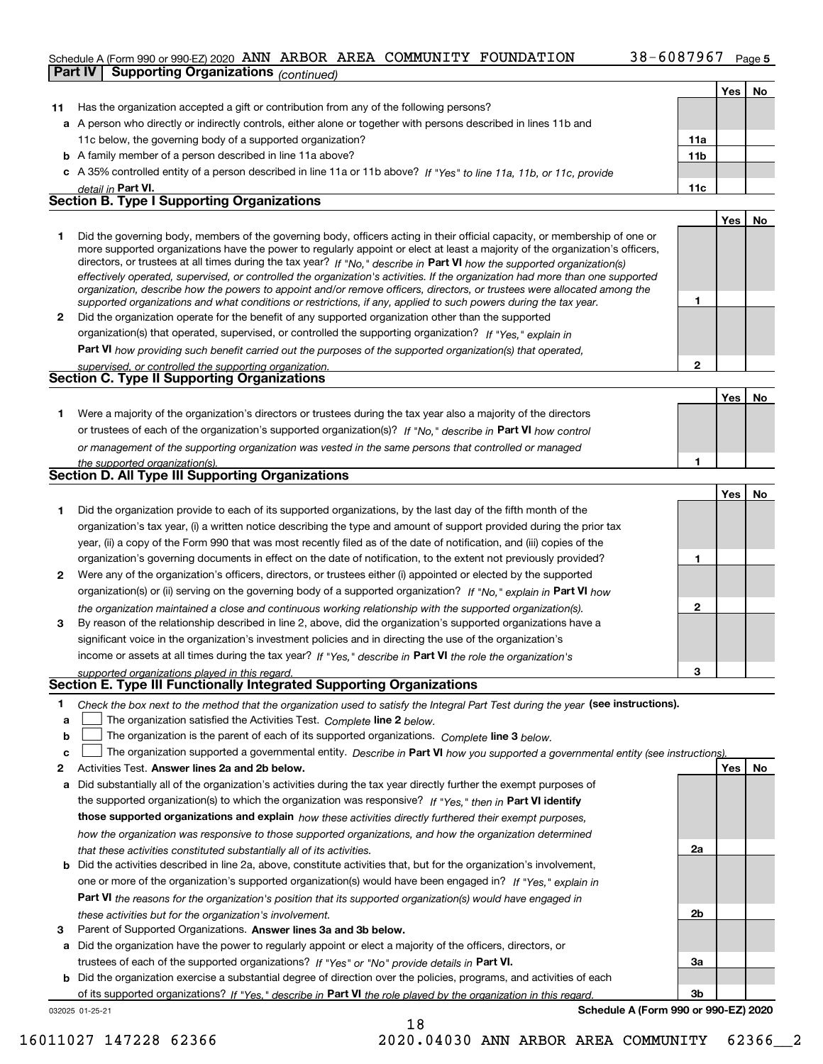Schedule A (Form 990 or 990-EZ) 2020 ANN ARBOR AREA COMMUNITY FOUNDATION 38-6087967

## Part IV Supporting Organizations *(continued)*

| | | | Yes | No |
|---|---|---|---|---|
| **11** | Has the organization accepted a gift or contribution from any of the following persons? | | | |
| **a** | A person who directly or indirectly controls, either alone or together with persons described in lines 11b and 11c below, the governing body of a supported organization? | 11a | | |
| **b** | A family member of a person described in line 11a above? | 11b | | |
| **c** | A 35% controlled entity of a person described in line 11a or 11b above? *If "Yes" to line 11a, 11b, or 11c, provide detail in* **Part VI.** | 11c | | |

### Section B. Type I Supporting Organizations

| | | | Yes | No |
|---|---|---|---|---|
| **1** | Did the governing body, members of the governing body, officers acting in their official capacity, or membership of one or more supported organizations have the power to regularly appoint or elect at least a majority of the organization's officers, directors, or trustees at all times during the tax year? *If "No," describe in* **Part VI** *how the supported organization(s) effectively operated, supervised, or controlled the organization's activities. If the organization had more than one supported organization, describe how the powers to appoint and/or remove officers, directors, or trustees were allocated among the supported organizations and what conditions or restrictions, if any, applied to such powers during the tax year.* | 1 | | |
| **2** | Did the organization operate for the benefit of any supported organization other than the supported organization(s) that operated, supervised, or controlled the supporting organization? *If "Yes," explain in* **Part VI** *how providing such benefit carried out the purposes of the supported organization(s) that operated, supervised, or controlled the supporting organization.* | 2 | | |

### Section C. Type II Supporting Organizations

| | | | Yes | No |
|---|---|---|---|---|
| **1** | Were a majority of the organization's directors or trustees during the tax year also a majority of the directors or trustees of each of the organization's supported organization(s)? *If "No," describe in* **Part VI** *how control or management of the supporting organization was vested in the same persons that controlled or managed the supported organization(s).* | 1 | | |

### Section D. All Type III Supporting Organizations

| | | | Yes | No |
|---|---|---|---|---|
| **1** | Did the organization provide to each of its supported organizations, by the last day of the fifth month of the organization's tax year, (i) a written notice describing the type and amount of support provided during the prior tax year, (ii) a copy of the Form 990 that was most recently filed as of the date of notification, and (iii) copies of the organization's governing documents in effect on the date of notification, to the extent not previously provided? | 1 | | |
| **2** | Were any of the organization's officers, directors, or trustees either (i) appointed or elected by the supported organization(s) or (ii) serving on the governing body of a supported organization? *If "No," explain in* **Part VI** *how the organization maintained a close and continuous working relationship with the supported organization(s).* | 2 | | |
| **3** | By reason of the relationship described in line 2, above, did the organization's supported organizations have a significant voice in the organization's investment policies and in directing the use of the organization's income or assets at all times during the tax year? *If "Yes," describe in* **Part VI** *the role the organization's supported organizations played in this regard.* | 3 | | |

### Section E. Type III Functionally Integrated Supporting Organizations

**1** *Check the box next to the method that the organization used to satisfy the Integral Part Test during the year* **(see instructions).**

- **a** ☐ The organization satisfied the Activities Test. *Complete* **line 2** *below.*
- **b** ☐ The organization is the parent of each of its supported organizations. *Complete* **line 3** *below.*
- **c** ☐ The organization supported a governmental entity. *Describe in* **Part VI** *how you supported a governmental entity (see instructions).*

| | | | Yes | No |
|---|---|---|---|---|
| **2** | Activities Test. **Answer lines 2a and 2b below.** | | | |
| **a** | Did substantially all of the organization's activities during the tax year directly further the exempt purposes of the supported organization(s) to which the organization was responsive? *If "Yes," then in* **Part VI identify those supported organizations and explain** *how these activities directly furthered their exempt purposes, how the organization was responsive to those supported organizations, and how the organization determined that these activities constituted substantially all of its activities.* | 2a | | |
| **b** | Did the activities described in line 2a, above, constitute activities that, but for the organization's involvement, one or more of the organization's supported organization(s) would have been engaged in? *If "Yes," explain in* **Part VI** *the reasons for the organization's position that its supported organization(s) would have engaged in these activities but for the organization's involvement.* | 2b | | |
| **3** | Parent of Supported Organizations. **Answer lines 3a and 3b below.** | | | |
| **a** | Did the organization have the power to regularly appoint or elect a majority of the officers, directors, or trustees of each of the supported organizations? *If "Yes" or "No" provide details in* **Part VI.** | 3a | | |
| **b** | Did the organization exercise a substantial degree of direction over the policies, programs, and activities of each of its supported organizations? *If "Yes," describe in* **Part VI** *the role played by the organization in this regard.* | 3b | | |

032025 01-25-21 **Schedule A (Form 990 or 990-EZ) 2020**

16011027 147228 62366 2020.04030 ANN ARBOR AREA COMMUNITY 62366__2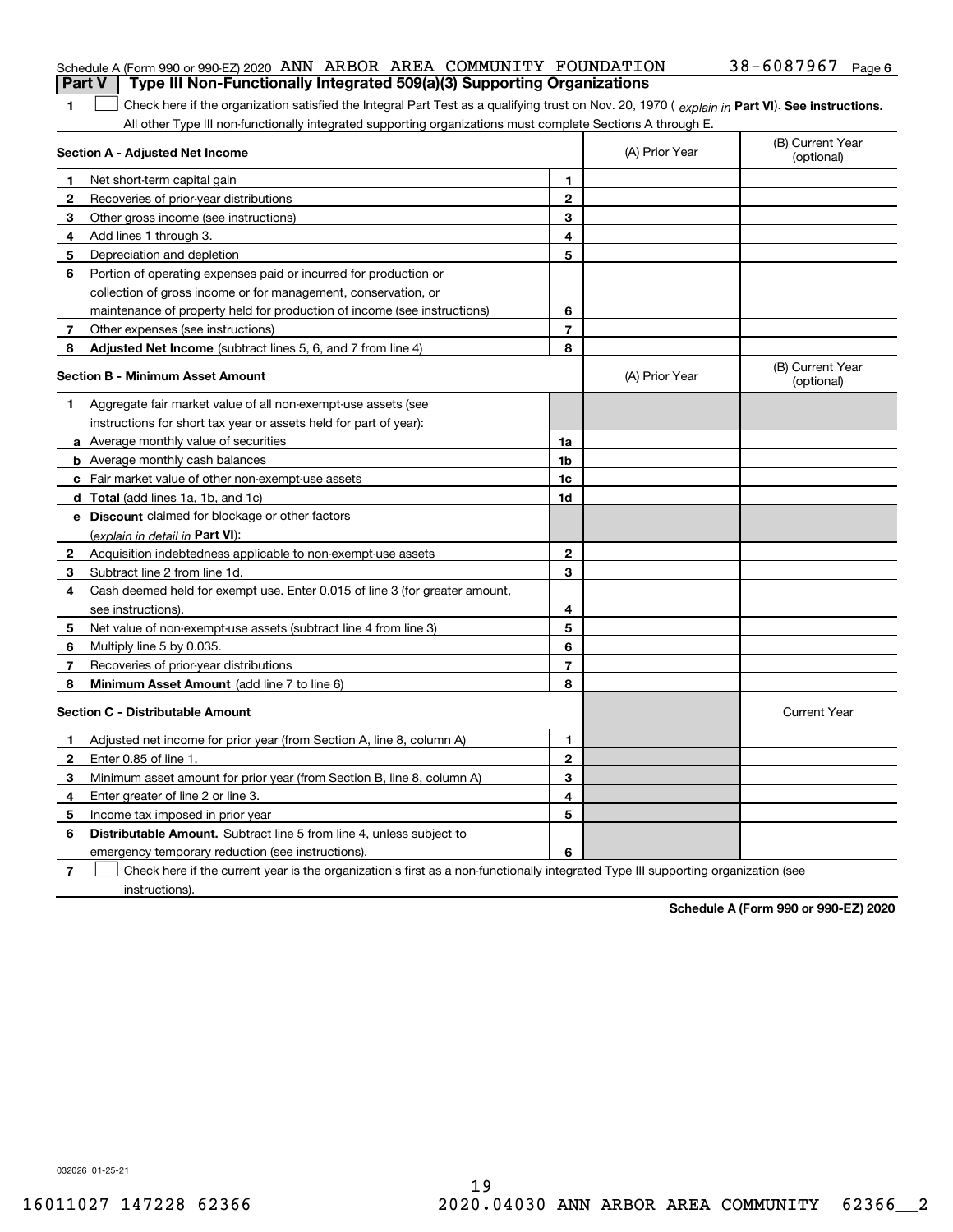Schedule A (Form 990 or 990-EZ) 2020 ANN ARBOR AREA COMMUNITY FOUNDATION 38-6087967 Page 6

**Part V | Type III Non-Functionally Integrated 509(a)(3) Supporting Organizations**

**1** ☐ Check here if the organization satisfied the Integral Part Test as a qualifying trust on Nov. 20, 1970 ( *explain in* **Part VI**). **See instructions.** All other Type III non-functionally integrated supporting organizations must complete Sections A through E.

| **Section A - Adjusted Net Income** | | | (A) Prior Year | (B) Current Year (optional) |
|---|---|---|---|---|
| **1** | Net short-term capital gain | **1** | | |
| **2** | Recoveries of prior-year distributions | **2** | | |
| **3** | Other gross income (see instructions) | **3** | | |
| **4** | Add lines 1 through 3. | **4** | | |
| **5** | Depreciation and depletion | **5** | | |
| **6** | Portion of operating expenses paid or incurred for production or collection of gross income or for management, conservation, or maintenance of property held for production of income (see instructions) | **6** | | |
| **7** | Other expenses (see instructions) | **7** | | |
| **8** | **Adjusted Net Income** (subtract lines 5, 6, and 7 from line 4) | **8** | | |

| **Section B - Minimum Asset Amount** | | | (A) Prior Year | (B) Current Year (optional) |
|---|---|---|---|---|
| **1** | Aggregate fair market value of all non-exempt-use assets (see instructions for short tax year or assets held for part of year): | | | |
| **a** | Average monthly value of securities | **1a** | | |
| **b** | Average monthly cash balances | **1b** | | |
| **c** | Fair market value of other non-exempt-use assets | **1c** | | |
| **d** | **Total** (add lines 1a, 1b, and 1c) | **1d** | | |
| **e** | **Discount** claimed for blockage or other factors (*explain in detail in* **Part VI**): | | | |
| **2** | Acquisition indebtedness applicable to non-exempt-use assets | **2** | | |
| **3** | Subtract line 2 from line 1d. | **3** | | |
| **4** | Cash deemed held for exempt use. Enter 0.015 of line 3 (for greater amount, see instructions). | **4** | | |
| **5** | Net value of non-exempt-use assets (subtract line 4 from line 3) | **5** | | |
| **6** | Multiply line 5 by 0.035. | **6** | | |
| **7** | Recoveries of prior-year distributions | **7** | | |
| **8** | **Minimum Asset Amount** (add line 7 to line 6) | **8** | | |

| **Section C - Distributable Amount** | | | | Current Year |
|---|---|---|---|---|
| **1** | Adjusted net income for prior year (from Section A, line 8, column A) | **1** | | |
| **2** | Enter 0.85 of line 1. | **2** | | |
| **3** | Minimum asset amount for prior year (from Section B, line 8, column A) | **3** | | |
| **4** | Enter greater of line 2 or line 3. | **4** | | |
| **5** | Income tax imposed in prior year | **5** | | |
| **6** | **Distributable Amount.** Subtract line 5 from line 4, unless subject to emergency temporary reduction (see instructions). | **6** | | |

**7** ☐ Check here if the current year is the organization's first as a non-functionally integrated Type III supporting organization (see instructions).

**Schedule A (Form 990 or 990-EZ) 2020**

032026 01-25-21

16011027 147228 62366 2020.04030 ANN ARBOR AREA COMMUNITY 62366__2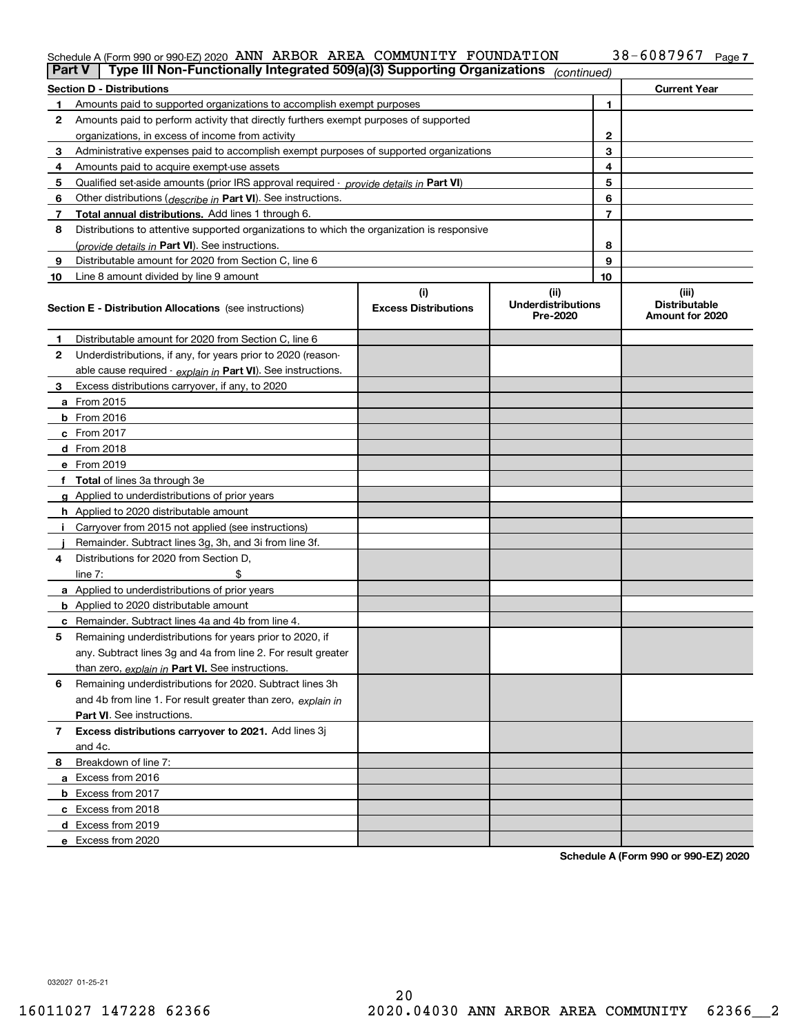Schedule A (Form 990 or 990-EZ) 2020 ANN ARBOR AREA COMMUNITY FOUNDATION 38-6087967 Page 7

**Part V | Type III Non-Functionally Integrated 509(a)(3) Supporting Organizations** *(continued)*

| **Section D - Distributions** | | **Current Year** |
|---|---|---|
| **1** Amounts paid to supported organizations to accomplish exempt purposes | 1 | |
| **2** Amounts paid to perform activity that directly furthers exempt purposes of supported organizations, in excess of income from activity | 2 | |
| **3** Administrative expenses paid to accomplish exempt purposes of supported organizations | 3 | |
| **4** Amounts paid to acquire exempt-use assets | 4 | |
| **5** Qualified set-aside amounts (prior IRS approval required - *provide details in* **Part VI**) | 5 | |
| **6** Other distributions (*describe in* **Part VI**). See instructions. | 6 | |
| **7** **Total annual distributions.** Add lines 1 through 6. | 7 | |
| **8** Distributions to attentive supported organizations to which the organization is responsive (*provide details in* **Part VI**). See instructions. | 8 | |
| **9** Distributable amount for 2020 from Section C, line 6 | 9 | |
| **10** Line 8 amount divided by line 9 amount | 10 | |

| **Section E - Distribution Allocations** (see instructions) | **(i)** **Excess Distributions** | **(ii)** **Underdistributions Pre-2020** | **(iii)** **Distributable Amount for 2020** |
|---|---|---|---|
| **1** Distributable amount for 2020 from Section C, line 6 | | | |
| **2** Underdistributions, if any, for years prior to 2020 (reasonable cause required - *explain in* **Part VI**). See instructions. | | | |
| **3** Excess distributions carryover, if any, to 2020 | | | |
| **a** From 2015 | | | |
| **b** From 2016 | | | |
| **c** From 2017 | | | |
| **d** From 2018 | | | |
| **e** From 2019 | | | |
| **f** **Total** of lines 3a through 3e | | | |
| **g** Applied to underdistributions of prior years | | | |
| **h** Applied to 2020 distributable amount | | | |
| **i** Carryover from 2015 not applied (see instructions) | | | |
| **j** Remainder. Subtract lines 3g, 3h, and 3i from line 3f. | | | |
| **4** Distributions for 2020 from Section D, line 7: $ | | | |
| **a** Applied to underdistributions of prior years | | | |
| **b** Applied to 2020 distributable amount | | | |
| **c** Remainder. Subtract lines 4a and 4b from line 4. | | | |
| **5** Remaining underdistributions for years prior to 2020, if any. Subtract lines 3g and 4a from line 2. For result greater than zero, *explain in* **Part VI.** See instructions. | | | |
| **6** Remaining underdistributions for 2020. Subtract lines 3h and 4b from line 1. For result greater than zero, *explain in* **Part VI**. See instructions. | | | |
| **7** **Excess distributions carryover to 2021.** Add lines 3j and 4c. | | | |
| **8** Breakdown of line 7: | | | |
| **a** Excess from 2016 | | | |
| **b** Excess from 2017 | | | |
| **c** Excess from 2018 | | | |
| **d** Excess from 2019 | | | |
| **e** Excess from 2020 | | | |

**Schedule A (Form 990 or 990-EZ) 2020**

032027 01-25-21

16011027 147228 62366 2020.04030 ANN ARBOR AREA COMMUNITY 62366__2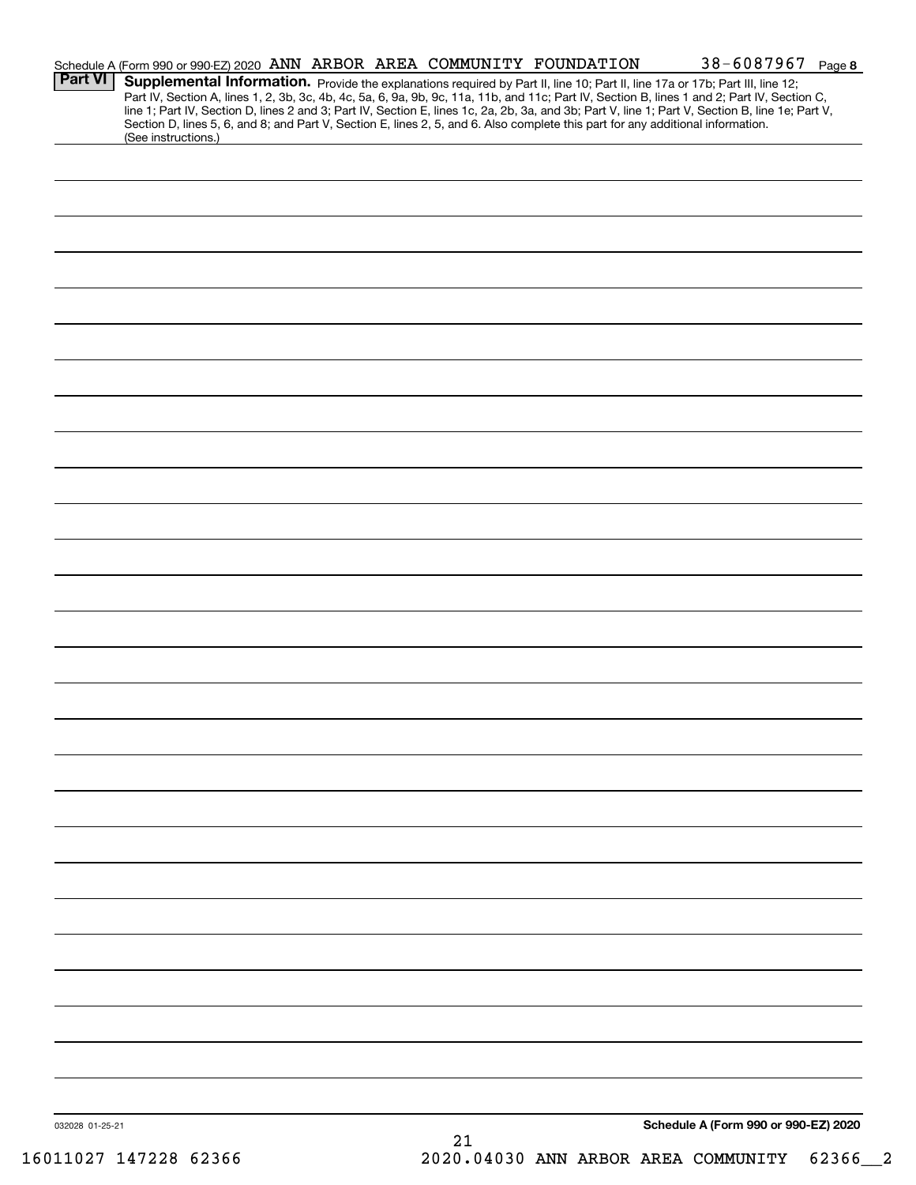Schedule A (Form 990 or 990-EZ) 2020 ANN ARBOR AREA COMMUNITY FOUNDATION 38-6087967 Page 8

**Part VI** **Supplemental Information.** Provide the explanations required by Part II, line 10; Part II, line 17a or 17b; Part III, line 12; Part IV, Section A, lines 1, 2, 3b, 3c, 4b, 4c, 5a, 6, 9a, 9b, 9c, 11a, 11b, and 11c; Part IV, Section B, lines 1 and 2; Part IV, Section C, line 1; Part IV, Section D, lines 2 and 3; Part IV, Section E, lines 1c, 2a, 2b, 3a, and 3b; Part V, line 1; Part V, Section B, line 1e; Part V, Section D, lines 5, 6, and 8; and Part V, Section E, lines 2, 5, and 6. Also complete this part for any additional information. (See instructions.)

032028 01-25-21

Schedule A (Form 990 or 990-EZ) 2020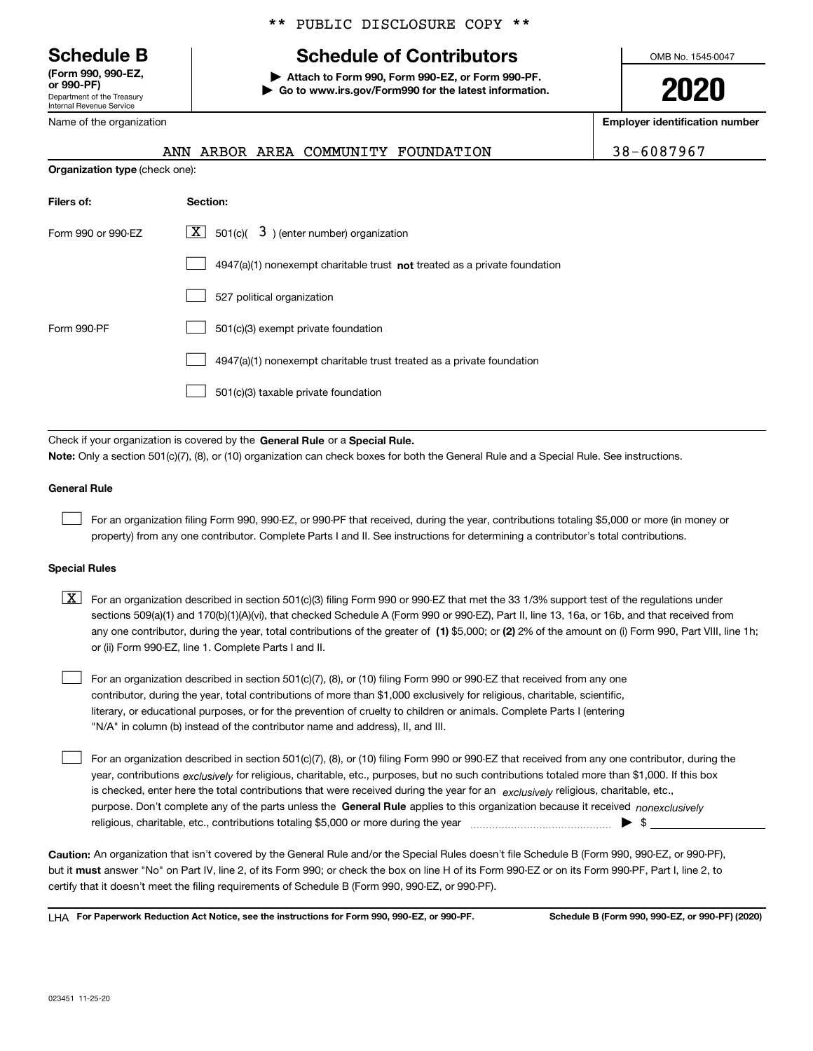** PUBLIC DISCLOSURE COPY **

# Schedule B

**(Form 990, 990-EZ, or 990-PF)**
Department of the Treasury
Internal Revenue Service

## Schedule of Contributors

▶ **Attach to Form 990, Form 990-EZ, or Form 990-PF.**
▶ **Go to www.irs.gov/Form990 for the latest information.**

OMB No. 1545-0047

**2020**

| Name of the organization | Employer identification number |
|---|---|
| ANN ARBOR AREA COMMUNITY FOUNDATION | 38-6087967 |

**Organization type** (check one):

| Filers of: | Section: |
|---|---|
| Form 990 or 990-EZ | [X] 501(c)( 3 ) (enter number) organization |
| | [ ] 4947(a)(1) nonexempt charitable trust **not** treated as a private foundation |
| | [ ] 527 political organization |
| Form 990-PF | [ ] 501(c)(3) exempt private foundation |
| | [ ] 4947(a)(1) nonexempt charitable trust treated as a private foundation |
| | [ ] 501(c)(3) taxable private foundation |

Check if your organization is covered by the **General Rule** or a **Special Rule.**

**Note:** Only a section 501(c)(7), (8), or (10) organization can check boxes for both the General Rule and a Special Rule. See instructions.

**General Rule**

[ ] For an organization filing Form 990, 990-EZ, or 990-PF that received, during the year, contributions totaling $5,000 or more (in money or property) from any one contributor. Complete Parts I and II. See instructions for determining a contributor's total contributions.

**Special Rules**

[X] For an organization described in section 501(c)(3) filing Form 990 or 990-EZ that met the 33 1/3% support test of the regulations under sections 509(a)(1) and 170(b)(1)(A)(vi), that checked Schedule A (Form 990 or 990-EZ), Part II, line 13, 16a, or 16b, and that received from any one contributor, during the year, total contributions of the greater of **(1)** $5,000; or **(2)** 2% of the amount on (i) Form 990, Part VIII, line 1h; or (ii) Form 990-EZ, line 1. Complete Parts I and II.

[ ] For an organization described in section 501(c)(7), (8), or (10) filing Form 990 or 990-EZ that received from any one contributor, during the year, total contributions of more than $1,000 exclusively for religious, charitable, scientific, literary, or educational purposes, or for the prevention of cruelty to children or animals. Complete Parts I (entering "N/A" in column (b) instead of the contributor name and address), II, and III.

[ ] For an organization described in section 501(c)(7), (8), or (10) filing Form 990 or 990-EZ that received from any one contributor, during the year, contributions *exclusively* for religious, charitable, etc., purposes, but no such contributions totaled more than $1,000. If this box is checked, enter here the total contributions that were received during the year for an *exclusively* religious, charitable, etc., purpose. Don't complete any of the parts unless the **General Rule** applies to this organization because it received *nonexclusively* religious, charitable, etc., contributions totaling $5,000 or more during the year ▶ $ ____________

**Caution:** An organization that isn't covered by the General Rule and/or the Special Rules doesn't file Schedule B (Form 990, 990-EZ, or 990-PF), but it **must** answer "No" on Part IV, line 2, of its Form 990; or check the box on line H of its Form 990-EZ or on its Form 990-PF, Part I, line 2, to certify that it doesn't meet the filing requirements of Schedule B (Form 990, 990-EZ, or 990-PF).

LHA **For Paperwork Reduction Act Notice, see the instructions for Form 990, 990-EZ, or 990-PF.** **Schedule B (Form 990, 990-EZ, or 990-PF) (2020)**

023451 11-25-20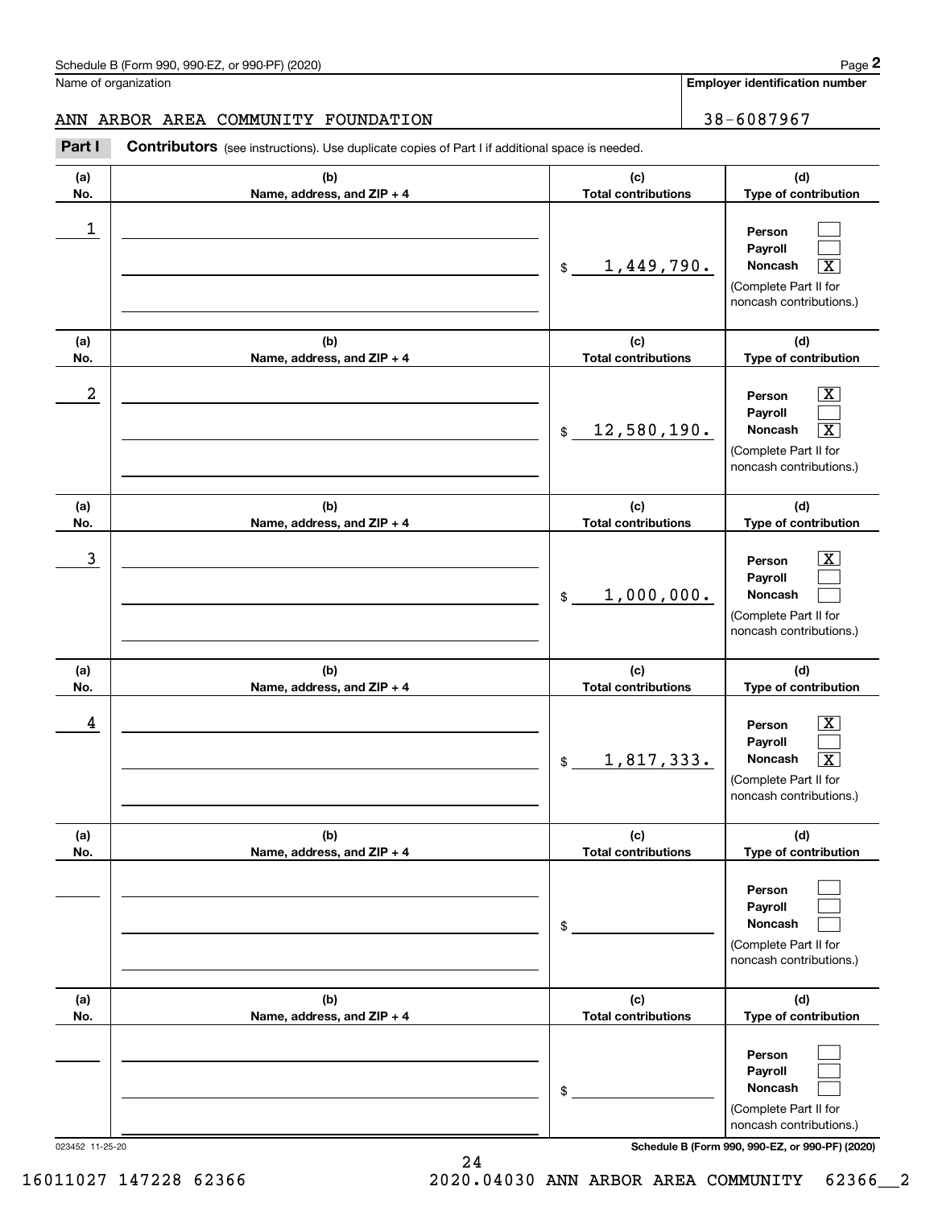Schedule B (Form 990, 990-EZ, or 990-PF) (2020)

Name of organization: ANN ARBOR AREA COMMUNITY FOUNDATION

Employer identification number: 38-6087967

**Part I** **Contributors** (see instructions). Use duplicate copies of Part I if additional space is needed.

| (a) No. | (b) Name, address, and ZIP + 4 | (c) Total contributions | (d) Type of contribution |
|---|---|---|---|
| 1 | | $ 1,449,790. | Person [ ] Payroll [ ] Noncash [X] (Complete Part II for noncash contributions.) |
| 2 | | $ 12,580,190. | Person [X] Payroll [ ] Noncash [X] (Complete Part II for noncash contributions.) |
| 3 | | $ 1,000,000. | Person [X] Payroll [ ] Noncash [ ] (Complete Part II for noncash contributions.) |
| 4 | | $ 1,817,333. | Person [X] Payroll [ ] Noncash [X] (Complete Part II for noncash contributions.) |
| | | $ | Person [ ] Payroll [ ] Noncash [ ] (Complete Part II for noncash contributions.) |
| | | $ | Person [ ] Payroll [ ] Noncash [ ] (Complete Part II for noncash contributions.) |

023452 11-25-20

16011027 147228 62366 2020.04030 ANN ARBOR AREA COMMUNITY 62366__2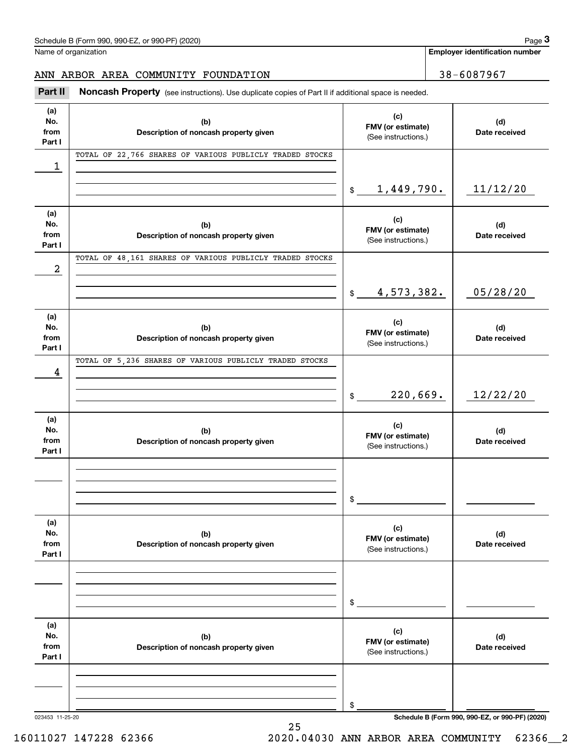Schedule B (Form 990, 990-EZ, or 990-PF) (2020)

Name of organization: ANN ARBOR AREA COMMUNITY FOUNDATION

Employer identification number: 38-6087967

**Part II Noncash Property** (see instructions). Use duplicate copies of Part II if additional space is needed.

| (a) No. from Part I | (b) Description of noncash property given | (c) FMV (or estimate) (See instructions.) | (d) Date received |
|---|---|---|---|
| 1 | TOTAL OF 22,766 SHARES OF VARIOUS PUBLICLY TRADED STOCKS | $ 1,449,790. | 11/12/20 |
| 2 | TOTAL OF 48,161 SHARES OF VARIOUS PUBLICLY TRADED STOCKS | $ 4,573,382. | 05/28/20 |
| 4 | TOTAL OF 5,236 SHARES OF VARIOUS PUBLICLY TRADED STOCKS | $ 220,669. | 12/22/20 |
| | | $ | |
| | | $ | |
| | | $ | |

023453 11-25-20

Schedule B (Form 990, 990-EZ, or 990-PF) (2020)

16011027 147228 62366 2020.04030 ANN ARBOR AREA COMMUNITY 62366__2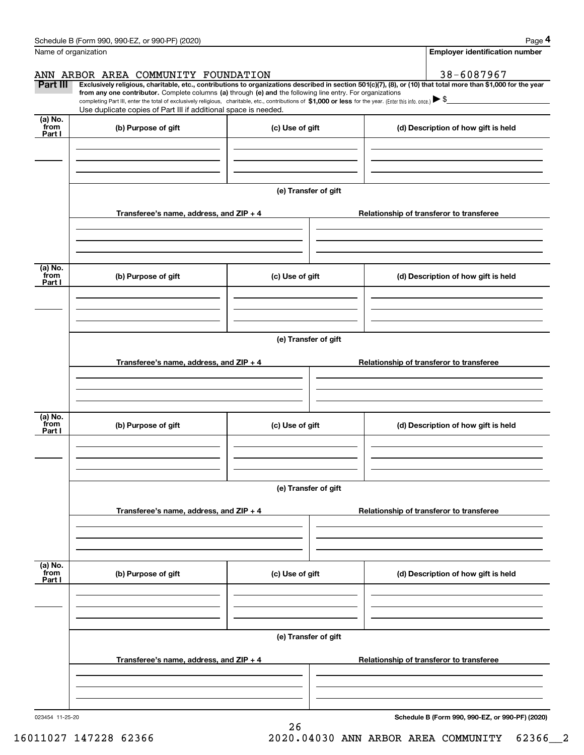Name of organization

**Employer identification number**

ANN ARBOR AREA COMMUNITY FOUNDATION

38-6087967

**Part III** **Exclusively religious, charitable, etc., contributions to organizations described in section 501(c)(7), (8), or (10) that total more than $1,000 for the year from any one contributor.** Complete columns **(a)** through **(e) and** the following line entry. For organizations completing Part III, enter the total of exclusively religious, charitable, etc., contributions of **$1,000 or less** for the year. (Enter this info. once.) ▶ $

Use duplicate copies of Part III if additional space is needed.

| (a) No. from Part I | (b) Purpose of gift | (c) Use of gift | (d) Description of how gift is held |
|---|---|---|---|
| | | | |

**(e) Transfer of gift**

| Transferee's name, address, and ZIP + 4 | Relationship of transferor to transferee |
|---|---|
| | |

| (a) No. from Part I | (b) Purpose of gift | (c) Use of gift | (d) Description of how gift is held |
|---|---|---|---|
| | | | |

**(e) Transfer of gift**

| Transferee's name, address, and ZIP + 4 | Relationship of transferor to transferee |
|---|---|
| | |

| (a) No. from Part I | (b) Purpose of gift | (c) Use of gift | (d) Description of how gift is held |
|---|---|---|---|
| | | | |

**(e) Transfer of gift**

| Transferee's name, address, and ZIP + 4 | Relationship of transferor to transferee |
|---|---|
| | |

| (a) No. from Part I | (b) Purpose of gift | (c) Use of gift | (d) Description of how gift is held |
|---|---|---|---|
| | | | |

**(e) Transfer of gift**

| Transferee's name, address, and ZIP + 4 | Relationship of transferor to transferee |
|---|---|
| | |

023454 11-25-20

**Schedule B (Form 990, 990-EZ, or 990-PF) (2020)**

16011027 147228 62366    2020.04030 ANN ARBOR AREA COMMUNITY    62366__2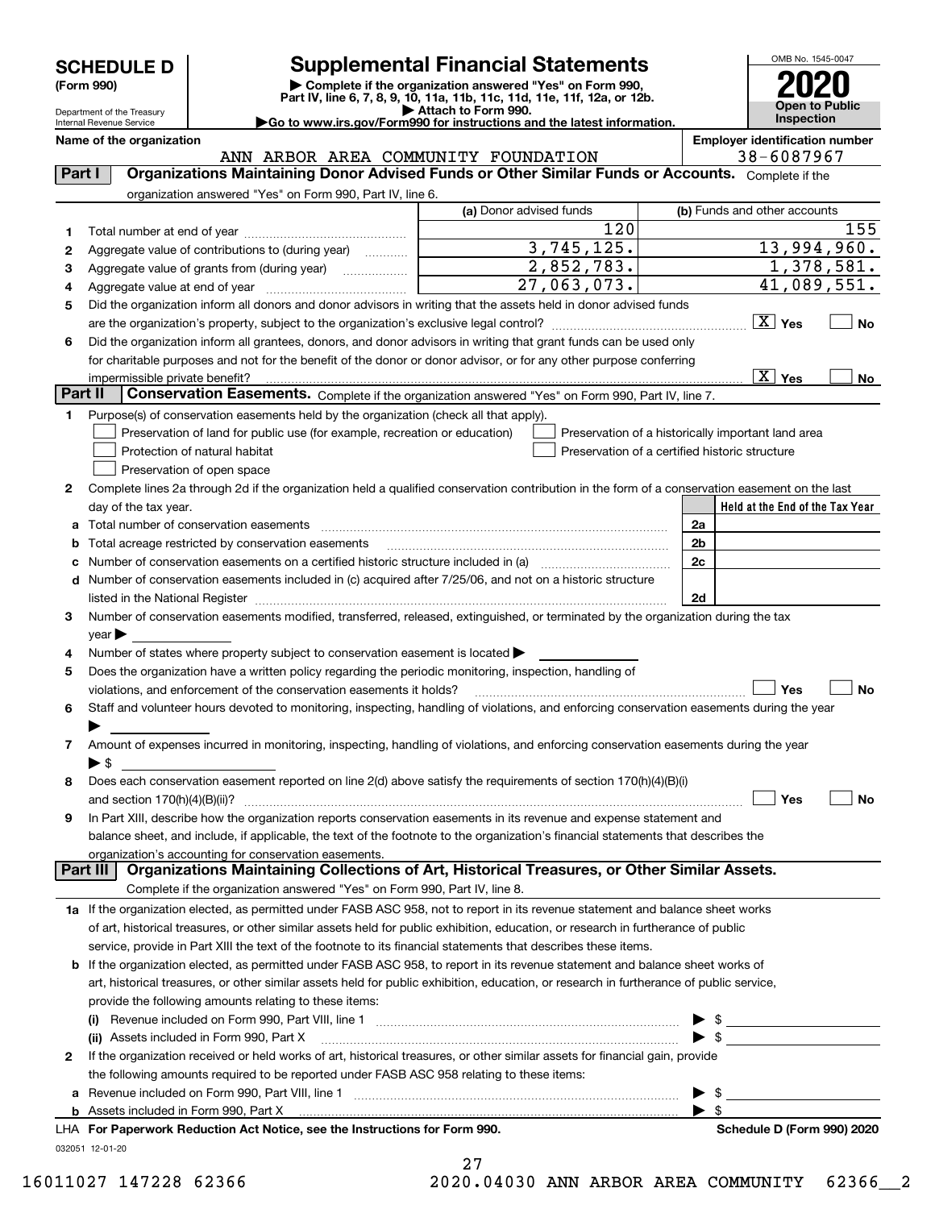# SCHEDULE D (Form 990)

Department of the Treasury
Internal Revenue Service

## Supplemental Financial Statements

▶ Complete if the organization answered "Yes" on Form 990, Part IV, line 6, 7, 8, 9, 10, 11a, 11b, 11c, 11d, 11e, 11f, 12a, or 12b.
▶ Attach to Form 990.
▶Go to www.irs.gov/Form990 for instructions and the latest information.

OMB No. 1545-0047

**2020**

**Open to Public Inspection**

**Name of the organization:** ANN ARBOR AREA COMMUNITY FOUNDATION

**Employer identification number:** 38-6087967

### Part I — Organizations Maintaining Donor Advised Funds or Other Similar Funds or Accounts. Complete if the organization answered "Yes" on Form 990, Part IV, line 6.

| | | (a) Donor advised funds | (b) Funds and other accounts |
|---|---|---|---|
| 1 | Total number at end of year | 120 | 155 |
| 2 | Aggregate value of contributions to (during year) | 3,745,125. | 13,994,960. |
| 3 | Aggregate value of grants from (during year) | 2,852,783. | 1,378,581. |
| 4 | Aggregate value at end of year | 27,063,073. | 41,089,551. |

5 Did the organization inform all donors and donor advisors in writing that the assets held in donor advised funds are the organization's property, subject to the organization's exclusive legal control? [X] Yes [ ] No

6 Did the organization inform all grantees, donors, and donor advisors in writing that grant funds can be used only for charitable purposes and not for the benefit of the donor or donor advisor, or for any other purpose conferring impermissible private benefit? [X] Yes [ ] No

### Part II — Conservation Easements. Complete if the organization answered "Yes" on Form 990, Part IV, line 7.

1 Purpose(s) of conservation easements held by the organization (check all that apply).

- [ ] Preservation of land for public use (for example, recreation or education)
- [ ] Protection of natural habitat
- [ ] Preservation of open space
- [ ] Preservation of a historically important land area
- [ ] Preservation of a certified historic structure

2 Complete lines 2a through 2d if the organization held a qualified conservation contribution in the form of a conservation easement on the last day of the tax year.

| | | | Held at the End of the Tax Year |
|---|---|---|---|
| a | Total number of conservation easements | 2a | |
| b | Total acreage restricted by conservation easements | 2b | |
| c | Number of conservation easements on a certified historic structure included in (a) | 2c | |
| d | Number of conservation easements included in (c) acquired after 7/25/06, and not on a historic structure listed in the National Register | 2d | |

3 Number of conservation easements modified, transferred, released, extinguished, or terminated by the organization during the tax year ▶

4 Number of states where property subject to conservation easement is located ▶

5 Does the organization have a written policy regarding the periodic monitoring, inspection, handling of violations, and enforcement of the conservation easements it holds? [ ] Yes [ ] No

6 Staff and volunteer hours devoted to monitoring, inspecting, handling of violations, and enforcing conservation easements during the year ▶

7 Amount of expenses incurred in monitoring, inspecting, handling of violations, and enforcing conservation easements during the year ▶ $

8 Does each conservation easement reported on line 2(d) above satisfy the requirements of section 170(h)(4)(B)(i) and section 170(h)(4)(B)(ii)? [ ] Yes [ ] No

9 In Part XIII, describe how the organization reports conservation easements in its revenue and expense statement and balance sheet, and include, if applicable, the text of the footnote to the organization's financial statements that describes the organization's accounting for conservation easements.

### Part III — Organizations Maintaining Collections of Art, Historical Treasures, or Other Similar Assets. Complete if the organization answered "Yes" on Form 990, Part IV, line 8.

1a If the organization elected, as permitted under FASB ASC 958, not to report in its revenue statement and balance sheet works of art, historical treasures, or other similar assets held for public exhibition, education, or research in furtherance of public service, provide in Part XIII the text of the footnote to its financial statements that describes these items.

b If the organization elected, as permitted under FASB ASC 958, to report in its revenue statement and balance sheet works of art, historical treasures, or other similar assets held for public exhibition, education, or research in furtherance of public service, provide the following amounts relating to these items:

(i) Revenue included on Form 990, Part VIII, line 1 ▶ $

(ii) Assets included in Form 990, Part X ▶ $

2 If the organization received or held works of art, historical treasures, or other similar assets for financial gain, provide the following amounts required to be reported under FASB ASC 958 relating to these items:

a Revenue included on Form 990, Part VIII, line 1 ▶ $

b Assets included in Form 990, Part X ▶ $

LHA **For Paperwork Reduction Act Notice, see the Instructions for Form 990.** **Schedule D (Form 990) 2020**

032051 12-01-20

16011027 147228 62366 2020.04030 ANN ARBOR AREA COMMUNITY 62366__2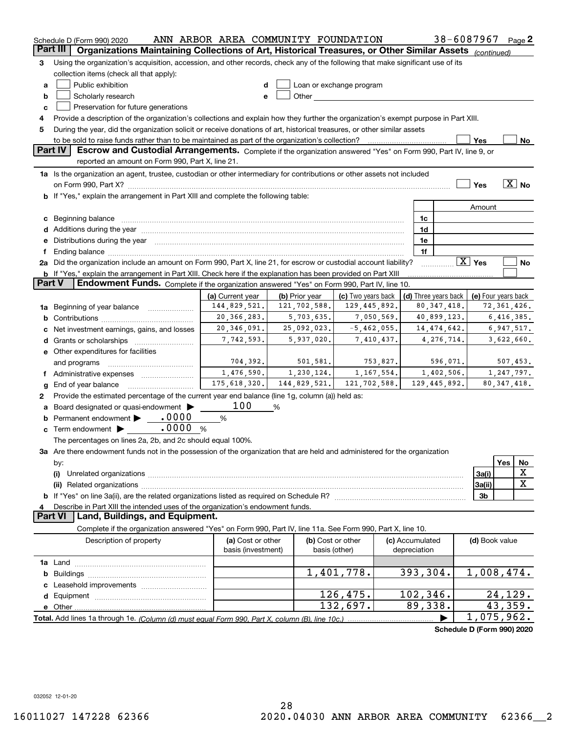Schedule D (Form 990) 2020 ANN ARBOR AREA COMMUNITY FOUNDATION 38-6087967 Page 2

## Part III Organizations Maintaining Collections of Art, Historical Treasures, or Other Similar Assets *(continued)*

**3** Using the organization's acquisition, accession, and other records, check any of the following that make significant use of its collection items (check all that apply):

- **a** ☐ Public exhibition
- **b** ☐ Scholarly research
- **c** ☐ Preservation for future generations
- **d** ☐ Loan or exchange program
- **e** ☐ Other

**4** Provide a description of the organization's collections and explain how they further the organization's exempt purpose in Part XIII.

**5** During the year, did the organization solicit or receive donations of art, historical treasures, or other similar assets to be sold to raise funds rather than to be maintained as part of the organization's collection? ☐ Yes ☐ No

## Part IV Escrow and Custodial Arrangements.

Complete if the organization answered "Yes" on Form 990, Part IV, line 9, or reported an amount on Form 990, Part X, line 21.

**1a** Is the organization an agent, trustee, custodian or other intermediary for contributions or other assets not included on Form 990, Part X? ☐ Yes ☒ No

**b** If "Yes," explain the arrangement in Part XIII and complete the following table:

| | | Amount |
|---|---|---|
| **c** Beginning balance | 1c | |
| **d** Additions during the year | 1d | |
| **e** Distributions during the year | 1e | |
| **f** Ending balance | 1f | |

**2a** Did the organization include an amount on Form 990, Part X, line 21, for escrow or custodial account liability? ☒ Yes ☐ No

**b** If "Yes," explain the arrangement in Part XIII. Check here if the explanation has been provided on Part XIII ☐

## Part V Endowment Funds.

Complete if the organization answered "Yes" on Form 990, Part IV, line 10.

| | (a) Current year | (b) Prior year | (c) Two years back | (d) Three years back | (e) Four years back |
|---|---|---|---|---|---|
| **1a** Beginning of year balance | 144,829,521. | 121,702,588. | 129,445,892. | 80,347,418. | 72,361,426. |
| **b** Contributions | 20,366,283. | 5,703,635. | 7,050,569. | 40,899,123. | 6,416,385. |
| **c** Net investment earnings, gains, and losses | 20,346,091. | 25,092,023. | -5,462,055. | 14,474,642. | 6,947,517. |
| **d** Grants or scholarships | 7,742,593. | 5,937,020. | 7,410,437. | 4,276,714. | 3,622,660. |
| **e** Other expenditures for facilities and programs | 704,392. | 501,581. | 753,827. | 596,071. | 507,453. |
| **f** Administrative expenses | 1,476,590. | 1,230,124. | 1,167,554. | 1,402,506. | 1,247,797. |
| **g** End of year balance | 175,618,320. | 144,829,521. | 121,702,588. | 129,445,892. | 80,347,418. |

**2** Provide the estimated percentage of the current year end balance (line 1g, column (a)) held as:

- **a** Board designated or quasi-endowment ▶ 100 %
- **b** Permanent endowment ▶ .0000 %
- **c** Term endowment ▶ .0000 %

The percentages on lines 2a, 2b, and 2c should equal 100%.

**3a** Are there endowment funds not in the possession of the organization that are held and administered for the organization by:

| | | Yes | No |
|---|---|---|---|
| **(i)** Unrelated organizations | 3a(i) | | X |
| **(ii)** Related organizations | 3a(ii) | | X |
| **b** If "Yes" on line 3a(ii), are the related organizations listed as required on Schedule R? | 3b | | |

**4** Describe in Part XIII the intended uses of the organization's endowment funds.

## Part VI Land, Buildings, and Equipment.

Complete if the organization answered "Yes" on Form 990, Part IV, line 11a. See Form 990, Part X, line 10.

| Description of property | (a) Cost or other basis (investment) | (b) Cost or other basis (other) | (c) Accumulated depreciation | (d) Book value |
|---|---|---|---|---|
| **1a** Land | | | | |
| **b** Buildings | | 1,401,778. | 393,304. | 1,008,474. |
| **c** Leasehold improvements | | | | |
| **d** Equipment | | 126,475. | 102,346. | 24,129. |
| **e** Other | | 132,697. | 89,338. | 43,359. |
| **Total.** Add lines 1a through 1e. *(Column (d) must equal Form 990, Part X, column (B), line 10c.)* ▶ | | | | 1,075,962. |

Schedule D (Form 990) 2020

032052 12-01-20

16011027 147228 62366 2020.04030 ANN ARBOR AREA COMMUNITY 62366__2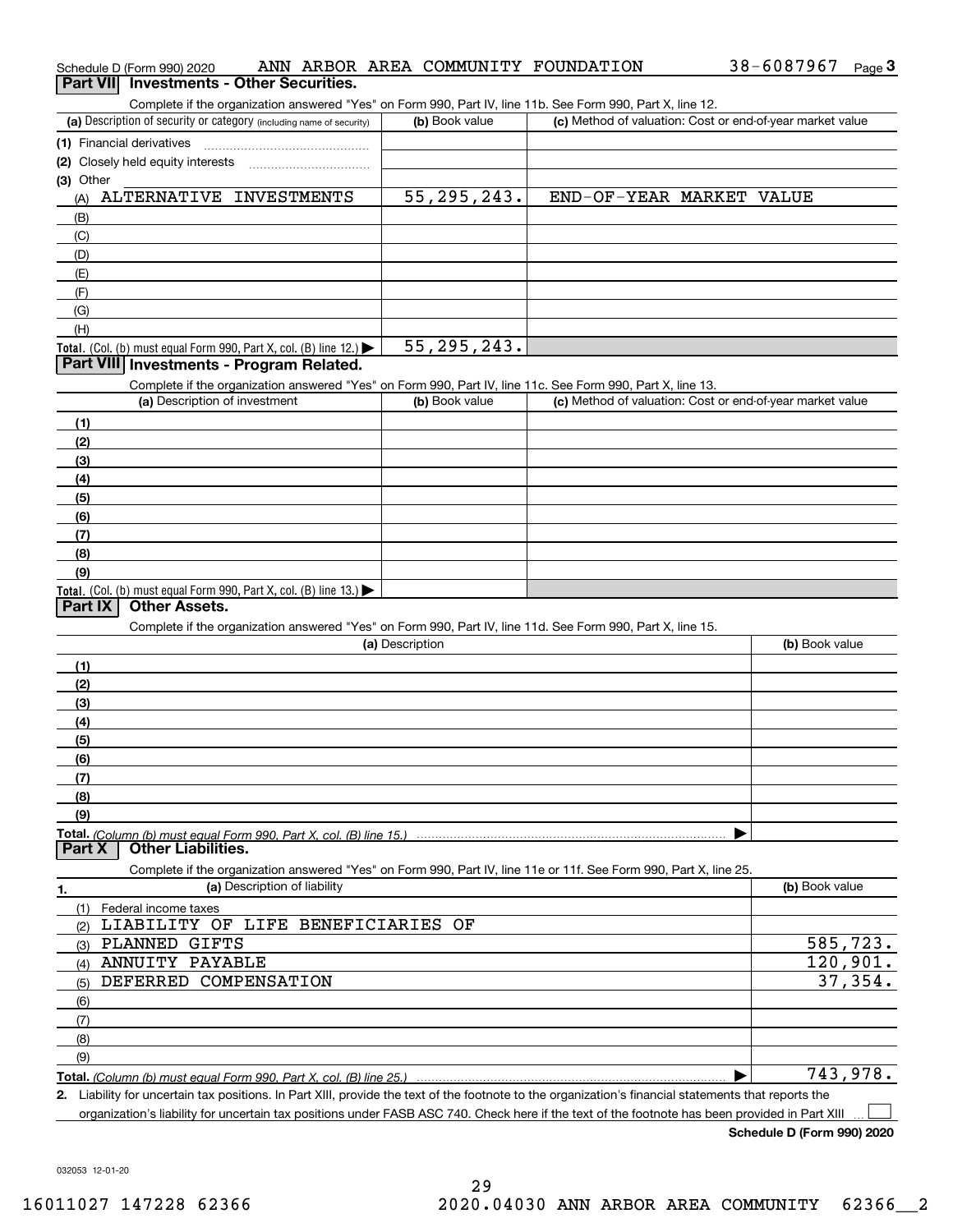Schedule D (Form 990) 2020 ANN ARBOR AREA COMMUNITY FOUNDATION 38-6087967 Page 3

## Part VII Investments - Other Securities.

Complete if the organization answered "Yes" on Form 990, Part IV, line 11b. See Form 990, Part X, line 12.

| (a) Description of security or category (including name of security) | (b) Book value | (c) Method of valuation: Cost or end-of-year market value |
|---|---|---|
| (1) Financial derivatives | | |
| (2) Closely held equity interests | | |
| (3) Other | | |
| (A) ALTERNATIVE INVESTMENTS | 55,295,243. | END-OF-YEAR MARKET VALUE |
| (B) | | |
| (C) | | |
| (D) | | |
| (E) | | |
| (F) | | |
| (G) | | |
| (H) | | |
| **Total.** (Col. (b) must equal Form 990, Part X, col. (B) line 12.) | 55,295,243. | |

## Part VIII Investments - Program Related.

Complete if the organization answered "Yes" on Form 990, Part IV, line 11c. See Form 990, Part X, line 13.

| (a) Description of investment | (b) Book value | (c) Method of valuation: Cost or end-of-year market value |
|---|---|---|
| (1) | | |
| (2) | | |
| (3) | | |
| (4) | | |
| (5) | | |
| (6) | | |
| (7) | | |
| (8) | | |
| (9) | | |
| **Total.** (Col. (b) must equal Form 990, Part X, col. (B) line 13.) | | |

## Part IX Other Assets.

Complete if the organization answered "Yes" on Form 990, Part IV, line 11d. See Form 990, Part X, line 15.

| (a) Description | (b) Book value |
|---|---|
| (1) | |
| (2) | |
| (3) | |
| (4) | |
| (5) | |
| (6) | |
| (7) | |
| (8) | |
| (9) | |
| **Total.** *(Column (b) must equal Form 990, Part X, col. (B) line 15.)* | |

## Part X Other Liabilities.

Complete if the organization answered "Yes" on Form 990, Part IV, line 11e or 11f. See Form 990, Part X, line 25.

| 1. (a) Description of liability | (b) Book value |
|---|---|
| (1) Federal income taxes | |
| (2) LIABILITY OF LIFE BENEFICIARIES OF | |
| (3) PLANNED GIFTS | 585,723. |
| (4) ANNUITY PAYABLE | 120,901. |
| (5) DEFERRED COMPENSATION | 37,354. |
| (6) | |
| (7) | |
| (8) | |
| (9) | |
| **Total.** *(Column (b) must equal Form 990, Part X, col. (B) line 25.)* | 743,978. |

**2.** Liability for uncertain tax positions. In Part XIII, provide the text of the footnote to the organization's financial statements that reports the organization's liability for uncertain tax positions under FASB ASC 740. Check here if the text of the footnote has been provided in Part XIII ☐

**Schedule D (Form 990) 2020**

032053 12-01-20

16011027 147228 62366 2020.04030 ANN ARBOR AREA COMMUNITY 62366__2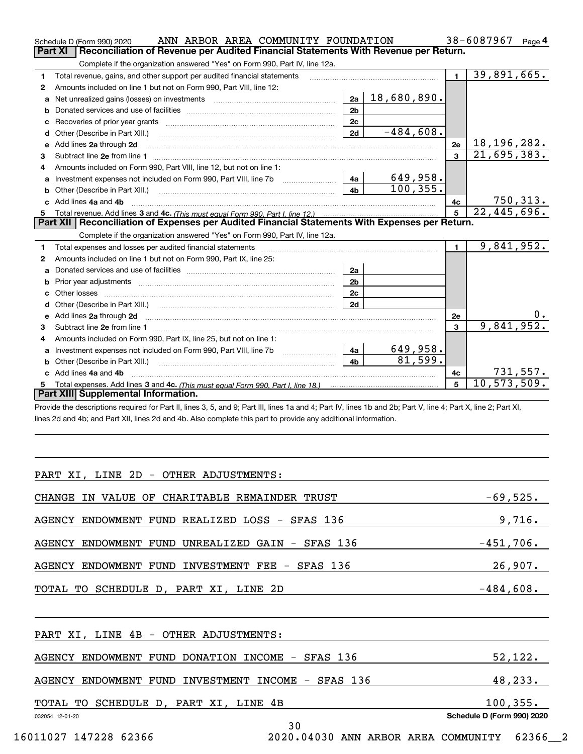Schedule D (Form 990) 2020 ANN ARBOR AREA COMMUNITY FOUNDATION 38-6087967 Page **4**

## Part XI Reconciliation of Revenue per Audited Financial Statements With Revenue per Return.

Complete if the organization answered "Yes" on Form 990, Part IV, line 12a.

| | | | | | |
|---|---|---|---|---|---|
| **1** | Total revenue, gains, and other support per audited financial statements | | | 1 | 39,891,665. |
| **2** | Amounts included on line 1 but not on Form 990, Part VIII, line 12: | | | | |
| a | Net unrealized gains (losses) on investments | 2a | 18,680,890. | | |
| b | Donated services and use of facilities | 2b | | | |
| c | Recoveries of prior year grants | 2c | | | |
| d | Other (Describe in Part XIII.) | 2d | -484,608. | | |
| e | Add lines 2a through 2d | | | 2e | 18,196,282. |
| **3** | Subtract line 2e from line 1 | | | 3 | 21,695,383. |
| **4** | Amounts included on Form 990, Part VIII, line 12, but not on line 1: | | | | |
| a | Investment expenses not included on Form 990, Part VIII, line 7b | 4a | 649,958. | | |
| b | Other (Describe in Part XIII.) | 4b | 100,355. | | |
| c | Add lines 4a and 4b | | | 4c | 750,313. |
| **5** | Total revenue. Add lines 3 and 4c. *(This must equal Form 990, Part I, line 12.)* | | | 5 | 22,445,696. |

## Part XII Reconciliation of Expenses per Audited Financial Statements With Expenses per Return.

Complete if the organization answered "Yes" on Form 990, Part IV, line 12a.

| | | | | | |
|---|---|---|---|---|---|
| **1** | Total expenses and losses per audited financial statements | | | 1 | 9,841,952. |
| **2** | Amounts included on line 1 but not on Form 990, Part IX, line 25: | | | | |
| a | Donated services and use of facilities | 2a | | | |
| b | Prior year adjustments | 2b | | | |
| c | Other losses | 2c | | | |
| d | Other (Describe in Part XIII.) | 2d | | | |
| e | Add lines 2a through 2d | | | 2e | 0. |
| **3** | Subtract line 2e from line 1 | | | 3 | 9,841,952. |
| **4** | Amounts included on Form 990, Part IX, line 25, but not on line 1: | | | | |
| a | Investment expenses not included on Form 990, Part VIII, line 7b | 4a | 649,958. | | |
| b | Other (Describe in Part XIII.) | 4b | 81,599. | | |
| c | Add lines 4a and 4b | | | 4c | 731,557. |
| **5** | Total expenses. Add lines 3 and 4c. *(This must equal Form 990, Part I, line 18.)* | | | 5 | 10,573,509. |

## Part XIII Supplemental Information.

Provide the descriptions required for Part II, lines 3, 5, and 9; Part III, lines 1a and 4; Part IV, lines 1b and 2b; Part V, line 4; Part X, line 2; Part XI, lines 2d and 4b; and Part XII, lines 2d and 4b. Also complete this part to provide any additional information.

PART XI, LINE 2D - OTHER ADJUSTMENTS:

| | |
|---|---|
| CHANGE IN VALUE OF CHARITABLE REMAINDER TRUST | -69,525. |
| AGENCY ENDOWMENT FUND REALIZED LOSS - SFAS 136 | 9,716. |
| AGENCY ENDOWMENT FUND UNREALIZED GAIN - SFAS 136 | -451,706. |
| AGENCY ENDOWMENT FUND INVESTMENT FEE - SFAS 136 | 26,907. |
| TOTAL TO SCHEDULE D, PART XI, LINE 2D | -484,608. |

PART XI, LINE 4B - OTHER ADJUSTMENTS:

| | |
|---|---|
| AGENCY ENDOWMENT FUND DONATION INCOME - SFAS 136 | 52,122. |
| AGENCY ENDOWMENT FUND INVESTMENT INCOME - SFAS 136 | 48,233. |
| TOTAL TO SCHEDULE D, PART XI, LINE 4B | 100,355. |

032054 12-01-20 Schedule D (Form 990) 2020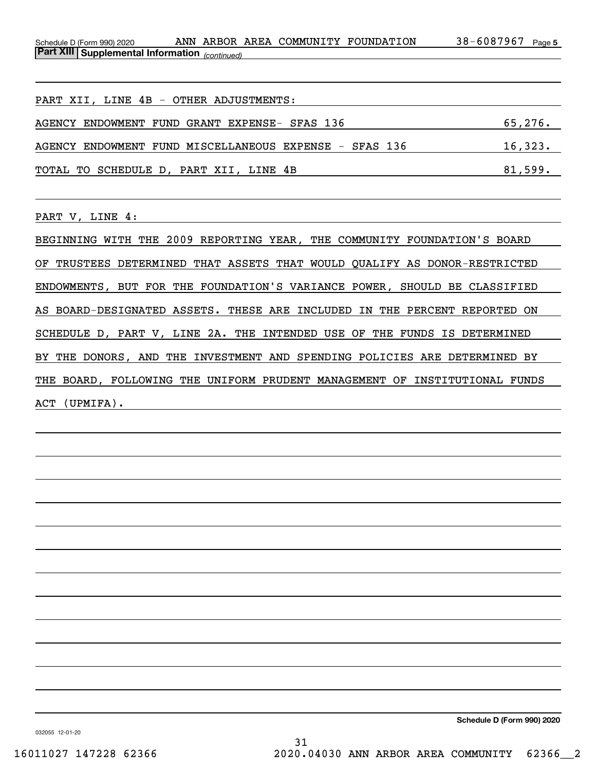**Part XIII | Supplemental Information** *(continued)*

PART XII, LINE 4B - OTHER ADJUSTMENTS:

| | |
|---|---|
| AGENCY ENDOWMENT FUND GRANT EXPENSE- SFAS 136 | 65,276. |
| AGENCY ENDOWMENT FUND MISCELLANEOUS EXPENSE - SFAS 136 | 16,323. |
| TOTAL TO SCHEDULE D, PART XII, LINE 4B | 81,599. |

PART V, LINE 4:

BEGINNING WITH THE 2009 REPORTING YEAR, THE COMMUNITY FOUNDATION'S BOARD OF TRUSTEES DETERMINED THAT ASSETS THAT WOULD QUALIFY AS DONOR-RESTRICTED ENDOWMENTS, BUT FOR THE FOUNDATION'S VARIANCE POWER, SHOULD BE CLASSIFIED AS BOARD-DESIGNATED ASSETS. THESE ARE INCLUDED IN THE PERCENT REPORTED ON SCHEDULE D, PART V, LINE 2A. THE INTENDED USE OF THE FUNDS IS DETERMINED BY THE DONORS, AND THE INVESTMENT AND SPENDING POLICIES ARE DETERMINED BY THE BOARD, FOLLOWING THE UNIFORM PRUDENT MANAGEMENT OF INSTITUTIONAL FUNDS ACT (UPMIFA).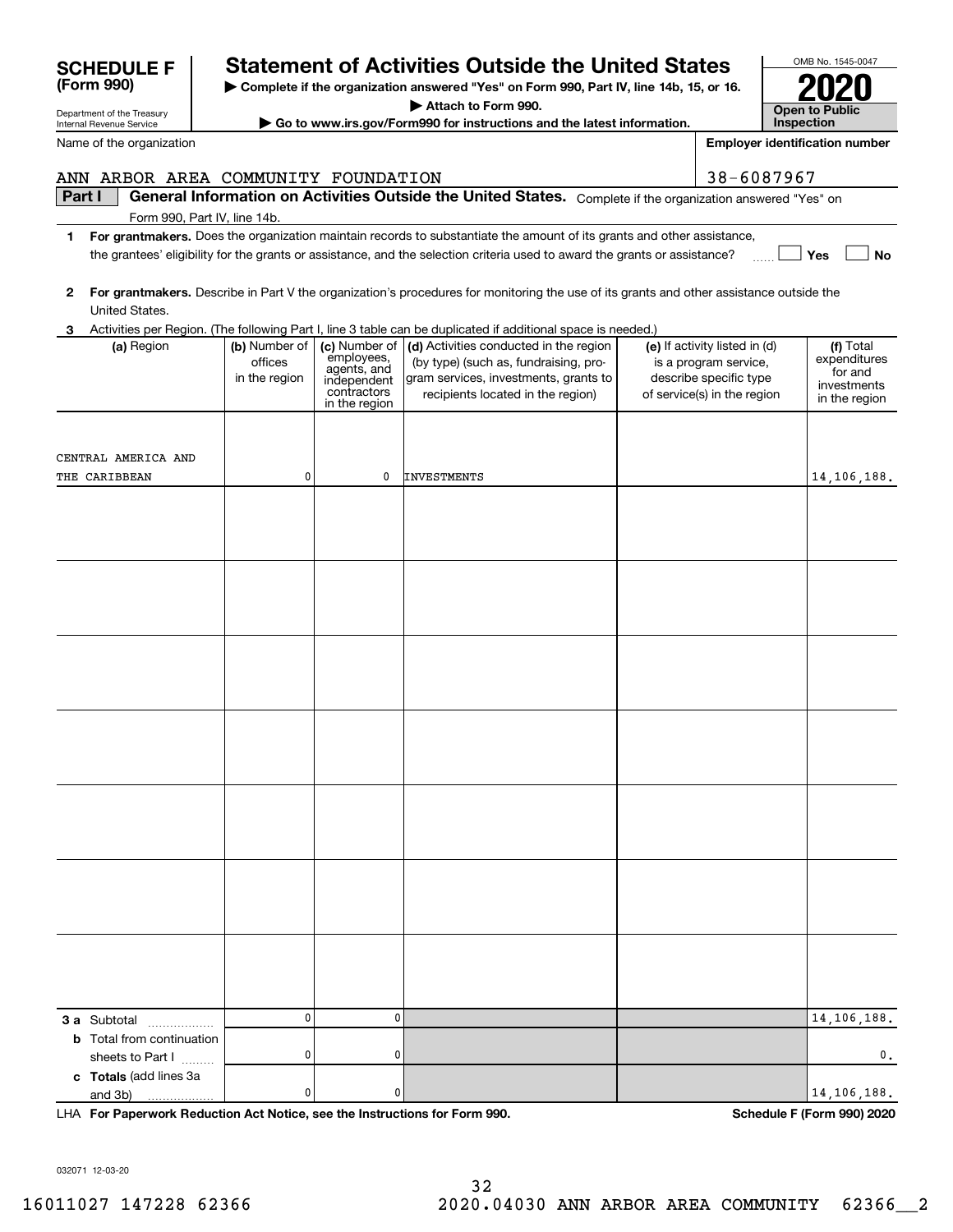# SCHEDULE F (Form 990)

Department of the Treasury
Internal Revenue Service

## Statement of Activities Outside the United States

▶ Complete if the organization answered "Yes" on Form 990, Part IV, line 14b, 15, or 16.
▶ Attach to Form 990.
▶ Go to www.irs.gov/Form990 for instructions and the latest information.

OMB No. 1545-0047

**2020**

**Open to Public Inspection**

Name of the organization: ANN ARBOR AREA COMMUNITY FOUNDATION

Employer identification number: 38-6087967

**Part I** **General Information on Activities Outside the United States.** Complete if the organization answered "Yes" on Form 990, Part IV, line 14b.

1 **For grantmakers.** Does the organization maintain records to substantiate the amount of its grants and other assistance, the grantees' eligibility for the grants or assistance, and the selection criteria used to award the grants or assistance? ☐ Yes ☐ No

2 **For grantmakers.** Describe in Part V the organization's procedures for monitoring the use of its grants and other assistance outside the United States.

3 Activities per Region. (The following Part I, line 3 table can be duplicated if additional space is needed.)

| (a) Region | (b) Number of offices in the region | (c) Number of employees, agents, and independent contractors in the region | (d) Activities conducted in the region (by type) (such as, fundraising, program services, investments, grants to recipients located in the region) | (e) If activity listed in (d) is a program service, describe specific type of service(s) in the region | (f) Total expenditures for and investments in the region |
|---|---|---|---|---|---|
| CENTRAL AMERICA AND THE CARIBBEAN | 0 | 0 | INVESTMENTS | | 14,106,188. |
| | | | | | |
| | | | | | |
| | | | | | |
| | | | | | |
| | | | | | |
| | | | | | |
| | | | | | |
| **3 a** Subtotal | 0 | 0 | | | 14,106,188. |
| **b** Total from continuation sheets to Part I | 0 | 0 | | | 0. |
| **c Totals** (add lines 3a and 3b) | 0 | 0 | | | 14,106,188. |

LHA **For Paperwork Reduction Act Notice, see the Instructions for Form 990.** **Schedule F (Form 990) 2020**

032071 12-03-20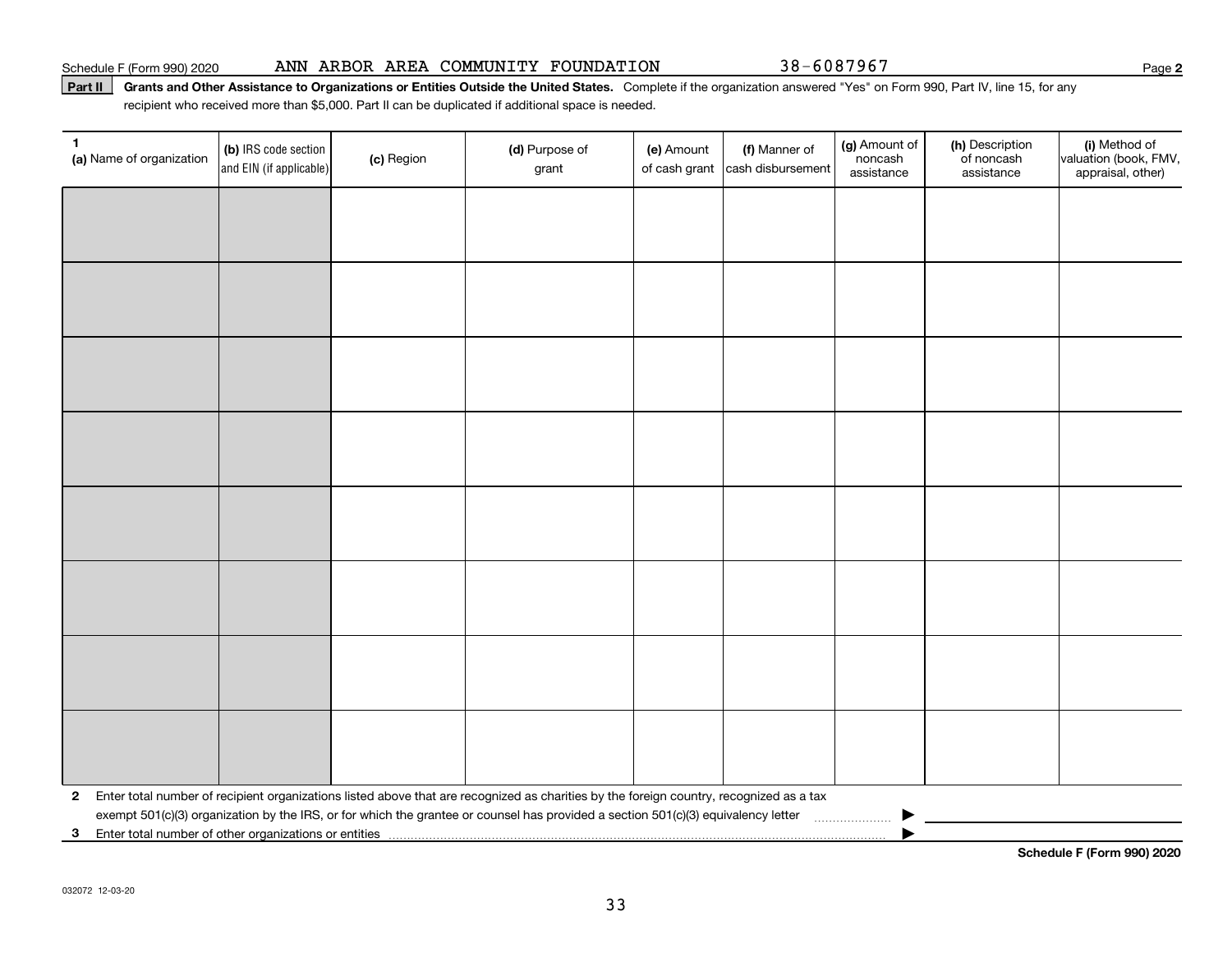Schedule F (Form 990) 2020 ANN ARBOR AREA COMMUNITY FOUNDATION 38-6087967

**Part II** **Grants and Other Assistance to Organizations or Entities Outside the United States.** Complete if the organization answered "Yes" on Form 990, Part IV, line 15, for any recipient who received more than $5,000. Part II can be duplicated if additional space is needed.

| 1 (a) Name of organization | (b) IRS code section and EIN (if applicable) | (c) Region | (d) Purpose of grant | (e) Amount of cash grant | (f) Manner of cash disbursement | (g) Amount of noncash assistance | (h) Description of noncash assistance | (i) Method of valuation (book, FMV, appraisal, other) |
|---|---|---|---|---|---|---|---|---|
| | | | | | | | | |
| | | | | | | | | |
| | | | | | | | | |
| | | | | | | | | |
| | | | | | | | | |
| | | | | | | | | |
| | | | | | | | | |
| | | | | | | | | |

**2** Enter total number of recipient organizations listed above that are recognized as charities by the foreign country, recognized as a tax exempt 501(c)(3) organization by the IRS, or for which the grantee or counsel has provided a section 501(c)(3) equivalency letter ▶

**3** Enter total number of other organizations or entities ▶

**Schedule F (Form 990) 2020**

032072 12-03-20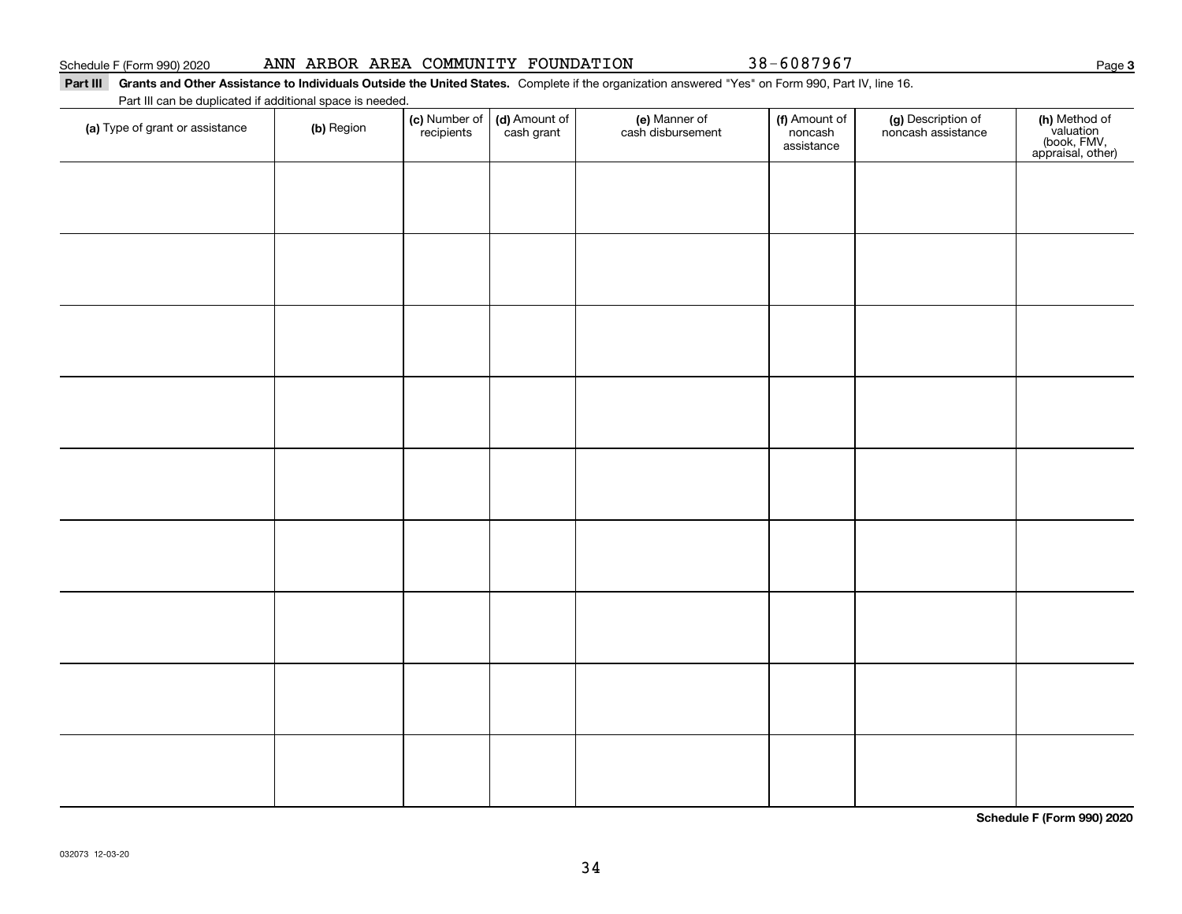Schedule F (Form 990) 2020 ANN ARBOR AREA COMMUNITY FOUNDATION 38-6087967

**Part III** **Grants and Other Assistance to Individuals Outside the United States.** Complete if the organization answered "Yes" on Form 990, Part IV, line 16.

Part III can be duplicated if additional space is needed.

| (a) Type of grant or assistance | (b) Region | (c) Number of recipients | (d) Amount of cash grant | (e) Manner of cash disbursement | (f) Amount of noncash assistance | (g) Description of noncash assistance | (h) Method of valuation (book, FMV, appraisal, other) |
|---|---|---|---|---|---|---|---|
| | | | | | | | |
| | | | | | | | |
| | | | | | | | |
| | | | | | | | |
| | | | | | | | |
| | | | | | | | |
| | | | | | | | |
| | | | | | | | |
| | | | | | | | |

**Schedule F (Form 990) 2020**

032073 12-03-20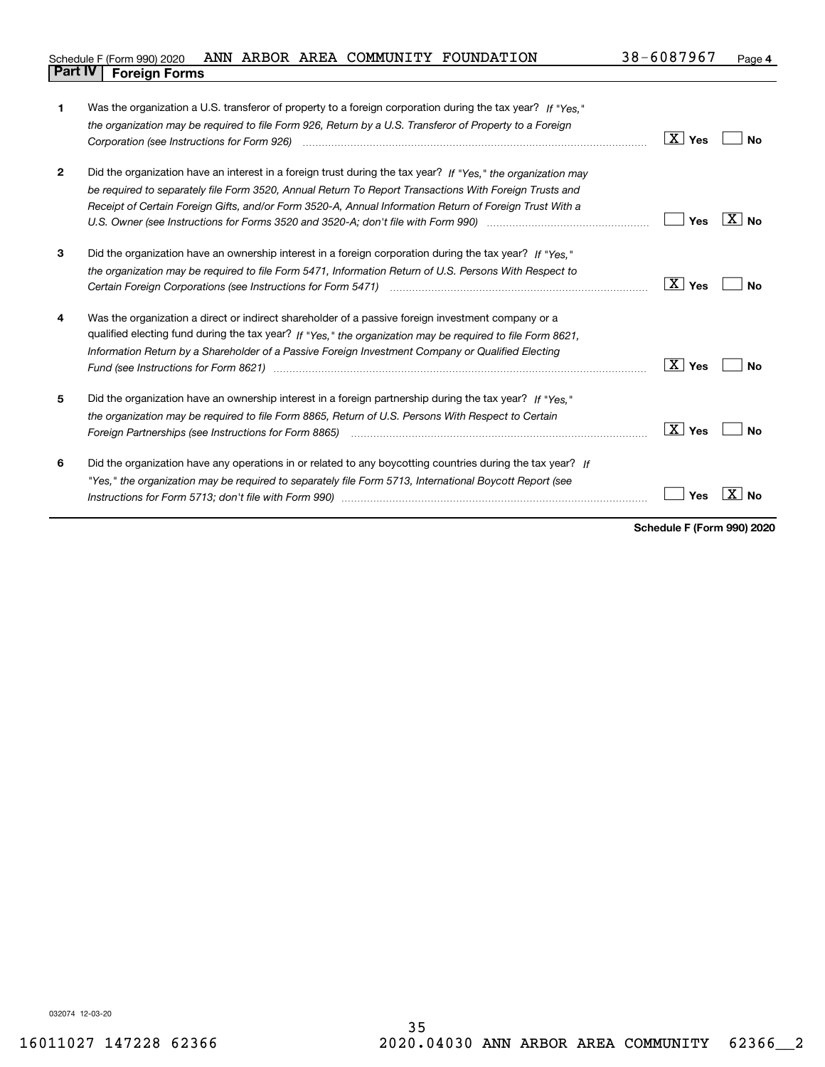Schedule F (Form 990) 2020 ANN ARBOR AREA COMMUNITY FOUNDATION 38-6087967 Page **4**

## Part IV Foreign Forms

| | | Yes | No |
|---|---|---|---|
| **1** | Was the organization a U.S. transferor of property to a foreign corporation during the tax year? *If "Yes," the organization may be required to file Form 926, Return by a U.S. Transferor of Property to a Foreign Corporation (see Instructions for Form 926)* | X | |
| **2** | Did the organization have an interest in a foreign trust during the tax year? *If "Yes," the organization may be required to separately file Form 3520, Annual Return To Report Transactions With Foreign Trusts and Receipt of Certain Foreign Gifts, and/or Form 3520-A, Annual Information Return of Foreign Trust With a U.S. Owner (see Instructions for Forms 3520 and 3520-A; don't file with Form 990)* | | X |
| **3** | Did the organization have an ownership interest in a foreign corporation during the tax year? *If "Yes," the organization may be required to file Form 5471, Information Return of U.S. Persons With Respect to Certain Foreign Corporations (see Instructions for Form 5471)* | X | |
| **4** | Was the organization a direct or indirect shareholder of a passive foreign investment company or a qualified electing fund during the tax year? *If "Yes," the organization may be required to file Form 8621, Information Return by a Shareholder of a Passive Foreign Investment Company or Qualified Electing Fund (see Instructions for Form 8621)* | X | |
| **5** | Did the organization have an ownership interest in a foreign partnership during the tax year? *If "Yes," the organization may be required to file Form 8865, Return of U.S. Persons With Respect to Certain Foreign Partnerships (see Instructions for Form 8865)* | X | |
| **6** | Did the organization have any operations in or related to any boycotting countries during the tax year? *If "Yes," the organization may be required to separately file Form 5713, International Boycott Report (see Instructions for Form 5713; don't file with Form 990)* | | X |

**Schedule F (Form 990) 2020**

032074 12-03-20

16011027 147228 62366 2020.04030 ANN ARBOR AREA COMMUNITY 62366__2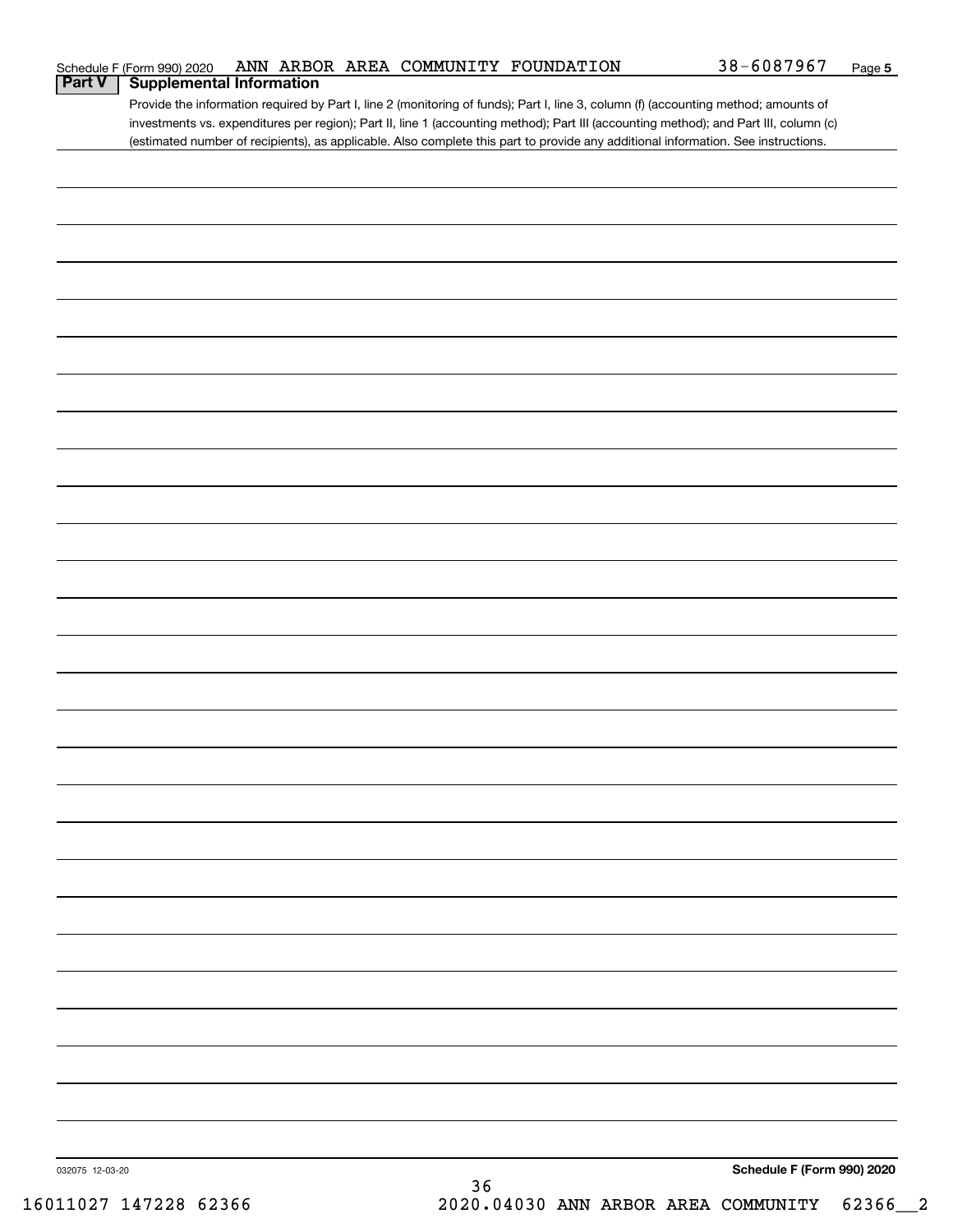Schedule F (Form 990) 2020 ANN ARBOR AREA COMMUNITY FOUNDATION 38-6087967 Page 5

## Part V Supplemental Information

Provide the information required by Part I, line 2 (monitoring of funds); Part I, line 3, column (f) (accounting method; amounts of investments vs. expenditures per region); Part II, line 1 (accounting method); Part III (accounting method); and Part III, column (c) (estimated number of recipients), as applicable. Also complete this part to provide any additional information. See instructions.

032075 12-03-20

**Schedule F (Form 990) 2020**

16011027 147228 62366 2020.04030 ANN ARBOR AREA COMMUNITY 62366__2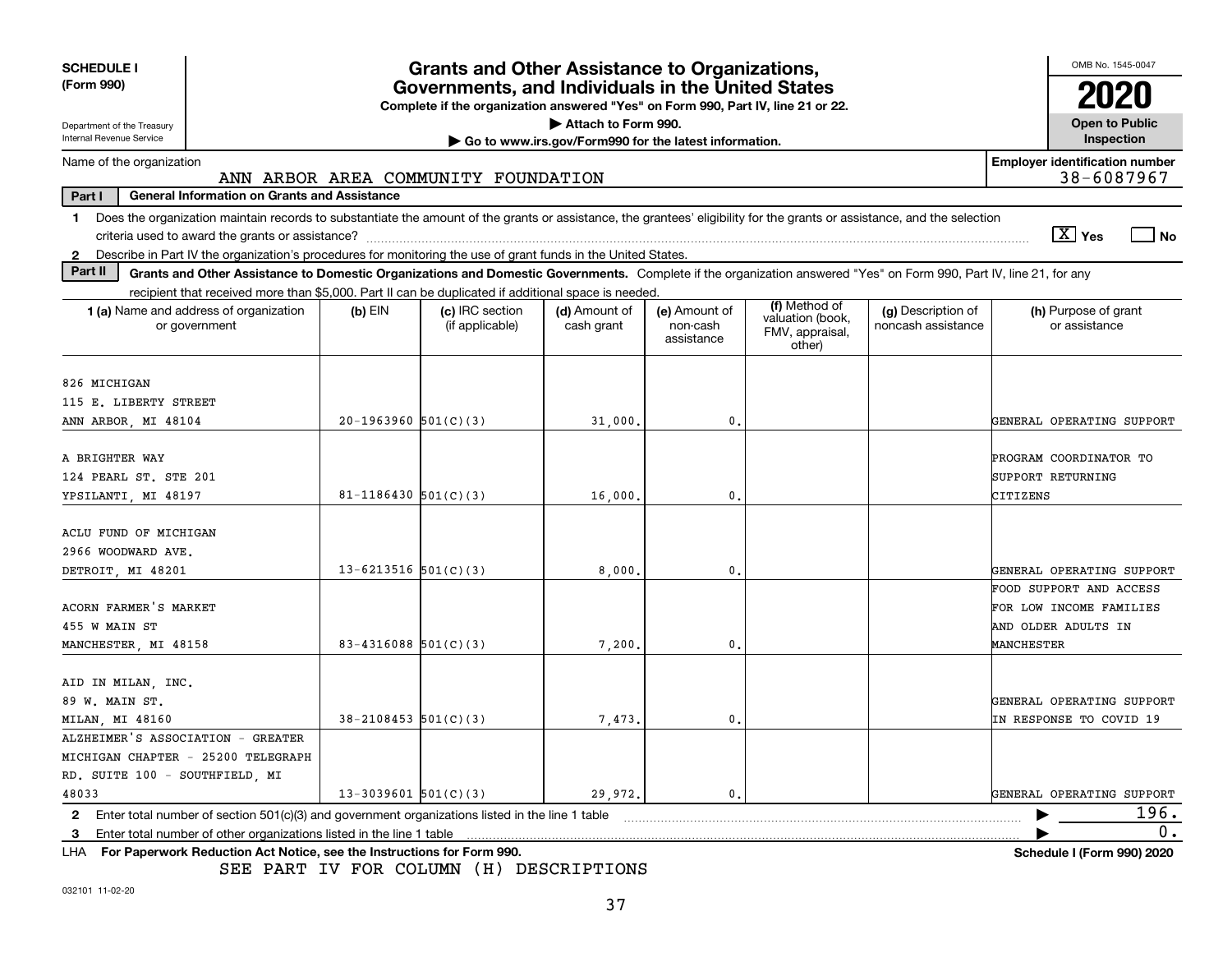**SCHEDULE I (Form 990)**

Department of the Treasury
Internal Revenue Service

# Grants and Other Assistance to Organizations, Governments, and Individuals in the United States

**Complete if the organization answered "Yes" on Form 990, Part IV, line 21 or 22.**

▶ Attach to Form 990.

▶ Go to www.irs.gov/Form990 for the latest information.

OMB No. 1545-0047

**2020**

**Open to Public Inspection**

Name of the organization: ANN ARBOR AREA COMMUNITY FOUNDATION

Employer identification number: 38-6087967

**Part I — General Information on Grants and Assistance**

1 Does the organization maintain records to substantiate the amount of the grants or assistance, the grantees' eligibility for the grants or assistance, and the selection criteria used to award the grants or assistance? [X] Yes [ ] No

2 Describe in Part IV the organization's procedures for monitoring the use of grant funds in the United States.

**Part II — Grants and Other Assistance to Domestic Organizations and Domestic Governments.** Complete if the organization answered "Yes" on Form 990, Part IV, line 21, for any recipient that received more than $5,000. Part II can be duplicated if additional space is needed.

| 1 (a) Name and address of organization or government | (b) EIN | (c) IRC section (if applicable) | (d) Amount of cash grant | (e) Amount of non-cash assistance | (f) Method of valuation (book, FMV, appraisal, other) | (g) Description of noncash assistance | (h) Purpose of grant or assistance |
|---|---|---|---|---|---|---|---|
| 826 MICHIGAN<br>115 E. LIBERTY STREET<br>ANN ARBOR, MI 48104 | 20-1963960 | 501(C)(3) | 31,000. | 0. | | | GENERAL OPERATING SUPPORT |
| A BRIGHTER WAY<br>124 PEARL ST. STE 201<br>YPSILANTI, MI 48197 | 81-1186430 | 501(C)(3) | 16,000. | 0. | | | PROGRAM COORDINATOR TO SUPPORT RETURNING CITIZENS |
| ACLU FUND OF MICHIGAN<br>2966 WOODWARD AVE.<br>DETROIT, MI 48201 | 13-6213516 | 501(C)(3) | 8,000. | 0. | | | GENERAL OPERATING SUPPORT |
| ACORN FARMER'S MARKET<br>455 W MAIN ST<br>MANCHESTER, MI 48158 | 83-4316088 | 501(C)(3) | 7,200. | 0. | | | FOOD SUPPORT AND ACCESS FOR LOW INCOME FAMILIES AND OLDER ADULTS IN MANCHESTER |
| AID IN MILAN, INC.<br>89 W. MAIN ST.<br>MILAN, MI 48160 | 38-2108453 | 501(C)(3) | 7,473. | 0. | | | GENERAL OPERATING SUPPORT IN RESPONSE TO COVID 19 |
| ALZHEIMER'S ASSOCIATION - GREATER MICHIGAN CHAPTER - 25200 TELEGRAPH RD. SUITE 100 - SOUTHFIELD, MI 48033 | 13-3039601 | 501(C)(3) | 29,972. | 0. | | | GENERAL OPERATING SUPPORT |

2 Enter total number of section 501(c)(3) and government organizations listed in the line 1 table ▶ 196.

3 Enter total number of other organizations listed in the line 1 table ▶ 0.

LHA For Paperwork Reduction Act Notice, see the Instructions for Form 990. **Schedule I (Form 990) 2020**

SEE PART IV FOR COLUMN (H) DESCRIPTIONS

032101 11-02-20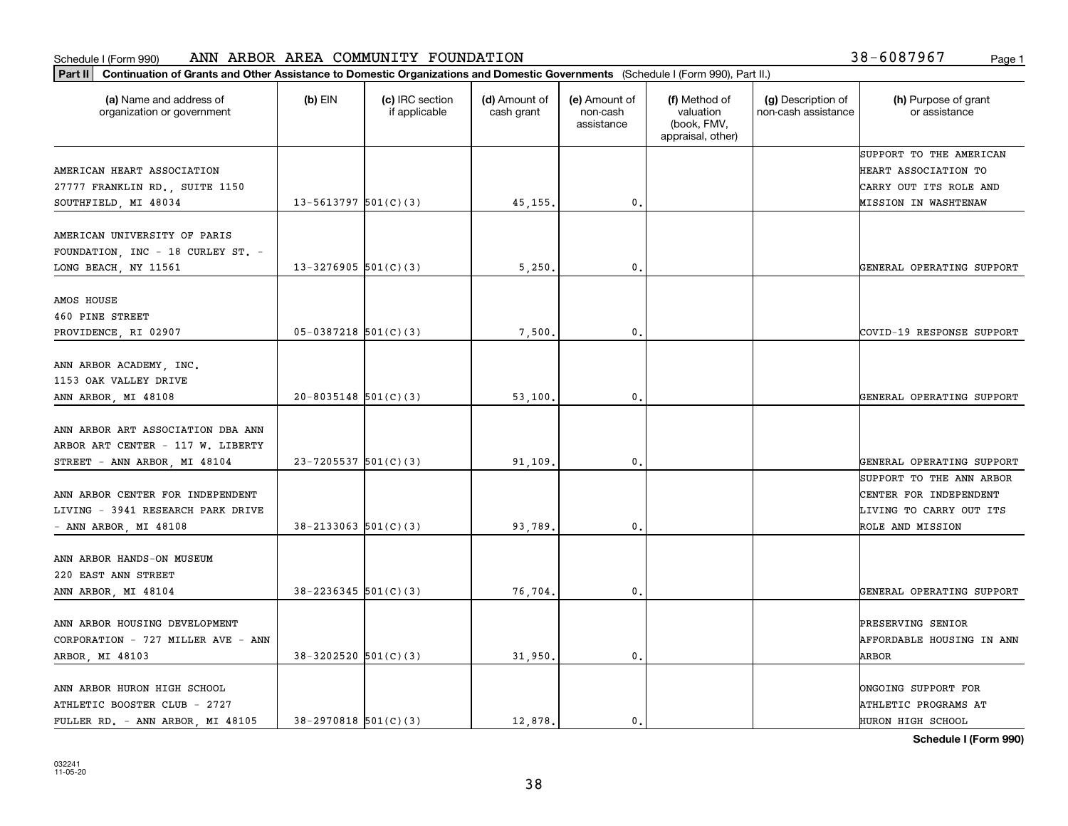Schedule I (Form 990) ANN ARBOR AREA COMMUNITY FOUNDATION 38-6087967

**Part II** **Continuation of Grants and Other Assistance to Domestic Organizations and Domestic Governments** (Schedule I (Form 990), Part II.)

| (a) Name and address of organization or government | (b) EIN | (c) IRC section if applicable | (d) Amount of cash grant | (e) Amount of non-cash assistance | (f) Method of valuation (book, FMV, appraisal, other) | (g) Description of non-cash assistance | (h) Purpose of grant or assistance |
|---|---|---|---|---|---|---|---|
| AMERICAN HEART ASSOCIATION 27777 FRANKLIN RD., SUITE 1150 SOUTHFIELD, MI 48034 | 13-5613797 | 501(C)(3) | 45,155. | 0. | | | SUPPORT TO THE AMERICAN HEART ASSOCIATION TO CARRY OUT ITS ROLE AND MISSION IN WASHTENAW |
| AMERICAN UNIVERSITY OF PARIS FOUNDATION, INC - 18 CURLEY ST. - LONG BEACH, NY 11561 | 13-3276905 | 501(C)(3) | 5,250. | 0. | | | GENERAL OPERATING SUPPORT |
| AMOS HOUSE 460 PINE STREET PROVIDENCE, RI 02907 | 05-0387218 | 501(C)(3) | 7,500. | 0. | | | COVID-19 RESPONSE SUPPORT |
| ANN ARBOR ACADEMY, INC. 1153 OAK VALLEY DRIVE ANN ARBOR, MI 48108 | 20-8035148 | 501(C)(3) | 53,100. | 0. | | | GENERAL OPERATING SUPPORT |
| ANN ARBOR ART ASSOCIATION DBA ANN ARBOR ART CENTER - 117 W. LIBERTY STREET - ANN ARBOR, MI 48104 | 23-7205537 | 501(C)(3) | 91,109. | 0. | | | GENERAL OPERATING SUPPORT |
| ANN ARBOR CENTER FOR INDEPENDENT LIVING - 3941 RESEARCH PARK DRIVE - ANN ARBOR, MI 48108 | 38-2133063 | 501(C)(3) | 93,789. | 0. | | | SUPPORT TO THE ANN ARBOR CENTER FOR INDEPENDENT LIVING TO CARRY OUT ITS ROLE AND MISSION |
| ANN ARBOR HANDS-ON MUSEUM 220 EAST ANN STREET ANN ARBOR, MI 48104 | 38-2236345 | 501(C)(3) | 76,704. | 0. | | | GENERAL OPERATING SUPPORT |
| ANN ARBOR HOUSING DEVELOPMENT CORPORATION - 727 MILLER AVE - ANN ARBOR, MI 48103 | 38-3202520 | 501(C)(3) | 31,950. | 0. | | | PRESERVING SENIOR AFFORDABLE HOUSING IN ANN ARBOR |
| ANN ARBOR HURON HIGH SCHOOL ATHLETIC BOOSTER CLUB - 2727 FULLER RD. - ANN ARBOR, MI 48105 | 38-2970818 | 501(C)(3) | 12,878. | 0. | | | ONGOING SUPPORT FOR ATHLETIC PROGRAMS AT HURON HIGH SCHOOL |

**Schedule I (Form 990)**

032241 11-05-20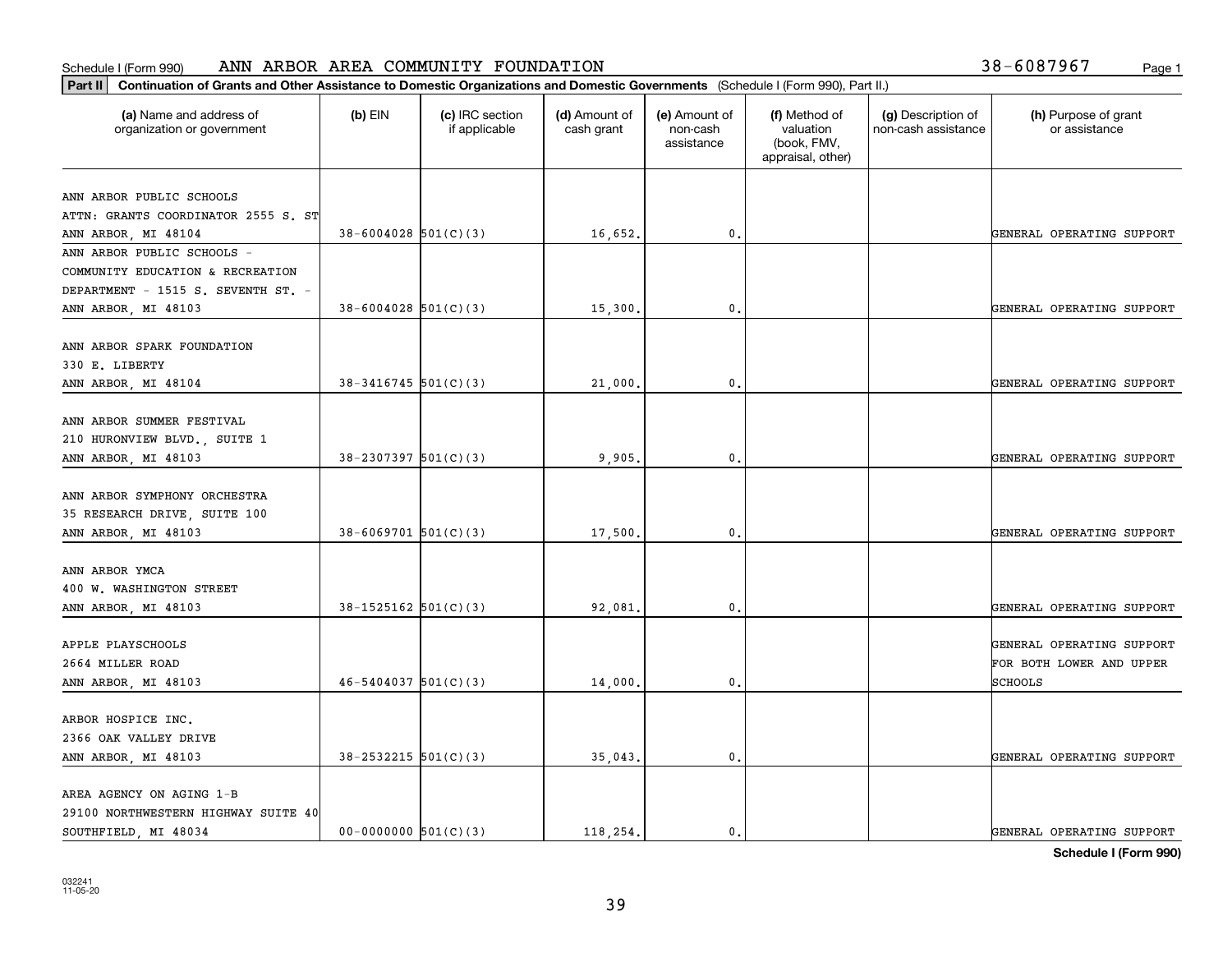Schedule I (Form 990) ANN ARBOR AREA COMMUNITY FOUNDATION 38-6087967

**Part II** **Continuation of Grants and Other Assistance to Domestic Organizations and Domestic Governments** (Schedule I (Form 990), Part II.)

| (a) Name and address of organization or government | (b) EIN | (c) IRC section if applicable | (d) Amount of cash grant | (e) Amount of non-cash assistance | (f) Method of valuation (book, FMV, appraisal, other) | (g) Description of non-cash assistance | (h) Purpose of grant or assistance |
|---|---|---|---|---|---|---|---|
| ANN ARBOR PUBLIC SCHOOLS ATTN: GRANTS COORDINATOR 2555 S. ST ANN ARBOR, MI 48104 | 38-6004028 | 501(C)(3) | 16,652. | 0. | | | GENERAL OPERATING SUPPORT |
| ANN ARBOR PUBLIC SCHOOLS - COMMUNITY EDUCATION & RECREATION DEPARTMENT - 1515 S. SEVENTH ST. - ANN ARBOR, MI 48103 | 38-6004028 | 501(C)(3) | 15,300. | 0. | | | GENERAL OPERATING SUPPORT |
| ANN ARBOR SPARK FOUNDATION 330 E. LIBERTY ANN ARBOR, MI 48104 | 38-3416745 | 501(C)(3) | 21,000. | 0. | | | GENERAL OPERATING SUPPORT |
| ANN ARBOR SUMMER FESTIVAL 210 HURONVIEW BLVD., SUITE 1 ANN ARBOR, MI 48103 | 38-2307397 | 501(C)(3) | 9,905. | 0. | | | GENERAL OPERATING SUPPORT |
| ANN ARBOR SYMPHONY ORCHESTRA 35 RESEARCH DRIVE, SUITE 100 ANN ARBOR, MI 48103 | 38-6069701 | 501(C)(3) | 17,500. | 0. | | | GENERAL OPERATING SUPPORT |
| ANN ARBOR YMCA 400 W. WASHINGTON STREET ANN ARBOR, MI 48103 | 38-1525162 | 501(C)(3) | 92,081. | 0. | | | GENERAL OPERATING SUPPORT |
| APPLE PLAYSCHOOLS 2664 MILLER ROAD ANN ARBOR, MI 48103 | 46-5404037 | 501(C)(3) | 14,000. | 0. | | | GENERAL OPERATING SUPPORT FOR BOTH LOWER AND UPPER SCHOOLS |
| ARBOR HOSPICE INC. 2366 OAK VALLEY DRIVE ANN ARBOR, MI 48103 | 38-2532215 | 501(C)(3) | 35,043. | 0. | | | GENERAL OPERATING SUPPORT |
| AREA AGENCY ON AGING 1-B 29100 NORTHWESTERN HIGHWAY SUITE 40 SOUTHFIELD, MI 48034 | 00-0000000 | 501(C)(3) | 118,254. | 0. | | | GENERAL OPERATING SUPPORT |

**Schedule I (Form 990)**

032241 11-05-20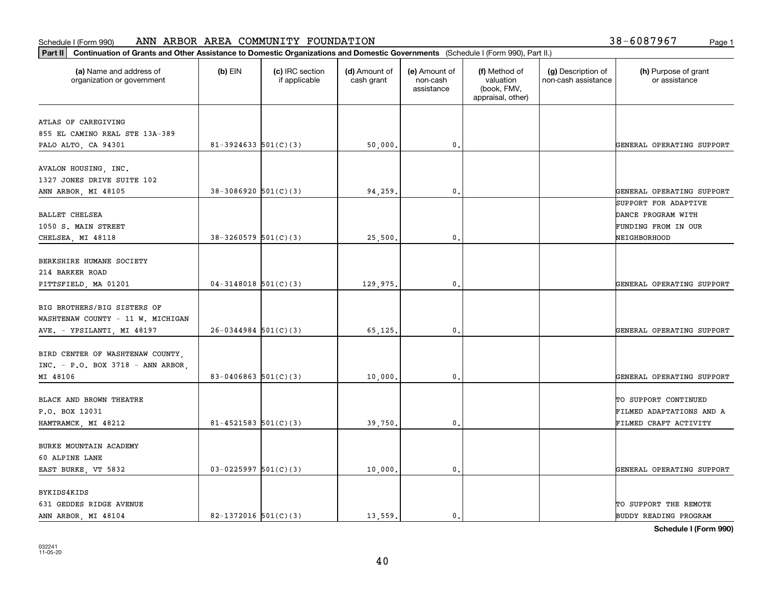Schedule I (Form 990) ANN ARBOR AREA COMMUNITY FOUNDATION 38-6087967

**Part II** **Continuation of Grants and Other Assistance to Domestic Organizations and Domestic Governments** (Schedule I (Form 990), Part II.)

| (a) Name and address of organization or government | (b) EIN | (c) IRC section if applicable | (d) Amount of cash grant | (e) Amount of non-cash assistance | (f) Method of valuation (book, FMV, appraisal, other) | (g) Description of non-cash assistance | (h) Purpose of grant or assistance |
|---|---|---|---|---|---|---|---|
| ATLAS OF CAREGIVING 855 EL CAMINO REAL STE 13A-389 PALO ALTO, CA 94301 | 81-3924633 | 501(C)(3) | 50,000. | 0. | | | GENERAL OPERATING SUPPORT |
| AVALON HOUSING, INC. 1327 JONES DRIVE SUITE 102 ANN ARBOR, MI 48105 | 38-3086920 | 501(C)(3) | 94,259. | 0. | | | GENERAL OPERATING SUPPORT |
| BALLET CHELSEA 1050 S. MAIN STREET CHELSEA, MI 48118 | 38-3260579 | 501(C)(3) | 25,500. | 0. | | | SUPPORT FOR ADAPTIVE DANCE PROGRAM WITH FUNDING FROM IN OUR NEIGHBORHOOD |
| BERKSHIRE HUMANE SOCIETY 214 BARKER ROAD PITTSFIELD, MA 01201 | 04-3148018 | 501(C)(3) | 129,975. | 0. | | | GENERAL OPERATING SUPPORT |
| BIG BROTHERS/BIG SISTERS OF WASHTENAW COUNTY - 11 W. MICHIGAN AVE. - YPSILANTI, MI 48197 | 26-0344984 | 501(C)(3) | 65,125. | 0. | | | GENERAL OPERATING SUPPORT |
| BIRD CENTER OF WASHTENAW COUNTY, INC. - P.O. BOX 3718 - ANN ARBOR, MI 48106 | 83-0406863 | 501(C)(3) | 10,000. | 0. | | | GENERAL OPERATING SUPPORT |
| BLACK AND BROWN THEATRE P.O. BOX 12031 HAMTRAMCK, MI 48212 | 81-4521583 | 501(C)(3) | 39,750. | 0. | | | TO SUPPORT CONTINUED FILMED ADAPTATIONS AND A FILMED CRAFT ACTIVITY |
| BURKE MOUNTAIN ACADEMY 60 ALPINE LANE EAST BURKE, VT 5832 | 03-0225997 | 501(C)(3) | 10,000. | 0. | | | GENERAL OPERATING SUPPORT |
| BYKIDS4KIDS 631 GEDDES RIDGE AVENUE ANN ARBOR, MI 48104 | 82-1372016 | 501(C)(3) | 13,559. | 0. | | | TO SUPPORT THE REMOTE BUDDY READING PROGRAM |

Schedule I (Form 990)

032241 11-05-20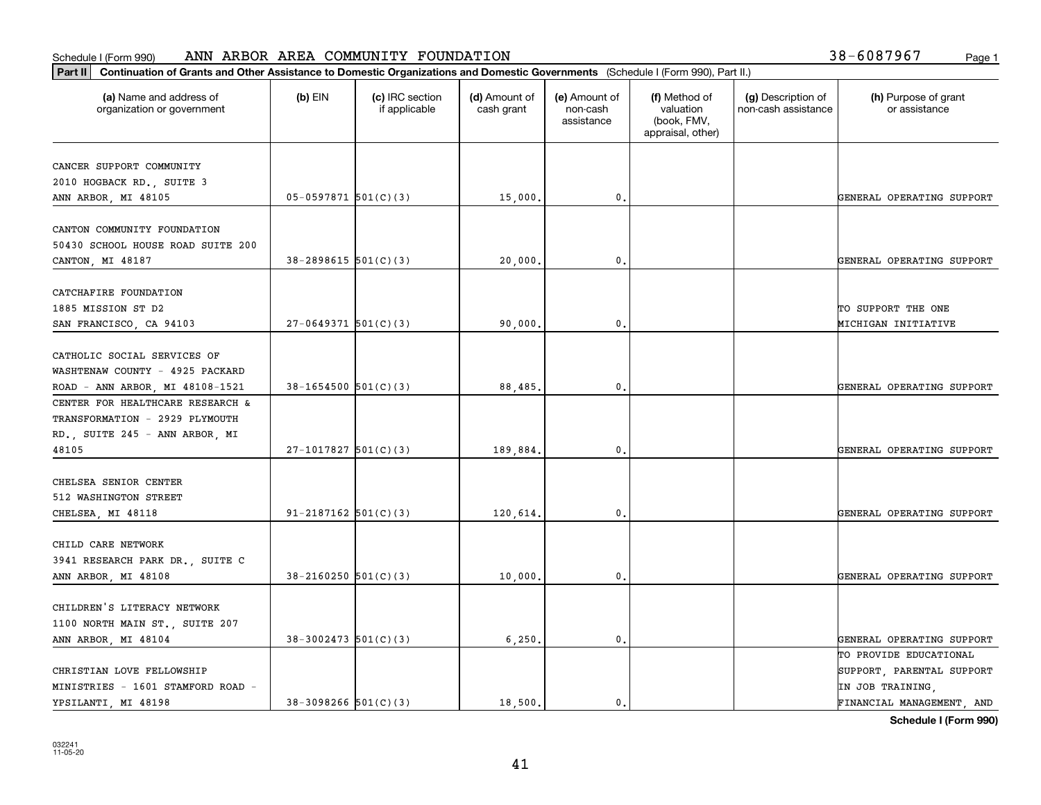Schedule I (Form 990) ANN ARBOR AREA COMMUNITY FOUNDATION 38-6087967

**Part II Continuation of Grants and Other Assistance to Domestic Organizations and Domestic Governments** (Schedule I (Form 990), Part II.)

| (a) Name and address of organization or government | (b) EIN | (c) IRC section if applicable | (d) Amount of cash grant | (e) Amount of non-cash assistance | (f) Method of valuation (book, FMV, appraisal, other) | (g) Description of non-cash assistance | (h) Purpose of grant or assistance |
|---|---|---|---|---|---|---|---|
| CANCER SUPPORT COMMUNITY 2010 HOGBACK RD., SUITE 3 ANN ARBOR, MI 48105 | 05-0597871 | 501(C)(3) | 15,000. | 0. | | | GENERAL OPERATING SUPPORT |
| CANTON COMMUNITY FOUNDATION 50430 SCHOOL HOUSE ROAD SUITE 200 CANTON, MI 48187 | 38-2898615 | 501(C)(3) | 20,000. | 0. | | | GENERAL OPERATING SUPPORT |
| CATCHAFIRE FOUNDATION 1885 MISSION ST D2 SAN FRANCISCO, CA 94103 | 27-0649371 | 501(C)(3) | 90,000. | 0. | | | TO SUPPORT THE ONE MICHIGAN INITIATIVE |
| CATHOLIC SOCIAL SERVICES OF WASHTENAW COUNTY - 4925 PACKARD ROAD - ANN ARBOR, MI 48108-1521 | 38-1654500 | 501(C)(3) | 88,485. | 0. | | | GENERAL OPERATING SUPPORT |
| CENTER FOR HEALTHCARE RESEARCH & TRANSFORMATION - 2929 PLYMOUTH RD., SUITE 245 - ANN ARBOR, MI 48105 | 27-1017827 | 501(C)(3) | 189,884. | 0. | | | GENERAL OPERATING SUPPORT |
| CHELSEA SENIOR CENTER 512 WASHINGTON STREET CHELSEA, MI 48118 | 91-2187162 | 501(C)(3) | 120,614. | 0. | | | GENERAL OPERATING SUPPORT |
| CHILD CARE NETWORK 3941 RESEARCH PARK DR., SUITE C ANN ARBOR, MI 48108 | 38-2160250 | 501(C)(3) | 10,000. | 0. | | | GENERAL OPERATING SUPPORT |
| CHILDREN'S LITERACY NETWORK 1100 NORTH MAIN ST., SUITE 207 ANN ARBOR, MI 48104 | 38-3002473 | 501(C)(3) | 6,250. | 0. | | | GENERAL OPERATING SUPPORT |
| CHRISTIAN LOVE FELLOWSHIP MINISTRIES - 1601 STAMFORD ROAD - YPSILANTI, MI 48198 | 38-3098266 | 501(C)(3) | 18,500. | 0. | | | TO PROVIDE EDUCATIONAL SUPPORT, PARENTAL SUPPORT IN JOB TRAINING, FINANCIAL MANAGEMENT, AND |

**Schedule I (Form 990)**

032241 11-05-20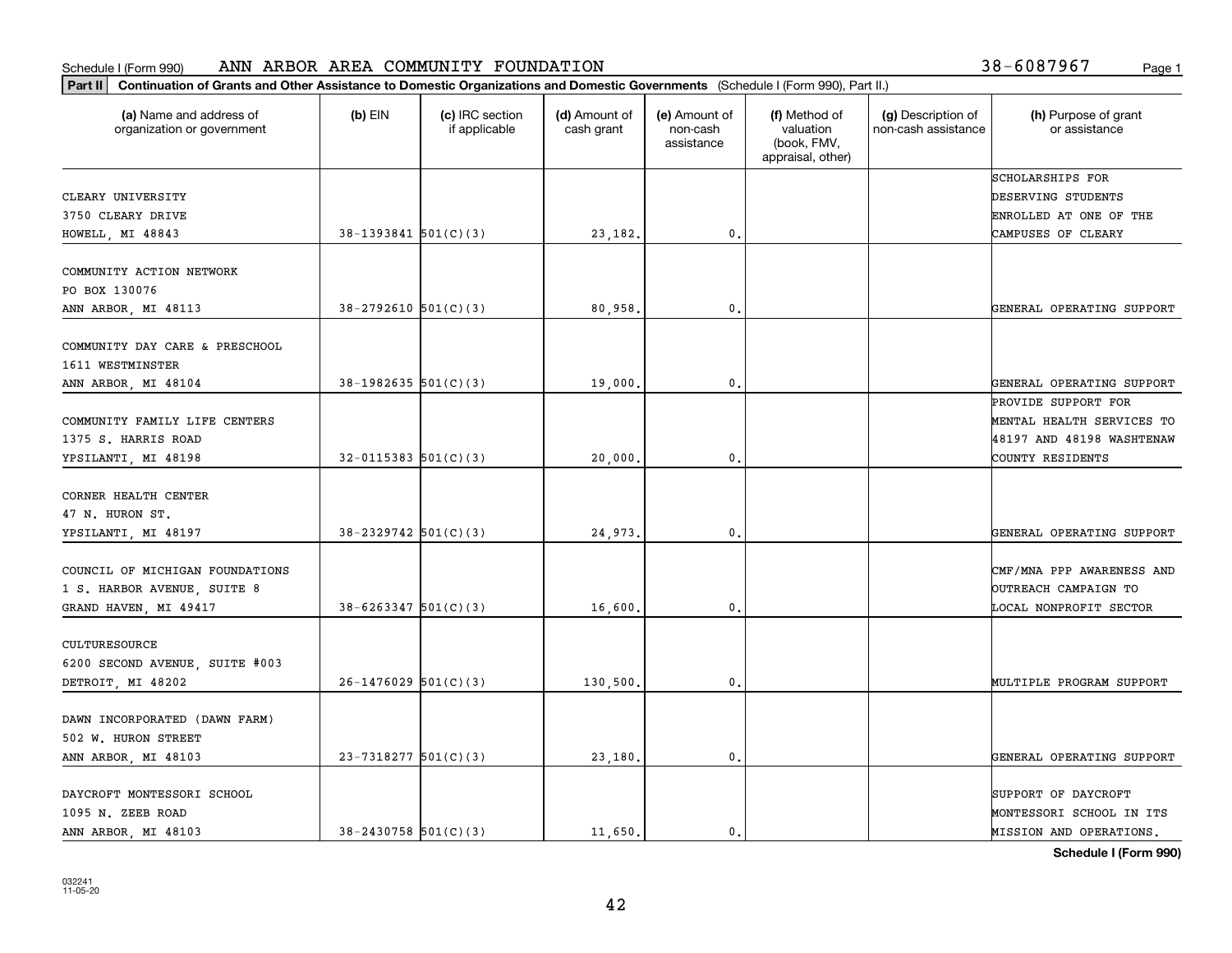Schedule I (Form 990) ANN ARBOR AREA COMMUNITY FOUNDATION 38-6087967

**Part II** **Continuation of Grants and Other Assistance to Domestic Organizations and Domestic Governments** (Schedule I (Form 990), Part II.)

| (a) Name and address of organization or government | (b) EIN | (c) IRC section if applicable | (d) Amount of cash grant | (e) Amount of non-cash assistance | (f) Method of valuation (book, FMV, appraisal, other) | (g) Description of non-cash assistance | (h) Purpose of grant or assistance |
|---|---|---|---|---|---|---|---|
| CLEARY UNIVERSITY 3750 CLEARY DRIVE HOWELL, MI 48843 | 38-1393841 | 501(C)(3) | 23,182. | 0. | | | SCHOLARSHIPS FOR DESERVING STUDENTS ENROLLED AT ONE OF THE CAMPUSES OF CLEARY |
| COMMUNITY ACTION NETWORK PO BOX 130076 ANN ARBOR, MI 48113 | 38-2792610 | 501(C)(3) | 80,958. | 0. | | | GENERAL OPERATING SUPPORT |
| COMMUNITY DAY CARE & PRESCHOOL 1611 WESTMINSTER ANN ARBOR, MI 48104 | 38-1982635 | 501(C)(3) | 19,000. | 0. | | | GENERAL OPERATING SUPPORT |
| COMMUNITY FAMILY LIFE CENTERS 1375 S. HARRIS ROAD YPSILANTI, MI 48198 | 32-0115383 | 501(C)(3) | 20,000. | 0. | | | PROVIDE SUPPORT FOR MENTAL HEALTH SERVICES TO 48197 AND 48198 WASHTENAW COUNTY RESIDENTS |
| CORNER HEALTH CENTER 47 N. HURON ST. YPSILANTI, MI 48197 | 38-2329742 | 501(C)(3) | 24,973. | 0. | | | GENERAL OPERATING SUPPORT |
| COUNCIL OF MICHIGAN FOUNDATIONS 1 S. HARBOR AVENUE, SUITE 8 GRAND HAVEN, MI 49417 | 38-6263347 | 501(C)(3) | 16,600. | 0. | | | CMF/MNA PPP AWARENESS AND OUTREACH CAMPAIGN TO LOCAL NONPROFIT SECTOR |
| CULTURESOURCE 6200 SECOND AVENUE, SUITE #003 DETROIT, MI 48202 | 26-1476029 | 501(C)(3) | 130,500. | 0. | | | MULTIPLE PROGRAM SUPPORT |
| DAWN INCORPORATED (DAWN FARM) 502 W. HURON STREET ANN ARBOR, MI 48103 | 23-7318277 | 501(C)(3) | 23,180. | 0. | | | GENERAL OPERATING SUPPORT |
| DAYCROFT MONTESSORI SCHOOL 1095 N. ZEEB ROAD ANN ARBOR, MI 48103 | 38-2430758 | 501(C)(3) | 11,650. | 0. | | | SUPPORT OF DAYCROFT MONTESSORI SCHOOL IN ITS MISSION AND OPERATIONS. |

**Schedule I (Form 990)**

032241
11-05-20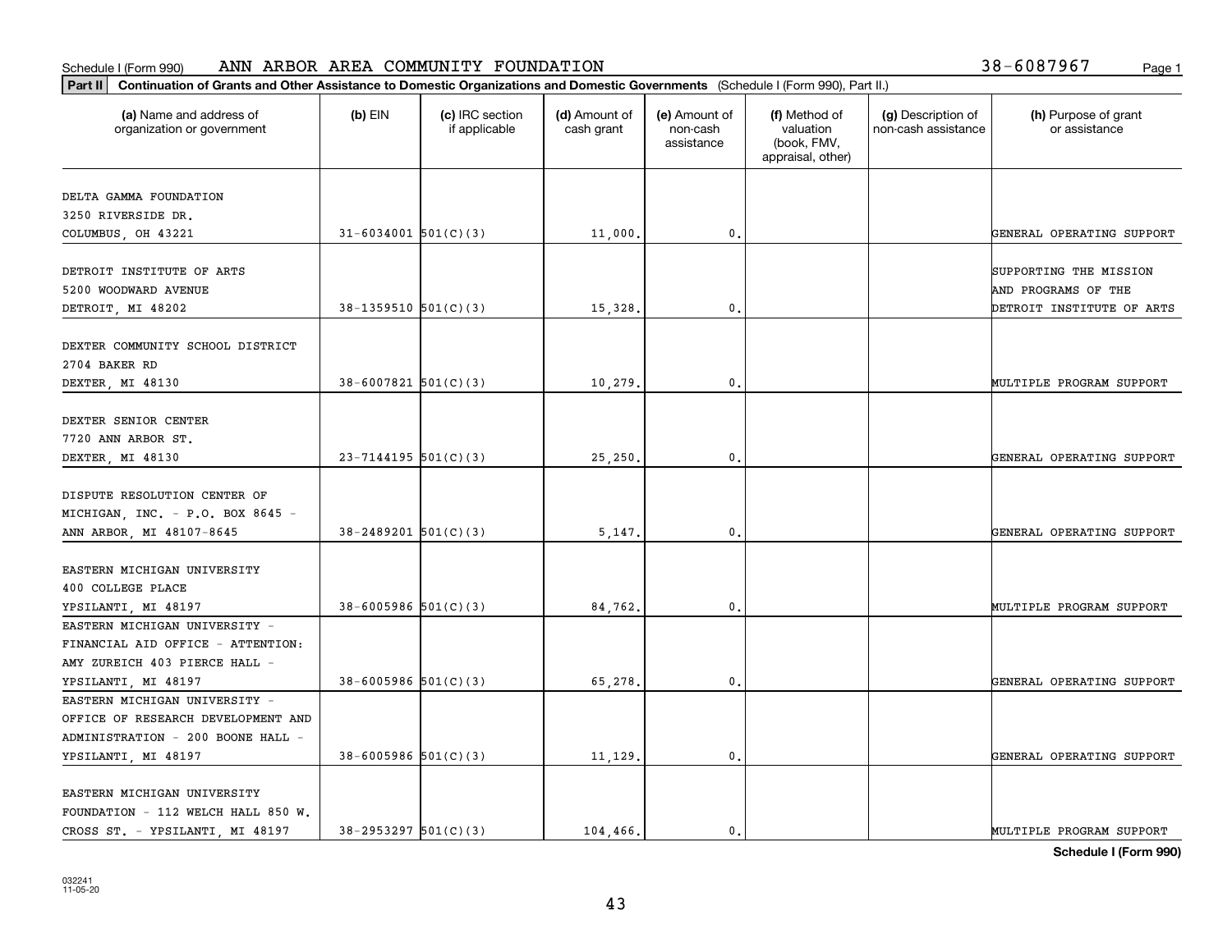Schedule I (Form 990) ANN ARBOR AREA COMMUNITY FOUNDATION 38-6087967

**Part II** **Continuation of Grants and Other Assistance to Domestic Organizations and Domestic Governments** (Schedule I (Form 990), Part II.)

| (a) Name and address of organization or government | (b) EIN | (c) IRC section if applicable | (d) Amount of cash grant | (e) Amount of non-cash assistance | (f) Method of valuation (book, FMV, appraisal, other) | (g) Description of non-cash assistance | (h) Purpose of grant or assistance |
|---|---|---|---|---|---|---|---|
| DELTA GAMMA FOUNDATION 3250 RIVERSIDE DR. COLUMBUS, OH 43221 | 31-6034001 | 501(C)(3) | 11,000. | 0. | | | GENERAL OPERATING SUPPORT |
| DETROIT INSTITUTE OF ARTS 5200 WOODWARD AVENUE DETROIT, MI 48202 | 38-1359510 | 501(C)(3) | 15,328. | 0. | | | SUPPORTING THE MISSION AND PROGRAMS OF THE DETROIT INSTITUTE OF ARTS |
| DEXTER COMMUNITY SCHOOL DISTRICT 2704 BAKER RD DEXTER, MI 48130 | 38-6007821 | 501(C)(3) | 10,279. | 0. | | | MULTIPLE PROGRAM SUPPORT |
| DEXTER SENIOR CENTER 7720 ANN ARBOR ST. DEXTER, MI 48130 | 23-7144195 | 501(C)(3) | 25,250. | 0. | | | GENERAL OPERATING SUPPORT |
| DISPUTE RESOLUTION CENTER OF MICHIGAN, INC. - P.O. BOX 8645 - ANN ARBOR, MI 48107-8645 | 38-2489201 | 501(C)(3) | 5,147. | 0. | | | GENERAL OPERATING SUPPORT |
| EASTERN MICHIGAN UNIVERSITY 400 COLLEGE PLACE YPSILANTI, MI 48197 | 38-6005986 | 501(C)(3) | 84,762. | 0. | | | MULTIPLE PROGRAM SUPPORT |
| EASTERN MICHIGAN UNIVERSITY - FINANCIAL AID OFFICE - ATTENTION: AMY ZUREICH 403 PIERCE HALL - YPSILANTI, MI 48197 | 38-6005986 | 501(C)(3) | 65,278. | 0. | | | GENERAL OPERATING SUPPORT |
| EASTERN MICHIGAN UNIVERSITY - OFFICE OF RESEARCH DEVELOPMENT AND ADMINISTRATION - 200 BOONE HALL - YPSILANTI, MI 48197 | 38-6005986 | 501(C)(3) | 11,129. | 0. | | | GENERAL OPERATING SUPPORT |
| EASTERN MICHIGAN UNIVERSITY FOUNDATION - 112 WELCH HALL 850 W. CROSS ST. - YPSILANTI, MI 48197 | 38-2953297 | 501(C)(3) | 104,466. | 0. | | | MULTIPLE PROGRAM SUPPORT |

**Schedule I (Form 990)**

032241
11-05-20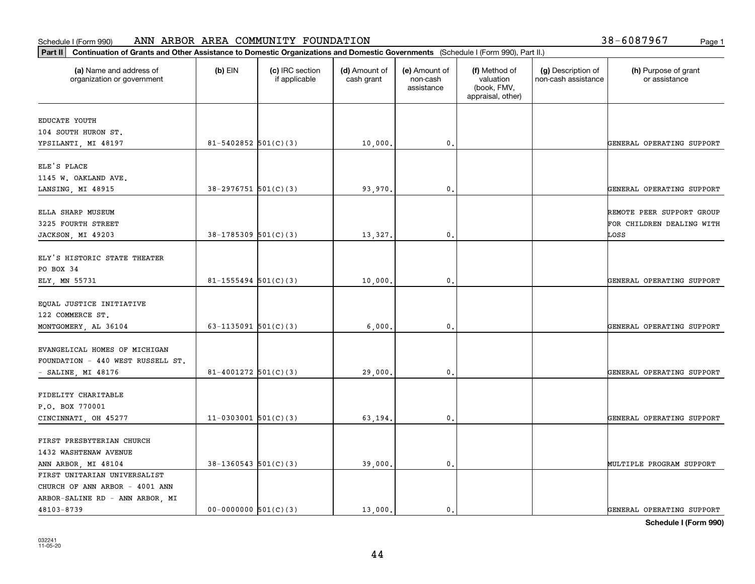Schedule I (Form 990) ANN ARBOR AREA COMMUNITY FOUNDATION 38-6087967

**Part II** **Continuation of Grants and Other Assistance to Domestic Organizations and Domestic Governments** (Schedule I (Form 990), Part II.)

| (a) Name and address of organization or government | (b) EIN | (c) IRC section if applicable | (d) Amount of cash grant | (e) Amount of non-cash assistance | (f) Method of valuation (book, FMV, appraisal, other) | (g) Description of non-cash assistance | (h) Purpose of grant or assistance |
|---|---|---|---|---|---|---|---|
| EDUCATE YOUTH<br>104 SOUTH HURON ST.<br>YPSILANTI, MI 48197 | 81-5402852 | 501(C)(3) | 10,000. | 0. | | | GENERAL OPERATING SUPPORT |
| ELE'S PLACE<br>1145 W. OAKLAND AVE.<br>LANSING, MI 48915 | 38-2976751 | 501(C)(3) | 93,970. | 0. | | | GENERAL OPERATING SUPPORT |
| ELLA SHARP MUSEUM<br>3225 FOURTH STREET<br>JACKSON, MI 49203 | 38-1785309 | 501(C)(3) | 13,327. | 0. | | | REMOTE PEER SUPPORT GROUP FOR CHILDREN DEALING WITH LOSS |
| ELY'S HISTORIC STATE THEATER<br>PO BOX 34<br>ELY, MN 55731 | 81-1555494 | 501(C)(3) | 10,000. | 0. | | | GENERAL OPERATING SUPPORT |
| EQUAL JUSTICE INITIATIVE<br>122 COMMERCE ST.<br>MONTGOMERY, AL 36104 | 63-1135091 | 501(C)(3) | 6,000. | 0. | | | GENERAL OPERATING SUPPORT |
| EVANGELICAL HOMES OF MICHIGAN<br>FOUNDATION - 440 WEST RUSSELL ST.<br>- SALINE, MI 48176 | 81-4001272 | 501(C)(3) | 29,000. | 0. | | | GENERAL OPERATING SUPPORT |
| FIDELITY CHARITABLE<br>P.O. BOX 770001<br>CINCINNATI, OH 45277 | 11-0303001 | 501(C)(3) | 63,194. | 0. | | | GENERAL OPERATING SUPPORT |
| FIRST PRESBYTERIAN CHURCH<br>1432 WASHTENAW AVENUE<br>ANN ARBOR, MI 48104 | 38-1360543 | 501(C)(3) | 39,000. | 0. | | | MULTIPLE PROGRAM SUPPORT |
| FIRST UNITARIAN UNIVERSALIST<br>CHURCH OF ANN ARBOR - 4001 ANN<br>ARBOR-SALINE RD - ANN ARBOR, MI<br>48103-8739 | 00-0000000 | 501(C)(3) | 13,000. | 0. | | | GENERAL OPERATING SUPPORT |

**Schedule I (Form 990)**

032241
11-05-20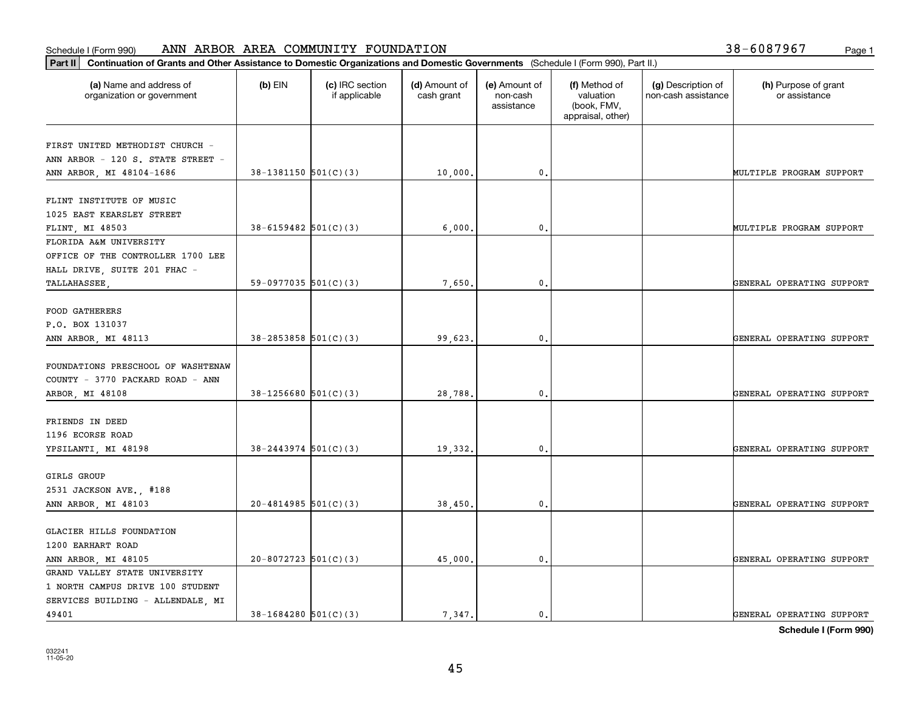Schedule I (Form 990) ANN ARBOR AREA COMMUNITY FOUNDATION 38-6087967

**Part II** **Continuation of Grants and Other Assistance to Domestic Organizations and Domestic Governments** (Schedule I (Form 990), Part II.)

| (a) Name and address of organization or government | (b) EIN | (c) IRC section if applicable | (d) Amount of cash grant | (e) Amount of non-cash assistance | (f) Method of valuation (book, FMV, appraisal, other) | (g) Description of non-cash assistance | (h) Purpose of grant or assistance |
|---|---|---|---|---|---|---|---|
| FIRST UNITED METHODIST CHURCH - ANN ARBOR - 120 S. STATE STREET - ANN ARBOR, MI 48104-1686 | 38-1381150 | 501(C)(3) | 10,000. | 0. | | | MULTIPLE PROGRAM SUPPORT |
| FLINT INSTITUTE OF MUSIC 1025 EAST KEARSLEY STREET FLINT, MI 48503 | 38-6159482 | 501(C)(3) | 6,000. | 0. | | | MULTIPLE PROGRAM SUPPORT |
| FLORIDA A&M UNIVERSITY OFFICE OF THE CONTROLLER 1700 LEE HALL DRIVE, SUITE 201 FHAC - TALLAHASSEE, | 59-0977035 | 501(C)(3) | 7,650. | 0. | | | GENERAL OPERATING SUPPORT |
| FOOD GATHERERS P.O. BOX 131037 ANN ARBOR, MI 48113 | 38-2853858 | 501(C)(3) | 99,623. | 0. | | | GENERAL OPERATING SUPPORT |
| FOUNDATIONS PRESCHOOL OF WASHTENAW COUNTY - 3770 PACKARD ROAD - ANN ARBOR, MI 48108 | 38-1256680 | 501(C)(3) | 28,788. | 0. | | | GENERAL OPERATING SUPPORT |
| FRIENDS IN DEED 1196 ECORSE ROAD YPSILANTI, MI 48198 | 38-2443974 | 501(C)(3) | 19,332. | 0. | | | GENERAL OPERATING SUPPORT |
| GIRLS GROUP 2531 JACKSON AVE., #188 ANN ARBOR, MI 48103 | 20-4814985 | 501(C)(3) | 38,450. | 0. | | | GENERAL OPERATING SUPPORT |
| GLACIER HILLS FOUNDATION 1200 EARHART ROAD ANN ARBOR, MI 48105 | 20-8072723 | 501(C)(3) | 45,000. | 0. | | | GENERAL OPERATING SUPPORT |
| GRAND VALLEY STATE UNIVERSITY 1 NORTH CAMPUS DRIVE 100 STUDENT SERVICES BUILDING - ALLENDALE, MI 49401 | 38-1684280 | 501(C)(3) | 7,347. | 0. | | | GENERAL OPERATING SUPPORT |

**Schedule I (Form 990)**

032241
11-05-20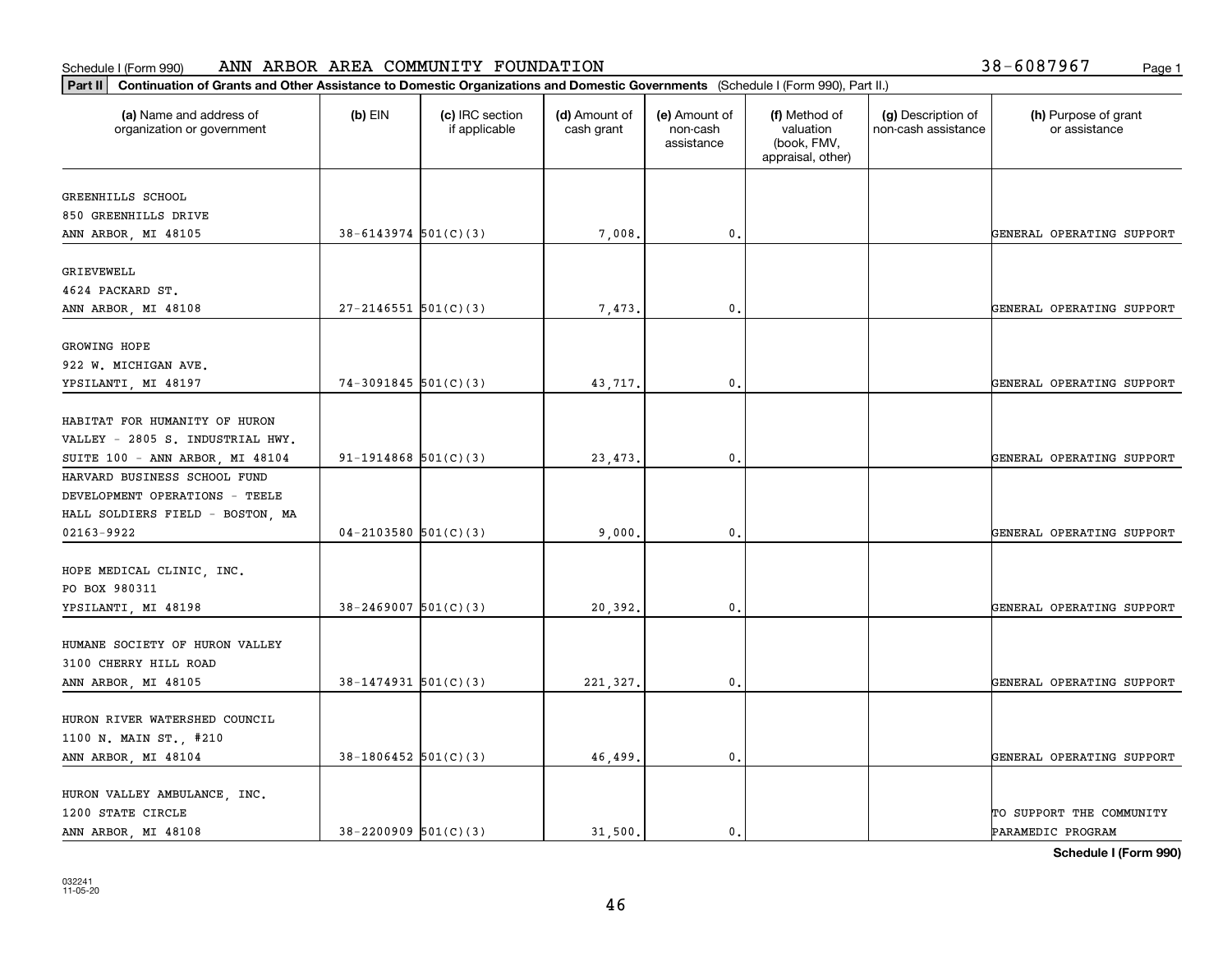Schedule I (Form 990) ANN ARBOR AREA COMMUNITY FOUNDATION 38-6087967

**Part II** **Continuation of Grants and Other Assistance to Domestic Organizations and Domestic Governments** (Schedule I (Form 990), Part II.)

| (a) Name and address of organization or government | (b) EIN | (c) IRC section if applicable | (d) Amount of cash grant | (e) Amount of non-cash assistance | (f) Method of valuation (book, FMV, appraisal, other) | (g) Description of non-cash assistance | (h) Purpose of grant or assistance |
|---|---|---|---|---|---|---|---|
| GREENHILLS SCHOOL 850 GREENHILLS DRIVE ANN ARBOR, MI 48105 | 38-6143974 | 501(C)(3) | 7,008. | 0. | | | GENERAL OPERATING SUPPORT |
| GRIEVEWELL 4624 PACKARD ST. ANN ARBOR, MI 48108 | 27-2146551 | 501(C)(3) | 7,473. | 0. | | | GENERAL OPERATING SUPPORT |
| GROWING HOPE 922 W. MICHIGAN AVE. YPSILANTI, MI 48197 | 74-3091845 | 501(C)(3) | 43,717. | 0. | | | GENERAL OPERATING SUPPORT |
| HABITAT FOR HUMANITY OF HURON VALLEY - 2805 S. INDUSTRIAL HWY. SUITE 100 - ANN ARBOR, MI 48104 | 91-1914868 | 501(C)(3) | 23,473. | 0. | | | GENERAL OPERATING SUPPORT |
| HARVARD BUSINESS SCHOOL FUND DEVELOPMENT OPERATIONS - TEELE HALL SOLDIERS FIELD - BOSTON, MA 02163-9922 | 04-2103580 | 501(C)(3) | 9,000. | 0. | | | GENERAL OPERATING SUPPORT |
| HOPE MEDICAL CLINIC, INC. PO BOX 980311 YPSILANTI, MI 48198 | 38-2469007 | 501(C)(3) | 20,392. | 0. | | | GENERAL OPERATING SUPPORT |
| HUMANE SOCIETY OF HURON VALLEY 3100 CHERRY HILL ROAD ANN ARBOR, MI 48105 | 38-1474931 | 501(C)(3) | 221,327. | 0. | | | GENERAL OPERATING SUPPORT |
| HURON RIVER WATERSHED COUNCIL 1100 N. MAIN ST., #210 ANN ARBOR, MI 48104 | 38-1806452 | 501(C)(3) | 46,499. | 0. | | | GENERAL OPERATING SUPPORT |
| HURON VALLEY AMBULANCE, INC. 1200 STATE CIRCLE ANN ARBOR, MI 48108 | 38-2200909 | 501(C)(3) | 31,500. | 0. | | | TO SUPPORT THE COMMUNITY PARAMEDIC PROGRAM |

**Schedule I (Form 990)**

032241 11-05-20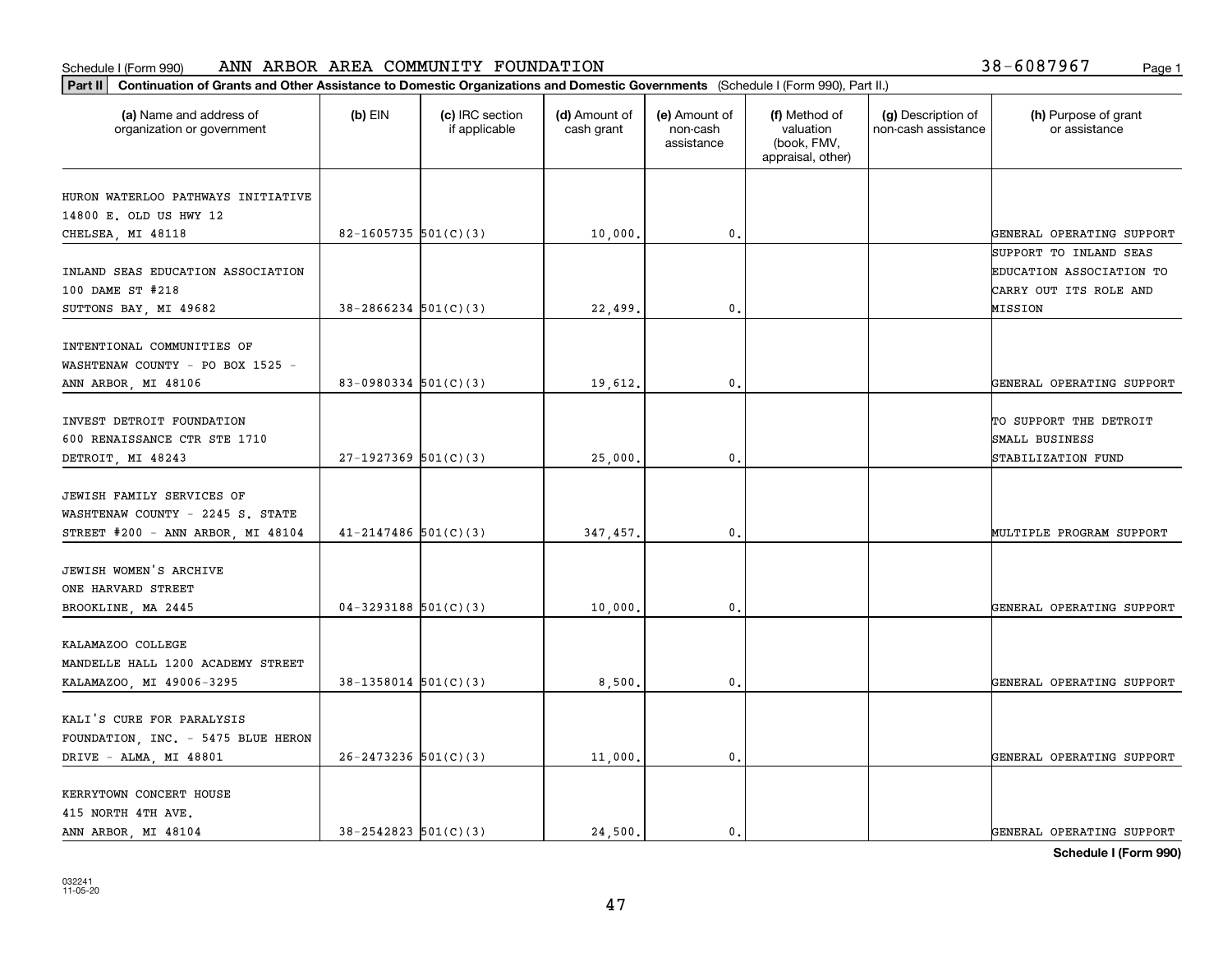Schedule I (Form 990) ANN ARBOR AREA COMMUNITY FOUNDATION 38-6087967

**Part II** **Continuation of Grants and Other Assistance to Domestic Organizations and Domestic Governments** (Schedule I (Form 990), Part II.)

| (a) Name and address of organization or government | (b) EIN | (c) IRC section if applicable | (d) Amount of cash grant | (e) Amount of non-cash assistance | (f) Method of valuation (book, FMV, appraisal, other) | (g) Description of non-cash assistance | (h) Purpose of grant or assistance |
|---|---|---|---|---|---|---|---|
| HURON WATERLOO PATHWAYS INITIATIVE 14800 E. OLD US HWY 12 CHELSEA, MI 48118 | 82-1605735 | 501(C)(3) | 10,000. | 0. | | | GENERAL OPERATING SUPPORT |
| INLAND SEAS EDUCATION ASSOCIATION 100 DAME ST #218 SUTTONS BAY, MI 49682 | 38-2866234 | 501(C)(3) | 22,499. | 0. | | | SUPPORT TO INLAND SEAS EDUCATION ASSOCIATION TO CARRY OUT ITS ROLE AND MISSION |
| INTENTIONAL COMMUNITIES OF WASHTENAW COUNTY - PO BOX 1525 - ANN ARBOR, MI 48106 | 83-0980334 | 501(C)(3) | 19,612. | 0. | | | GENERAL OPERATING SUPPORT |
| INVEST DETROIT FOUNDATION 600 RENAISSANCE CTR STE 1710 DETROIT, MI 48243 | 27-1927369 | 501(C)(3) | 25,000. | 0. | | | TO SUPPORT THE DETROIT SMALL BUSINESS STABILIZATION FUND |
| JEWISH FAMILY SERVICES OF WASHTENAW COUNTY - 2245 S. STATE STREET #200 - ANN ARBOR, MI 48104 | 41-2147486 | 501(C)(3) | 347,457. | 0. | | | MULTIPLE PROGRAM SUPPORT |
| JEWISH WOMEN'S ARCHIVE ONE HARVARD STREET BROOKLINE, MA 2445 | 04-3293188 | 501(C)(3) | 10,000. | 0. | | | GENERAL OPERATING SUPPORT |
| KALAMAZOO COLLEGE MANDELLE HALL 1200 ACADEMY STREET KALAMAZOO, MI 49006-3295 | 38-1358014 | 501(C)(3) | 8,500. | 0. | | | GENERAL OPERATING SUPPORT |
| KALI'S CURE FOR PARALYSIS FOUNDATION, INC. - 5475 BLUE HERON DRIVE - ALMA, MI 48801 | 26-2473236 | 501(C)(3) | 11,000. | 0. | | | GENERAL OPERATING SUPPORT |
| KERRYTOWN CONCERT HOUSE 415 NORTH 4TH AVE. ANN ARBOR, MI 48104 | 38-2542823 | 501(C)(3) | 24,500. | 0. | | | GENERAL OPERATING SUPPORT |

**Schedule I (Form 990)**

032241 11-05-20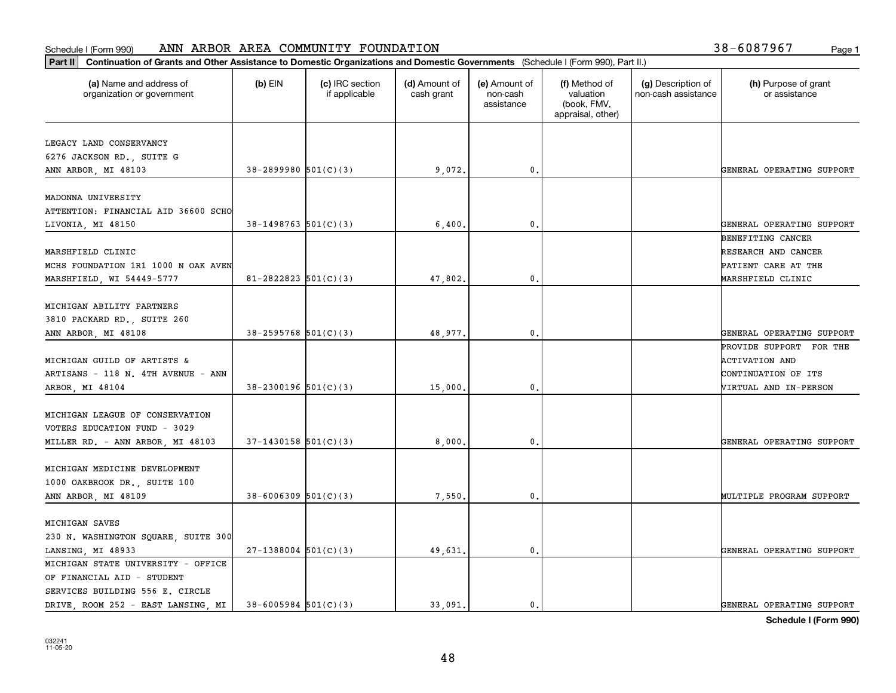Schedule I (Form 990) ANN ARBOR AREA COMMUNITY FOUNDATION 38-6087967

**Part II Continuation of Grants and Other Assistance to Domestic Organizations and Domestic Governments** (Schedule I (Form 990), Part II.)

| (a) Name and address of organization or government | (b) EIN | (c) IRC section if applicable | (d) Amount of cash grant | (e) Amount of non-cash assistance | (f) Method of valuation (book, FMV, appraisal, other) | (g) Description of non-cash assistance | (h) Purpose of grant or assistance |
|---|---|---|---|---|---|---|---|
| LEGACY LAND CONSERVANCY<br>6276 JACKSON RD., SUITE G<br>ANN ARBOR, MI 48103 | 38-2899980 | 501(C)(3) | 9,072. | 0. | | | GENERAL OPERATING SUPPORT |
| MADONNA UNIVERSITY<br>ATTENTION: FINANCIAL AID 36600 SCHO<br>LIVONIA, MI 48150 | 38-1498763 | 501(C)(3) | 6,400. | 0. | | | GENERAL OPERATING SUPPORT |
| MARSHFIELD CLINIC<br>MCHS FOUNDATION 1R1 1000 N OAK AVEN<br>MARSHFIELD, WI 54449-5777 | 81-2822823 | 501(C)(3) | 47,802. | 0. | | | BENEFITING CANCER RESEARCH AND CANCER PATIENT CARE AT THE MARSHFIELD CLINIC |
| MICHIGAN ABILITY PARTNERS<br>3810 PACKARD RD., SUITE 260<br>ANN ARBOR, MI 48108 | 38-2595768 | 501(C)(3) | 48,977. | 0. | | | GENERAL OPERATING SUPPORT |
| MICHIGAN GUILD OF ARTISTS &<br>ARTISANS - 118 N. 4TH AVENUE - ANN<br>ARBOR, MI 48104 | 38-2300196 | 501(C)(3) | 15,000. | 0. | | | PROVIDE SUPPORT FOR THE ACTIVATION AND CONTINUATION OF ITS VIRTUAL AND IN-PERSON |
| MICHIGAN LEAGUE OF CONSERVATION<br>VOTERS EDUCATION FUND - 3029<br>MILLER RD. - ANN ARBOR, MI 48103 | 37-1430158 | 501(C)(3) | 8,000. | 0. | | | GENERAL OPERATING SUPPORT |
| MICHIGAN MEDICINE DEVELOPMENT<br>1000 OAKBROOK DR., SUITE 100<br>ANN ARBOR, MI 48109 | 38-6006309 | 501(C)(3) | 7,550. | 0. | | | MULTIPLE PROGRAM SUPPORT |
| MICHIGAN SAVES<br>230 N. WASHINGTON SQUARE, SUITE 300<br>LANSING, MI 48933 | 27-1388004 | 501(C)(3) | 49,631. | 0. | | | GENERAL OPERATING SUPPORT |
| MICHIGAN STATE UNIVERSITY - OFFICE<br>OF FINANCIAL AID - STUDENT<br>SERVICES BUILDING 556 E. CIRCLE<br>DRIVE, ROOM 252 - EAST LANSING, MI | 38-6005984 | 501(C)(3) | 33,091. | 0. | | | GENERAL OPERATING SUPPORT |

032241
11-05-20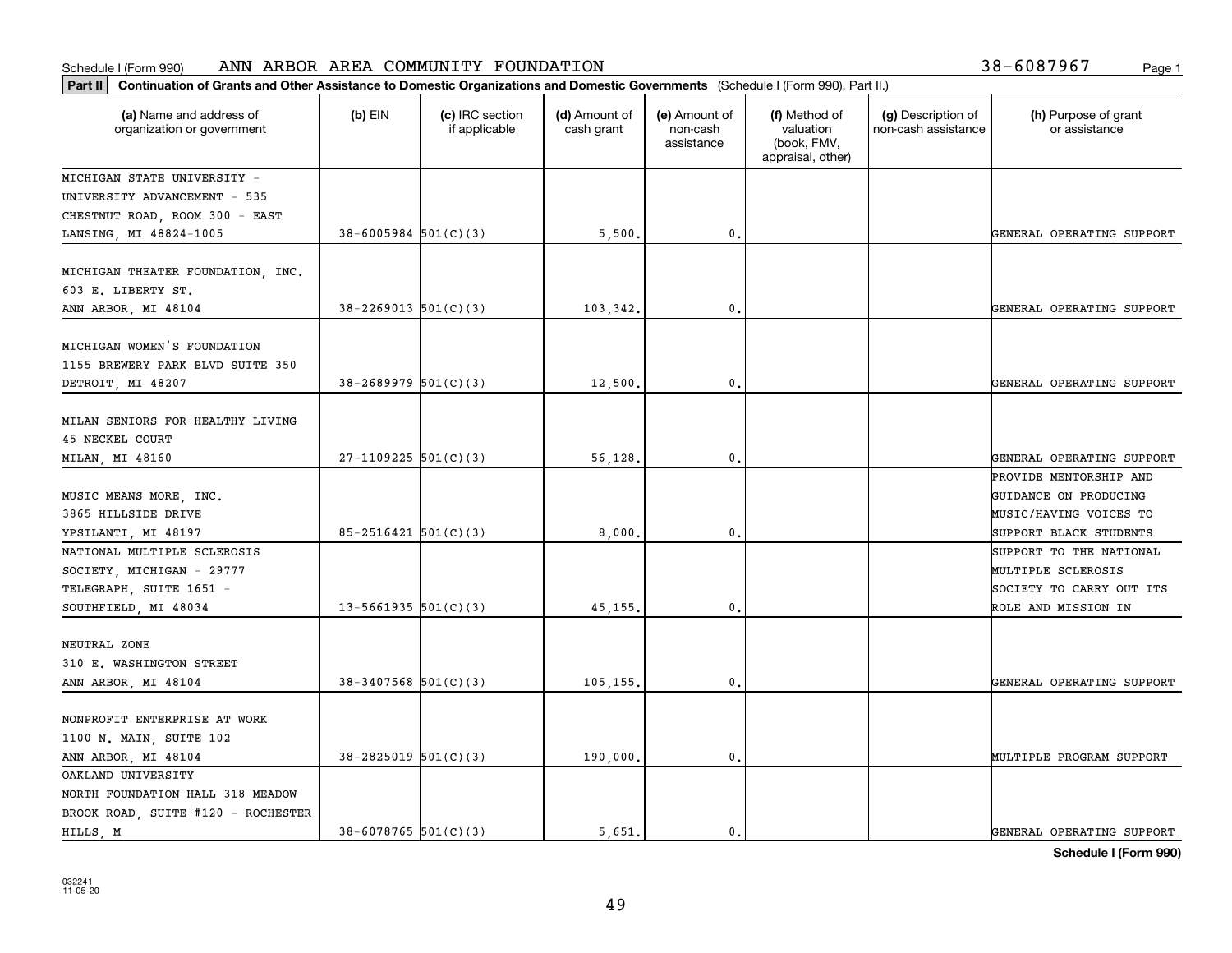Schedule I (Form 990) ANN ARBOR AREA COMMUNITY FOUNDATION 38-6087967

**Part II** **Continuation of Grants and Other Assistance to Domestic Organizations and Domestic Governments** (Schedule I (Form 990), Part II.)

| (a) Name and address of organization or government | (b) EIN | (c) IRC section if applicable | (d) Amount of cash grant | (e) Amount of non-cash assistance | (f) Method of valuation (book, FMV, appraisal, other) | (g) Description of non-cash assistance | (h) Purpose of grant or assistance |
|---|---|---|---|---|---|---|---|
| MICHIGAN STATE UNIVERSITY - UNIVERSITY ADVANCEMENT - 535 CHESTNUT ROAD, ROOM 300 - EAST LANSING, MI 48824-1005 | 38-6005984 | 501(C)(3) | 5,500. | 0. | | | GENERAL OPERATING SUPPORT |
| MICHIGAN THEATER FOUNDATION, INC. 603 E. LIBERTY ST. ANN ARBOR, MI 48104 | 38-2269013 | 501(C)(3) | 103,342. | 0. | | | GENERAL OPERATING SUPPORT |
| MICHIGAN WOMEN'S FOUNDATION 1155 BREWERY PARK BLVD SUITE 350 DETROIT, MI 48207 | 38-2689979 | 501(C)(3) | 12,500. | 0. | | | GENERAL OPERATING SUPPORT |
| MILAN SENIORS FOR HEALTHY LIVING 45 NECKEL COURT MILAN, MI 48160 | 27-1109225 | 501(C)(3) | 56,128. | 0. | | | GENERAL OPERATING SUPPORT |
| MUSIC MEANS MORE, INC. 3865 HILLSIDE DRIVE YPSILANTI, MI 48197 | 85-2516421 | 501(C)(3) | 8,000. | 0. | | | PROVIDE MENTORSHIP AND GUIDANCE ON PRODUCING MUSIC/HAVING VOICES TO SUPPORT BLACK STUDENTS |
| NATIONAL MULTIPLE SCLEROSIS SOCIETY, MICHIGAN - 29777 TELEGRAPH, SUITE 1651 - SOUTHFIELD, MI 48034 | 13-5661935 | 501(C)(3) | 45,155. | 0. | | | SUPPORT TO THE NATIONAL MULTIPLE SCLEROSIS SOCIETY TO CARRY OUT ITS ROLE AND MISSION IN |
| NEUTRAL ZONE 310 E. WASHINGTON STREET ANN ARBOR, MI 48104 | 38-3407568 | 501(C)(3) | 105,155. | 0. | | | GENERAL OPERATING SUPPORT |
| NONPROFIT ENTERPRISE AT WORK 1100 N. MAIN, SUITE 102 ANN ARBOR, MI 48104 | 38-2825019 | 501(C)(3) | 190,000. | 0. | | | MULTIPLE PROGRAM SUPPORT |
| OAKLAND UNIVERSITY NORTH FOUNDATION HALL 318 MEADOW BROOK ROAD, SUITE #120 - ROCHESTER HILLS, M | 38-6078765 | 501(C)(3) | 5,651. | 0. | | | GENERAL OPERATING SUPPORT |

**Schedule I (Form 990)**

032241 11-05-20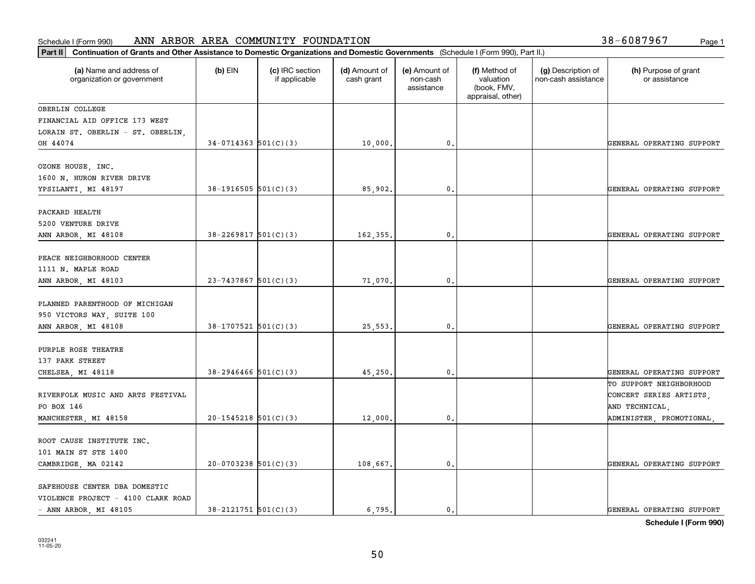Schedule I (Form 990) ANN ARBOR AREA COMMUNITY FOUNDATION 38-6087967

**Part II Continuation of Grants and Other Assistance to Domestic Organizations and Domestic Governments** (Schedule I (Form 990), Part II.)

| (a) Name and address of organization or government | (b) EIN | (c) IRC section if applicable | (d) Amount of cash grant | (e) Amount of non-cash assistance | (f) Method of valuation (book, FMV, appraisal, other) | (g) Description of non-cash assistance | (h) Purpose of grant or assistance |
|---|---|---|---|---|---|---|---|
| OBERLIN COLLEGE FINANCIAL AID OFFICE 173 WEST LORAIN ST. OBERLIN - ST. OBERLIN, OH 44074 | 34-0714363 | 501(C)(3) | 10,000. | 0. | | | GENERAL OPERATING SUPPORT |
| OZONE HOUSE, INC. 1600 N. HURON RIVER DRIVE YPSILANTI, MI 48197 | 38-1916505 | 501(C)(3) | 85,902. | 0. | | | GENERAL OPERATING SUPPORT |
| PACKARD HEALTH 5200 VENTURE DRIVE ANN ARBOR, MI 48108 | 38-2269817 | 501(C)(3) | 162,355. | 0. | | | GENERAL OPERATING SUPPORT |
| PEACE NEIGHBORHOOD CENTER 1111 N. MAPLE ROAD ANN ARBOR, MI 48103 | 23-7437867 | 501(C)(3) | 71,070. | 0. | | | GENERAL OPERATING SUPPORT |
| PLANNED PARENTHOOD OF MICHIGAN 950 VICTORS WAY, SUITE 100 ANN ARBOR, MI 48108 | 38-1707521 | 501(C)(3) | 25,553. | 0. | | | GENERAL OPERATING SUPPORT |
| PURPLE ROSE THEATRE 137 PARK STREET CHELSEA, MI 48118 | 38-2946466 | 501(C)(3) | 45,250. | 0. | | | GENERAL OPERATING SUPPORT |
| RIVERFOLK MUSIC AND ARTS FESTIVAL PO BOX 146 MANCHESTER, MI 48158 | 20-1545218 | 501(C)(3) | 12,000. | 0. | | | TO SUPPORT NEIGHBORHOOD CONCERT SERIES ARTISTS, AND TECHNICAL, ADMINISTER, PROMOTIONAL, |
| ROOT CAUSE INSTITUTE INC. 101 MAIN ST STE 1400 CAMBRIDGE, MA 02142 | 20-0703238 | 501(C)(3) | 108,667. | 0. | | | GENERAL OPERATING SUPPORT |
| SAFEHOUSE CENTER DBA DOMESTIC VIOLENCE PROJECT - 4100 CLARK ROAD - ANN ARBOR, MI 48105 | 38-2121751 | 501(C)(3) | 6,795. | 0. | | | GENERAL OPERATING SUPPORT |

**Schedule I (Form 990)**

032241
11-05-20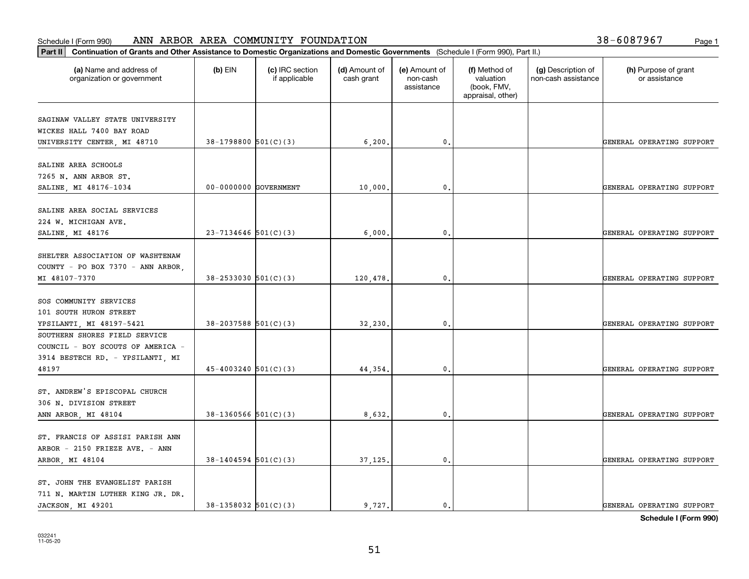Schedule I (Form 990) ANN ARBOR AREA COMMUNITY FOUNDATION 38-6087967

**Part II** **Continuation of Grants and Other Assistance to Domestic Organizations and Domestic Governments** (Schedule I (Form 990), Part II.)

| (a) Name and address of organization or government | (b) EIN | (c) IRC section if applicable | (d) Amount of cash grant | (e) Amount of non-cash assistance | (f) Method of valuation (book, FMV, appraisal, other) | (g) Description of non-cash assistance | (h) Purpose of grant or assistance |
|---|---|---|---|---|---|---|---|
| SAGINAW VALLEY STATE UNIVERSITY WICKES HALL 7400 BAY ROAD UNIVERSITY CENTER, MI 48710 | 38-1798800 | 501(C)(3) | 6,200. | 0. | | | GENERAL OPERATING SUPPORT |
| SALINE AREA SCHOOLS 7265 N. ANN ARBOR ST. SALINE, MI 48176-1034 | 00-0000000 | GOVERNMENT | 10,000. | 0. | | | GENERAL OPERATING SUPPORT |
| SALINE AREA SOCIAL SERVICES 224 W. MICHIGAN AVE. SALINE, MI 48176 | 23-7134646 | 501(C)(3) | 6,000. | 0. | | | GENERAL OPERATING SUPPORT |
| SHELTER ASSOCIATION OF WASHTENAW COUNTY - PO BOX 7370 - ANN ARBOR, MI 48107-7370 | 38-2533030 | 501(C)(3) | 120,478. | 0. | | | GENERAL OPERATING SUPPORT |
| SOS COMMUNITY SERVICES 101 SOUTH HURON STREET YPSILANTI, MI 48197-5421 | 38-2037588 | 501(C)(3) | 32,230. | 0. | | | GENERAL OPERATING SUPPORT |
| SOUTHERN SHORES FIELD SERVICE COUNCIL - BOY SCOUTS OF AMERICA - 3914 BESTECH RD. - YPSILANTI, MI 48197 | 45-4003240 | 501(C)(3) | 44,354. | 0. | | | GENERAL OPERATING SUPPORT |
| ST. ANDREW'S EPISCOPAL CHURCH 306 N. DIVISION STREET ANN ARBOR, MI 48104 | 38-1360566 | 501(C)(3) | 8,632. | 0. | | | GENERAL OPERATING SUPPORT |
| ST. FRANCIS OF ASSISI PARISH ANN ARBOR - 2150 FRIEZE AVE. - ANN ARBOR, MI 48104 | 38-1404594 | 501(C)(3) | 37,125. | 0. | | | GENERAL OPERATING SUPPORT |
| ST. JOHN THE EVANGELIST PARISH 711 N. MARTIN LUTHER KING JR. DR. JACKSON, MI 49201 | 38-1358032 | 501(C)(3) | 9,727. | 0. | | | GENERAL OPERATING SUPPORT |

**Schedule I (Form 990)**

032241 11-05-20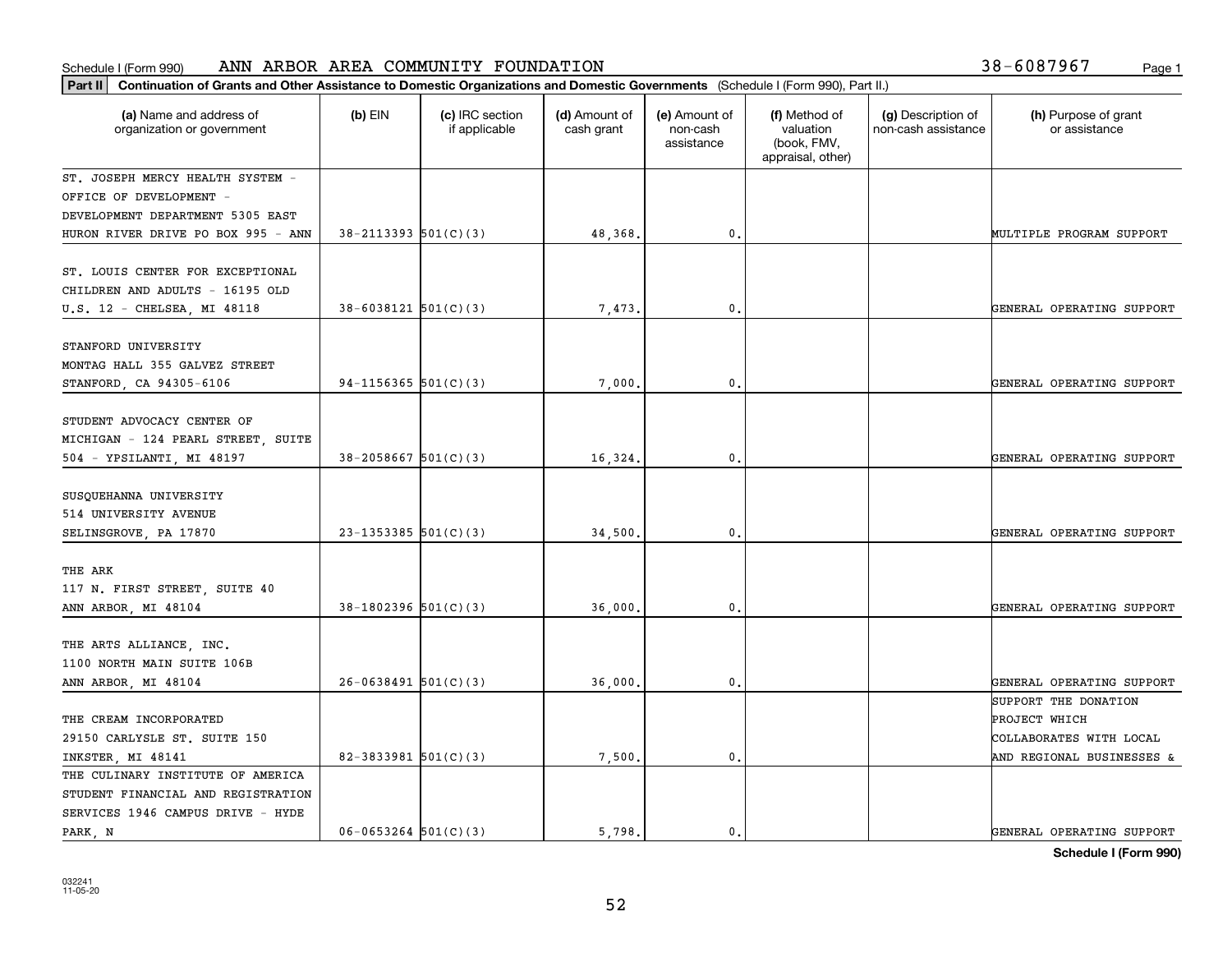Schedule I (Form 990) ANN ARBOR AREA COMMUNITY FOUNDATION 38-6087967

**Part II** **Continuation of Grants and Other Assistance to Domestic Organizations and Domestic Governments** (Schedule I (Form 990), Part II.)

| (a) Name and address of organization or government | (b) EIN | (c) IRC section if applicable | (d) Amount of cash grant | (e) Amount of non-cash assistance | (f) Method of valuation (book, FMV, appraisal, other) | (g) Description of non-cash assistance | (h) Purpose of grant or assistance |
|---|---|---|---|---|---|---|---|
| ST. JOSEPH MERCY HEALTH SYSTEM - OFFICE OF DEVELOPMENT - DEVELOPMENT DEPARTMENT 5305 EAST HURON RIVER DRIVE PO BOX 995 - ANN | 38-2113393 | 501(C)(3) | 48,368. | 0. | | | MULTIPLE PROGRAM SUPPORT |
| ST. LOUIS CENTER FOR EXCEPTIONAL CHILDREN AND ADULTS - 16195 OLD U.S. 12 - CHELSEA, MI 48118 | 38-6038121 | 501(C)(3) | 7,473. | 0. | | | GENERAL OPERATING SUPPORT |
| STANFORD UNIVERSITY MONTAG HALL 355 GALVEZ STREET STANFORD, CA 94305-6106 | 94-1156365 | 501(C)(3) | 7,000. | 0. | | | GENERAL OPERATING SUPPORT |
| STUDENT ADVOCACY CENTER OF MICHIGAN - 124 PEARL STREET, SUITE 504 - YPSILANTI, MI 48197 | 38-2058667 | 501(C)(3) | 16,324. | 0. | | | GENERAL OPERATING SUPPORT |
| SUSQUEHANNA UNIVERSITY 514 UNIVERSITY AVENUE SELINSGROVE, PA 17870 | 23-1353385 | 501(C)(3) | 34,500. | 0. | | | GENERAL OPERATING SUPPORT |
| THE ARK 117 N. FIRST STREET, SUITE 40 ANN ARBOR, MI 48104 | 38-1802396 | 501(C)(3) | 36,000. | 0. | | | GENERAL OPERATING SUPPORT |
| THE ARTS ALLIANCE, INC. 1100 NORTH MAIN SUITE 106B ANN ARBOR, MI 48104 | 26-0638491 | 501(C)(3) | 36,000. | 0. | | | GENERAL OPERATING SUPPORT |
| THE CREAM INCORPORATED 29150 CARLYSLE ST. SUITE 150 INKSTER, MI 48141 | 82-3833981 | 501(C)(3) | 7,500. | 0. | | | SUPPORT THE DONATION PROJECT WHICH COLLABORATES WITH LOCAL AND REGIONAL BUSINESSES & |
| THE CULINARY INSTITUTE OF AMERICA STUDENT FINANCIAL AND REGISTRATION SERVICES 1946 CAMPUS DRIVE - HYDE PARK, N | 06-0653264 | 501(C)(3) | 5,798. | 0. | | | GENERAL OPERATING SUPPORT |

**Schedule I (Form 990)**

032241 11-05-20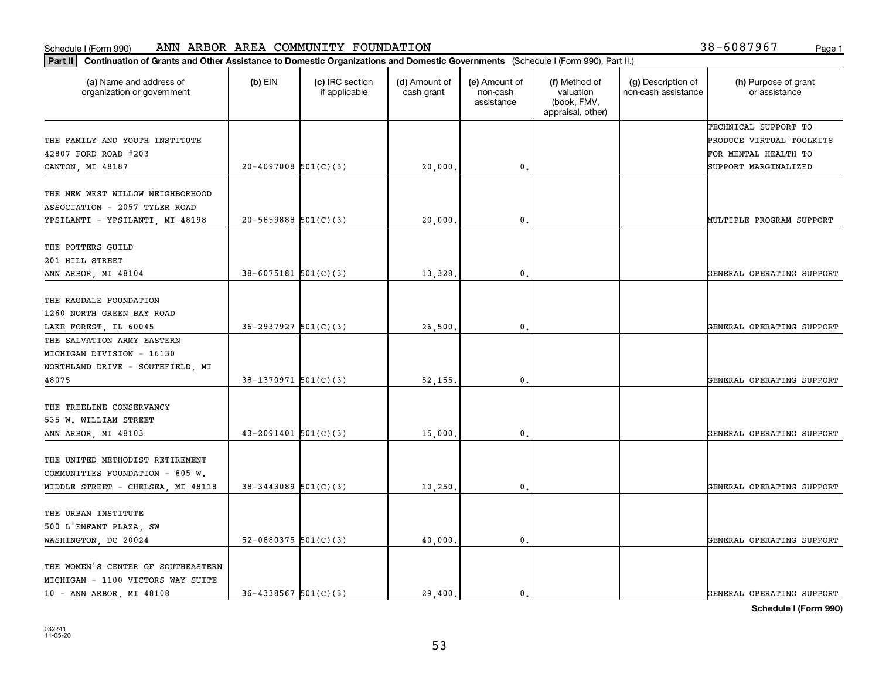Schedule I (Form 990) ANN ARBOR AREA COMMUNITY FOUNDATION 38-6087967

**Part II Continuation of Grants and Other Assistance to Domestic Organizations and Domestic Governments** (Schedule I (Form 990), Part II.)

| (a) Name and address of organization or government | (b) EIN | (c) IRC section if applicable | (d) Amount of cash grant | (e) Amount of non-cash assistance | (f) Method of valuation (book, FMV, appraisal, other) | (g) Description of non-cash assistance | (h) Purpose of grant or assistance |
|---|---|---|---|---|---|---|---|
| THE FAMILY AND YOUTH INSTITUTE 42807 FORD ROAD #203 CANTON, MI 48187 | 20-4097808 | 501(C)(3) | 20,000. | 0. | | | TECHNICAL SUPPORT TO PRODUCE VIRTUAL TOOLKITS FOR MENTAL HEALTH TO SUPPORT MARGINALIZED |
| THE NEW WEST WILLOW NEIGHBORHOOD ASSOCIATION - 2057 TYLER ROAD YPSILANTI - YPSILANTI, MI 48198 | 20-5859888 | 501(C)(3) | 20,000. | 0. | | | MULTIPLE PROGRAM SUPPORT |
| THE POTTERS GUILD 201 HILL STREET ANN ARBOR, MI 48104 | 38-6075181 | 501(C)(3) | 13,328. | 0. | | | GENERAL OPERATING SUPPORT |
| THE RAGDALE FOUNDATION 1260 NORTH GREEN BAY ROAD LAKE FOREST, IL 60045 | 36-2937927 | 501(C)(3) | 26,500. | 0. | | | GENERAL OPERATING SUPPORT |
| THE SALVATION ARMY EASTERN MICHIGAN DIVISION - 16130 NORTHLAND DRIVE - SOUTHFIELD, MI 48075 | 38-1370971 | 501(C)(3) | 52,155. | 0. | | | GENERAL OPERATING SUPPORT |
| THE TREELINE CONSERVANCY 535 W. WILLIAM STREET ANN ARBOR, MI 48103 | 43-2091401 | 501(C)(3) | 15,000. | 0. | | | GENERAL OPERATING SUPPORT |
| THE UNITED METHODIST RETIREMENT COMMUNITIES FOUNDATION - 805 W. MIDDLE STREET - CHELSEA, MI 48118 | 38-3443089 | 501(C)(3) | 10,250. | 0. | | | GENERAL OPERATING SUPPORT |
| THE URBAN INSTITUTE 500 L'ENFANT PLAZA, SW WASHINGTON, DC 20024 | 52-0880375 | 501(C)(3) | 40,000. | 0. | | | GENERAL OPERATING SUPPORT |
| THE WOMEN'S CENTER OF SOUTHEASTERN MICHIGAN - 1100 VICTORS WAY SUITE 10 - ANN ARBOR, MI 48108 | 36-4338567 | 501(C)(3) | 29,400. | 0. | | | GENERAL OPERATING SUPPORT |

**Schedule I (Form 990)**

032241 11-05-20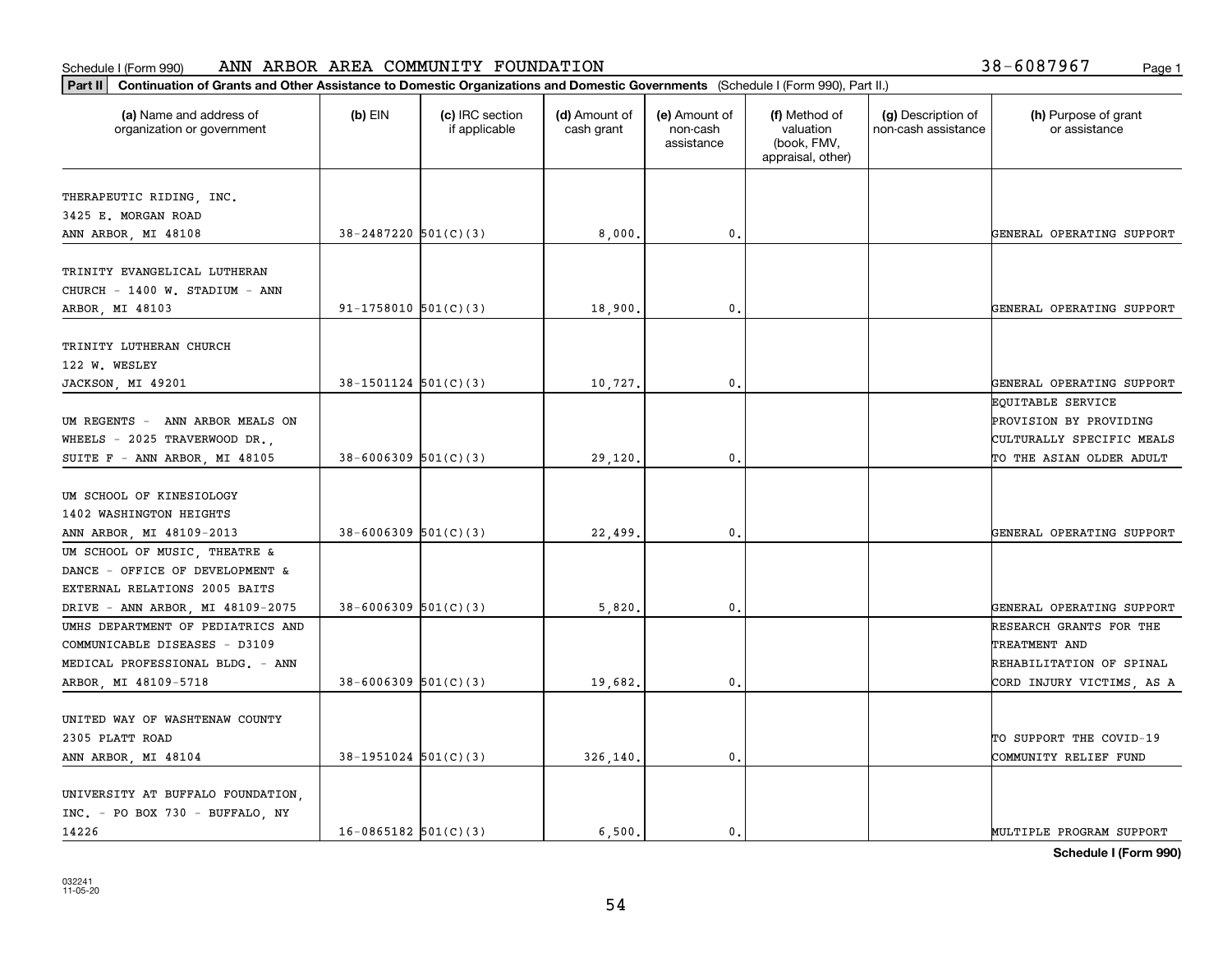Schedule I (Form 990) ANN ARBOR AREA COMMUNITY FOUNDATION 38-6087967

**Part II** **Continuation of Grants and Other Assistance to Domestic Organizations and Domestic Governments** (Schedule I (Form 990), Part II.)

| (a) Name and address of organization or government | (b) EIN | (c) IRC section if applicable | (d) Amount of cash grant | (e) Amount of non-cash assistance | (f) Method of valuation (book, FMV, appraisal, other) | (g) Description of non-cash assistance | (h) Purpose of grant or assistance |
|---|---|---|---|---|---|---|---|
| THERAPEUTIC RIDING, INC. 3425 E. MORGAN ROAD ANN ARBOR, MI 48108 | 38-2487220 | 501(C)(3) | 8,000. | 0. | | | GENERAL OPERATING SUPPORT |
| TRINITY EVANGELICAL LUTHERAN CHURCH - 1400 W. STADIUM - ANN ARBOR, MI 48103 | 91-1758010 | 501(C)(3) | 18,900. | 0. | | | GENERAL OPERATING SUPPORT |
| TRINITY LUTHERAN CHURCH 122 W. WESLEY JACKSON, MI 49201 | 38-1501124 | 501(C)(3) | 10,727. | 0. | | | GENERAL OPERATING SUPPORT |
| UM REGENTS - ANN ARBOR MEALS ON WHEELS - 2025 TRAVERWOOD DR., SUITE F - ANN ARBOR, MI 48105 | 38-6006309 | 501(C)(3) | 29,120. | 0. | | | EQUITABLE SERVICE PROVISION BY PROVIDING CULTURALLY SPECIFIC MEALS TO THE ASIAN OLDER ADULT |
| UM SCHOOL OF KINESIOLOGY 1402 WASHINGTON HEIGHTS ANN ARBOR, MI 48109-2013 | 38-6006309 | 501(C)(3) | 22,499. | 0. | | | GENERAL OPERATING SUPPORT |
| UM SCHOOL OF MUSIC, THEATRE & DANCE - OFFICE OF DEVELOPMENT & EXTERNAL RELATIONS 2005 BAITS DRIVE - ANN ARBOR, MI 48109-2075 | 38-6006309 | 501(C)(3) | 5,820. | 0. | | | GENERAL OPERATING SUPPORT |
| UMHS DEPARTMENT OF PEDIATRICS AND COMMUNICABLE DISEASES - D3109 MEDICAL PROFESSIONAL BLDG. - ANN ARBOR, MI 48109-5718 | 38-6006309 | 501(C)(3) | 19,682. | 0. | | | RESEARCH GRANTS FOR THE TREATMENT AND REHABILITATION OF SPINAL CORD INJURY VICTIMS, AS A |
| UNITED WAY OF WASHTENAW COUNTY 2305 PLATT ROAD ANN ARBOR, MI 48104 | 38-1951024 | 501(C)(3) | 326,140. | 0. | | | TO SUPPORT THE COVID-19 COMMUNITY RELIEF FUND |
| UNIVERSITY AT BUFFALO FOUNDATION, INC. - PO BOX 730 - BUFFALO, NY 14226 | 16-0865182 | 501(C)(3) | 6,500. | 0. | | | MULTIPLE PROGRAM SUPPORT |

**Schedule I (Form 990)**

032241 11-05-20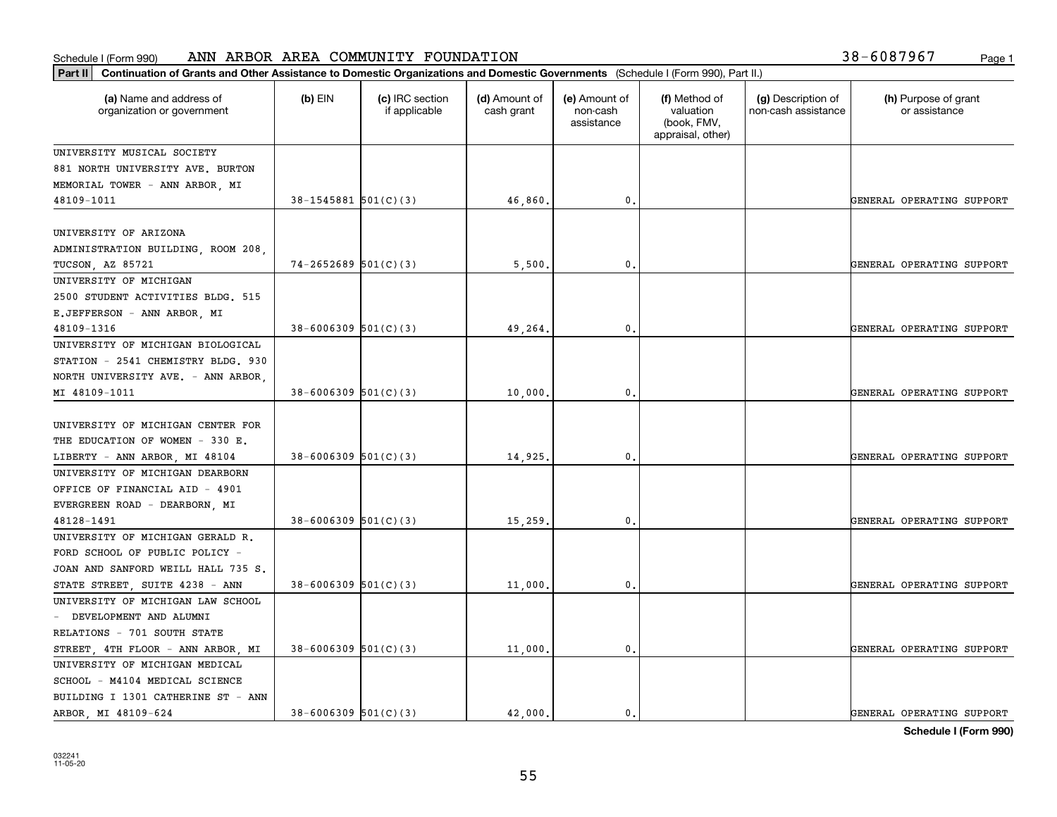Schedule I (Form 990) ANN ARBOR AREA COMMUNITY FOUNDATION 38-6087967

**Part II Continuation of Grants and Other Assistance to Domestic Organizations and Domestic Governments** (Schedule I (Form 990), Part II.)

| (a) Name and address of organization or government | (b) EIN | (c) IRC section if applicable | (d) Amount of cash grant | (e) Amount of non-cash assistance | (f) Method of valuation (book, FMV, appraisal, other) | (g) Description of non-cash assistance | (h) Purpose of grant or assistance |
|---|---|---|---|---|---|---|---|
| UNIVERSITY MUSICAL SOCIETY 881 NORTH UNIVERSITY AVE. BURTON MEMORIAL TOWER - ANN ARBOR, MI 48109-1011 | 38-1545881 | 501(C)(3) | 46,860. | 0. | | | GENERAL OPERATING SUPPORT |
| UNIVERSITY OF ARIZONA ADMINISTRATION BUILDING, ROOM 208, TUCSON, AZ 85721 | 74-2652689 | 501(C)(3) | 5,500. | 0. | | | GENERAL OPERATING SUPPORT |
| UNIVERSITY OF MICHIGAN 2500 STUDENT ACTIVITIES BLDG. 515 E.JEFFERSON - ANN ARBOR, MI 48109-1316 | 38-6006309 | 501(C)(3) | 49,264. | 0. | | | GENERAL OPERATING SUPPORT |
| UNIVERSITY OF MICHIGAN BIOLOGICAL STATION - 2541 CHEMISTRY BLDG. 930 NORTH UNIVERSITY AVE. - ANN ARBOR, MI 48109-1011 | 38-6006309 | 501(C)(3) | 10,000. | 0. | | | GENERAL OPERATING SUPPORT |
| UNIVERSITY OF MICHIGAN CENTER FOR THE EDUCATION OF WOMEN - 330 E. LIBERTY - ANN ARBOR, MI 48104 | 38-6006309 | 501(C)(3) | 14,925. | 0. | | | GENERAL OPERATING SUPPORT |
| UNIVERSITY OF MICHIGAN DEARBORN OFFICE OF FINANCIAL AID - 4901 EVERGREEN ROAD - DEARBORN, MI 48128-1491 | 38-6006309 | 501(C)(3) | 15,259. | 0. | | | GENERAL OPERATING SUPPORT |
| UNIVERSITY OF MICHIGAN GERALD R. FORD SCHOOL OF PUBLIC POLICY - JOAN AND SANFORD WEILL HALL 735 S. STATE STREET, SUITE 4238 - ANN | 38-6006309 | 501(C)(3) | 11,000. | 0. | | | GENERAL OPERATING SUPPORT |
| UNIVERSITY OF MICHIGAN LAW SCHOOL - DEVELOPMENT AND ALUMNI RELATIONS - 701 SOUTH STATE STREET, 4TH FLOOR - ANN ARBOR, MI | 38-6006309 | 501(C)(3) | 11,000. | 0. | | | GENERAL OPERATING SUPPORT |
| UNIVERSITY OF MICHIGAN MEDICAL SCHOOL - M4104 MEDICAL SCIENCE BUILDING I 1301 CATHERINE ST - ANN ARBOR, MI 48109-624 | 38-6006309 | 501(C)(3) | 42,000. | 0. | | | GENERAL OPERATING SUPPORT |

**Schedule I (Form 990)**

032241 11-05-20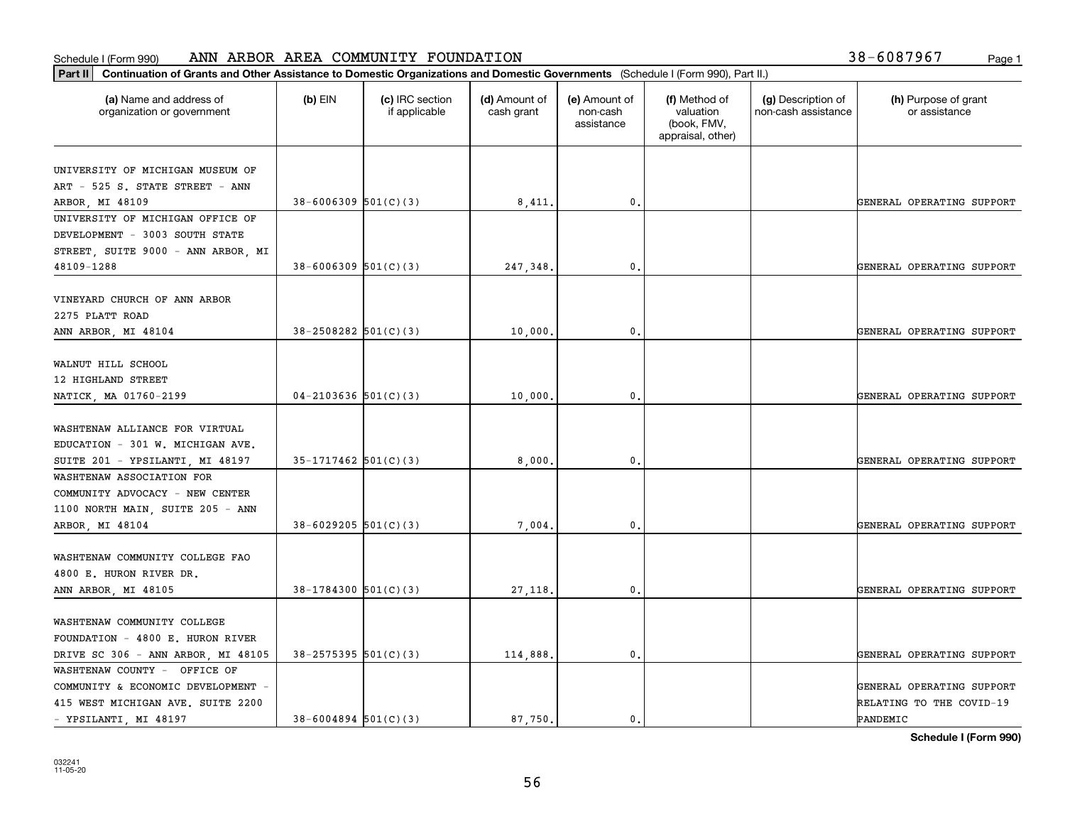Schedule I (Form 990) ANN ARBOR AREA COMMUNITY FOUNDATION 38-6087967

**Part II Continuation of Grants and Other Assistance to Domestic Organizations and Domestic Governments** (Schedule I (Form 990), Part II.)

| (a) Name and address of organization or government | (b) EIN | (c) IRC section if applicable | (d) Amount of cash grant | (e) Amount of non-cash assistance | (f) Method of valuation (book, FMV, appraisal, other) | (g) Description of non-cash assistance | (h) Purpose of grant or assistance |
|---|---|---|---|---|---|---|---|
| UNIVERSITY OF MICHIGAN MUSEUM OF ART - 525 S. STATE STREET - ANN ARBOR, MI 48109 | 38-6006309 | 501(C)(3) | 8,411. | 0. | | | GENERAL OPERATING SUPPORT |
| UNIVERSITY OF MICHIGAN OFFICE OF DEVELOPMENT - 3003 SOUTH STATE STREET, SUITE 9000 - ANN ARBOR, MI 48109-1288 | 38-6006309 | 501(C)(3) | 247,348. | 0. | | | GENERAL OPERATING SUPPORT |
| VINEYARD CHURCH OF ANN ARBOR 2275 PLATT ROAD ANN ARBOR, MI 48104 | 38-2508282 | 501(C)(3) | 10,000. | 0. | | | GENERAL OPERATING SUPPORT |
| WALNUT HILL SCHOOL 12 HIGHLAND STREET NATICK, MA 01760-2199 | 04-2103636 | 501(C)(3) | 10,000. | 0. | | | GENERAL OPERATING SUPPORT |
| WASHTENAW ALLIANCE FOR VIRTUAL EDUCATION - 301 W. MICHIGAN AVE. SUITE 201 - YPSILANTI, MI 48197 | 35-1717462 | 501(C)(3) | 8,000. | 0. | | | GENERAL OPERATING SUPPORT |
| WASHTENAW ASSOCIATION FOR COMMUNITY ADVOCACY - NEW CENTER 1100 NORTH MAIN, SUITE 205 - ANN ARBOR, MI 48104 | 38-6029205 | 501(C)(3) | 7,004. | 0. | | | GENERAL OPERATING SUPPORT |
| WASHTENAW COMMUNITY COLLEGE FAO 4800 E. HURON RIVER DR. ANN ARBOR, MI 48105 | 38-1784300 | 501(C)(3) | 27,118. | 0. | | | GENERAL OPERATING SUPPORT |
| WASHTENAW COMMUNITY COLLEGE FOUNDATION - 4800 E. HURON RIVER DRIVE SC 306 - ANN ARBOR, MI 48105 | 38-2575395 | 501(C)(3) | 114,888. | 0. | | | GENERAL OPERATING SUPPORT |
| WASHTENAW COUNTY - OFFICE OF COMMUNITY & ECONOMIC DEVELOPMENT - 415 WEST MICHIGAN AVE. SUITE 2200 - YPSILANTI, MI 48197 | 38-6004894 | 501(C)(3) | 87,750. | 0. | | | GENERAL OPERATING SUPPORT RELATING TO THE COVID-19 PANDEMIC |

**Schedule I (Form 990)**

032241 11-05-20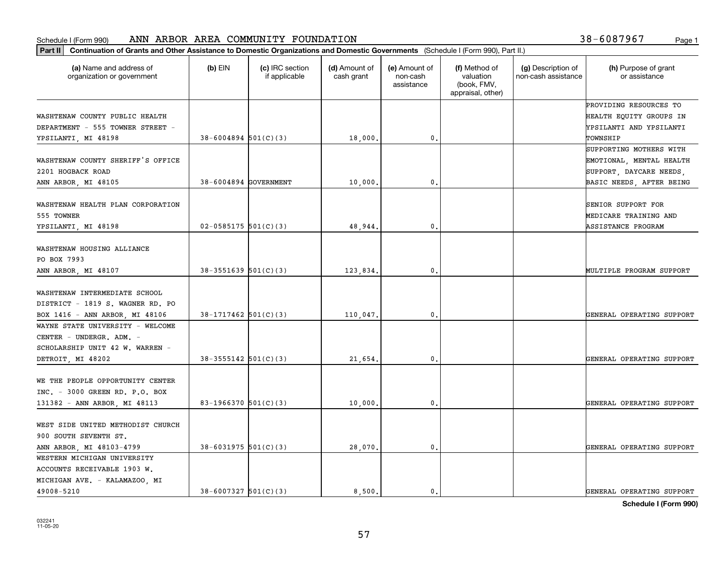Schedule I (Form 990)    ANN ARBOR AREA COMMUNITY FOUNDATION    38-6087967

**Part II** **Continuation of Grants and Other Assistance to Domestic Organizations and Domestic Governments** (Schedule I (Form 990), Part II.)

| (a) Name and address of organization or government | (b) EIN | (c) IRC section if applicable | (d) Amount of cash grant | (e) Amount of non-cash assistance | (f) Method of valuation (book, FMV, appraisal, other) | (g) Description of non-cash assistance | (h) Purpose of grant or assistance |
|---|---|---|---|---|---|---|---|
| WASHTENAW COUNTY PUBLIC HEALTH DEPARTMENT - 555 TOWNER STREET - YPSILANTI, MI 48198 | 38-6004894 | 501(C)(3) | 18,000. | 0. | | | PROVIDING RESOURCES TO HEALTH EQUITY GROUPS IN YPSILANTI AND YPSILANTI TOWNSHIP |
| WASHTENAW COUNTY SHERIFF'S OFFICE 2201 HOGBACK ROAD ANN ARBOR, MI 48105 | 38-6004894 | GOVERNMENT | 10,000. | 0. | | | SUPPORTING MOTHERS WITH EMOTIONAL, MENTAL HEALTH SUPPORT, DAYCARE NEEDS, BASIC NEEDS, AFTER BEING |
| WASHTENAW HEALTH PLAN CORPORATION 555 TOWNER YPSILANTI, MI 48198 | 02-0585175 | 501(C)(3) | 48,944. | 0. | | | SENIOR SUPPORT FOR MEDICARE TRAINING AND ASSISTANCE PROGRAM |
| WASHTENAW HOUSING ALLIANCE PO BOX 7993 ANN ARBOR, MI 48107 | 38-3551639 | 501(C)(3) | 123,834. | 0. | | | MULTIPLE PROGRAM SUPPORT |
| WASHTENAW INTERMEDIATE SCHOOL DISTRICT - 1819 S. WAGNER RD. PO BOX 1416 - ANN ARBOR, MI 48106 | 38-1717462 | 501(C)(3) | 110,047. | 0. | | | GENERAL OPERATING SUPPORT |
| WAYNE STATE UNIVERSITY - WELCOME CENTER - UNDERGR. ADM. - SCHOLARSHIP UNIT 42 W. WARREN - DETROIT, MI 48202 | 38-3555142 | 501(C)(3) | 21,654. | 0. | | | GENERAL OPERATING SUPPORT |
| WE THE PEOPLE OPPORTUNITY CENTER INC. - 3000 GREEN RD. P.O. BOX 131382 - ANN ARBOR, MI 48113 | 83-1966370 | 501(C)(3) | 10,000. | 0. | | | GENERAL OPERATING SUPPORT |
| WEST SIDE UNITED METHODIST CHURCH 900 SOUTH SEVENTH ST. ANN ARBOR, MI 48103-4799 | 38-6031975 | 501(C)(3) | 28,070. | 0. | | | GENERAL OPERATING SUPPORT |
| WESTERN MICHIGAN UNIVERSITY ACCOUNTS RECEIVABLE 1903 W. MICHIGAN AVE. - KALAMAZOO, MI 49008-5210 | 38-6007327 | 501(C)(3) | 8,500. | 0. | | | GENERAL OPERATING SUPPORT |

**Schedule I (Form 990)**

032241
11-05-20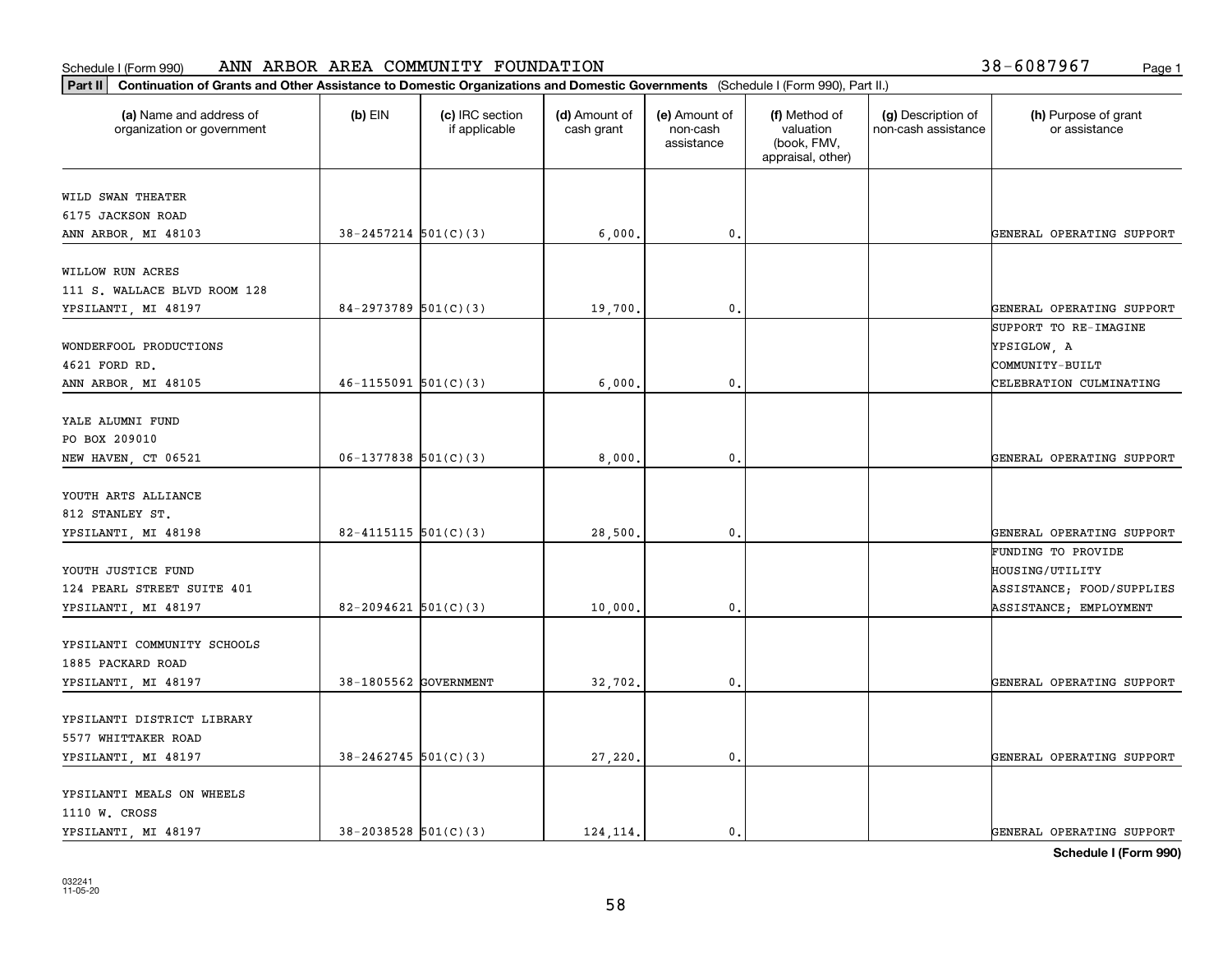Schedule I (Form 990) ANN ARBOR AREA COMMUNITY FOUNDATION 38-6087967

**Part II Continuation of Grants and Other Assistance to Domestic Organizations and Domestic Governments** (Schedule I (Form 990), Part II.)

| (a) Name and address of organization or government | (b) EIN | (c) IRC section if applicable | (d) Amount of cash grant | (e) Amount of non-cash assistance | (f) Method of valuation (book, FMV, appraisal, other) | (g) Description of non-cash assistance | (h) Purpose of grant or assistance |
|---|---|---|---|---|---|---|---|
| WILD SWAN THEATER<br>6175 JACKSON ROAD<br>ANN ARBOR, MI 48103 | 38-2457214 | 501(C)(3) | 6,000. | 0. | | | GENERAL OPERATING SUPPORT |
| WILLOW RUN ACRES<br>111 S. WALLACE BLVD ROOM 128<br>YPSILANTI, MI 48197 | 84-2973789 | 501(C)(3) | 19,700. | 0. | | | GENERAL OPERATING SUPPORT |
| WONDERFOOL PRODUCTIONS<br>4621 FORD RD.<br>ANN ARBOR, MI 48105 | 46-1155091 | 501(C)(3) | 6,000. | 0. | | | SUPPORT TO RE-IMAGINE YPSIGLOW, A COMMUNITY-BUILT CELEBRATION CULMINATING |
| YALE ALUMNI FUND<br>PO BOX 209010<br>NEW HAVEN, CT 06521 | 06-1377838 | 501(C)(3) | 8,000. | 0. | | | GENERAL OPERATING SUPPORT |
| YOUTH ARTS ALLIANCE<br>812 STANLEY ST.<br>YPSILANTI, MI 48198 | 82-4115115 | 501(C)(3) | 28,500. | 0. | | | GENERAL OPERATING SUPPORT |
| YOUTH JUSTICE FUND<br>124 PEARL STREET SUITE 401<br>YPSILANTI, MI 48197 | 82-2094621 | 501(C)(3) | 10,000. | 0. | | | FUNDING TO PROVIDE HOUSING/UTILITY ASSISTANCE; FOOD/SUPPLIES ASSISTANCE; EMPLOYMENT |
| YPSILANTI COMMUNITY SCHOOLS<br>1885 PACKARD ROAD<br>YPSILANTI, MI 48197 | 38-1805562 | GOVERNMENT | 32,702. | 0. | | | GENERAL OPERATING SUPPORT |
| YPSILANTI DISTRICT LIBRARY<br>5577 WHITTAKER ROAD<br>YPSILANTI, MI 48197 | 38-2462745 | 501(C)(3) | 27,220. | 0. | | | GENERAL OPERATING SUPPORT |
| YPSILANTI MEALS ON WHEELS<br>1110 W. CROSS<br>YPSILANTI, MI 48197 | 38-2038528 | 501(C)(3) | 124,114. | 0. | | | GENERAL OPERATING SUPPORT |

**Schedule I (Form 990)**

032241
11-05-20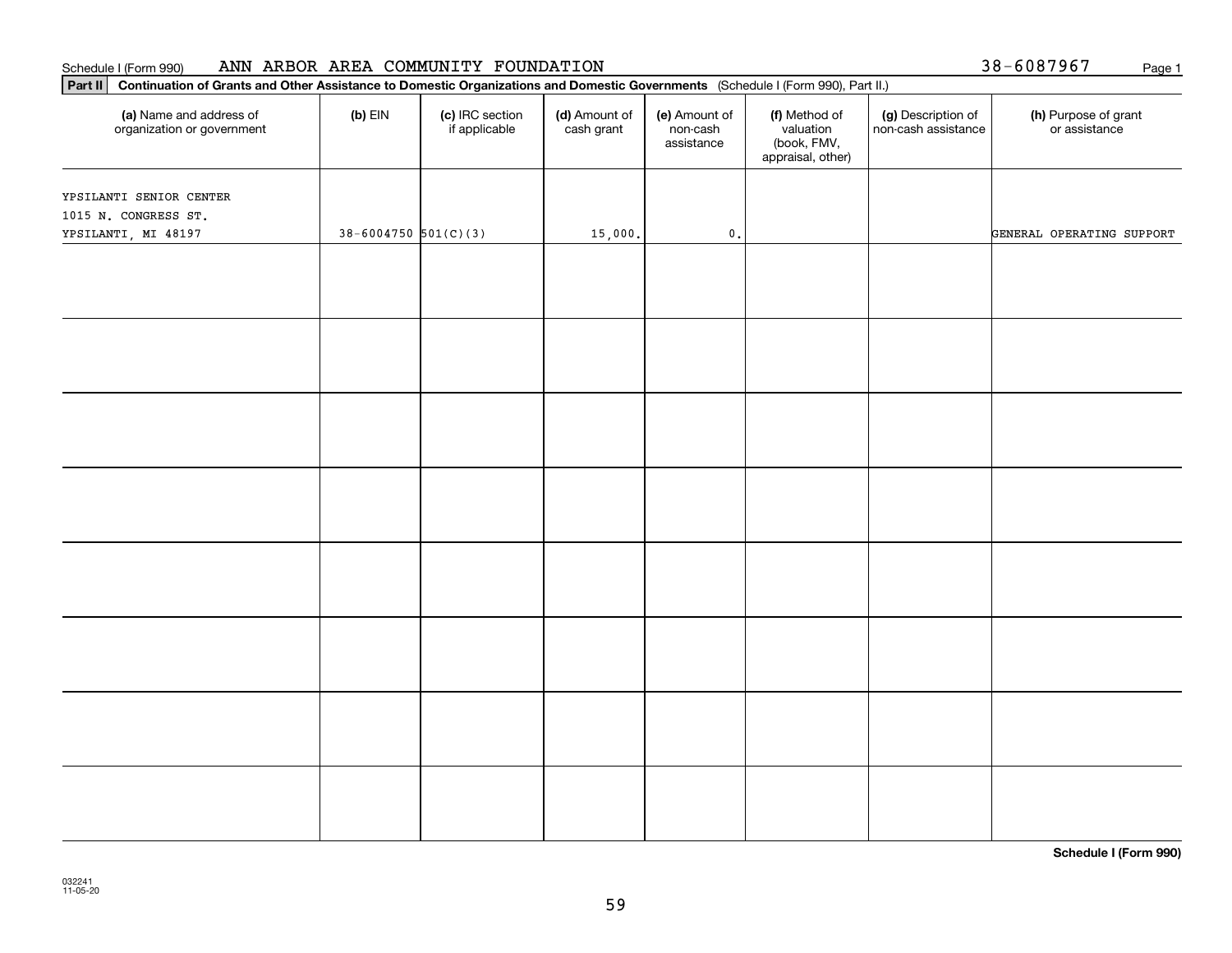Schedule I (Form 990) ANN ARBOR AREA COMMUNITY FOUNDATION 38-6087967

**Part II** **Continuation of Grants and Other Assistance to Domestic Organizations and Domestic Governments** (Schedule I (Form 990), Part II.)

| (a) Name and address of organization or government | (b) EIN | (c) IRC section if applicable | (d) Amount of cash grant | (e) Amount of non-cash assistance | (f) Method of valuation (book, FMV, appraisal, other) | (g) Description of non-cash assistance | (h) Purpose of grant or assistance |
|---|---|---|---|---|---|---|---|
| YPSILANTI SENIOR CENTER<br>1015 N. CONGRESS ST.<br>YPSILANTI, MI 48197 | 38-6004750 | 501(C)(3) | 15,000. | 0. | | | GENERAL OPERATING SUPPORT |
| | | | | | | | |
| | | | | | | | |
| | | | | | | | |
| | | | | | | | |
| | | | | | | | |
| | | | | | | | |
| | | | | | | | |
| | | | | | | | |

**Schedule I (Form 990)**

032241
11-05-20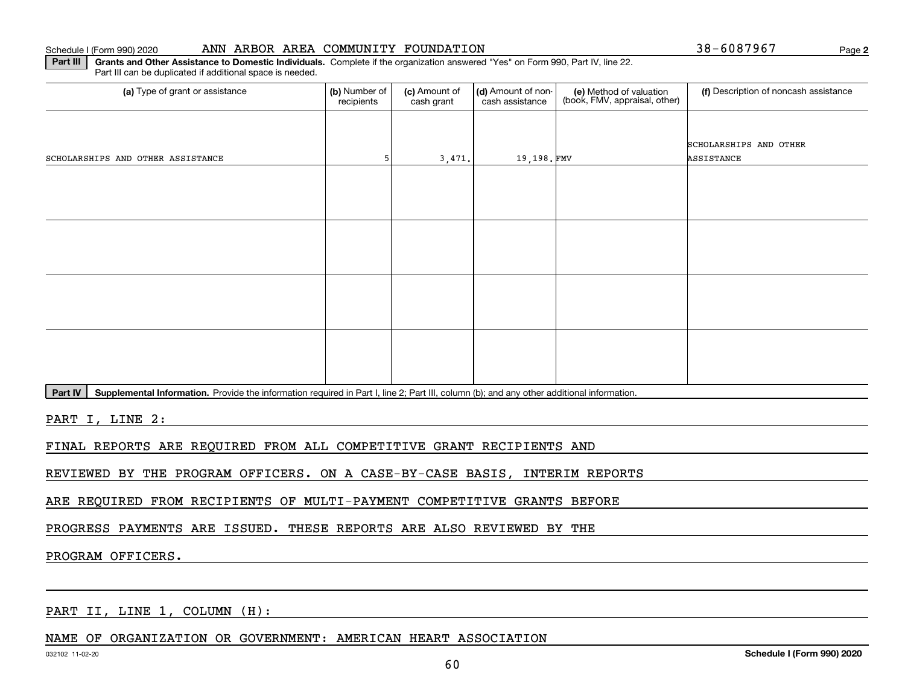Schedule I (Form 990) 2020 ANN ARBOR AREA COMMUNITY FOUNDATION 38-6087967 Page 2

**Part III** **Grants and Other Assistance to Domestic Individuals.** Complete if the organization answered "Yes" on Form 990, Part IV, line 22. Part III can be duplicated if additional space is needed.

| (a) Type of grant or assistance | (b) Number of recipients | (c) Amount of cash grant | (d) Amount of non-cash assistance | (e) Method of valuation (book, FMV, appraisal, other) | (f) Description of noncash assistance |
|---|---|---|---|---|---|
| SCHOLARSHIPS AND OTHER ASSISTANCE | 5 | 3,471. | 19,198. | FMV | SCHOLARSHIPS AND OTHER ASSISTANCE |
| | | | | | |
| | | | | | |
| | | | | | |
| | | | | | |

**Part IV** **Supplemental Information.** Provide the information required in Part I, line 2; Part III, column (b); and any other additional information.

PART I, LINE 2:

FINAL REPORTS ARE REQUIRED FROM ALL COMPETITIVE GRANT RECIPIENTS AND REVIEWED BY THE PROGRAM OFFICERS. ON A CASE-BY-CASE BASIS, INTERIM REPORTS ARE REQUIRED FROM RECIPIENTS OF MULTI-PAYMENT COMPETITIVE GRANTS BEFORE PROGRESS PAYMENTS ARE ISSUED. THESE REPORTS ARE ALSO REVIEWED BY THE PROGRAM OFFICERS.

PART II, LINE 1, COLUMN (H):

NAME OF ORGANIZATION OR GOVERNMENT: AMERICAN HEART ASSOCIATION

032102 11-02-20 **Schedule I (Form 990) 2020**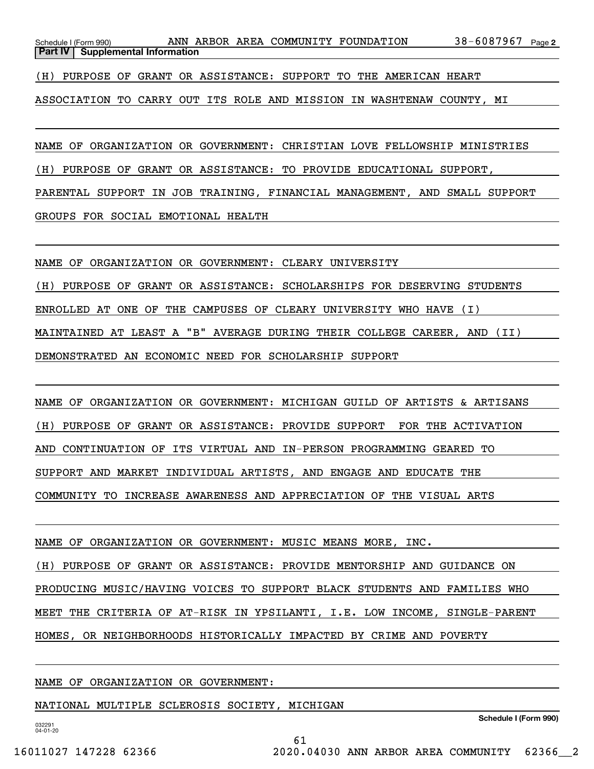**Part IV | Supplemental Information**

(H) PURPOSE OF GRANT OR ASSISTANCE: SUPPORT TO THE AMERICAN HEART ASSOCIATION TO CARRY OUT ITS ROLE AND MISSION IN WASHTENAW COUNTY, MI

NAME OF ORGANIZATION OR GOVERNMENT: CHRISTIAN LOVE FELLOWSHIP MINISTRIES

(H) PURPOSE OF GRANT OR ASSISTANCE: TO PROVIDE EDUCATIONAL SUPPORT, PARENTAL SUPPORT IN JOB TRAINING, FINANCIAL MANAGEMENT, AND SMALL SUPPORT GROUPS FOR SOCIAL EMOTIONAL HEALTH

NAME OF ORGANIZATION OR GOVERNMENT: CLEARY UNIVERSITY

(H) PURPOSE OF GRANT OR ASSISTANCE: SCHOLARSHIPS FOR DESERVING STUDENTS ENROLLED AT ONE OF THE CAMPUSES OF CLEARY UNIVERSITY WHO HAVE (I) MAINTAINED AT LEAST A "B" AVERAGE DURING THEIR COLLEGE CAREER, AND (II) DEMONSTRATED AN ECONOMIC NEED FOR SCHOLARSHIP SUPPORT

NAME OF ORGANIZATION OR GOVERNMENT: MICHIGAN GUILD OF ARTISTS & ARTISANS

(H) PURPOSE OF GRANT OR ASSISTANCE: PROVIDE SUPPORT FOR THE ACTIVATION AND CONTINUATION OF ITS VIRTUAL AND IN-PERSON PROGRAMMING GEARED TO SUPPORT AND MARKET INDIVIDUAL ARTISTS, AND ENGAGE AND EDUCATE THE COMMUNITY TO INCREASE AWARENESS AND APPRECIATION OF THE VISUAL ARTS

NAME OF ORGANIZATION OR GOVERNMENT: MUSIC MEANS MORE, INC.

(H) PURPOSE OF GRANT OR ASSISTANCE: PROVIDE MENTORSHIP AND GUIDANCE ON PRODUCING MUSIC/HAVING VOICES TO SUPPORT BLACK STUDENTS AND FAMILIES WHO MEET THE CRITERIA OF AT-RISK IN YPSILANTI, I.E. LOW INCOME, SINGLE-PARENT HOMES, OR NEIGHBORHOODS HISTORICALLY IMPACTED BY CRIME AND POVERTY

NAME OF ORGANIZATION OR GOVERNMENT:

NATIONAL MULTIPLE SCLEROSIS SOCIETY, MICHIGAN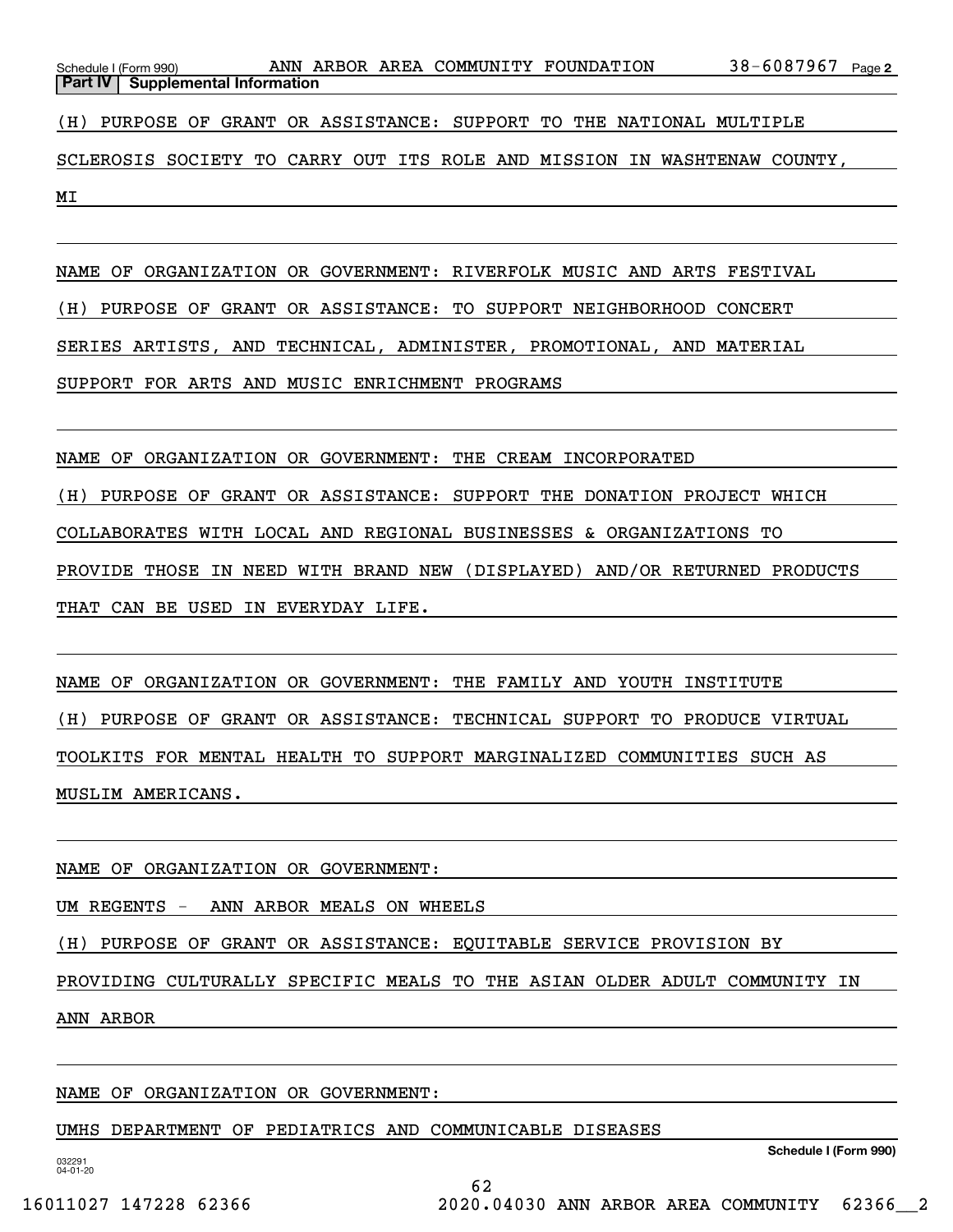**Part IV | Supplemental Information**

(H) PURPOSE OF GRANT OR ASSISTANCE: SUPPORT TO THE NATIONAL MULTIPLE SCLEROSIS SOCIETY TO CARRY OUT ITS ROLE AND MISSION IN WASHTENAW COUNTY, MI

NAME OF ORGANIZATION OR GOVERNMENT: RIVERFOLK MUSIC AND ARTS FESTIVAL

(H) PURPOSE OF GRANT OR ASSISTANCE: TO SUPPORT NEIGHBORHOOD CONCERT SERIES ARTISTS, AND TECHNICAL, ADMINISTER, PROMOTIONAL, AND MATERIAL SUPPORT FOR ARTS AND MUSIC ENRICHMENT PROGRAMS

NAME OF ORGANIZATION OR GOVERNMENT: THE CREAM INCORPORATED

(H) PURPOSE OF GRANT OR ASSISTANCE: SUPPORT THE DONATION PROJECT WHICH COLLABORATES WITH LOCAL AND REGIONAL BUSINESSES & ORGANIZATIONS TO PROVIDE THOSE IN NEED WITH BRAND NEW (DISPLAYED) AND/OR RETURNED PRODUCTS THAT CAN BE USED IN EVERYDAY LIFE.

NAME OF ORGANIZATION OR GOVERNMENT: THE FAMILY AND YOUTH INSTITUTE

(H) PURPOSE OF GRANT OR ASSISTANCE: TECHNICAL SUPPORT TO PRODUCE VIRTUAL TOOLKITS FOR MENTAL HEALTH TO SUPPORT MARGINALIZED COMMUNITIES SUCH AS MUSLIM AMERICANS.

NAME OF ORGANIZATION OR GOVERNMENT:

UM REGENTS - ANN ARBOR MEALS ON WHEELS

(H) PURPOSE OF GRANT OR ASSISTANCE: EQUITABLE SERVICE PROVISION BY PROVIDING CULTURALLY SPECIFIC MEALS TO THE ASIAN OLDER ADULT COMMUNITY IN ANN ARBOR

NAME OF ORGANIZATION OR GOVERNMENT:

UMHS DEPARTMENT OF PEDIATRICS AND COMMUNICABLE DISEASES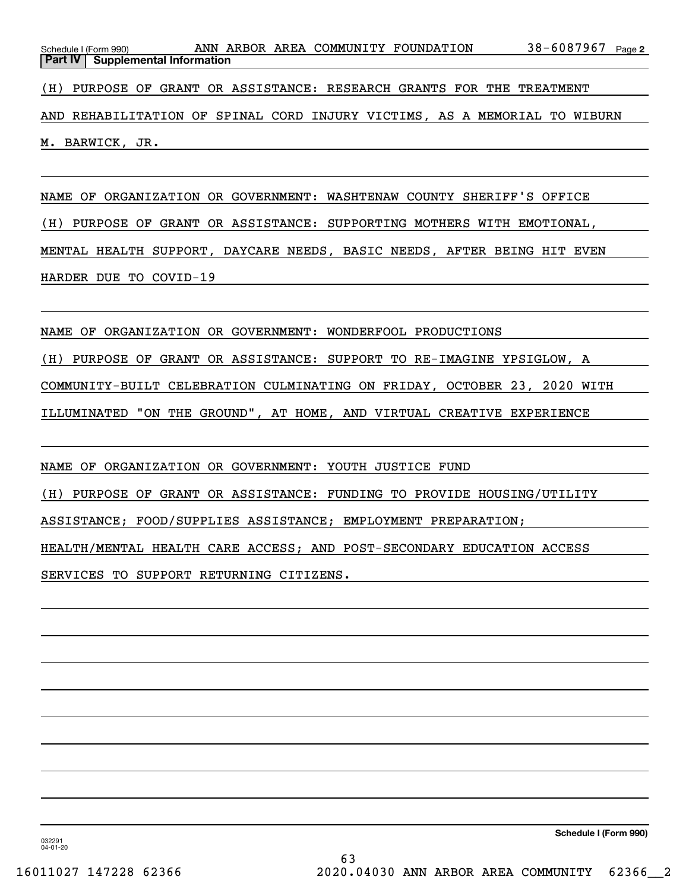Schedule I (Form 990) ANN ARBOR AREA COMMUNITY FOUNDATION 38-6087967 Page 2

**Part IV | Supplemental Information**

(H) PURPOSE OF GRANT OR ASSISTANCE: RESEARCH GRANTS FOR THE TREATMENT AND REHABILITATION OF SPINAL CORD INJURY VICTIMS, AS A MEMORIAL TO WIBURN M. BARWICK, JR.

NAME OF ORGANIZATION OR GOVERNMENT: WASHTENAW COUNTY SHERIFF'S OFFICE

(H) PURPOSE OF GRANT OR ASSISTANCE: SUPPORTING MOTHERS WITH EMOTIONAL, MENTAL HEALTH SUPPORT, DAYCARE NEEDS, BASIC NEEDS, AFTER BEING HIT EVEN HARDER DUE TO COVID-19

NAME OF ORGANIZATION OR GOVERNMENT: WONDERFOOL PRODUCTIONS

(H) PURPOSE OF GRANT OR ASSISTANCE: SUPPORT TO RE-IMAGINE YPSIGLOW, A COMMUNITY-BUILT CELEBRATION CULMINATING ON FRIDAY, OCTOBER 23, 2020 WITH ILLUMINATED "ON THE GROUND", AT HOME, AND VIRTUAL CREATIVE EXPERIENCE

NAME OF ORGANIZATION OR GOVERNMENT: YOUTH JUSTICE FUND

(H) PURPOSE OF GRANT OR ASSISTANCE: FUNDING TO PROVIDE HOUSING/UTILITY ASSISTANCE; FOOD/SUPPLIES ASSISTANCE; EMPLOYMENT PREPARATION; HEALTH/MENTAL HEALTH CARE ACCESS; AND POST-SECONDARY EDUCATION ACCESS SERVICES TO SUPPORT RETURNING CITIZENS.

032291 04-01-20

**Schedule I (Form 990)**

16011027 147228 62366 2020.04030 ANN ARBOR AREA COMMUNITY 62366__2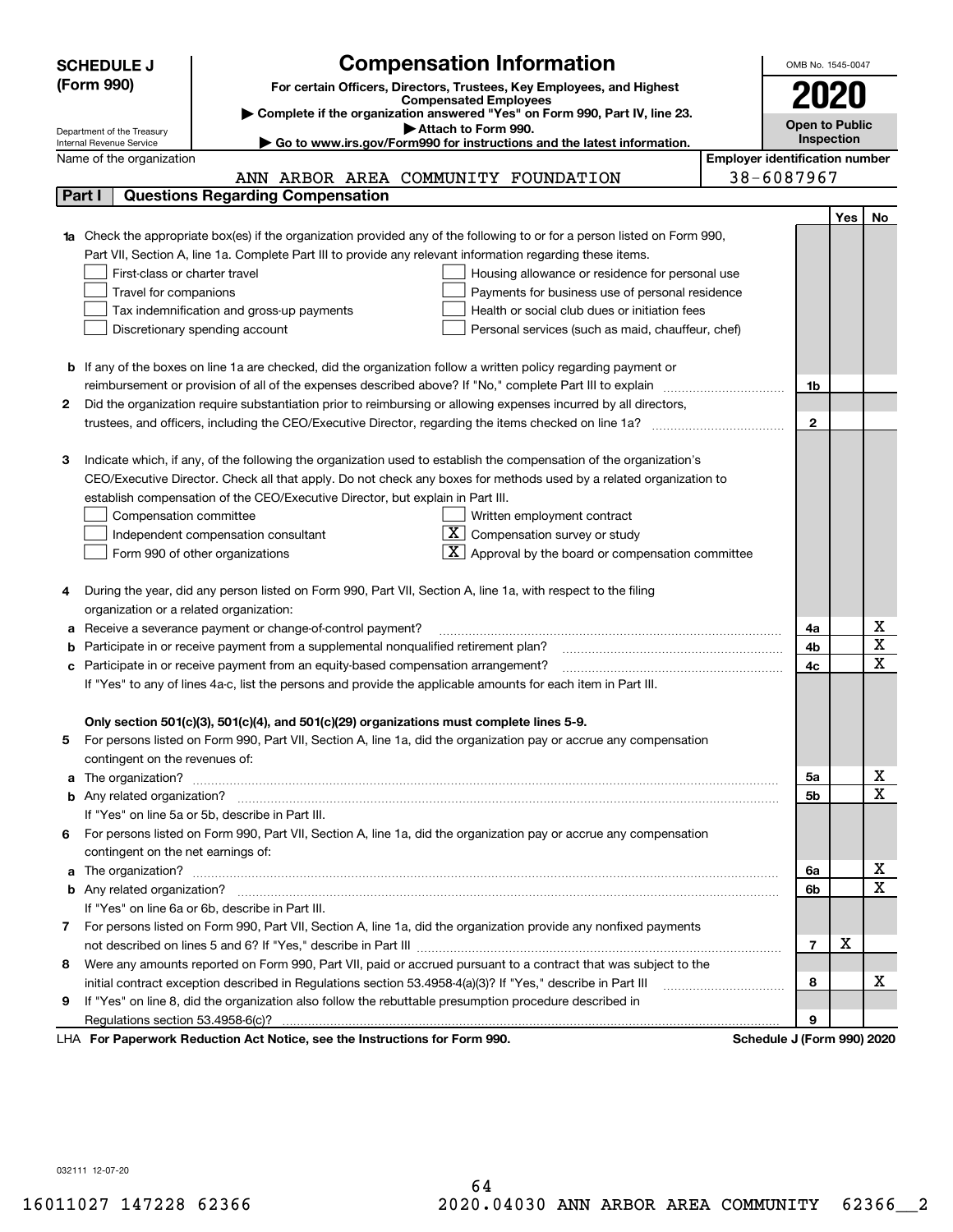# SCHEDULE J (Form 990)

Department of the Treasury
Internal Revenue Service

## Compensation Information

**For certain Officers, Directors, Trustees, Key Employees, and Highest Compensated Employees**

▶ **Complete if the organization answered "Yes" on Form 990, Part IV, line 23.**

▶ **Attach to Form 990.**

▶ **Go to www.irs.gov/Form990 for instructions and the latest information.**

OMB No. 1545-0047

**2020**

**Open to Public Inspection**

Name of the organization: ANN ARBOR AREA COMMUNITY FOUNDATION

Employer identification number: 38-6087967

### Part I — Questions Regarding Compensation

| | | | Yes | No |
|---|---|---|---|---|
| **1a** | Check the appropriate box(es) if the organization provided any of the following to or for a person listed on Form 990, Part VII, Section A, line 1a. Complete Part III to provide any relevant information regarding these items.<br>☐ First-class or charter travel ☐ Housing allowance or residence for personal use<br>☐ Travel for companions ☐ Payments for business use of personal residence<br>☐ Tax indemnification and gross-up payments ☐ Health or social club dues or initiation fees<br>☐ Discretionary spending account ☐ Personal services (such as maid, chauffeur, chef) | | | |
| **b** | If any of the boxes on line 1a are checked, did the organization follow a written policy regarding payment or reimbursement or provision of all of the expenses described above? If "No," complete Part III to explain | 1b | | |
| **2** | Did the organization require substantiation prior to reimbursing or allowing expenses incurred by all directors, trustees, and officers, including the CEO/Executive Director, regarding the items checked on line 1a? | 2 | | |
| **3** | Indicate which, if any, of the following the organization used to establish the compensation of the organization's CEO/Executive Director. Check all that apply. Do not check any boxes for methods used by a related organization to establish compensation of the CEO/Executive Director, but explain in Part III.<br>☐ Compensation committee ☐ Written employment contract<br>☐ Independent compensation consultant ☒ Compensation survey or study<br>☐ Form 990 of other organizations ☒ Approval by the board or compensation committee | | | |
| **4** | During the year, did any person listed on Form 990, Part VII, Section A, line 1a, with respect to the filing organization or a related organization: | | | |
| **a** | Receive a severance payment or change-of-control payment? | 4a | | X |
| **b** | Participate in or receive payment from a supplemental nonqualified retirement plan? | 4b | | X |
| **c** | Participate in or receive payment from an equity-based compensation arrangement?<br>If "Yes" to any of lines 4a-c, list the persons and provide the applicable amounts for each item in Part III. | 4c | | X |
| | **Only section 501(c)(3), 501(c)(4), and 501(c)(29) organizations must complete lines 5-9.** | | | |
| **5** | For persons listed on Form 990, Part VII, Section A, line 1a, did the organization pay or accrue any compensation contingent on the revenues of: | | | |
| **a** | The organization? | 5a | | X |
| **b** | Any related organization?<br>If "Yes" on line 5a or 5b, describe in Part III. | 5b | | X |
| **6** | For persons listed on Form 990, Part VII, Section A, line 1a, did the organization pay or accrue any compensation contingent on the net earnings of: | | | |
| **a** | The organization? | 6a | | X |
| **b** | Any related organization?<br>If "Yes" on line 6a or 6b, describe in Part III. | 6b | | X |
| **7** | For persons listed on Form 990, Part VII, Section A, line 1a, did the organization provide any nonfixed payments not described on lines 5 and 6? If "Yes," describe in Part III | 7 | X | |
| **8** | Were any amounts reported on Form 990, Part VII, paid or accrued pursuant to a contract that was subject to the initial contract exception described in Regulations section 53.4958-4(a)(3)? If "Yes," describe in Part III | 8 | | X |
| **9** | If "Yes" on line 8, did the organization also follow the rebuttable presumption procedure described in Regulations section 53.4958-6(c)? | 9 | | |

LHA **For Paperwork Reduction Act Notice, see the Instructions for Form 990.** **Schedule J (Form 990) 2020**

032111 12-07-20

16011027 147228 62366 2020.04030 ANN ARBOR AREA COMMUNITY 62366__2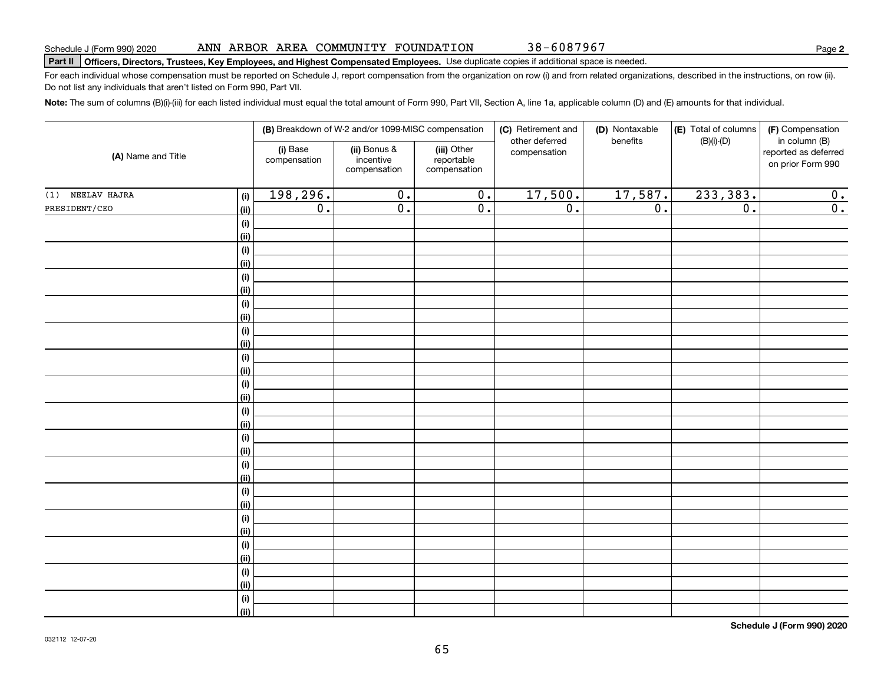Schedule J (Form 990) 2020 ANN ARBOR AREA COMMUNITY FOUNDATION 38-6087967

**Part II** **Officers, Directors, Trustees, Key Employees, and Highest Compensated Employees.** Use duplicate copies if additional space is needed.

For each individual whose compensation must be reported on Schedule J, report compensation from the organization on row (i) and from related organizations, described in the instructions, on row (ii). Do not list any individuals that aren't listed on Form 990, Part VII.

**Note:** The sum of columns (B)(i)-(iii) for each listed individual must equal the total amount of Form 990, Part VII, Section A, line 1a, applicable column (D) and (E) amounts for that individual.

| (A) Name and Title | | (B) Breakdown of W-2 and/or 1099-MISC compensation | | | (C) Retirement and other deferred compensation | (D) Nontaxable benefits | (E) Total of columns (B)(i)-(D) | (F) Compensation in column (B) reported as deferred on prior Form 990 |
|---|---|---|---|---|---|---|---|---|
| | | (i) Base compensation | (ii) Bonus & incentive compensation | (iii) Other reportable compensation | | | | |
| (1) NEELAV HAJRA | (i) | 198,296. | 0. | 0. | 17,500. | 17,587. | 233,383. | 0. |
| PRESIDENT/CEO | (ii) | 0. | 0. | 0. | 0. | 0. | 0. | 0. |

**Schedule J (Form 990) 2020**

032112 12-07-20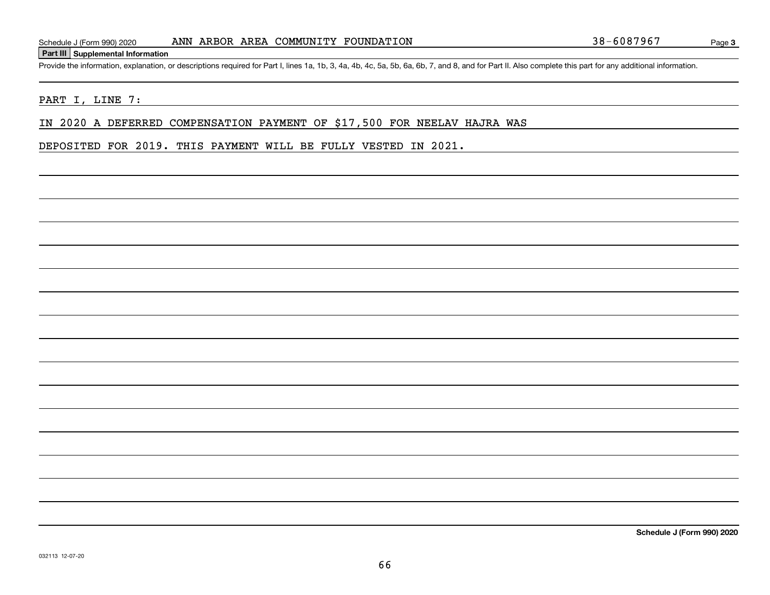## Part III Supplemental Information

Provide the information, explanation, or descriptions required for Part I, lines 1a, 1b, 3, 4a, 4b, 4c, 5a, 5b, 6a, 6b, 7, and 8, and for Part II. Also complete this part for any additional information.

PART I, LINE 7:

IN 2020 A DEFERRED COMPENSATION PAYMENT OF $17,500 FOR NEELAV HAJRA WAS DEPOSITED FOR 2019. THIS PAYMENT WILL BE FULLY VESTED IN 2021.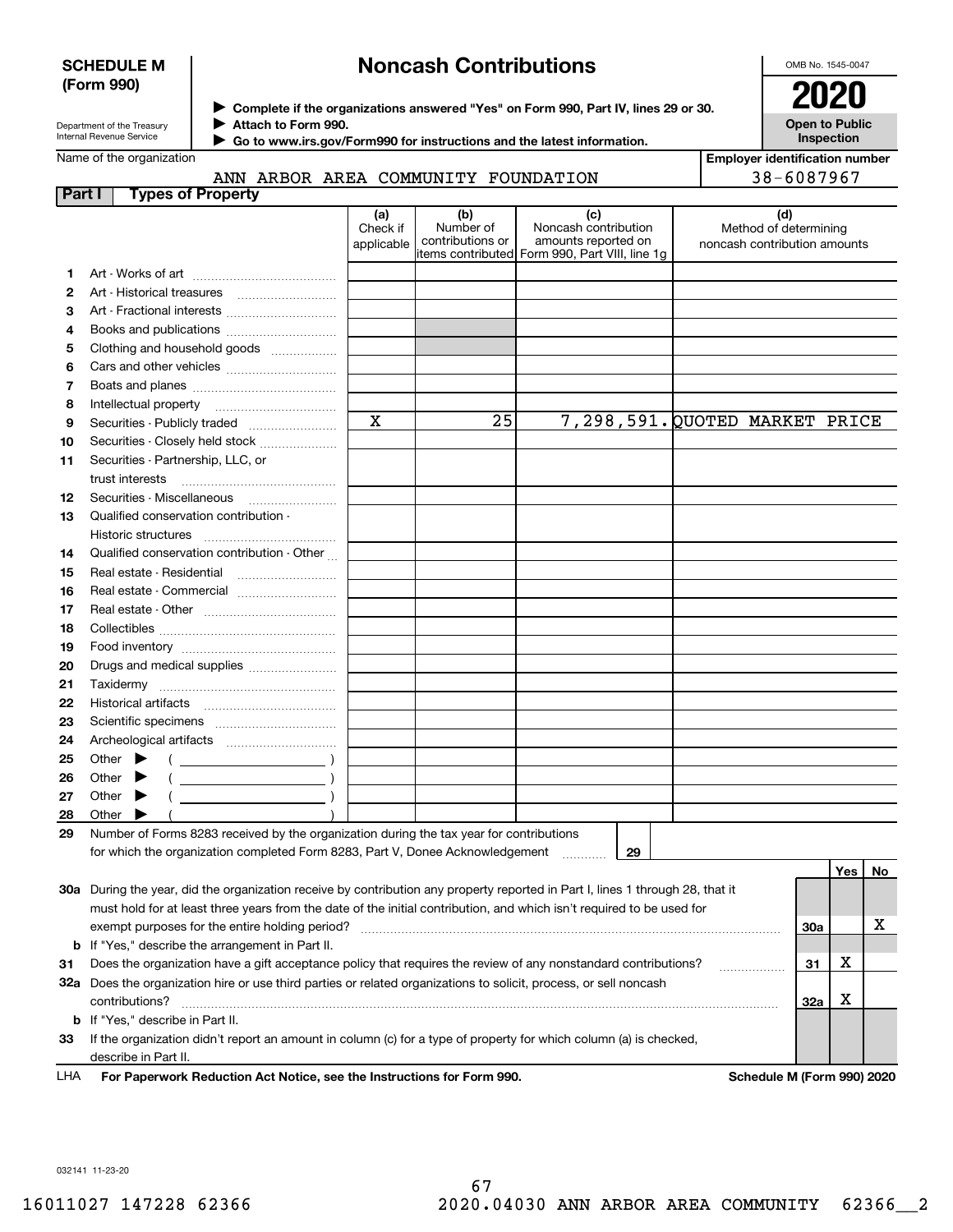**SCHEDULE M (Form 990)**

Department of the Treasury
Internal Revenue Service

# Noncash Contributions

▶ Complete if the organizations answered "Yes" on Form 990, Part IV, lines 29 or 30.
▶ Attach to Form 990.
▶ Go to www.irs.gov/Form990 for instructions and the latest information.

OMB No. 1545-0047

**2020**

**Open to Public Inspection**

Name of the organization: ANN ARBOR AREA COMMUNITY FOUNDATION

Employer identification number: 38-6087967

## Part I Types of Property

| | | (a) Check if applicable | (b) Number of contributions or items contributed | (c) Noncash contribution amounts reported on Form 990, Part VIII, line 1g | (d) Method of determining noncash contribution amounts |
|---|---|---|---|---|---|
| 1 | Art - Works of art | | | | |
| 2 | Art - Historical treasures | | | | |
| 3 | Art - Fractional interests | | | | |
| 4 | Books and publications | | | | |
| 5 | Clothing and household goods | | | | |
| 6 | Cars and other vehicles | | | | |
| 7 | Boats and planes | | | | |
| 8 | Intellectual property | | | | |
| 9 | Securities - Publicly traded | X | 25 | 7,298,591. | QUOTED MARKET PRICE |
| 10 | Securities - Closely held stock | | | | |
| 11 | Securities - Partnership, LLC, or trust interests | | | | |
| 12 | Securities - Miscellaneous | | | | |
| 13 | Qualified conservation contribution - Historic structures | | | | |
| 14 | Qualified conservation contribution - Other | | | | |
| 15 | Real estate - Residential | | | | |
| 16 | Real estate - Commercial | | | | |
| 17 | Real estate - Other | | | | |
| 18 | Collectibles | | | | |
| 19 | Food inventory | | | | |
| 20 | Drugs and medical supplies | | | | |
| 21 | Taxidermy | | | | |
| 22 | Historical artifacts | | | | |
| 23 | Scientific specimens | | | | |
| 24 | Archeological artifacts | | | | |
| 25 | Other ▶ ( ) | | | | |
| 26 | Other ▶ ( ) | | | | |
| 27 | Other ▶ ( ) | | | | |
| 28 | Other ▶ ( ) | | | | |

**29** Number of Forms 8283 received by the organization during the tax year for contributions for which the organization completed Form 8283, Part V, Donee Acknowledgement ..... **29** |

| | | | Yes | No |
|---|---|---|---|---|
| **30a** | During the year, did the organization receive by contribution any property reported in Part I, lines 1 through 28, that it must hold for at least three years from the date of the initial contribution, and which isn't required to be used for exempt purposes for the entire holding period? | 30a | | X |
| **b** | If "Yes," describe the arrangement in Part II. | | | |
| **31** | Does the organization have a gift acceptance policy that requires the review of any nonstandard contributions? | 31 | X | |
| **32a** | Does the organization hire or use third parties or related organizations to solicit, process, or sell noncash contributions? | 32a | X | |
| **b** | If "Yes," describe in Part II. | | | |
| **33** | If the organization didn't report an amount in column (c) for a type of property for which column (a) is checked, describe in Part II. | | | |

LHA **For Paperwork Reduction Act Notice, see the Instructions for Form 990.** **Schedule M (Form 990) 2020**

032141 11-23-20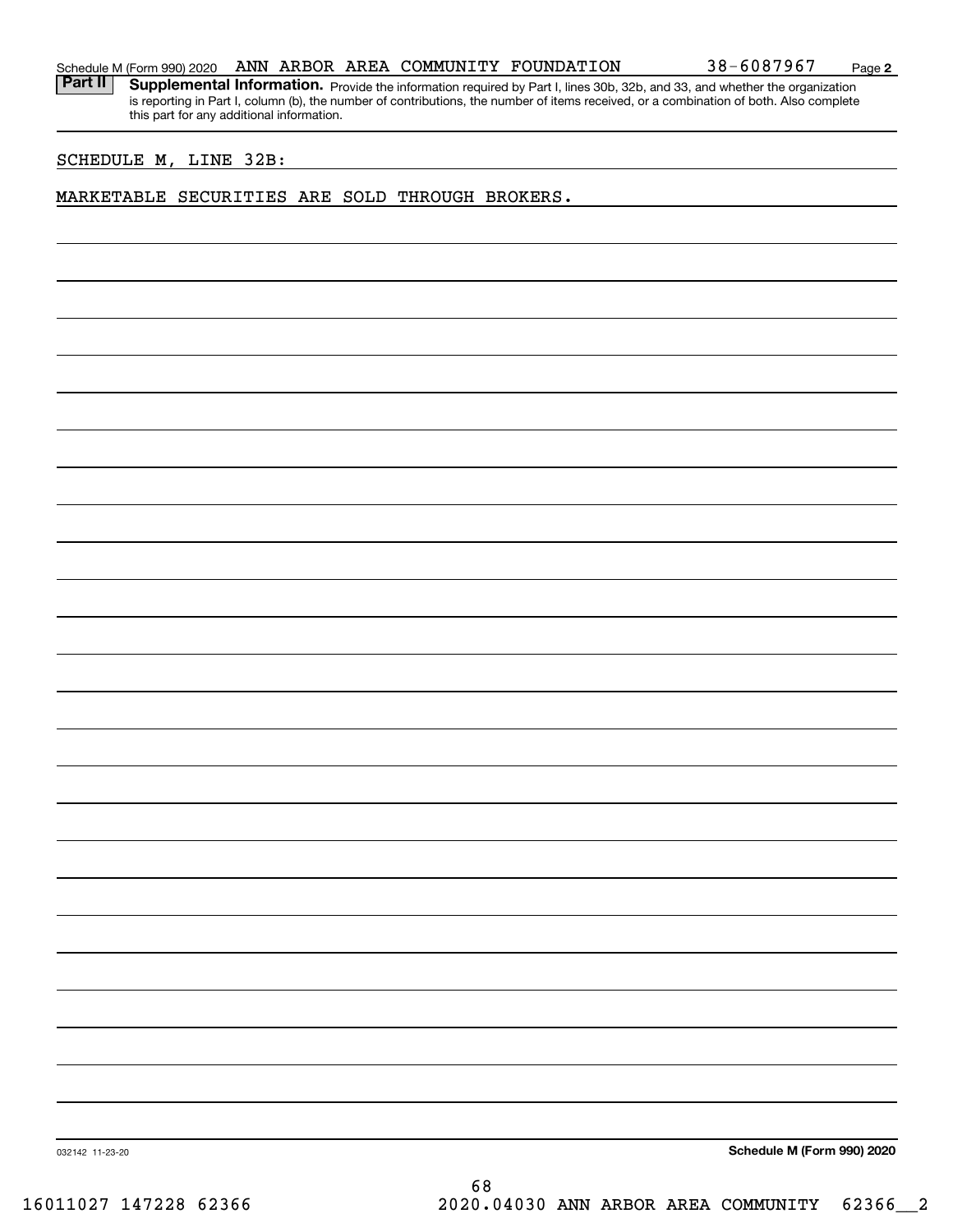Schedule M (Form 990) 2020 ANN ARBOR AREA COMMUNITY FOUNDATION 38-6087967 Page 2

**Part II** **Supplemental Information.** Provide the information required by Part I, lines 30b, 32b, and 33, and whether the organization is reporting in Part I, column (b), the number of contributions, the number of items received, or a combination of both. Also complete this part for any additional information.

SCHEDULE M, LINE 32B:

MARKETABLE SECURITIES ARE SOLD THROUGH BROKERS.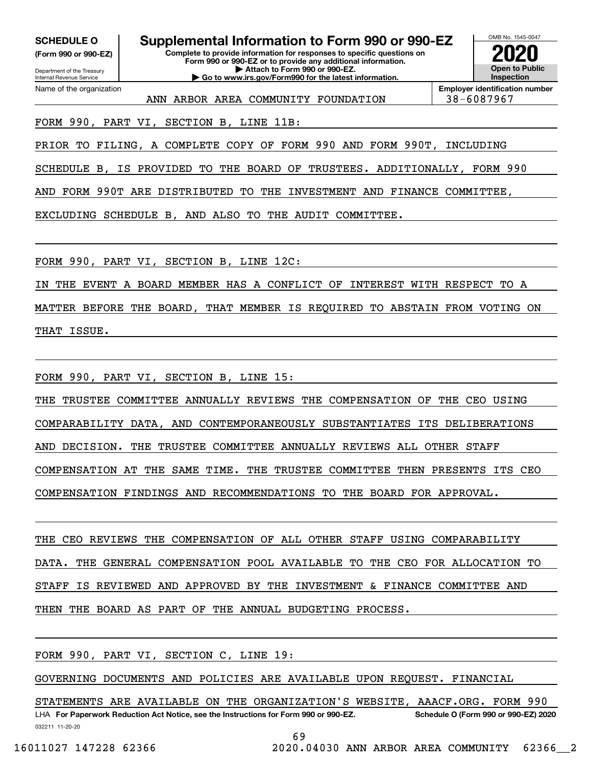**SCHEDULE O**
**(Form 990 or 990-EZ)**

Department of the Treasury
Internal Revenue Service

# Supplemental Information to Form 990 or 990-EZ

**Complete to provide information for responses to specific questions on Form 990 or 990-EZ or to provide any additional information.**
**▶ Attach to Form 990 or 990-EZ.**
**▶ Go to www.irs.gov/Form990 for the latest information.**

OMB No. 1545-0047

**2020**

**Open to Public Inspection**

| Name of the organization | Employer identification number |
|---|---|
| ANN ARBOR AREA COMMUNITY FOUNDATION | 38-6087967 |

FORM 990, PART VI, SECTION B, LINE 11B:

PRIOR TO FILING, A COMPLETE COPY OF FORM 990 AND FORM 990T, INCLUDING SCHEDULE B, IS PROVIDED TO THE BOARD OF TRUSTEES. ADDITIONALLY, FORM 990 AND FORM 990T ARE DISTRIBUTED TO THE INVESTMENT AND FINANCE COMMITTEE, EXCLUDING SCHEDULE B, AND ALSO TO THE AUDIT COMMITTEE.

FORM 990, PART VI, SECTION B, LINE 12C:

IN THE EVENT A BOARD MEMBER HAS A CONFLICT OF INTEREST WITH RESPECT TO A MATTER BEFORE THE BOARD, THAT MEMBER IS REQUIRED TO ABSTAIN FROM VOTING ON THAT ISSUE.

FORM 990, PART VI, SECTION B, LINE 15:

THE TRUSTEE COMMITTEE ANNUALLY REVIEWS THE COMPENSATION OF THE CEO USING COMPARABILITY DATA, AND CONTEMPORANEOUSLY SUBSTANTIATES ITS DELIBERATIONS AND DECISION. THE TRUSTEE COMMITTEE ANNUALLY REVIEWS ALL OTHER STAFF COMPENSATION AT THE SAME TIME. THE TRUSTEE COMMITTEE THEN PRESENTS ITS CEO COMPENSATION FINDINGS AND RECOMMENDATIONS TO THE BOARD FOR APPROVAL.

THE CEO REVIEWS THE COMPENSATION OF ALL OTHER STAFF USING COMPARABILITY DATA. THE GENERAL COMPENSATION POOL AVAILABLE TO THE CEO FOR ALLOCATION TO STAFF IS REVIEWED AND APPROVED BY THE INVESTMENT & FINANCE COMMITTEE AND THEN THE BOARD AS PART OF THE ANNUAL BUDGETING PROCESS.

FORM 990, PART VI, SECTION C, LINE 19:

GOVERNING DOCUMENTS AND POLICIES ARE AVAILABLE UPON REQUEST. FINANCIAL STATEMENTS ARE AVAILABLE ON THE ORGANIZATION'S WEBSITE, AAACF.ORG. FORM 990

LHA **For Paperwork Reduction Act Notice, see the Instructions for Form 990 or 990-EZ.** **Schedule O (Form 990 or 990-EZ) 2020**

032211 11-20-20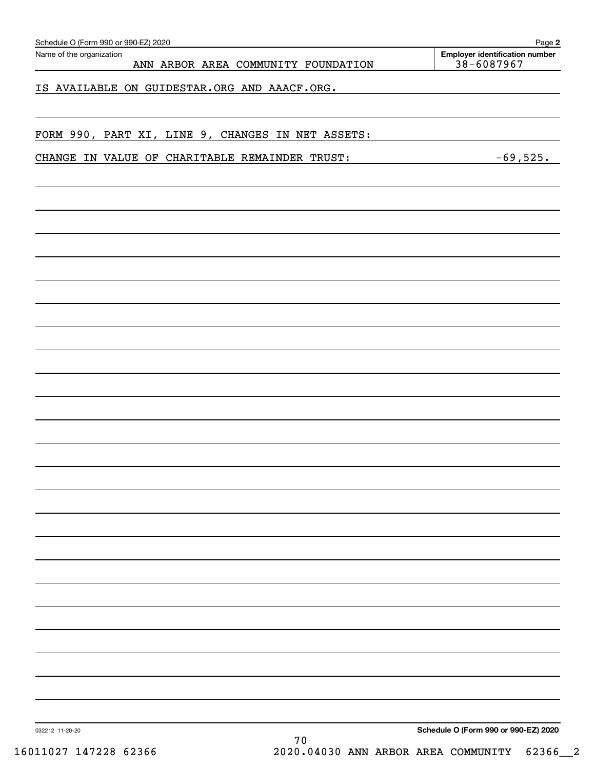Name of the organization: ANN ARBOR AREA COMMUNITY FOUNDATION

Employer identification number: 38-6087967

IS AVAILABLE ON GUIDESTAR.ORG AND AAACF.ORG.

FORM 990, PART XI, LINE 9, CHANGES IN NET ASSETS:

| | |
|---|---|
| CHANGE IN VALUE OF CHARITABLE REMAINDER TRUST: | -69,525. |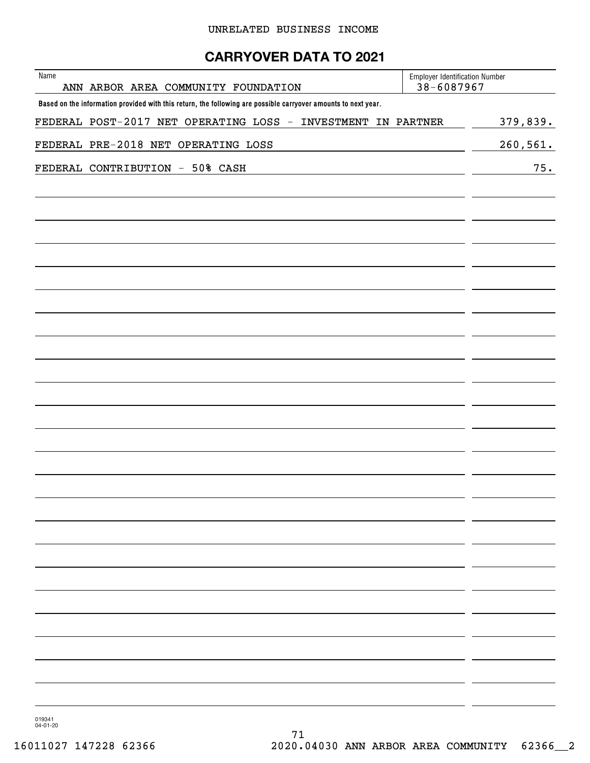UNRELATED BUSINESS INCOME

# CARRYOVER DATA TO 2021

| Name | Employer Identification Number |
|---|---|
| ANN ARBOR AREA COMMUNITY FOUNDATION | 38-6087967 |

**Based on the information provided with this return, the following are possible carryover amounts to next year.**

| | |
|---|---|
| FEDERAL POST-2017 NET OPERATING LOSS - INVESTMENT IN PARTNER | 379,839. |
| FEDERAL PRE-2018 NET OPERATING LOSS | 260,561. |
| FEDERAL CONTRIBUTION - 50% CASH | 75. |

019341
04-01-20

16011027 147228 62366 2020.04030 ANN ARBOR AREA COMMUNITY 62366__2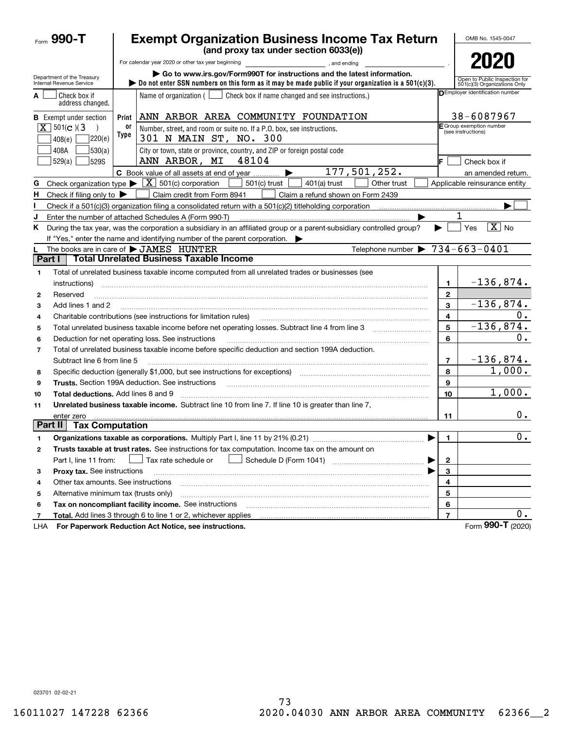# Form 990-T

## Exempt Organization Business Income Tax Return
**(and proxy tax under section 6033(e))**

OMB No. 1545-0047

**2020**

For calendar year 2020 or other tax year beginning ______, and ending ______.

Department of the Treasury
Internal Revenue Service

▶ Go to www.irs.gov/Form990T for instructions and the latest information.
▶ Do not enter SSN numbers on this form as it may be made public if your organization is a 501(c)(3).

Open to Public Inspection for 501(c)(3) Organizations Only

**A** ☐ Check box if address changed.

**B** Exempt under section
[X] 501(c)(3)
☐ 408(e) ☐ 220(e)
☐ 408A ☐ 530(a)
☐ 529(a) ☐ 529S

Print or Type

Name of organization ( ☐ Check box if name changed and see instructions.)
ANN ARBOR AREA COMMUNITY FOUNDATION

Number, street, and room or suite no. If a P.O. box, see instructions.
301 N MAIN ST, NO. 300

City or town, state or province, country, and ZIP or foreign postal code
ANN ARBOR, MI 48104

**D** Employer identification number: 38-6087967

**E** Group exemption number (see instructions)

**F** ☐ Check box if an amended return.

**C** Book value of all assets at end of year ▶ 177,501,252.

**G** Check organization type ▶ [X] 501(c) corporation ☐ 501(c) trust ☐ 401(a) trust ☐ Other trust ☐ Applicable reinsurance entity

**H** Check if filing only to ▶ ☐ Claim credit from Form 8941 ☐ Claim a refund shown on Form 2439

**I** Check if a 501(c)(3) organization filing a consolidated return with a 501(c)(2) titleholding corporation ▶ ☐

**J** Enter the number of attached Schedules A (Form 990-T) ▶ 1

**K** During the tax year, was the corporation a subsidiary in an affiliated group or a parent-subsidiary controlled group? ▶ ☐ Yes [X] No

If "Yes," enter the name and identifying number of the parent corporation. ▶

**L** The books are in care of ▶ JAMES HUNTER Telephone number ▶ 734-663-0401

## Part I Total Unrelated Business Taxable Income

| | Description | Line | Amount |
|---|---|---|---|
| 1 | Total of unrelated business taxable income computed from all unrelated trades or businesses (see instructions) | 1 | -136,874. |
| 2 | Reserved | 2 | |
| 3 | Add lines 1 and 2 | 3 | -136,874. |
| 4 | Charitable contributions (see instructions for limitation rules) | 4 | 0. |
| 5 | Total unrelated business taxable income before net operating losses. Subtract line 4 from line 3 | 5 | -136,874. |
| 6 | Deduction for net operating loss. See instructions | 6 | 0. |
| 7 | Total of unrelated business taxable income before specific deduction and section 199A deduction. Subtract line 6 from line 5 | 7 | -136,874. |
| 8 | Specific deduction (generally $1,000, but see instructions for exceptions) | 8 | 1,000. |
| 9 | **Trusts.** Section 199A deduction. See instructions | 9 | |
| 10 | **Total deductions.** Add lines 8 and 9 | 10 | 1,000. |
| 11 | **Unrelated business taxable income.** Subtract line 10 from line 7. If line 10 is greater than line 7, enter zero | 11 | 0. |

## Part II Tax Computation

| | Description | Line | Amount |
|---|---|---|---|
| 1 | **Organizations taxable as corporations.** Multiply Part I, line 11 by 21% (0.21) ▶ | 1 | 0. |
| 2 | **Trusts taxable at trust rates.** See instructions for tax computation. Income tax on the amount on Part I, line 11 from: ☐ Tax rate schedule or ☐ Schedule D (Form 1041) ▶ | 2 | |
| 3 | **Proxy tax.** See instructions ▶ | 3 | |
| 4 | Other tax amounts. See instructions | 4 | |
| 5 | Alternative minimum tax (trusts only) | 5 | |
| 6 | **Tax on noncompliant facility income.** See instructions | 6 | |
| 7 | **Total.** Add lines 3 through 6 to line 1 or 2, whichever applies | 7 | 0. |

LHA **For Paperwork Reduction Act Notice, see instructions.** Form **990-T** (2020)

023701 02-02-21

16011027 147228 62366 2020.04030 ANN ARBOR AREA COMMUNITY 62366__2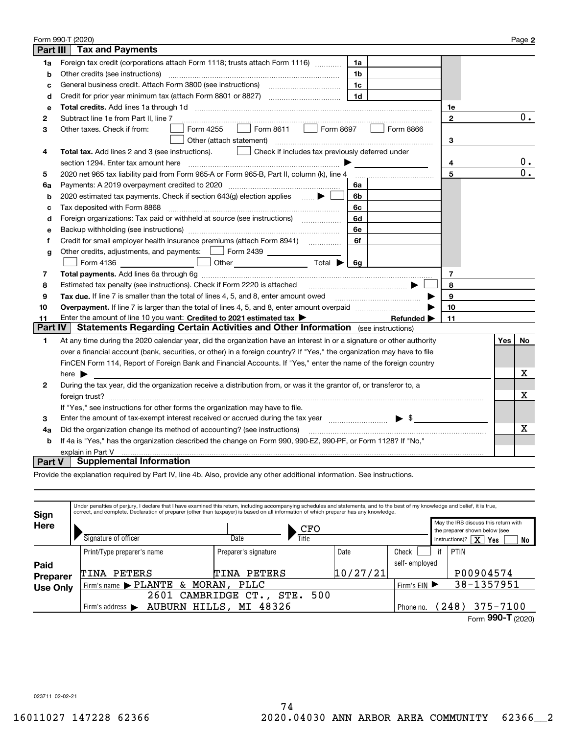Form 990-T (2020) Page **2**

## Part III Tax and Payments

| Line | Description | | | | |
|---|---|---|---|---|---|
| 1a | Foreign tax credit (corporations attach Form 1118; trusts attach Form 1116) | 1a | | | |
| b | Other credits (see instructions) | 1b | | | |
| c | General business credit. Attach Form 3800 (see instructions) | 1c | | | |
| d | Credit for prior year minimum tax (attach Form 8801 or 8827) | 1d | | | |
| e | **Total credits.** Add lines 1a through 1d | | | 1e | |
| 2 | Subtract line 1e from Part II, line 7 | | | 2 | 0. |
| 3 | Other taxes. Check if from: ☐ Form 4255 ☐ Form 8611 ☐ Form 8697 ☐ Form 8866 ☐ Other (attach statement) | | | 3 | |
| 4 | **Total tax.** Add lines 2 and 3 (see instructions). ☐ Check if includes tax previously deferred under section 1294. Enter tax amount here ▶ | | | 4 | 0. |
| 5 | 2020 net 965 tax liability paid from Form 965-A or Form 965-B, Part II, column (k), line 4 | | | 5 | 0. |
| 6a | Payments: A 2019 overpayment credited to 2020 | 6a | | | |
| b | 2020 estimated tax payments. Check if section 643(g) election applies ▶ ☐ | 6b | | | |
| c | Tax deposited with Form 8868 | 6c | | | |
| d | Foreign organizations: Tax paid or withheld at source (see instructions) | 6d | | | |
| e | Backup withholding (see instructions) | 6e | | | |
| f | Credit for small employer health insurance premiums (attach Form 8941) | 6f | | | |
| g | Other credits, adjustments, and payments: ☐ Form 2439 ☐ Form 4136 ☐ Other Total ▶ | 6g | | | |
| 7 | **Total payments.** Add lines 6a through 6g | | | 7 | |
| 8 | Estimated tax penalty (see instructions). Check if Form 2220 is attached ▶ ☐ | | | 8 | |
| 9 | **Tax due.** If line 7 is smaller than the total of lines 4, 5, and 8, enter amount owed ▶ | | | 9 | |
| 10 | **Overpayment.** If line 7 is larger than the total of lines 4, 5, and 8, enter amount overpaid ▶ | | | 10 | |
| 11 | Enter the amount of line 10 you want: **Credited to 2021 estimated tax** ▶ **Refunded** ▶ | | | 11 | |

## Part IV Statements Regarding Certain Activities and Other Information (see instructions)

| Line | Question | Yes | No |
|---|---|---|---|
| 1 | At any time during the 2020 calendar year, did the organization have an interest in or a signature or other authority over a financial account (bank, securities, or other) in a foreign country? If "Yes," the organization may have to file FinCEN Form 114, Report of Foreign Bank and Financial Accounts. If "Yes," enter the name of the foreign country here ▶ | | X |
| 2 | During the tax year, did the organization receive a distribution from, or was it the grantor of, or transferor to, a foreign trust? If "Yes," see instructions for other forms the organization may have to file. | | X |
| 3 | Enter the amount of tax-exempt interest received or accrued during the tax year ▶ $ | | |
| 4a | Did the organization change its method of accounting? (see instructions) | | X |
| b | If 4a is "Yes," has the organization described the change on Form 990, 990-EZ, 990-PF, or Form 1128? If "No," explain in Part V | | |

## Part V Supplemental Information

Provide the explanation required by Part IV, line 4b. Also, provide any other additional information. See instructions.

**Sign Here**

Under penalties of perjury, I declare that I have examined this return, including accompanying schedules and statements, and to the best of my knowledge and belief, it is true, correct, and complete. Declaration of preparer (other than taxpayer) is based on all information of which preparer has any knowledge.

Signature of officer | Date | Title: CFO

May the IRS discuss this return with the preparer shown below (see instructions)? [X] Yes ☐ No

**Paid Preparer Use Only**

| Print/Type preparer's name | Preparer's signature | Date | Check ☐ if self-employed | PTIN |
|---|---|---|---|---|
| TINA PETERS | TINA PETERS | 10/27/21 | | P00904574 |

Firm's name ▶ PLANTE & MORAN, PLLC — Firm's EIN ▶ 38-1357951

Firm's address ▶ 2601 CAMBRIDGE CT., STE. 500, AUBURN HILLS, MI 48326 — Phone no. (248) 375-7100

Form **990-T** (2020)

023711 02-02-21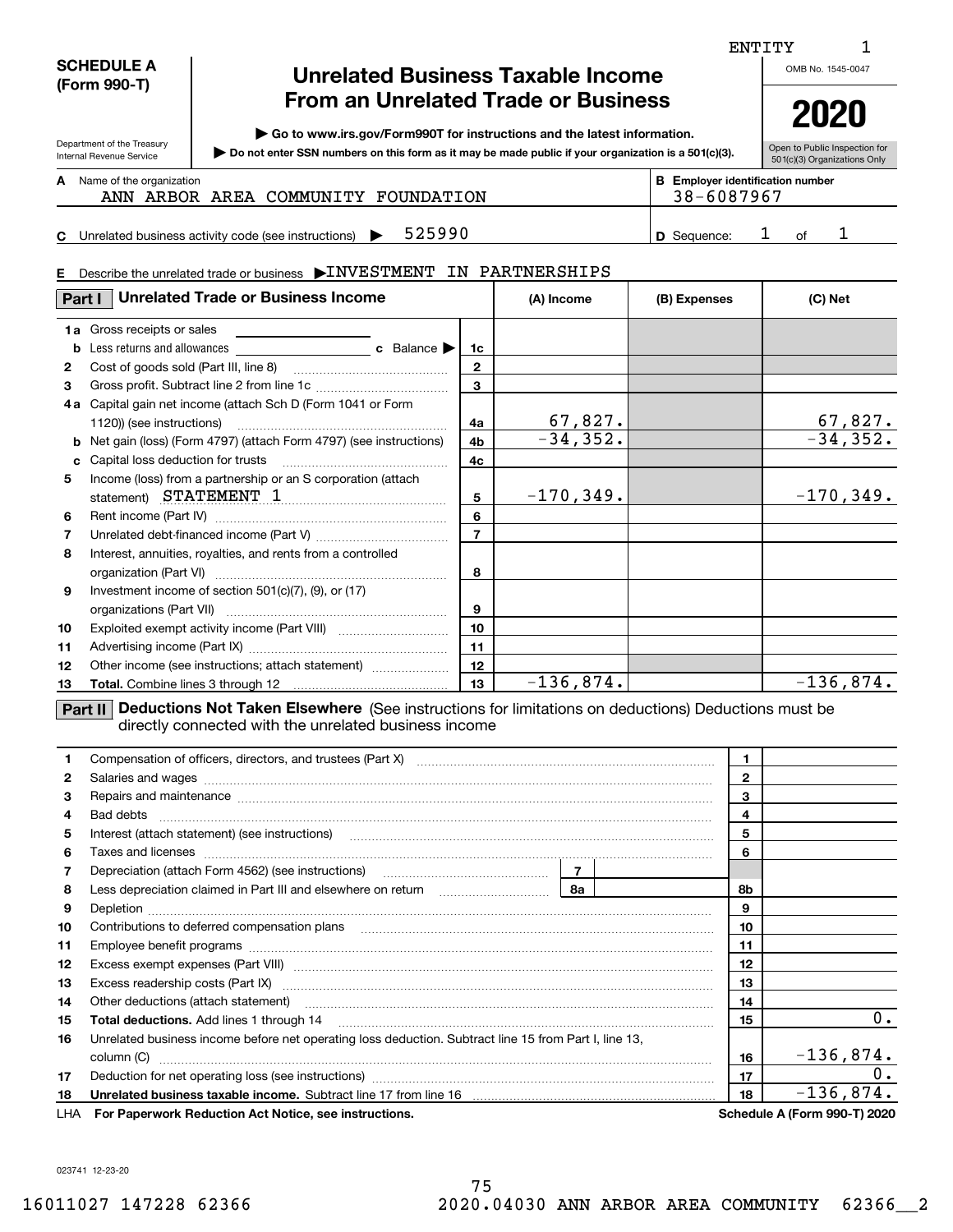ENTITY 1

**SCHEDULE A (Form 990-T)**

Department of the Treasury
Internal Revenue Service

# Unrelated Business Taxable Income From an Unrelated Trade or Business

▶ Go to www.irs.gov/Form990T for instructions and the latest information.

▶ Do not enter SSN numbers on this form as it may be made public if your organization is a 501(c)(3).

OMB No. 1545-0047

**2020**

Open to Public Inspection for 501(c)(3) Organizations Only

**A** Name of the organization: ANN ARBOR AREA COMMUNITY FOUNDATION

**B** Employer identification number: 38-6087967

**C** Unrelated business activity code (see instructions) ▶ 525990

**D** Sequence: 1 of 1

**E** Describe the unrelated trade or business ▶ INVESTMENT IN PARTNERSHIPS

## Part I Unrelated Trade or Business Income

| | | Line | (A) Income | (B) Expenses | (C) Net |
|---|---|---|---|---|---|
| 1a | Gross receipts or sales | | | | |
| b | Less returns and allowances ... c Balance ▶ | 1c | | | |
| 2 | Cost of goods sold (Part III, line 8) | 2 | | | |
| 3 | Gross profit. Subtract line 2 from line 1c | 3 | | | |
| 4a | Capital gain net income (attach Sch D (Form 1041 or Form 1120)) (see instructions) | 4a | 67,827. | | 67,827. |
| b | Net gain (loss) (Form 4797) (attach Form 4797) (see instructions) | 4b | -34,352. | | -34,352. |
| c | Capital loss deduction for trusts | 4c | | | |
| 5 | Income (loss) from a partnership or an S corporation (attach statement) STATEMENT 1 | 5 | -170,349. | | -170,349. |
| 6 | Rent income (Part IV) | 6 | | | |
| 7 | Unrelated debt-financed income (Part V) | 7 | | | |
| 8 | Interest, annuities, royalties, and rents from a controlled organization (Part VI) | 8 | | | |
| 9 | Investment income of section 501(c)(7), (9), or (17) organizations (Part VII) | 9 | | | |
| 10 | Exploited exempt activity income (Part VIII) | 10 | | | |
| 11 | Advertising income (Part IX) | 11 | | | |
| 12 | Other income (see instructions; attach statement) | 12 | | | |
| 13 | **Total.** Combine lines 3 through 12 | 13 | -136,874. | | -136,874. |

## Part II Deductions Not Taken Elsewhere (See instructions for limitations on deductions) Deductions must be directly connected with the unrelated business income

| | | | | Line | Amount |
|---|---|---|---|---|---|
| 1 | Compensation of officers, directors, and trustees (Part X) | | | 1 | |
| 2 | Salaries and wages | | | 2 | |
| 3 | Repairs and maintenance | | | 3 | |
| 4 | Bad debts | | | 4 | |
| 5 | Interest (attach statement) (see instructions) | | | 5 | |
| 6 | Taxes and licenses | | | 6 | |
| 7 | Depreciation (attach Form 4562) (see instructions) | 7 | | | |
| 8 | Less depreciation claimed in Part III and elsewhere on return | 8a | | 8b | |
| 9 | Depletion | | | 9 | |
| 10 | Contributions to deferred compensation plans | | | 10 | |
| 11 | Employee benefit programs | | | 11 | |
| 12 | Excess exempt expenses (Part VIII) | | | 12 | |
| 13 | Excess readership costs (Part IX) | | | 13 | |
| 14 | Other deductions (attach statement) | | | 14 | |
| 15 | **Total deductions.** Add lines 1 through 14 | | | 15 | 0. |
| 16 | Unrelated business income before net operating loss deduction. Subtract line 15 from Part I, line 13, column (C) | | | 16 | -136,874. |
| 17 | Deduction for net operating loss (see instructions) | | | 17 | 0. |
| 18 | **Unrelated business taxable income.** Subtract line 17 from line 16 | | | 18 | -136,874. |

LHA **For Paperwork Reduction Act Notice, see instructions.** **Schedule A (Form 990-T) 2020**

023741 12-23-20

16011027 147228 62366 2020.04030 ANN ARBOR AREA COMMUNITY 62366__2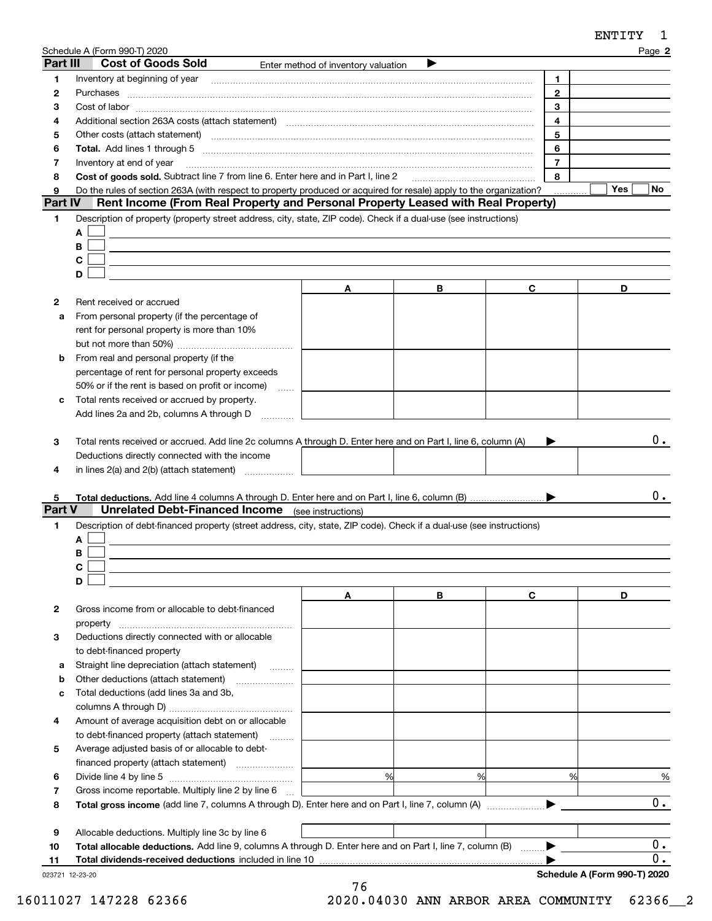Schedule A (Form 990-T) 2020

## Part III Cost of Goods Sold

Enter method of inventory valuation ▶

| | | | |
|---|---|---|---|
| 1 | Inventory at beginning of year | 1 | |
| 2 | Purchases | 2 | |
| 3 | Cost of labor | 3 | |
| 4 | Additional section 263A costs (attach statement) | 4 | |
| 5 | Other costs (attach statement) | 5 | |
| 6 | **Total.** Add lines 1 through 5 | 6 | |
| 7 | Inventory at end of year | 7 | |
| 8 | **Cost of goods sold.** Subtract line 7 from line 6. Enter here and in Part I, line 2 | 8 | |
| 9 | Do the rules of section 263A (with respect to property produced or acquired for resale) apply to the organization? | | Yes ☐ No ☐ |

## Part IV Rent Income (From Real Property and Personal Property Leased with Real Property)

1 Description of property (property street address, city, state, ZIP code). Check if a dual-use (see instructions)

A ☐

B ☐

C ☐

D ☐

| | | A | B | C | D |
|---|---|---|---|---|---|
| 2 | Rent received or accrued | | | | |
| a | From personal property (if the percentage of rent for personal property is more than 10% but not more than 50%) | | | | |
| b | From real and personal property (if the percentage of rent for personal property exceeds 50% or if the rent is based on profit or income) | | | | |
| c | Total rents received or accrued by property. Add lines 2a and 2b, columns A through D | | | | |
| 3 | Total rents received or accrued. Add line 2c columns A through D. Enter here and on Part I, line 6, column (A) ▶ | | | | 0. |
| 4 | Deductions directly connected with the income in lines 2(a) and 2(b) (attach statement) | | | | |
| 5 | **Total deductions.** Add line 4 columns A through D. Enter here and on Part I, line 6, column (B) ▶ | | | | 0. |

## Part V Unrelated Debt-Financed Income (see instructions)

1 Description of debt-financed property (street address, city, state, ZIP code). Check if a dual-use (see instructions)

A ☐

B ☐

C ☐

D ☐

| | | A | B | C | D |
|---|---|---|---|---|---|
| 2 | Gross income from or allocable to debt-financed property | | | | |
| 3 | Deductions directly connected with or allocable to debt-financed property | | | | |
| a | Straight line depreciation (attach statement) | | | | |
| b | Other deductions (attach statement) | | | | |
| c | Total deductions (add lines 3a and 3b, columns A through D) | | | | |
| 4 | Amount of average acquisition debt on or allocable to debt-financed property (attach statement) | | | | |
| 5 | Average adjusted basis of or allocable to debt-financed property (attach statement) | | | | |
| 6 | Divide line 4 by line 5 | % | % | % | % |
| 7 | Gross income reportable. Multiply line 2 by line 6 | | | | |
| 8 | **Total gross income** (add line 7, columns A through D). Enter here and on Part I, line 7, column (A) ▶ | | | | 0. |
| 9 | Allocable deductions. Multiply line 3c by line 6 | | | | |
| 10 | **Total allocable deductions.** Add line 9, columns A through D. Enter here and on Part I, line 7, column (B) ▶ | | | | 0. |
| 11 | **Total dividends-received deductions** included in line 10 ▶ | | | | 0. |

Schedule A (Form 990-T) 2020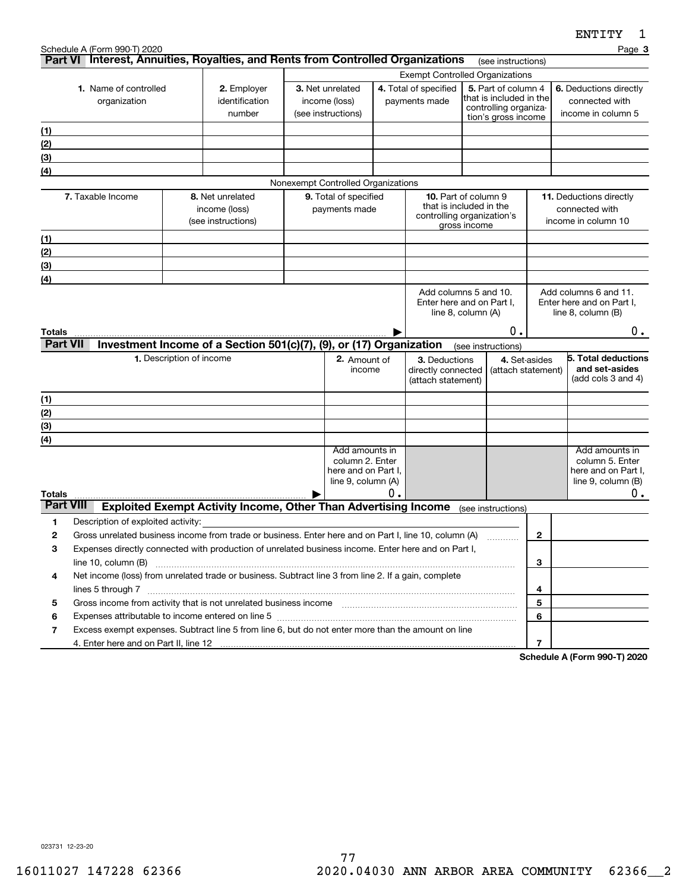ENTITY 1

Schedule A (Form 990-T) 2020

## Part VI Interest, Annuities, Royalties, and Rents from Controlled Organizations (see instructions)

| 1. Name of controlled organization | 2. Employer identification number | Exempt Controlled Organizations | | | |
|---|---|---|---|---|---|
| | | 3. Net unrelated income (loss) (see instructions) | 4. Total of specified payments made | 5. Part of column 4 that is included in the controlling organization's gross income | 6. Deductions directly connected with income in column 5 |
| (1) | | | | | |
| (2) | | | | | |
| (3) | | | | | |
| (4) | | | | | |

Nonexempt Controlled Organizations

| 7. Taxable Income | 8. Net unrelated income (loss) (see instructions) | 9. Total of specified payments made | 10. Part of column 9 that is included in the controlling organization's gross income | 11. Deductions directly connected with income in column 10 |
|---|---|---|---|---|
| (1) | | | | |
| (2) | | | | |
| (3) | | | | |
| (4) | | | | |
| | | | Add columns 5 and 10. Enter here and on Part I, line 8, column (A) | Add columns 6 and 11. Enter here and on Part I, line 8, column (B) |
| Totals ▶ | | | 0. | 0. |

## Part VII Investment Income of a Section 501(c)(7), (9), or (17) Organization (see instructions)

| 1. Description of income | 2. Amount of income | 3. Deductions directly connected (attach statement) | 4. Set-asides (attach statement) | 5. Total deductions and set-asides (add cols 3 and 4) |
|---|---|---|---|---|
| (1) | | | | |
| (2) | | | | |
| (3) | | | | |
| (4) | | | | |
| | Add amounts in column 2. Enter here and on Part I, line 9, column (A) | | | Add amounts in column 5. Enter here and on Part I, line 9, column (B) |
| Totals ▶ | 0. | | | 0. |

## Part VIII Exploited Exempt Activity Income, Other Than Advertising Income (see instructions)

| | | Line | Amount |
|---|---|---|---|
| 1 | Description of exploited activity: | | |
| 2 | Gross unrelated business income from trade or business. Enter here and on Part I, line 10, column (A) | 2 | |
| 3 | Expenses directly connected with production of unrelated business income. Enter here and on Part I, line 10, column (B) | 3 | |
| 4 | Net income (loss) from unrelated trade or business. Subtract line 3 from line 2. If a gain, complete lines 5 through 7 | 4 | |
| 5 | Gross income from activity that is not unrelated business income | 5 | |
| 6 | Expenses attributable to income entered on line 5 | 6 | |
| 7 | Excess exempt expenses. Subtract line 5 from line 6, but do not enter more than the amount on line 4. Enter here and on Part II, line 12 | 7 | |

Schedule A (Form 990-T) 2020

023731 12-23-20

16011027 147228 62366 2020.04030 ANN ARBOR AREA COMMUNITY 62366__2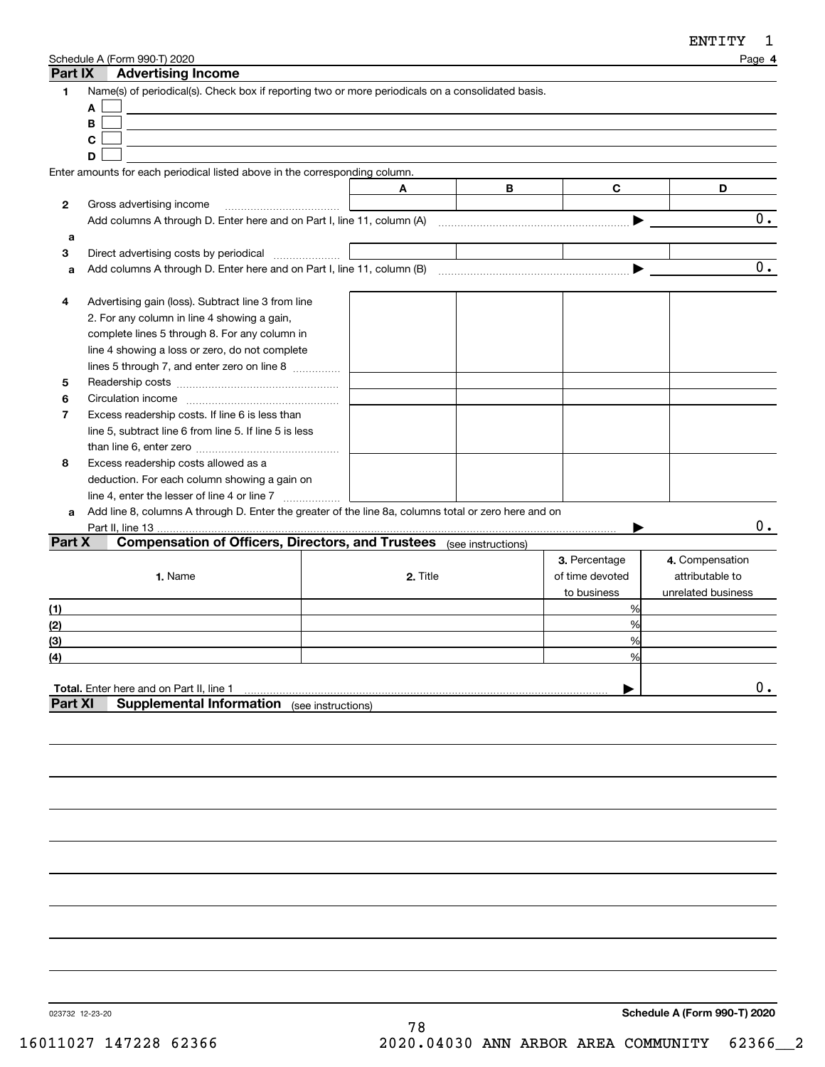ENTITY 1

Schedule A (Form 990-T) 2020 Page **4**

## Part IX Advertising Income

**1** Name(s) of periodical(s). Check box if reporting two or more periodicals on a consolidated basis.

A ☐

B ☐

C ☐

D ☐

Enter amounts for each periodical listed above in the corresponding column.

| | | A | B | C | D |
|---|---|---|---|---|---|
| **2** | Gross advertising income | | | | |
| | Add columns A through D. Enter here and on Part I, line 11, column (A) ▶ | | | | 0. |
| **a** | | | | | |
| **3** | Direct advertising costs by periodical | | | | |
| **a** | Add columns A through D. Enter here and on Part I, line 11, column (B) ▶ | | | | 0. |
| **4** | Advertising gain (loss). Subtract line 3 from line 2. For any column in line 4 showing a gain, complete lines 5 through 8. For any column in line 4 showing a loss or zero, do not complete lines 5 through 7, and enter zero on line 8 | | | | |
| **5** | Readership costs | | | | |
| **6** | Circulation income | | | | |
| **7** | Excess readership costs. If line 6 is less than line 5, subtract line 6 from line 5. If line 5 is less than line 6, enter zero | | | | |
| **8** | Excess readership costs allowed as a deduction. For each column showing a gain on line 4, enter the lesser of line 4 or line 7 | | | | |
| **a** | Add line 8, columns A through D. Enter the greater of the line 8a, columns total or zero here and on Part II, line 13 ▶ | | | | 0. |

## Part X Compensation of Officers, Directors, and Trustees (see instructions)

| 1. Name | 2. Title | 3. Percentage of time devoted to business | 4. Compensation attributable to unrelated business |
|---|---|---|---|
| (1) | | % | |
| (2) | | % | |
| (3) | | % | |
| (4) | | % | |
| **Total.** Enter here and on Part II, line 1 ▶ | | | 0. |

## Part XI Supplemental Information (see instructions)

023732 12-23-20 **Schedule A (Form 990-T) 2020**

16011027 147228 62366 2020.04030 ANN ARBOR AREA COMMUNITY 62366__2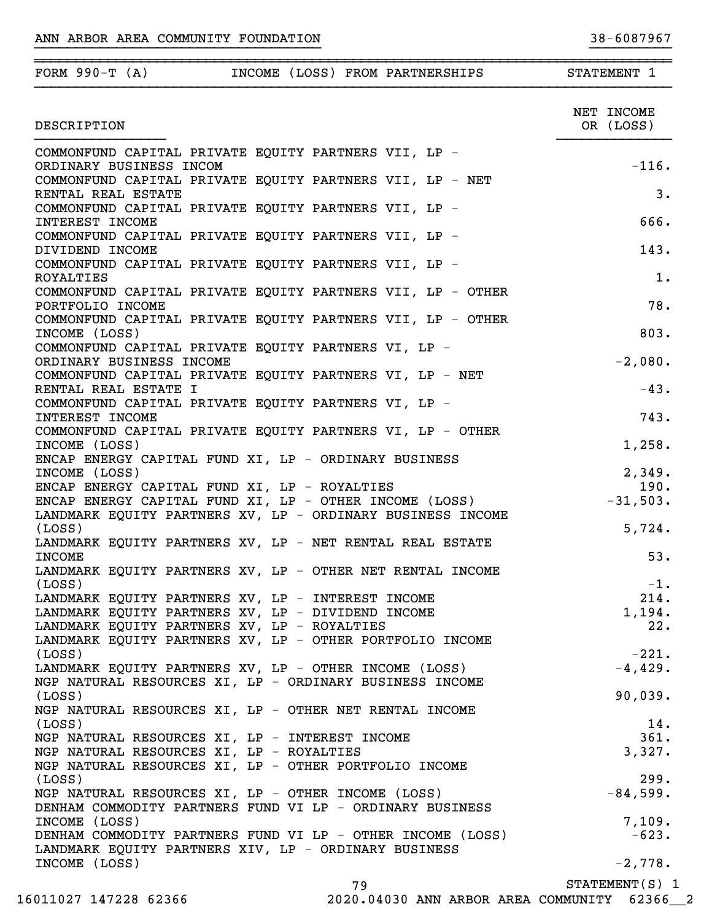ANN ARBOR AREA COMMUNITY FOUNDATION 38-6087967

| FORM 990-T (A) | INCOME (LOSS) FROM PARTNERSHIPS | STATEMENT 1 |
|---|---|---|

| DESCRIPTION | NET INCOME OR (LOSS) |
|---|---|
| COMMONFUND CAPITAL PRIVATE EQUITY PARTNERS VII, LP - ORDINARY BUSINESS INCOM | -116. |
| COMMONFUND CAPITAL PRIVATE EQUITY PARTNERS VII, LP - NET RENTAL REAL ESTATE | 3. |
| COMMONFUND CAPITAL PRIVATE EQUITY PARTNERS VII, LP - INTEREST INCOME | 666. |
| COMMONFUND CAPITAL PRIVATE EQUITY PARTNERS VII, LP - DIVIDEND INCOME | 143. |
| COMMONFUND CAPITAL PRIVATE EQUITY PARTNERS VII, LP - ROYALTIES | 1. |
| COMMONFUND CAPITAL PRIVATE EQUITY PARTNERS VII, LP - OTHER PORTFOLIO INCOME | 78. |
| COMMONFUND CAPITAL PRIVATE EQUITY PARTNERS VII, LP - OTHER INCOME (LOSS) | 803. |
| COMMONFUND CAPITAL PRIVATE EQUITY PARTNERS VI, LP - ORDINARY BUSINESS INCOME | -2,080. |
| COMMONFUND CAPITAL PRIVATE EQUITY PARTNERS VI, LP - NET RENTAL REAL ESTATE I | -43. |
| COMMONFUND CAPITAL PRIVATE EQUITY PARTNERS VI, LP - INTEREST INCOME | 743. |
| COMMONFUND CAPITAL PRIVATE EQUITY PARTNERS VI, LP - OTHER INCOME (LOSS) | 1,258. |
| ENCAP ENERGY CAPITAL FUND XI, LP - ORDINARY BUSINESS INCOME (LOSS) | 2,349. |
| ENCAP ENERGY CAPITAL FUND XI, LP - ROYALTIES | 190. |
| ENCAP ENERGY CAPITAL FUND XI, LP - OTHER INCOME (LOSS) | -31,503. |
| LANDMARK EQUITY PARTNERS XV, LP - ORDINARY BUSINESS INCOME (LOSS) | 5,724. |
| LANDMARK EQUITY PARTNERS XV, LP - NET RENTAL REAL ESTATE INCOME | 53. |
| LANDMARK EQUITY PARTNERS XV, LP - OTHER NET RENTAL INCOME (LOSS) | -1. |
| LANDMARK EQUITY PARTNERS XV, LP - INTEREST INCOME | 214. |
| LANDMARK EQUITY PARTNERS XV, LP - DIVIDEND INCOME | 1,194. |
| LANDMARK EQUITY PARTNERS XV, LP - ROYALTIES | 22. |
| LANDMARK EQUITY PARTNERS XV, LP - OTHER PORTFOLIO INCOME (LOSS) | -221. |
| LANDMARK EQUITY PARTNERS XV, LP - OTHER INCOME (LOSS) | -4,429. |
| NGP NATURAL RESOURCES XI, LP - ORDINARY BUSINESS INCOME (LOSS) | 90,039. |
| NGP NATURAL RESOURCES XI, LP - OTHER NET RENTAL INCOME (LOSS) | 14. |
| NGP NATURAL RESOURCES XI, LP - INTEREST INCOME | 361. |
| NGP NATURAL RESOURCES XI, LP - ROYALTIES | 3,327. |
| NGP NATURAL RESOURCES XI, LP - OTHER PORTFOLIO INCOME (LOSS) | 299. |
| NGP NATURAL RESOURCES XI, LP - OTHER INCOME (LOSS) | -84,599. |
| DENHAM COMMODITY PARTNERS FUND VI LP - ORDINARY BUSINESS INCOME (LOSS) | 7,109. |
| DENHAM COMMODITY PARTNERS FUND VI LP - OTHER INCOME (LOSS) | -623. |
| LANDMARK EQUITY PARTNERS XIV, LP - ORDINARY BUSINESS INCOME (LOSS) | -2,778. |

STATEMENT(S) 1

16011027 147228 62366 2020.04030 ANN ARBOR AREA COMMUNITY 62366__2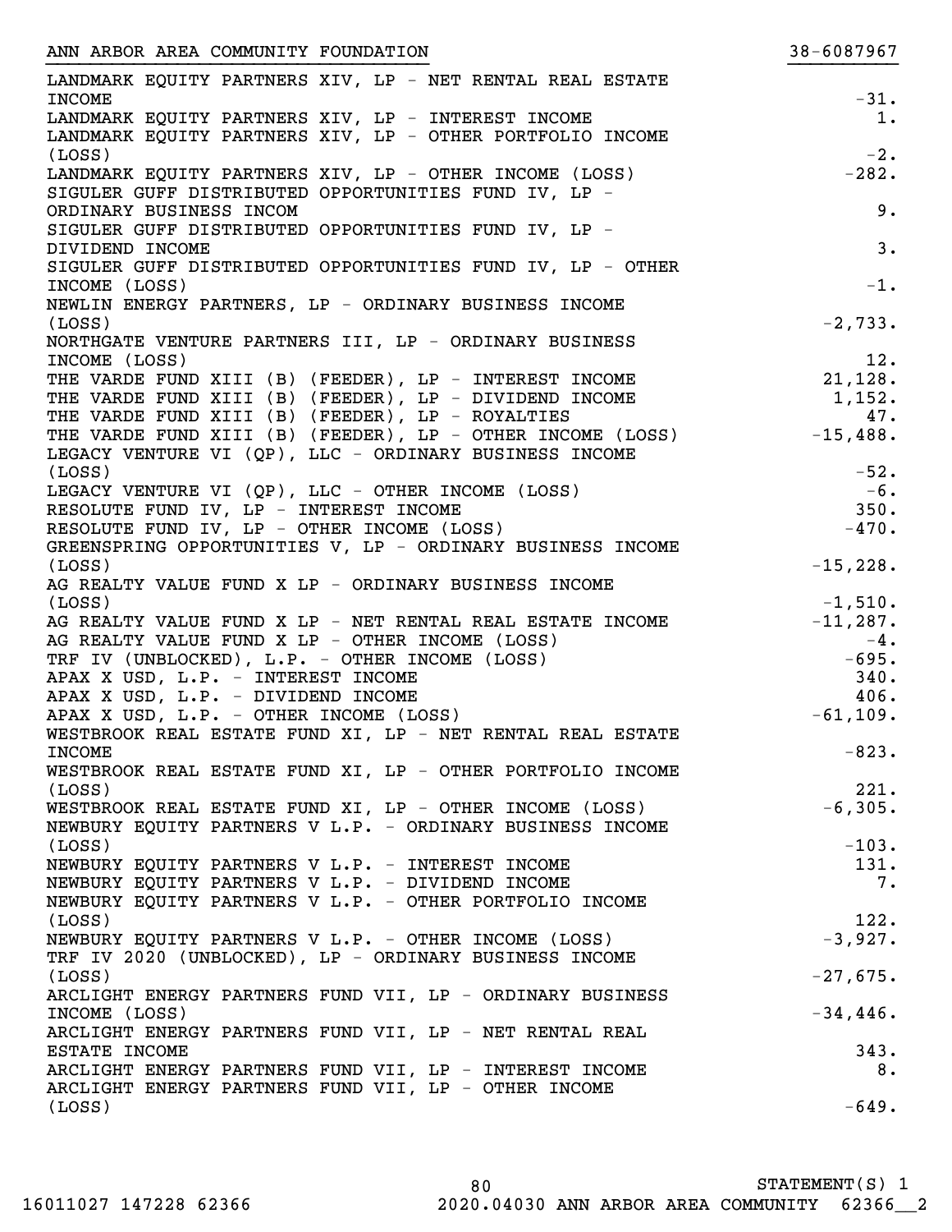ANN ARBOR AREA COMMUNITY FOUNDATION 38-6087967

| Description | Amount |
|---|---|
| LANDMARK EQUITY PARTNERS XIV, LP - NET RENTAL REAL ESTATE INCOME | -31. |
| LANDMARK EQUITY PARTNERS XIV, LP - INTEREST INCOME | 1. |
| LANDMARK EQUITY PARTNERS XIV, LP - OTHER PORTFOLIO INCOME (LOSS) | -2. |
| LANDMARK EQUITY PARTNERS XIV, LP - OTHER INCOME (LOSS) | -282. |
| SIGULER GUFF DISTRIBUTED OPPORTUNITIES FUND IV, LP - ORDINARY BUSINESS INCOM | 9. |
| SIGULER GUFF DISTRIBUTED OPPORTUNITIES FUND IV, LP - DIVIDEND INCOME | 3. |
| SIGULER GUFF DISTRIBUTED OPPORTUNITIES FUND IV, LP - OTHER INCOME (LOSS) | -1. |
| NEWLIN ENERGY PARTNERS, LP - ORDINARY BUSINESS INCOME (LOSS) | -2,733. |
| NORTHGATE VENTURE PARTNERS III, LP - ORDINARY BUSINESS INCOME (LOSS) | 12. |
| THE VARDE FUND XIII (B) (FEEDER), LP - INTEREST INCOME | 21,128. |
| THE VARDE FUND XIII (B) (FEEDER), LP - DIVIDEND INCOME | 1,152. |
| THE VARDE FUND XIII (B) (FEEDER), LP - ROYALTIES | 47. |
| THE VARDE FUND XIII (B) (FEEDER), LP - OTHER INCOME (LOSS) | -15,488. |
| LEGACY VENTURE VI (QP), LLC - ORDINARY BUSINESS INCOME (LOSS) | -52. |
| LEGACY VENTURE VI (QP), LLC - OTHER INCOME (LOSS) | -6. |
| RESOLUTE FUND IV, LP - INTEREST INCOME | 350. |
| RESOLUTE FUND IV, LP - OTHER INCOME (LOSS) | -470. |
| GREENSPRING OPPORTUNITIES V, LP - ORDINARY BUSINESS INCOME (LOSS) | -15,228. |
| AG REALTY VALUE FUND X LP - ORDINARY BUSINESS INCOME (LOSS) | -1,510. |
| AG REALTY VALUE FUND X LP - NET RENTAL REAL ESTATE INCOME | -11,287. |
| AG REALTY VALUE FUND X LP - OTHER INCOME (LOSS) | -4. |
| TRF IV (UNBLOCKED), L.P. - OTHER INCOME (LOSS) | -695. |
| APAX X USD, L.P. - INTEREST INCOME | 340. |
| APAX X USD, L.P. - DIVIDEND INCOME | 406. |
| APAX X USD, L.P. - OTHER INCOME (LOSS) | -61,109. |
| WESTBROOK REAL ESTATE FUND XI, LP - NET RENTAL REAL ESTATE INCOME | -823. |
| WESTBROOK REAL ESTATE FUND XI, LP - OTHER PORTFOLIO INCOME (LOSS) | 221. |
| WESTBROOK REAL ESTATE FUND XI, LP - OTHER INCOME (LOSS) | -6,305. |
| NEWBURY EQUITY PARTNERS V L.P. - ORDINARY BUSINESS INCOME (LOSS) | -103. |
| NEWBURY EQUITY PARTNERS V L.P. - INTEREST INCOME | 131. |
| NEWBURY EQUITY PARTNERS V L.P. - DIVIDEND INCOME | 7. |
| NEWBURY EQUITY PARTNERS V L.P. - OTHER PORTFOLIO INCOME (LOSS) | 122. |
| NEWBURY EQUITY PARTNERS V L.P. - OTHER INCOME (LOSS) | -3,927. |
| TRF IV 2020 (UNBLOCKED), LP - ORDINARY BUSINESS INCOME (LOSS) | -27,675. |
| ARCLIGHT ENERGY PARTNERS FUND VII, LP - ORDINARY BUSINESS INCOME (LOSS) | -34,446. |
| ARCLIGHT ENERGY PARTNERS FUND VII, LP - NET RENTAL REAL ESTATE INCOME | 343. |
| ARCLIGHT ENERGY PARTNERS FUND VII, LP - INTEREST INCOME | 8. |
| ARCLIGHT ENERGY PARTNERS FUND VII, LP - OTHER INCOME (LOSS) | -649. |

STATEMENT(S) 1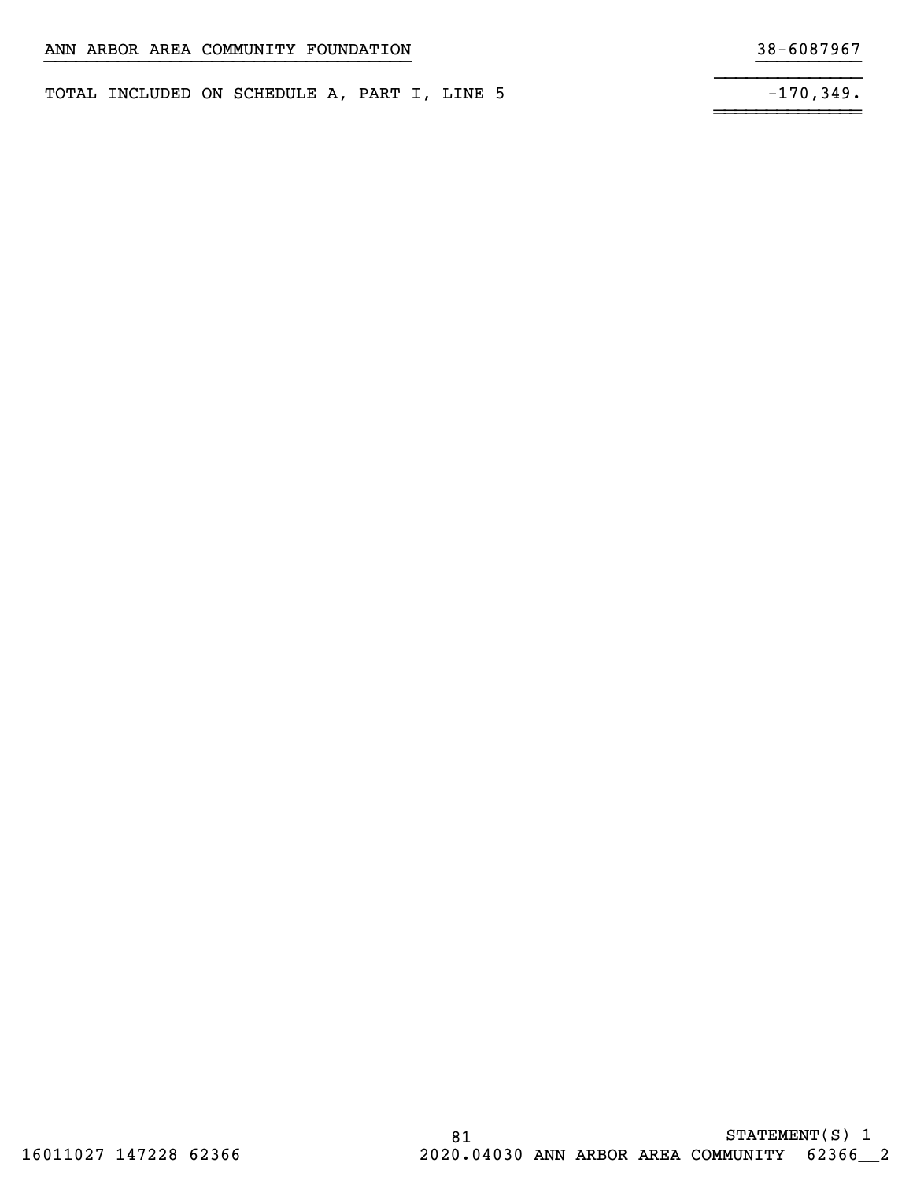ANN ARBOR AREA COMMUNITY FOUNDATION 38-6087967

| | |
|---|---|
| TOTAL INCLUDED ON SCHEDULE A, PART I, LINE 5 | -170,349. |

STATEMENT(S) 1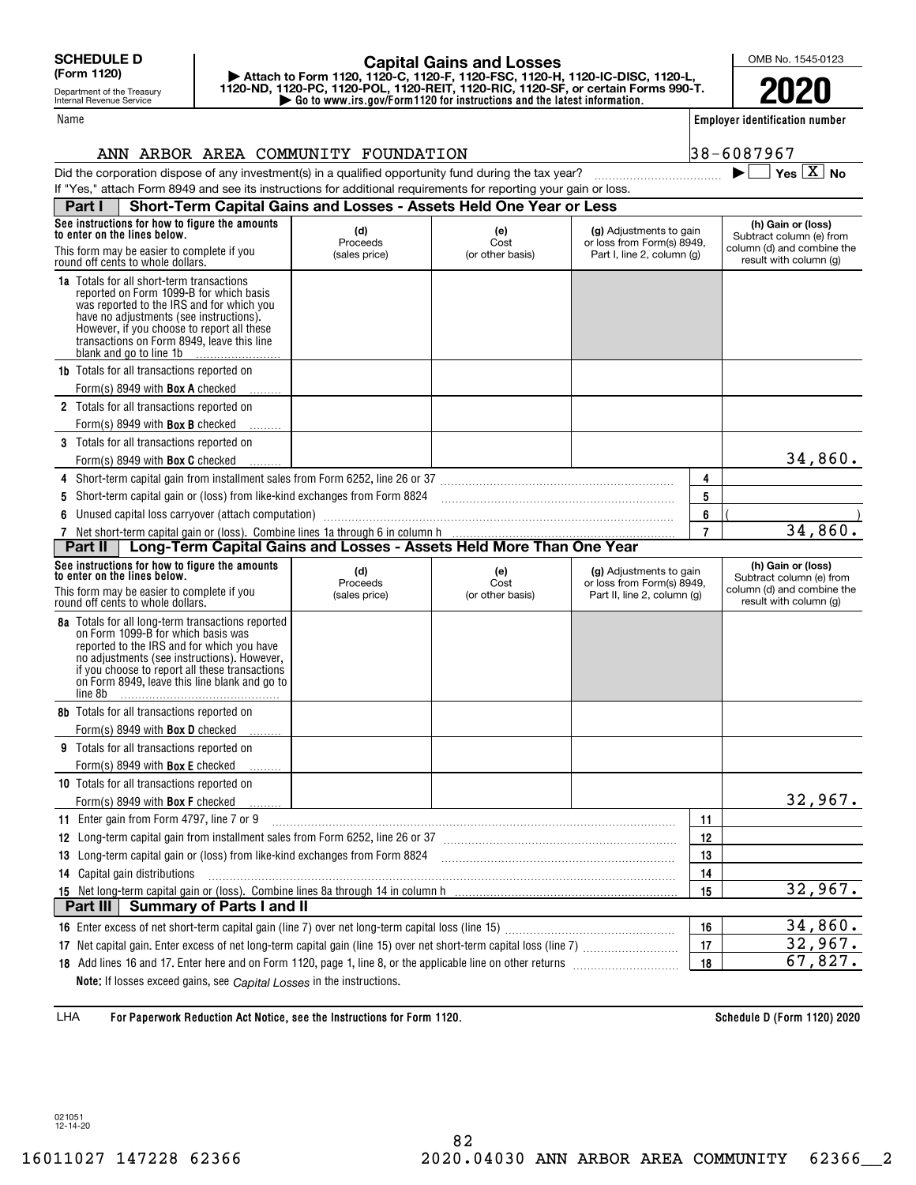**SCHEDULE D (Form 1120)**

Department of the Treasury
Internal Revenue Service

# Capital Gains and Losses

▶ Attach to Form 1120, 1120-C, 1120-F, 1120-FSC, 1120-H, 1120-IC-DISC, 1120-L, 1120-ND, 1120-PC, 1120-POL, 1120-REIT, 1120-RIC, 1120-SF, or certain Forms 990-T.
▶ Go to www.irs.gov/Form1120 for instructions and the latest information.

OMB No. 1545-0123

**2020**

Name: ANN ARBOR AREA COMMUNITY FOUNDATION

Employer identification number: 38-6087967

Did the corporation dispose of any investment(s) in a qualified opportunity fund during the tax year? ▶ ☐ Yes ☒ No

If "Yes," attach Form 8949 and see its instructions for additional requirements for reporting your gain or loss.

## Part I Short-Term Capital Gains and Losses - Assets Held One Year or Less

| See instructions for how to figure the amounts to enter on the lines below. This form may be easier to complete if you round off cents to whole dollars. | (d) Proceeds (sales price) | (e) Cost (or other basis) | (g) Adjustments to gain or loss from Form(s) 8949, Part I, line 2, column (g) | (h) Gain or (loss) Subtract column (e) from column (d) and combine the result with column (g) |
|---|---|---|---|---|
| **1a** Totals for all short-term transactions reported on Form 1099-B for which basis was reported to the IRS and for which you have no adjustments (see instructions). However, if you choose to report all these transactions on Form 8949, leave this line blank and go to line 1b | | | | |
| **1b** Totals for all transactions reported on Form(s) 8949 with **Box A** checked | | | | |
| **2** Totals for all transactions reported on Form(s) 8949 with **Box B** checked | | | | |
| **3** Totals for all transactions reported on Form(s) 8949 with **Box C** checked | | | | 34,860. |

| Line | Description | | Amount |
|---|---|---|---|
| 4 | Short-term capital gain from installment sales from Form 6252, line 26 or 37 | 4 | |
| 5 | Short-term capital gain or (loss) from like-kind exchanges from Form 8824 | 5 | |
| 6 | Unused capital loss carryover (attach computation) | 6 | ( ) |
| 7 | Net short-term capital gain or (loss). Combine lines 1a through 6 in column h | 7 | 34,860. |

## Part II Long-Term Capital Gains and Losses - Assets Held More Than One Year

| See instructions for how to figure the amounts to enter on the lines below. This form may be easier to complete if you round off cents to whole dollars. | (d) Proceeds (sales price) | (e) Cost (or other basis) | (g) Adjustments to gain or loss from Form(s) 8949, Part II, line 2, column (g) | (h) Gain or (loss) Subtract column (e) from column (d) and combine the result with column (g) |
|---|---|---|---|---|
| **8a** Totals for all long-term transactions reported on Form 1099-B for which basis was reported to the IRS and for which you have no adjustments (see instructions). However, if you choose to report all these transactions on Form 8949, leave this line blank and go to line 8b | | | | |
| **8b** Totals for all transactions reported on Form(s) 8949 with **Box D** checked | | | | |
| **9** Totals for all transactions reported on Form(s) 8949 with **Box E** checked | | | | |
| **10** Totals for all transactions reported on Form(s) 8949 with **Box F** checked | | | | 32,967. |

| Line | Description | | Amount |
|---|---|---|---|
| 11 | Enter gain from Form 4797, line 7 or 9 | 11 | |
| 12 | Long-term capital gain from installment sales from Form 6252, line 26 or 37 | 12 | |
| 13 | Long-term capital gain or (loss) from like-kind exchanges from Form 8824 | 13 | |
| 14 | Capital gain distributions | 14 | |
| 15 | Net long-term capital gain or (loss). Combine lines 8a through 14 in column h | 15 | 32,967. |

## Part III Summary of Parts I and II

| Line | Description | | Amount |
|---|---|---|---|
| 16 | Enter excess of net short-term capital gain (line 7) over net long-term capital loss (line 15) | 16 | 34,860. |
| 17 | Net capital gain. Enter excess of net long-term capital gain (line 15) over net short-term capital loss (line 7) | 17 | 32,967. |
| 18 | Add lines 16 and 17. Enter here and on Form 1120, page 1, line 8, or the applicable line on other returns | 18 | 67,827. |

**Note:** If losses exceed gains, see *Capital Losses* in the instructions.

LHA **For Paperwork Reduction Act Notice, see the Instructions for Form 1120.** **Schedule D (Form 1120) 2020**

021051 12-14-20

16011027 147228 62366 2020.04030 ANN ARBOR AREA COMMUNITY 62366__2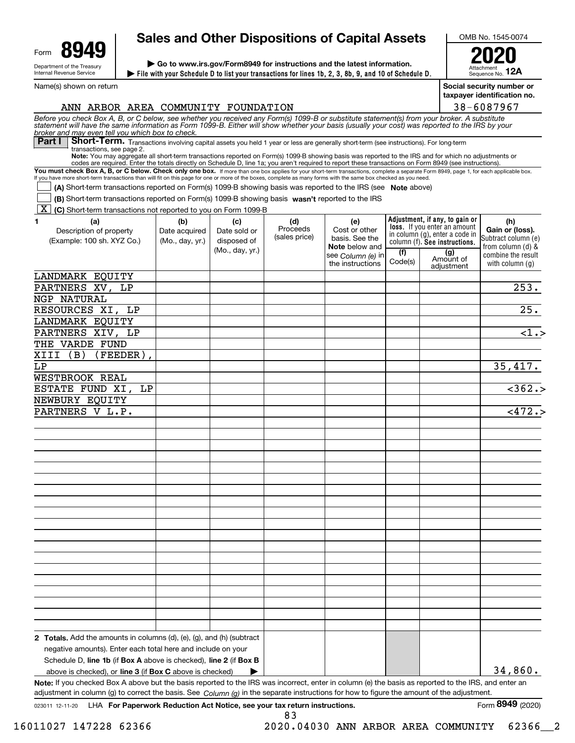Form **8949**

Department of the Treasury
Internal Revenue Service

# Sales and Other Dispositions of Capital Assets

▶ Go to www.irs.gov/Form8949 for instructions and the latest information.
▶ File with your Schedule D to list your transactions for lines 1b, 2, 3, 8b, 9, and 10 of Schedule D.

OMB No. 1545-0074

**2020**

Attachment Sequence No. **12A**

Name(s) shown on return: ANN ARBOR AREA COMMUNITY FOUNDATION

Social security number or taxpayer identification no.: 38-6087967

*Before you check Box A, B, or C below, see whether you received any Form(s) 1099-B or substitute statement(s) from your broker. A substitute statement will have the same information as Form 1099-B. Either will show whether your basis (usually your cost) was reported to the IRS by your broker and may even tell you which box to check.*

**Part I** **Short-Term.** Transactions involving capital assets you held 1 year or less are generally short-term (see instructions). For long-term transactions, see page 2.

**Note:** You may aggregate all short-term transactions reported on Form(s) 1099-B showing basis was reported to the IRS and for which no adjustments or codes are required. Enter the totals directly on Schedule D, line 1a; you aren't required to report these transactions on Form 8949 (see instructions).

**You must check Box A, B, or C below. Check only one box.** If more than one box applies for your short-term transactions, complete a separate Form 8949, page 1, for each applicable box. If you have more short-term transactions than will fit on this page for one or more of the boxes, complete as many forms with the same box checked as you need.

☐ **(A)** Short-term transactions reported on Form(s) 1099-B showing basis was reported to the IRS (see **Note** above)

☐ **(B)** Short-term transactions reported on Form(s) 1099-B showing basis **wasn't** reported to the IRS

☒ **(C)** Short-term transactions not reported to you on Form 1099-B

| 1 (a) Description of property (Example: 100 sh. XYZ Co.) | (b) Date acquired (Mo., day, yr.) | (c) Date sold or disposed of (Mo., day, yr.) | (d) Proceeds (sales price) | (e) Cost or other basis. See the **Note** below and see *Column (e)* in the instructions | Adjustment, if any, to gain or loss. If you enter an amount in column (g), enter a code in column (f). See instructions. (f) Code(s) | (g) Amount of adjustment | (h) Gain or (loss). Subtract column (e) from column (d) & combine the result with column (g) |
|---|---|---|---|---|---|---|---|
| LANDMARK EQUITY PARTNERS XV, LP | | | | | | | 253. |
| NGP NATURAL RESOURCES XI, LP | | | | | | | 25. |
| LANDMARK EQUITY PARTNERS XIV, LP | | | | | | | <1.> |
| THE VARDE FUND XIII (B) (FEEDER), LP | | | | | | | 35,417. |
| WESTBROOK REAL ESTATE FUND XI, LP | | | | | | | <362.> |
| NEWBURY EQUITY PARTNERS V L.P. | | | | | | | <472.> |
| **2 Totals.** Add the amounts in columns (d), (e), (g), and (h) (subtract negative amounts). Enter each total here and include on your Schedule D, **line 1b** (if **Box A** above is checked), **line 2** (if **Box B** above is checked), or **line 3** (if **Box C** above is checked) ▶ | | | | | | | 34,860. |

**Note:** If you checked Box A above but the basis reported to the IRS was incorrect, enter in column (e) the basis as reported to the IRS, and enter an adjustment in column (g) to correct the basis. See *Column (g)* in the separate instructions for how to figure the amount of the adjustment.

023011 12-11-20 LHA **For Paperwork Reduction Act Notice, see your tax return instructions.** Form **8949** (2020)

16011027 147228 62366 2020.04030 ANN ARBOR AREA COMMUNITY 62366__2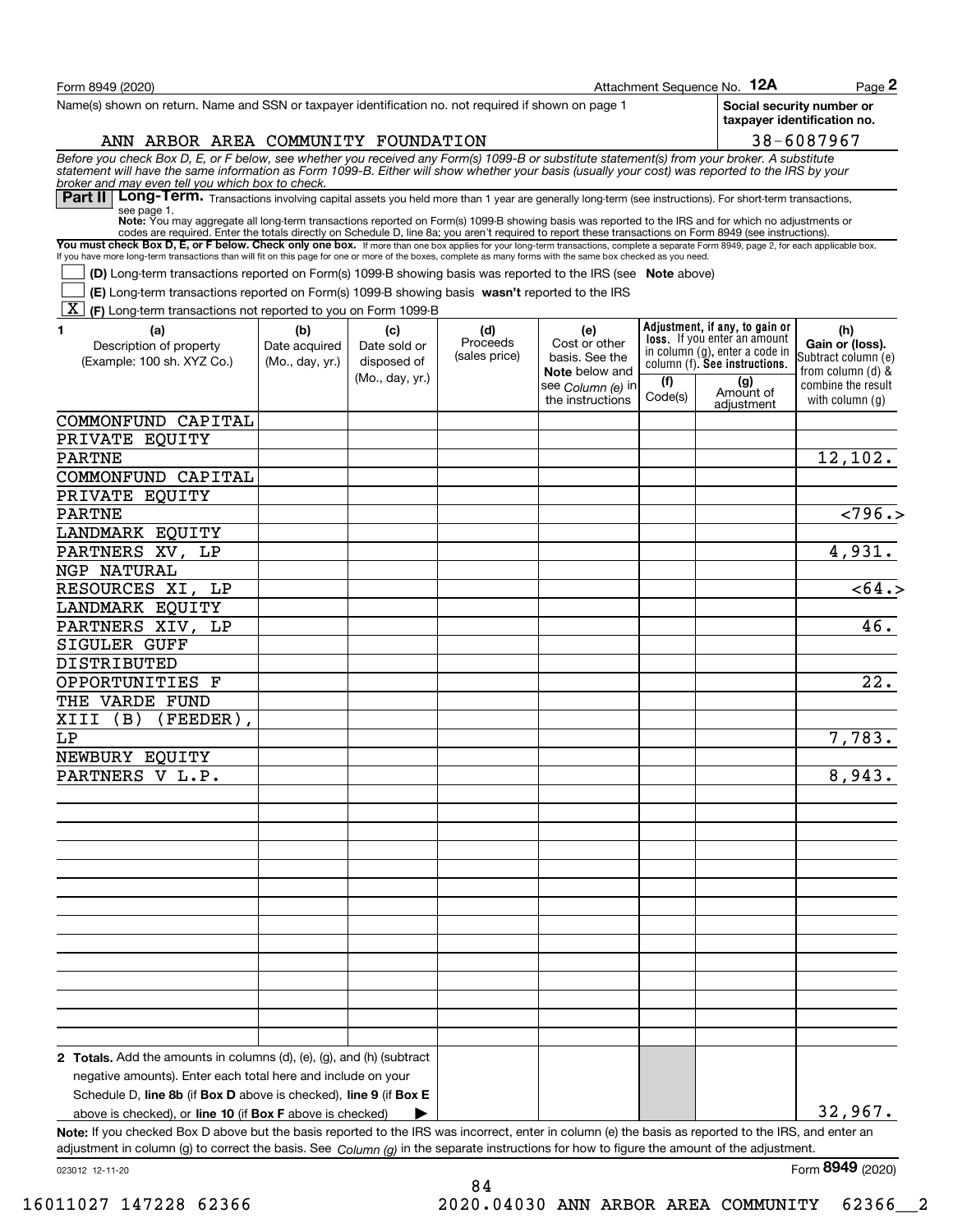Form 8949 (2020) Attachment Sequence No. **12A** Page **2**

Name(s) shown on return. Name and SSN or taxpayer identification no. not required if shown on page 1

ANN ARBOR AREA COMMUNITY FOUNDATION

**Social security number or taxpayer identification no.**

38-6087967

*Before you check Box D, E, or F below, see whether you received any Form(s) 1099-B or substitute statement(s) from your broker. A substitute statement will have the same information as Form 1099-B. Either will show whether your basis (usually your cost) was reported to the IRS by your broker and may even tell you which box to check.*

**Part II** **Long-Term.** Transactions involving capital assets you held more than 1 year are generally long-term (see instructions). For short-term transactions, see page 1.

**Note:** You may aggregate all long-term transactions reported on Form(s) 1099-B showing basis was reported to the IRS and for which no adjustments or codes are required. Enter the totals directly on Schedule D, line 8a; you aren't required to report these transactions on Form 8949 (see instructions).

**You must check Box D, E, or F below. Check only one box.** If more than one box applies for your long-term transactions, complete a separate Form 8949, page 2, for each applicable box. If you have more long-term transactions than will fit on this page for one or more of the boxes, complete as many forms with the same box checked as you need.

[ ] **(D)** Long-term transactions reported on Form(s) 1099-B showing basis was reported to the IRS (see **Note** above)

[ ] **(E)** Long-term transactions reported on Form(s) 1099-B showing basis **wasn't** reported to the IRS

[X] **(F)** Long-term transactions not reported to you on Form 1099-B

| 1 (a) Description of property (Example: 100 sh. XYZ Co.) | (b) Date acquired (Mo., day, yr.) | (c) Date sold or disposed of (Mo., day, yr.) | (d) Proceeds (sales price) | (e) Cost or other basis. See the **Note** below and see *Column (e)* in the instructions | Adjustment, if any, to gain or loss. If you enter an amount in column (g), enter a code in column (f). See instructions. (f) Code(s) | (g) Amount of adjustment | (h) Gain or (loss). Subtract column (e) from column (d) & combine the result with column (g) |
|---|---|---|---|---|---|---|---|
| COMMONFUND CAPITAL PRIVATE EQUITY PARTNE | | | | | | | 12,102. |
| COMMONFUND CAPITAL PRIVATE EQUITY PARTNE | | | | | | | <796.> |
| LANDMARK EQUITY PARTNERS XV, LP | | | | | | | 4,931. |
| NGP NATURAL RESOURCES XI, LP | | | | | | | <64.> |
| LANDMARK EQUITY PARTNERS XIV, LP | | | | | | | 46. |
| SIGULER GUFF DISTRIBUTED OPPORTUNITIES F | | | | | | | 22. |
| THE VARDE FUND XIII (B) (FEEDER), LP | | | | | | | 7,783. |
| NEWBURY EQUITY PARTNERS V L.P. | | | | | | | 8,943. |
| **2 Totals.** Add the amounts in columns (d), (e), (g), and (h) (subtract negative amounts). Enter each total here and include on your Schedule D, **line 8b** (if **Box D** above is checked), **line 9** (if **Box E** above is checked), or **line 10** (if **Box F** above is checked) ▶ | | | | | | | 32,967. |

**Note:** If you checked Box D above but the basis reported to the IRS was incorrect, enter in column (e) the basis as reported to the IRS, and enter an adjustment in column (g) to correct the basis. See *Column (g)* in the separate instructions for how to figure the amount of the adjustment.

023012 12-11-20 Form **8949** (2020)

16011027 147228 62366 2020.04030 ANN ARBOR AREA COMMUNITY 62366__2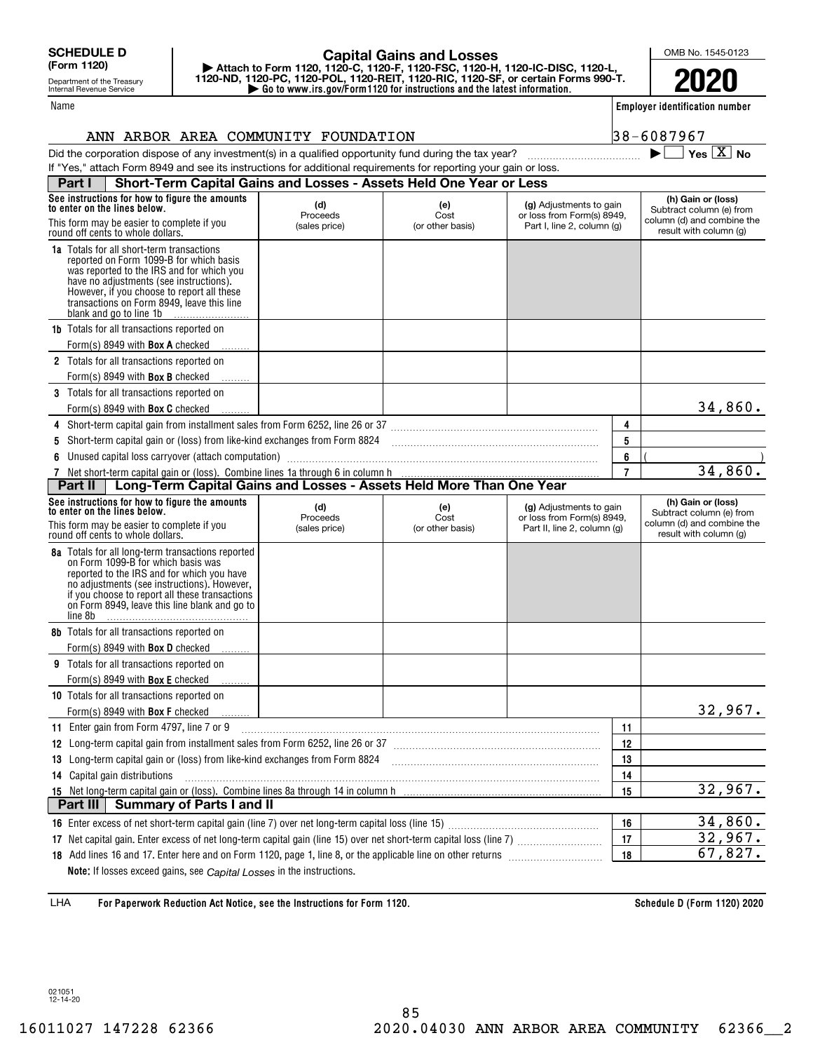**SCHEDULE D (Form 1120)**

Department of the Treasury
Internal Revenue Service

# Capital Gains and Losses

▶ Attach to Form 1120, 1120-C, 1120-F, 1120-FSC, 1120-H, 1120-IC-DISC, 1120-L, 1120-ND, 1120-PC, 1120-POL, 1120-REIT, 1120-RIC, 1120-SF, or certain Forms 990-T.
▶ Go to www.irs.gov/Form1120 for instructions and the latest information.

OMB No. 1545-0123

**2020**

Name: ANN ARBOR AREA COMMUNITY FOUNDATION

Employer identification number: 38-6087967

Did the corporation dispose of any investment(s) in a qualified opportunity fund during the tax year? ▶ ☐ Yes ☒ No

If "Yes," attach Form 8949 and see its instructions for additional requirements for reporting your gain or loss.

## Part I Short-Term Capital Gains and Losses - Assets Held One Year or Less

| See instructions for how to figure the amounts to enter on the lines below. This form may be easier to complete if you round off cents to whole dollars. | (d) Proceeds (sales price) | (e) Cost (or other basis) | (g) Adjustments to gain or loss from Form(s) 8949, Part I, line 2, column (g) | (h) Gain or (loss) Subtract column (e) from column (d) and combine the result with column (g) |
|---|---|---|---|---|
| **1a** Totals for all short-term transactions reported on Form 1099-B for which basis was reported to the IRS and for which you have no adjustments (see instructions). However, if you choose to report all these transactions on Form 8949, leave this line blank and go to line 1b | | | | |
| **1b** Totals for all transactions reported on Form(s) 8949 with **Box A** checked | | | | |
| **2** Totals for all transactions reported on Form(s) 8949 with **Box B** checked | | | | |
| **3** Totals for all transactions reported on Form(s) 8949 with **Box C** checked | | | | 34,860. |

| | Line | Amount |
|---|---|---|
| **4** Short-term capital gain from installment sales from Form 6252, line 26 or 37 | 4 | |
| **5** Short-term capital gain or (loss) from like-kind exchanges from Form 8824 | 5 | |
| **6** Unused capital loss carryover (attach computation) | 6 | ( ) |
| **7** Net short-term capital gain or (loss). Combine lines 1a through 6 in column h | 7 | 34,860. |

## Part II Long-Term Capital Gains and Losses - Assets Held More Than One Year

| See instructions for how to figure the amounts to enter on the lines below. This form may be easier to complete if you round off cents to whole dollars. | (d) Proceeds (sales price) | (e) Cost (or other basis) | (g) Adjustments to gain or loss from Form(s) 8949, Part II, line 2, column (g) | (h) Gain or (loss) Subtract column (e) from column (d) and combine the result with column (g) |
|---|---|---|---|---|
| **8a** Totals for all long-term transactions reported on Form 1099-B for which basis was reported to the IRS and for which you have no adjustments (see instructions). However, if you choose to report all these transactions on Form 8949, leave this line blank and go to line 8b | | | | |
| **8b** Totals for all transactions reported on Form(s) 8949 with **Box D** checked | | | | |
| **9** Totals for all transactions reported on Form(s) 8949 with **Box E** checked | | | | |
| **10** Totals for all transactions reported on Form(s) 8949 with **Box F** checked | | | | 32,967. |

| | Line | Amount |
|---|---|---|
| **11** Enter gain from Form 4797, line 7 or 9 | 11 | |
| **12** Long-term capital gain from installment sales from Form 6252, line 26 or 37 | 12 | |
| **13** Long-term capital gain or (loss) from like-kind exchanges from Form 8824 | 13 | |
| **14** Capital gain distributions | 14 | |
| **15** Net long-term capital gain or (loss). Combine lines 8a through 14 in column h | 15 | 32,967. |

## Part III Summary of Parts I and II

| | Line | Amount |
|---|---|---|
| **16** Enter excess of net short-term capital gain (line 7) over net long-term capital loss (line 15) | 16 | 34,860. |
| **17** Net capital gain. Enter excess of net long-term capital gain (line 15) over net short-term capital loss (line 7) | 17 | 32,967. |
| **18** Add lines 16 and 17. Enter here and on Form 1120, page 1, line 8, or the applicable line on other returns | 18 | 67,827. |

**Note:** If losses exceed gains, see *Capital Losses* in the instructions.

LHA **For Paperwork Reduction Act Notice, see the Instructions for Form 1120.** **Schedule D (Form 1120) 2020**

021051 12-14-20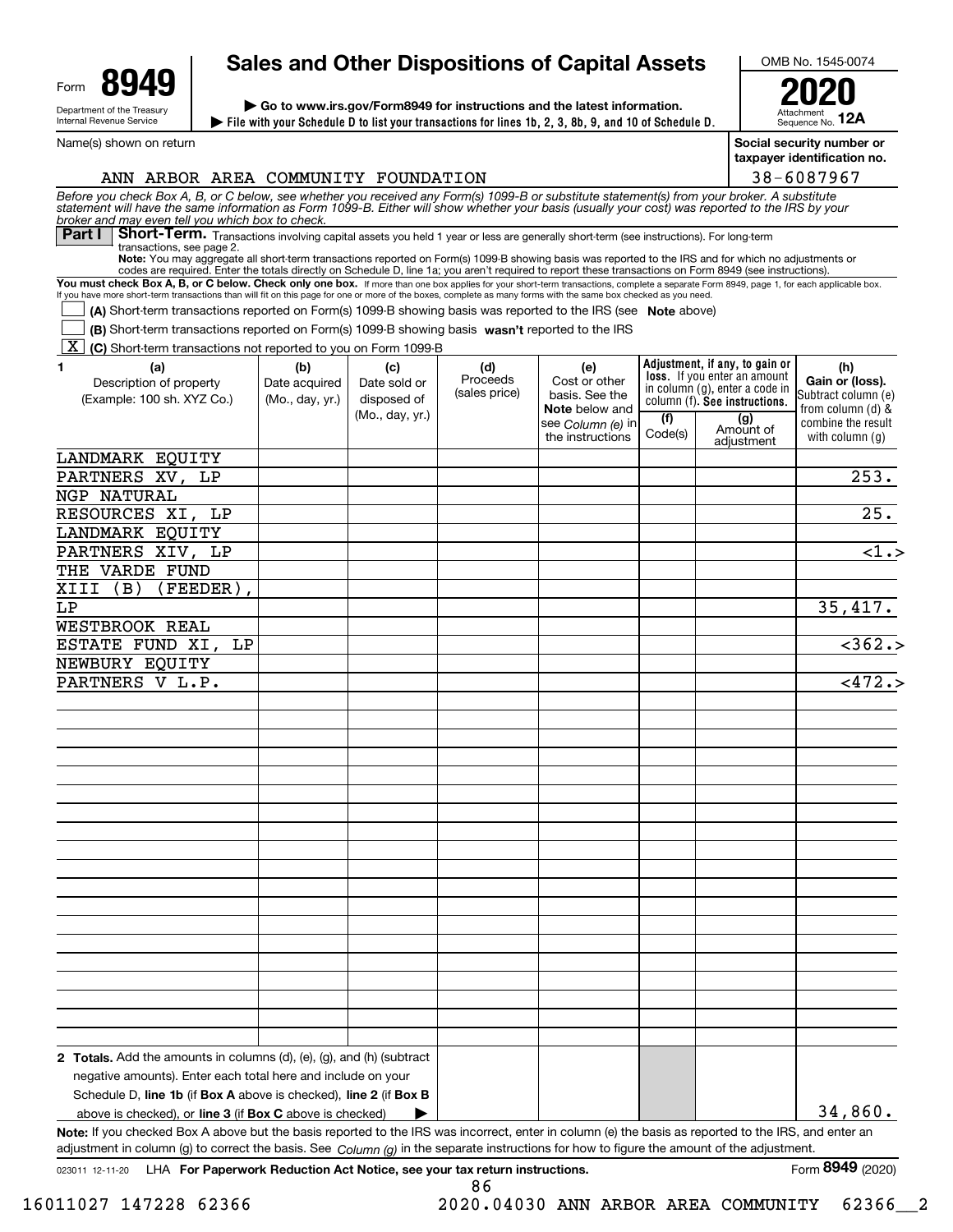Form **8949**

Department of the Treasury
Internal Revenue Service

# Sales and Other Dispositions of Capital Assets

▶ Go to www.irs.gov/Form8949 for instructions and the latest information.

▶ File with your Schedule D to list your transactions for lines 1b, 2, 3, 8b, 9, and 10 of Schedule D.

OMB No. 1545-0074

**2020**

Attachment Sequence No. **12A**

Name(s) shown on return: ANN ARBOR AREA COMMUNITY FOUNDATION

Social security number or taxpayer identification no.: 38-6087967

*Before you check Box A, B, or C below, see whether you received any Form(s) 1099-B or substitute statement(s) from your broker. A substitute statement will have the same information as Form 1099-B. Either will show whether your basis (usually your cost) was reported to the IRS by your broker and may even tell you which box to check.*

**Part I** **Short-Term.** Transactions involving capital assets you held 1 year or less are generally short-term (see instructions). For long-term transactions, see page 2.

**Note:** You may aggregate all short-term transactions reported on Form(s) 1099-B showing basis was reported to the IRS and for which no adjustments or codes are required. Enter the totals directly on Schedule D, line 1a; you aren't required to report these transactions on Form 8949 (see instructions).

**You must check Box A, B, or C below. Check only one box.** If more than one box applies for your short-term transactions, complete a separate Form 8949, page 1, for each applicable box. If you have more short-term transactions than will fit on this page for one or more of the boxes, complete as many forms with the same box checked as you need.

☐ **(A)** Short-term transactions reported on Form(s) 1099-B showing basis was reported to the IRS (see **Note** above)

☐ **(B)** Short-term transactions reported on Form(s) 1099-B showing basis **wasn't** reported to the IRS

☒ **(C)** Short-term transactions not reported to you on Form 1099-B

| 1 (a) Description of property (Example: 100 sh. XYZ Co.) | (b) Date acquired (Mo., day, yr.) | (c) Date sold or disposed of (Mo., day, yr.) | (d) Proceeds (sales price) | (e) Cost or other basis. See the **Note** below and see *Column (e)* in the instructions | Adjustment, if any, to gain or loss. If you enter an amount in column (g), enter a code in column (f). **See instructions.** (f) Code(s) | (g) Amount of adjustment | (h) **Gain or (loss).** Subtract column (e) from column (d) & combine the result with column (g) |
|---|---|---|---|---|---|---|---|
| LANDMARK EQUITY PARTNERS XV, LP | | | | | | | 253. |
| NGP NATURAL RESOURCES XI, LP | | | | | | | 25. |
| LANDMARK EQUITY PARTNERS XIV, LP | | | | | | | <1.> |
| THE VARDE FUND XIII (B) (FEEDER), LP | | | | | | | 35,417. |
| WESTBROOK REAL ESTATE FUND XI, LP | | | | | | | <362.> |
| NEWBURY EQUITY PARTNERS V L.P. | | | | | | | <472.> |
| **2 Totals.** Add the amounts in columns (d), (e), (g), and (h) (subtract negative amounts). Enter each total here and include on your Schedule D, **line 1b** (if **Box A** above is checked), **line 2** (if **Box B** above is checked), or **line 3** (if **Box C** above is checked) ▶ | | | | | | | 34,860. |

**Note:** If you checked Box A above but the basis reported to the IRS was incorrect, enter in column (e) the basis as reported to the IRS, and enter an adjustment in column (g) to correct the basis. See *Column (g)* in the separate instructions for how to figure the amount of the adjustment.

023011 12-11-20 LHA **For Paperwork Reduction Act Notice, see your tax return instructions.** Form **8949** (2020)

16011027 147228 62366 2020.04030 ANN ARBOR AREA COMMUNITY 62366__2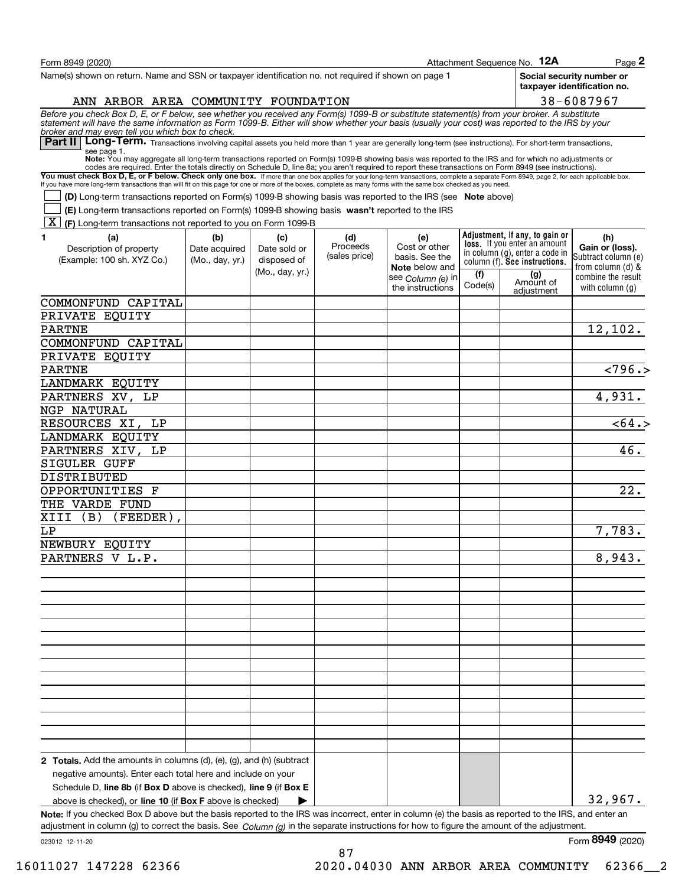Form 8949 (2020) Attachment Sequence No. **12A** Page **2**

Name(s) shown on return. Name and SSN or taxpayer identification no. not required if shown on page 1

ANN ARBOR AREA COMMUNITY FOUNDATION

**Social security number or taxpayer identification no.**

38-6087967

*Before you check Box D, E, or F below, see whether you received any Form(s) 1099-B or substitute statement(s) from your broker. A substitute statement will have the same information as Form 1099-B. Either will show whether your basis (usually your cost) was reported to the IRS by your broker and may even tell you which box to check.*

**Part II** **Long-Term.** Transactions involving capital assets you held more than 1 year are generally long-term (see instructions). For short-term transactions, see page 1.

**Note:** You may aggregate all long-term transactions reported on Form(s) 1099-B showing basis was reported to the IRS and for which no adjustments or codes are required. Enter the totals directly on Schedule D, line 8a; you aren't required to report these transactions on Form 8949 (see instructions).

**You must check Box D, E, or F below. Check only one box.** If more than one box applies for your long-term transactions, complete a separate Form 8949, page 2, for each applicable box. If you have more long-term transactions than will fit on this page for one or more of the boxes, complete as many forms with the same box checked as you need.

☐ **(D)** Long-term transactions reported on Form(s) 1099-B showing basis was reported to the IRS (see **Note** above)

☐ **(E)** Long-term transactions reported on Form(s) 1099-B showing basis **wasn't** reported to the IRS

☒ **(F)** Long-term transactions not reported to you on Form 1099-B

| 1 (a) Description of property (Example: 100 sh. XYZ Co.) | (b) Date acquired (Mo., day, yr.) | (c) Date sold or disposed of (Mo., day, yr.) | (d) Proceeds (sales price) | (e) Cost or other basis. See the Note below and see Column (e) in the instructions | (f) Code(s) | (g) Amount of adjustment | (h) Gain or (loss). Subtract column (e) from column (d) & combine the result with column (g) |
|---|---|---|---|---|---|---|---|
| COMMONFUND CAPITAL PRIVATE EQUITY PARTNE | | | | | | | 12,102. |
| COMMONFUND CAPITAL PRIVATE EQUITY PARTNE | | | | | | | <796.> |
| LANDMARK EQUITY PARTNERS XV, LP | | | | | | | 4,931. |
| NGP NATURAL RESOURCES XI, LP | | | | | | | <64.> |
| LANDMARK EQUITY PARTNERS XIV, LP | | | | | | | 46. |
| SIGULER GUFF DISTRIBUTED OPPORTUNITIES F | | | | | | | 22. |
| THE VARDE FUND XIII (B) (FEEDER), LP | | | | | | | 7,783. |
| NEWBURY EQUITY PARTNERS V L.P. | | | | | | | 8,943. |
| **2 Totals.** Add the amounts in columns (d), (e), (g), and (h) (subtract negative amounts). Enter each total here and include on your Schedule D, **line 8b** (if **Box D** above is checked), **line 9** (if **Box E** above is checked), or **line 10** (if **Box F** above is checked) ▶ | | | | | | | 32,967. |

**Note:** If you checked Box D above but the basis reported to the IRS was incorrect, enter in column (e) the basis as reported to the IRS, and enter an adjustment in column (g) to correct the basis. See *Column (g)* in the separate instructions for how to figure the amount of the adjustment.

023012 12-11-20 Form **8949** (2020)

16011027 147228 62366 2020.04030 ANN ARBOR AREA COMMUNITY 62366__2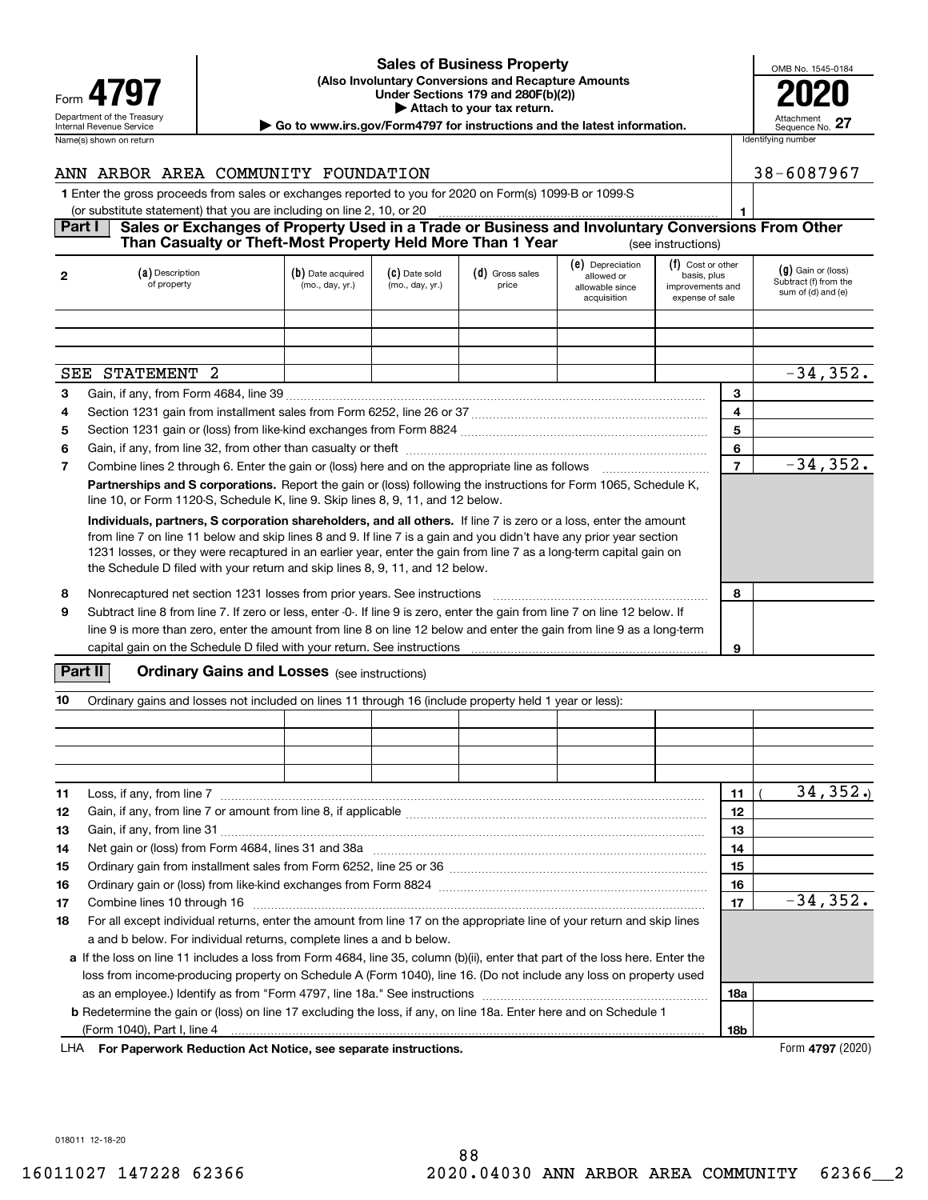# Form 4797

**Sales of Business Property**

**(Also Involuntary Conversions and Recapture Amounts Under Sections 179 and 280F(b)(2))**

▶ Attach to your tax return.

▶ Go to www.irs.gov/Form4797 for instructions and the latest information.

Department of the Treasury
Internal Revenue Service

OMB No. 1545-0184

**2020**

Attachment Sequence No. **27**

Name(s) shown on return: ANN ARBOR AREA COMMUNITY FOUNDATION

Identifying number: 38-6087967

**1** Enter the gross proceeds from sales or exchanges reported to you for 2020 on Form(s) 1099-B or 1099-S (or substitute statement) that you are including on line 2, 10, or 20 ........ **1**

## Part I Sales or Exchanges of Property Used in a Trade or Business and Involuntary Conversions From Other Than Casualty or Theft-Most Property Held More Than 1 Year (see instructions)

| 2 (a) Description of property | (b) Date acquired (mo., day, yr.) | (c) Date sold (mo., day, yr.) | (d) Gross sales price | (e) Depreciation allowed or allowable since acquisition | (f) Cost or other basis, plus improvements and expense of sale | (g) Gain or (loss) Subtract (f) from the sum of (d) and (e) |
|---|---|---|---|---|---|---|
| | | | | | | |
| | | | | | | |
| | | | | | | |
| SEE STATEMENT 2 | | | | | | -34,352. |

| Line | Description | | Amount |
|---|---|---|---|
| 3 | Gain, if any, from Form 4684, line 39 | 3 | |
| 4 | Section 1231 gain from installment sales from Form 6252, line 26 or 37 | 4 | |
| 5 | Section 1231 gain or (loss) from like-kind exchanges from Form 8824 | 5 | |
| 6 | Gain, if any, from line 32, from other than casualty or theft | 6 | |
| 7 | Combine lines 2 through 6. Enter the gain or (loss) here and on the appropriate line as follows | 7 | -34,352. |

**Partnerships and S corporations.** Report the gain or (loss) following the instructions for Form 1065, Schedule K, line 10, or Form 1120-S, Schedule K, line 9. Skip lines 8, 9, 11, and 12 below.

**Individuals, partners, S corporation shareholders, and all others.** If line 7 is zero or a loss, enter the amount from line 7 on line 11 below and skip lines 8 and 9. If line 7 is a gain and you didn't have any prior year section 1231 losses, or they were recaptured in an earlier year, enter the gain from line 7 as a long-term capital gain on the Schedule D filed with your return and skip lines 8, 9, 11, and 12 below.

| Line | Description | | Amount |
|---|---|---|---|
| 8 | Nonrecaptured net section 1231 losses from prior years. See instructions | 8 | |
| 9 | Subtract line 8 from line 7. If zero or less, enter -0-. If line 9 is zero, enter the gain from line 7 on line 12 below. If line 9 is more than zero, enter the amount from line 8 on line 12 below and enter the gain from line 9 as a long-term capital gain on the Schedule D filed with your return. See instructions | 9 | |

## Part II Ordinary Gains and Losses (see instructions)

**10** Ordinary gains and losses not included on lines 11 through 16 (include property held 1 year or less):

| | | | | | | |
|---|---|---|---|---|---|---|
| | | | | | | |
| | | | | | | |
| | | | | | | |
| | | | | | | |

| Line | Description | | Amount |
|---|---|---|---|
| 11 | Loss, if any, from line 7 | 11 | ( 34,352.) |
| 12 | Gain, if any, from line 7 or amount from line 8, if applicable | 12 | |
| 13 | Gain, if any, from line 31 | 13 | |
| 14 | Net gain or (loss) from Form 4684, lines 31 and 38a | 14 | |
| 15 | Ordinary gain from installment sales from Form 6252, line 25 or 36 | 15 | |
| 16 | Ordinary gain or (loss) from like-kind exchanges from Form 8824 | 16 | |
| 17 | Combine lines 10 through 16 | 17 | -34,352. |
| 18 | For all except individual returns, enter the amount from line 17 on the appropriate line of your return and skip lines a and b below. For individual returns, complete lines a and b below. | | |
| a | If the loss on line 11 includes a loss from Form 4684, line 35, column (b)(ii), enter that part of the loss here. Enter the loss from income-producing property on Schedule A (Form 1040), line 16. (Do not include any loss on property used as an employee.) Identify as from "Form 4797, line 18a." See instructions | 18a | |
| b | Redetermine the gain or (loss) on line 17 excluding the loss, if any, on line 18a. Enter here and on Schedule 1 (Form 1040), Part I, line 4 | 18b | |

LHA **For Paperwork Reduction Act Notice, see separate instructions.** Form **4797** (2020)

018011 12-18-20

16011027 147228 62366 2020.04030 ANN ARBOR AREA COMMUNITY 62366__2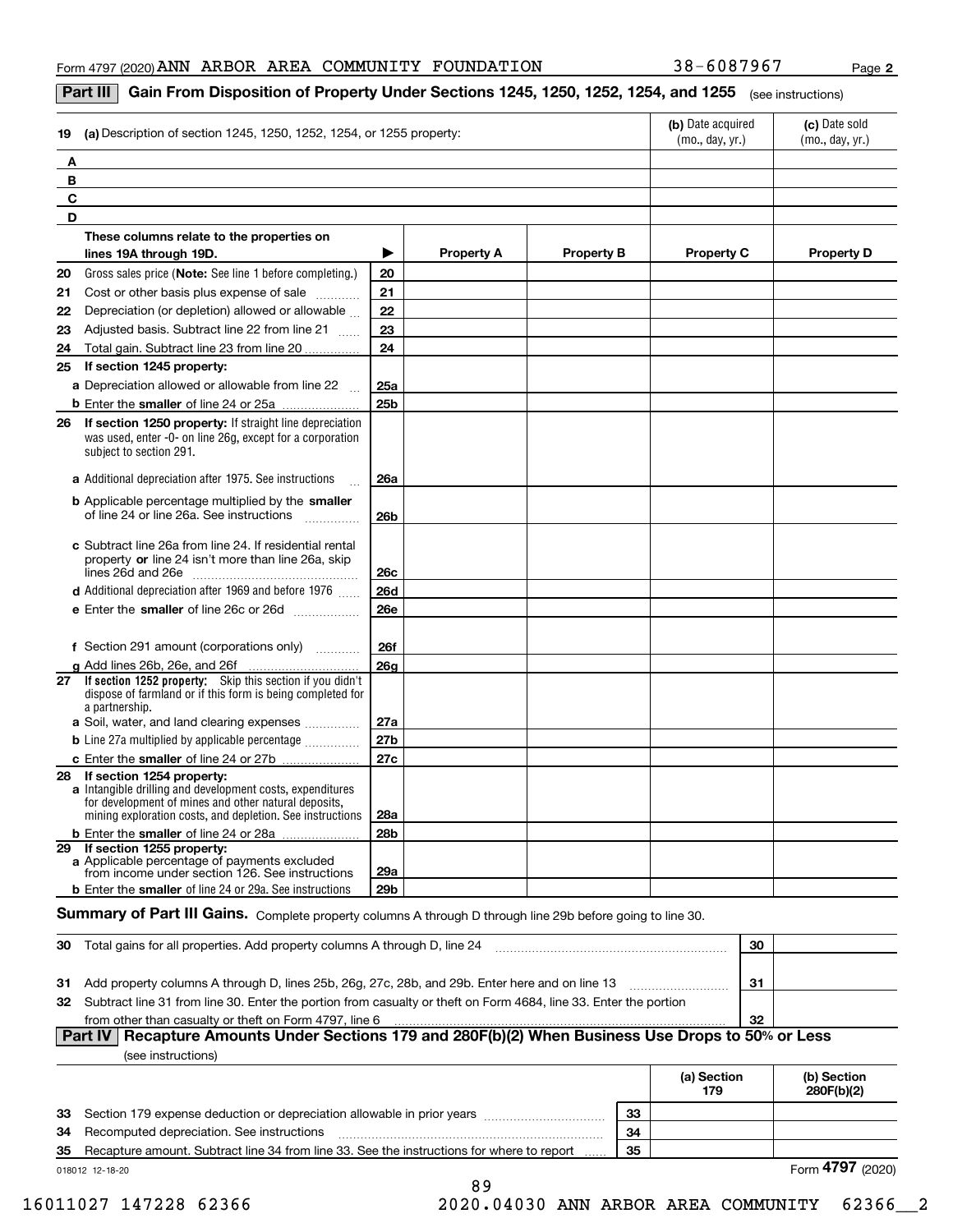Form 4797 (2020) ANN ARBOR AREA COMMUNITY FOUNDATION 38-6087967 Page 2

## Part III Gain From Disposition of Property Under Sections 1245, 1250, 1252, 1254, and 1255 (see instructions)

| 19 (a) Description of section 1245, 1250, 1252, 1254, or 1255 property: | (b) Date acquired (mo., day, yr.) | (c) Date sold (mo., day, yr.) |
|---|---|---|
| A | | |
| B | | |
| C | | |
| D | | |

| These columns relate to the properties on lines 19A through 19D. | ▶ | Property A | Property B | Property C | Property D |
|---|---|---|---|---|---|
| 20 Gross sales price (**Note:** See line 1 before completing.) | 20 | | | | |
| 21 Cost or other basis plus expense of sale | 21 | | | | |
| 22 Depreciation (or depletion) allowed or allowable | 22 | | | | |
| 23 Adjusted basis. Subtract line 22 from line 21 | 23 | | | | |
| 24 Total gain. Subtract line 23 from line 20 | 24 | | | | |
| **25 If section 1245 property:** | | | | | |
| a Depreciation allowed or allowable from line 22 | 25a | | | | |
| b Enter the **smaller** of line 24 or 25a | 25b | | | | |
| **26 If section 1250 property:** If straight line depreciation was used, enter -0- on line 26g, except for a corporation subject to section 291. | | | | | |
| a Additional depreciation after 1975. See instructions | 26a | | | | |
| b Applicable percentage multiplied by the **smaller** of line 24 or line 26a. See instructions | 26b | | | | |
| c Subtract line 26a from line 24. If residential rental property **or** line 24 isn't more than line 26a, skip lines 26d and 26e | 26c | | | | |
| d Additional depreciation after 1969 and before 1976 | 26d | | | | |
| e Enter the **smaller** of line 26c or 26d | 26e | | | | |
| f Section 291 amount (corporations only) | 26f | | | | |
| g Add lines 26b, 26e, and 26f | 26g | | | | |
| **27 If section 1252 property:** Skip this section if you didn't dispose of farmland or if this form is being completed for a partnership. | | | | | |
| a Soil, water, and land clearing expenses | 27a | | | | |
| b Line 27a multiplied by applicable percentage | 27b | | | | |
| c Enter the **smaller** of line 24 or 27b | 27c | | | | |
| **28 If section 1254 property:** | | | | | |
| a Intangible drilling and development costs, expenditures for development of mines and other natural deposits, mining exploration costs, and depletion. See instructions | 28a | | | | |
| b Enter the **smaller** of line 24 or 28a | 28b | | | | |
| **29 If section 1255 property:** | | | | | |
| a Applicable percentage of payments excluded from income under section 126. See instructions | 29a | | | | |
| b Enter the **smaller** of line 24 or 29a. See instructions | 29b | | | | |

**Summary of Part III Gains.** Complete property columns A through D through line 29b before going to line 30.

| | | |
|---|---|---|
| 30 Total gains for all properties. Add property columns A through D, line 24 | 30 | |
| 31 Add property columns A through D, lines 25b, 26g, 27c, 28b, and 29b. Enter here and on line 13 | 31 | |
| 32 Subtract line 31 from line 30. Enter the portion from casualty or theft on Form 4684, line 33. Enter the portion from other than casualty or theft on Form 4797, line 6 | 32 | |

## Part IV Recapture Amounts Under Sections 179 and 280F(b)(2) When Business Use Drops to 50% or Less

(see instructions)

| | | (a) Section 179 | (b) Section 280F(b)(2) |
|---|---|---|---|
| 33 Section 179 expense deduction or depreciation allowable in prior years | 33 | | |
| 34 Recomputed depreciation. See instructions | 34 | | |
| 35 Recapture amount. Subtract line 34 from line 33. See the instructions for where to report | 35 | | |

018012 12-18-20 Form **4797** (2020)

16011027 147228 62366 2020.04030 ANN ARBOR AREA COMMUNITY 62366__2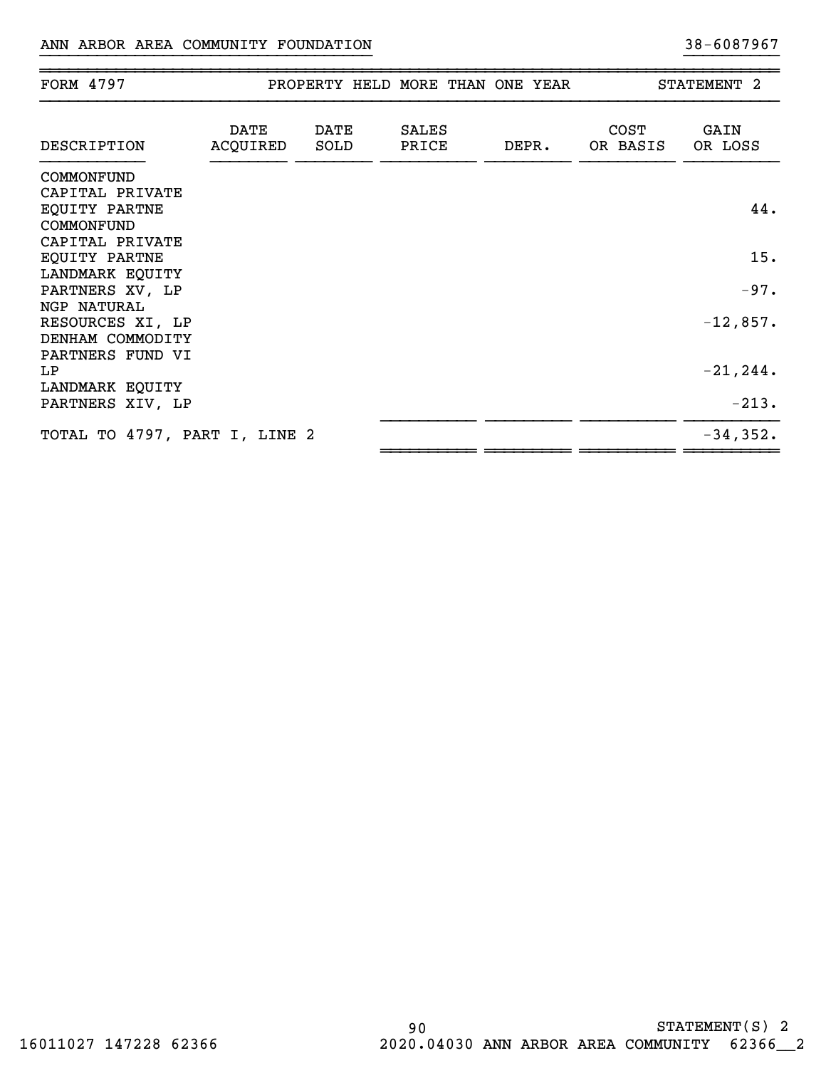ANN ARBOR AREA COMMUNITY FOUNDATION 38-6087967

| FORM 4797 | PROPERTY HELD MORE THAN ONE YEAR | | | | | STATEMENT 2 |
|---|---|---|---|---|---|---|
| DESCRIPTION | DATE ACQUIRED | DATE SOLD | SALES PRICE | DEPR. | COST OR BASIS | GAIN OR LOSS |
| COMMONFUND CAPITAL PRIVATE EQUITY PARTNE | | | | | | 44. |
| COMMONFUND CAPITAL PRIVATE EQUITY PARTNE | | | | | | 15. |
| LANDMARK EQUITY PARTNERS XV, LP | | | | | | -97. |
| NGP NATURAL RESOURCES XI, LP | | | | | | -12,857. |
| DENHAM COMMODITY PARTNERS FUND VI LP | | | | | | -21,244. |
| LANDMARK EQUITY PARTNERS XIV, LP | | | | | | -213. |
| TOTAL TO 4797, PART I, LINE 2 | | | | | | -34,352. |

STATEMENT(S) 2

16011027 147228 62366 2020.04030 ANN ARBOR AREA COMMUNITY 62366__2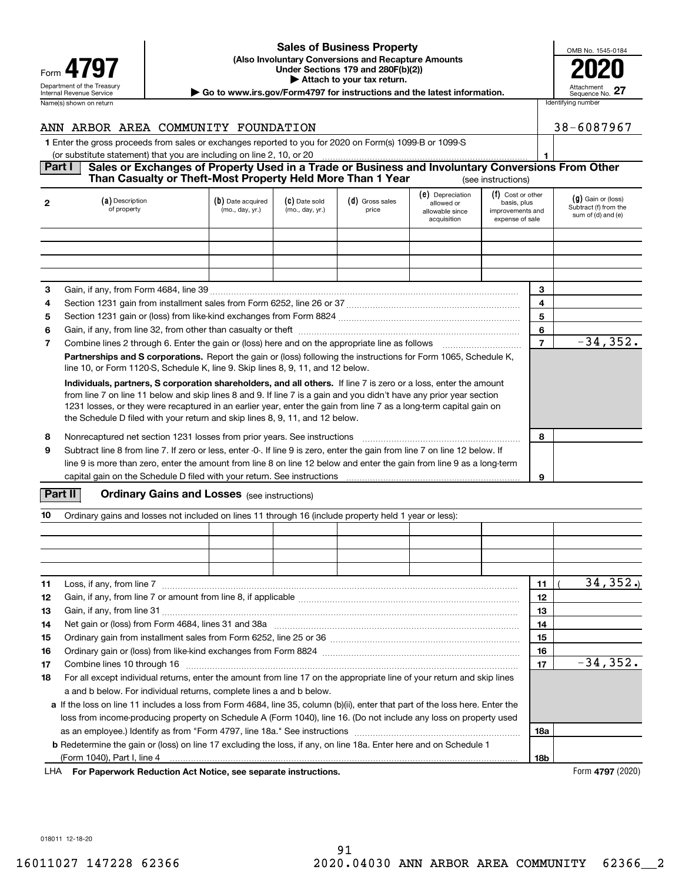Form **4797**

Department of the Treasury
Internal Revenue Service

# Sales of Business Property

**(Also Involuntary Conversions and Recapture Amounts Under Sections 179 and 280F(b)(2))**

**▶ Attach to your tax return.**

**▶ Go to www.irs.gov/Form4797 for instructions and the latest information.**

OMB No. 1545-0184

**2020**

Attachment Sequence No. **27**

Name(s) shown on return: ANN ARBOR AREA COMMUNITY FOUNDATION

Identifying number: 38-6087967

**1** Enter the gross proceeds from sales or exchanges reported to you for 2020 on Form(s) 1099-B or 1099-S (or substitute statement) that you are including on line 2, 10, or 20 ..... **1**

## Part I Sales or Exchanges of Property Used in a Trade or Business and Involuntary Conversions From Other Than Casualty or Theft-Most Property Held More Than 1 Year (see instructions)

| 2 | (a) Description of property | (b) Date acquired (mo., day, yr.) | (c) Date sold (mo., day, yr.) | (d) Gross sales price | (e) Depreciation allowed or allowable since acquisition | (f) Cost or other basis, plus improvements and expense of sale | (g) Gain or (loss) Subtract (f) from the sum of (d) and (e) |
|---|---|---|---|---|---|---|---|
| | | | | | | | |
| | | | | | | | |
| | | | | | | | |
| | | | | | | | |

| | | | |
|---|---|---|---|
| 3 | Gain, if any, from Form 4684, line 39 | 3 | |
| 4 | Section 1231 gain from installment sales from Form 6252, line 26 or 37 | 4 | |
| 5 | Section 1231 gain or (loss) from like-kind exchanges from Form 8824 | 5 | |
| 6 | Gain, if any, from line 32, from other than casualty or theft | 6 | |
| 7 | Combine lines 2 through 6. Enter the gain or (loss) here and on the appropriate line as follows | 7 | -34,352. |

**Partnerships and S corporations.** Report the gain or (loss) following the instructions for Form 1065, Schedule K, line 10, or Form 1120-S, Schedule K, line 9. Skip lines 8, 9, 11, and 12 below.

**Individuals, partners, S corporation shareholders, and all others.** If line 7 is zero or a loss, enter the amount from line 7 on line 11 below and skip lines 8 and 9. If line 7 is a gain and you didn't have any prior year section 1231 losses, or they were recaptured in an earlier year, enter the gain from line 7 as a long-term capital gain on the Schedule D filed with your return and skip lines 8, 9, 11, and 12 below.

| | | | |
|---|---|---|---|
| 8 | Nonrecaptured net section 1231 losses from prior years. See instructions | 8 | |
| 9 | Subtract line 8 from line 7. If zero or less, enter -0-. If line 9 is zero, enter the gain from line 7 on line 12 below. If line 9 is more than zero, enter the amount from line 8 on line 12 below and enter the gain from line 9 as a long-term capital gain on the Schedule D filed with your return. See instructions | 9 | |

## Part II Ordinary Gains and Losses (see instructions)

**10** Ordinary gains and losses not included on lines 11 through 16 (include property held 1 year or less):

| | | | | | | |
|---|---|---|---|---|---|---|
| | | | | | | |
| | | | | | | |
| | | | | | | |
| | | | | | | |

| | | | |
|---|---|---|---|
| 11 | Loss, if any, from line 7 | 11 | ( 34,352.) |
| 12 | Gain, if any, from line 7 or amount from line 8, if applicable | 12 | |
| 13 | Gain, if any, from line 31 | 13 | |
| 14 | Net gain or (loss) from Form 4684, lines 31 and 38a | 14 | |
| 15 | Ordinary gain from installment sales from Form 6252, line 25 or 36 | 15 | |
| 16 | Ordinary gain or (loss) from like-kind exchanges from Form 8824 | 16 | |
| 17 | Combine lines 10 through 16 | 17 | -34,352. |
| 18 | For all except individual returns, enter the amount from line 17 on the appropriate line of your return and skip lines a and b below. For individual returns, complete lines a and b below. | | |
| a | If the loss on line 11 includes a loss from Form 4684, line 35, column (b)(ii), enter that part of the loss here. Enter the loss from income-producing property on Schedule A (Form 1040), line 16. (Do not include any loss on property used as an employee.) Identify as from "Form 4797, line 18a." See instructions | 18a | |
| b | Redetermine the gain or (loss) on line 17 excluding the loss, if any, on line 18a. Enter here and on Schedule 1 (Form 1040), Part I, line 4 | 18b | |

LHA **For Paperwork Reduction Act Notice, see separate instructions.**

Form **4797** (2020)

018011 12-18-20

16011027 147228 62366 2020.04030 ANN ARBOR AREA COMMUNITY 62366__2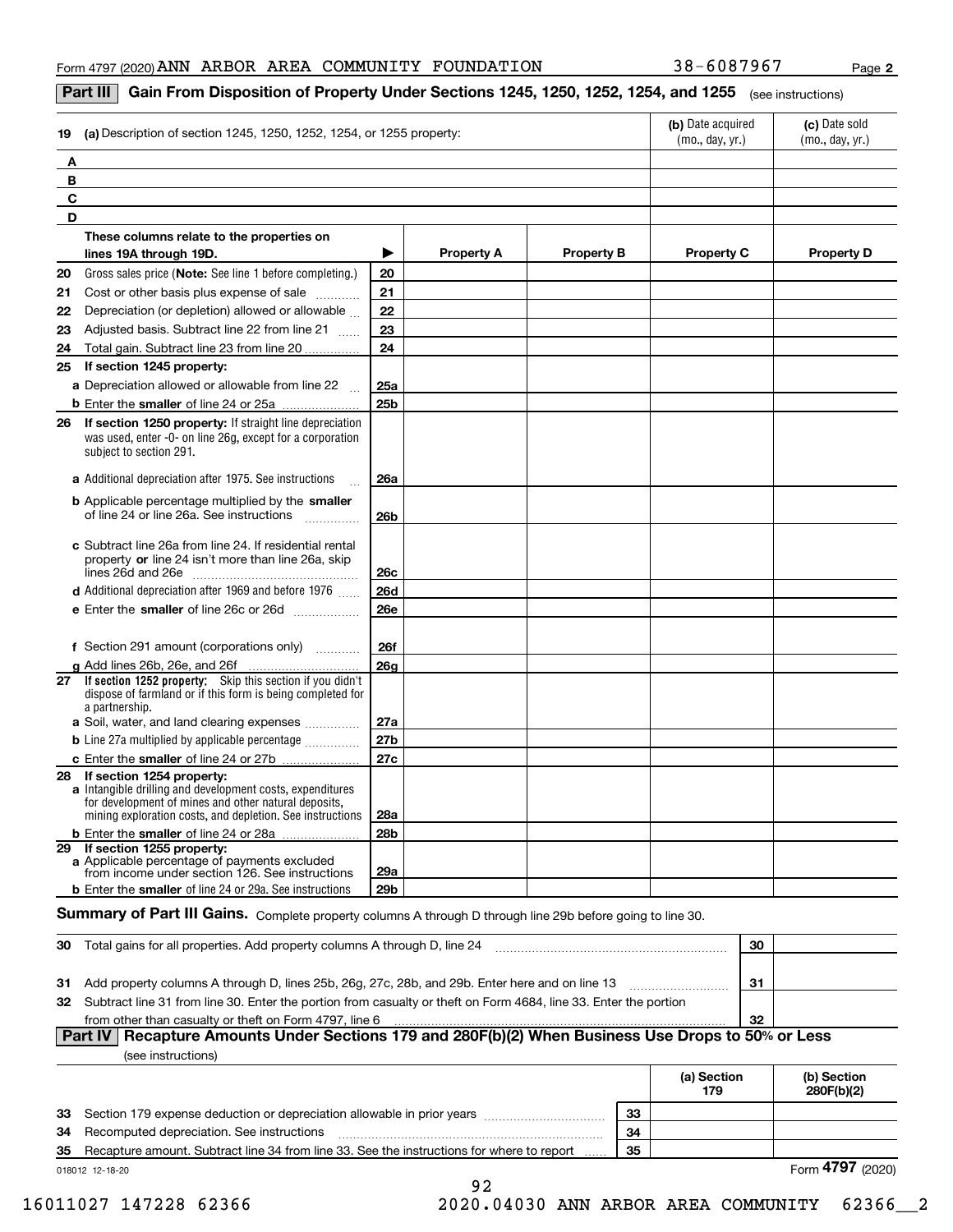Form 4797 (2020) ANN ARBOR AREA COMMUNITY FOUNDATION 38-6087967 Page 2

## Part III Gain From Disposition of Property Under Sections 1245, 1250, 1252, 1254, and 1255 (see instructions)

| 19 (a) Description of section 1245, 1250, 1252, 1254, or 1255 property: | (b) Date acquired (mo., day, yr.) | (c) Date sold (mo., day, yr.) |
|---|---|---|
| A | | |
| B | | |
| C | | |
| D | | |

| These columns relate to the properties on lines 19A through 19D. | ▶ | Property A | Property B | Property C | Property D |
|---|---|---|---|---|---|
| 20 Gross sales price (**Note:** See line 1 before completing.) | 20 | | | | |
| 21 Cost or other basis plus expense of sale | 21 | | | | |
| 22 Depreciation (or depletion) allowed or allowable | 22 | | | | |
| 23 Adjusted basis. Subtract line 22 from line 21 | 23 | | | | |
| 24 Total gain. Subtract line 23 from line 20 | 24 | | | | |
| 25 **If section 1245 property:** | | | | | |
| a Depreciation allowed or allowable from line 22 | 25a | | | | |
| b Enter the **smaller** of line 24 or 25a | 25b | | | | |
| 26 **If section 1250 property:** If straight line depreciation was used, enter -0- on line 26g, except for a corporation subject to section 291. | | | | | |
| a Additional depreciation after 1975. See instructions | 26a | | | | |
| b Applicable percentage multiplied by the **smaller** of line 24 or line 26a. See instructions | 26b | | | | |
| c Subtract line 26a from line 24. If residential rental property **or** line 24 isn't more than line 26a, skip lines 26d and 26e | 26c | | | | |
| d Additional depreciation after 1969 and before 1976 | 26d | | | | |
| e Enter the **smaller** of line 26c or 26d | 26e | | | | |
| f Section 291 amount (corporations only) | 26f | | | | |
| g Add lines 26b, 26e, and 26f | 26g | | | | |
| 27 **If section 1252 property:** Skip this section if you didn't dispose of farmland or if this form is being completed for a partnership. | | | | | |
| a Soil, water, and land clearing expenses | 27a | | | | |
| b Line 27a multiplied by applicable percentage | 27b | | | | |
| c Enter the **smaller** of line 24 or 27b | 27c | | | | |
| 28 **If section 1254 property:** a Intangible drilling and development costs, expenditures for development of mines and other natural deposits, mining exploration costs, and depletion. See instructions | 28a | | | | |
| b Enter the **smaller** of line 24 or 28a | 28b | | | | |
| 29 **If section 1255 property:** a Applicable percentage of payments excluded from income under section 126. See instructions | 29a | | | | |
| b Enter the **smaller** of line 24 or 29a. See instructions | 29b | | | | |

**Summary of Part III Gains.** Complete property columns A through D through line 29b before going to line 30.

| | | |
|---|---|---|
| 30 Total gains for all properties. Add property columns A through D, line 24 | 30 | |
| 31 Add property columns A through D, lines 25b, 26g, 27c, 28b, and 29b. Enter here and on line 13 | 31 | |
| 32 Subtract line 31 from line 30. Enter the portion from casualty or theft on Form 4684, line 33. Enter the portion from other than casualty or theft on Form 4797, line 6 | 32 | |

## Part IV Recapture Amounts Under Sections 179 and 280F(b)(2) When Business Use Drops to 50% or Less

(see instructions)

| | | (a) Section 179 | (b) Section 280F(b)(2) |
|---|---|---|---|
| 33 Section 179 expense deduction or depreciation allowable in prior years | 33 | | |
| 34 Recomputed depreciation. See instructions | 34 | | |
| 35 Recapture amount. Subtract line 34 from line 33. See the instructions for where to report | 35 | | |

018012 12-18-20 Form **4797** (2020)

16011027 147228 62366 2020.04030 ANN ARBOR AREA COMMUNITY 62366__2